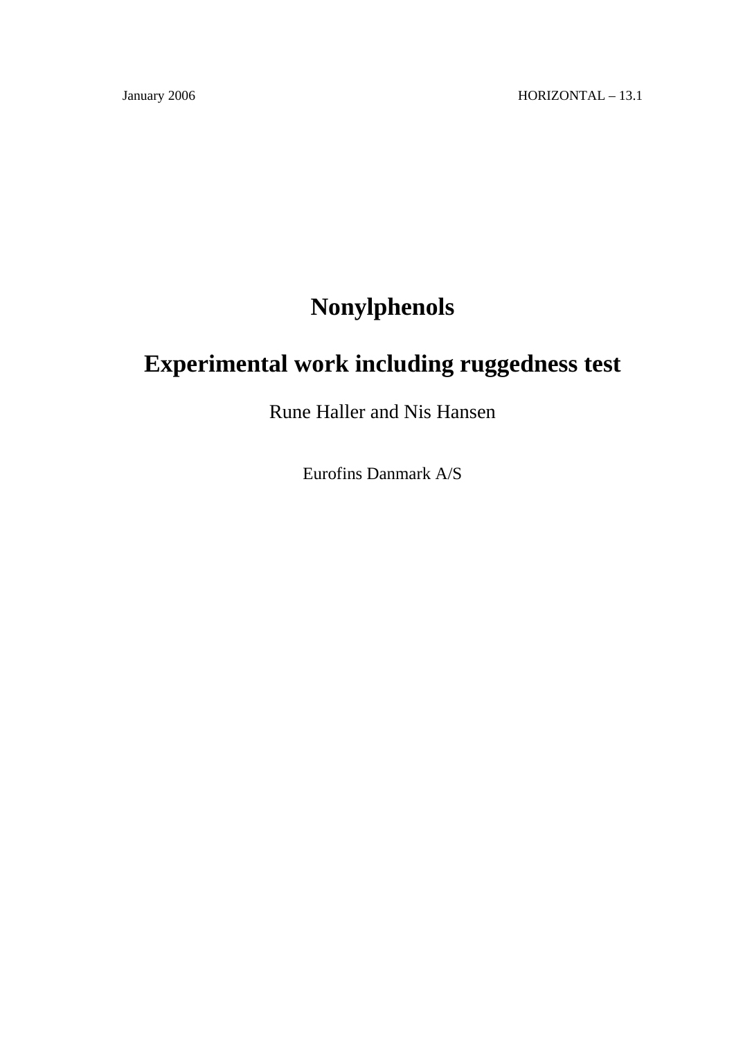January 2006 HORIZONTAL – 13.1

# Nonylphenols

# Experimental work including ruggedness test

Rune Haller and Nis Hansen

Eurofins Danmark A/S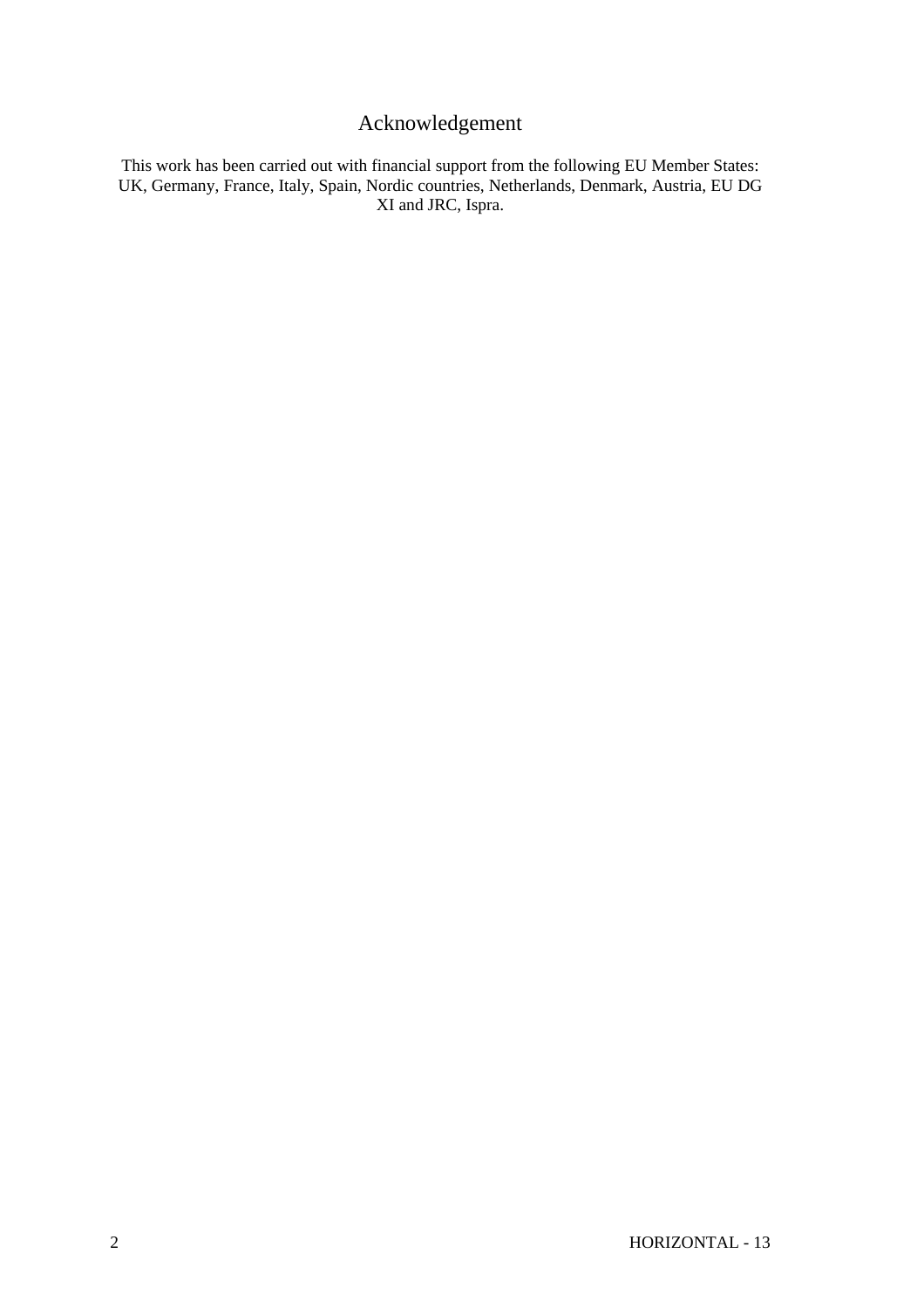# Acknowledgement

This work has been carried out with financial support from the following EU Member States: UK, Germany, France, Italy, Spain, Nordic countries, Netherlands, Denmark, Austria, EU DG XI and JRC, Ispra.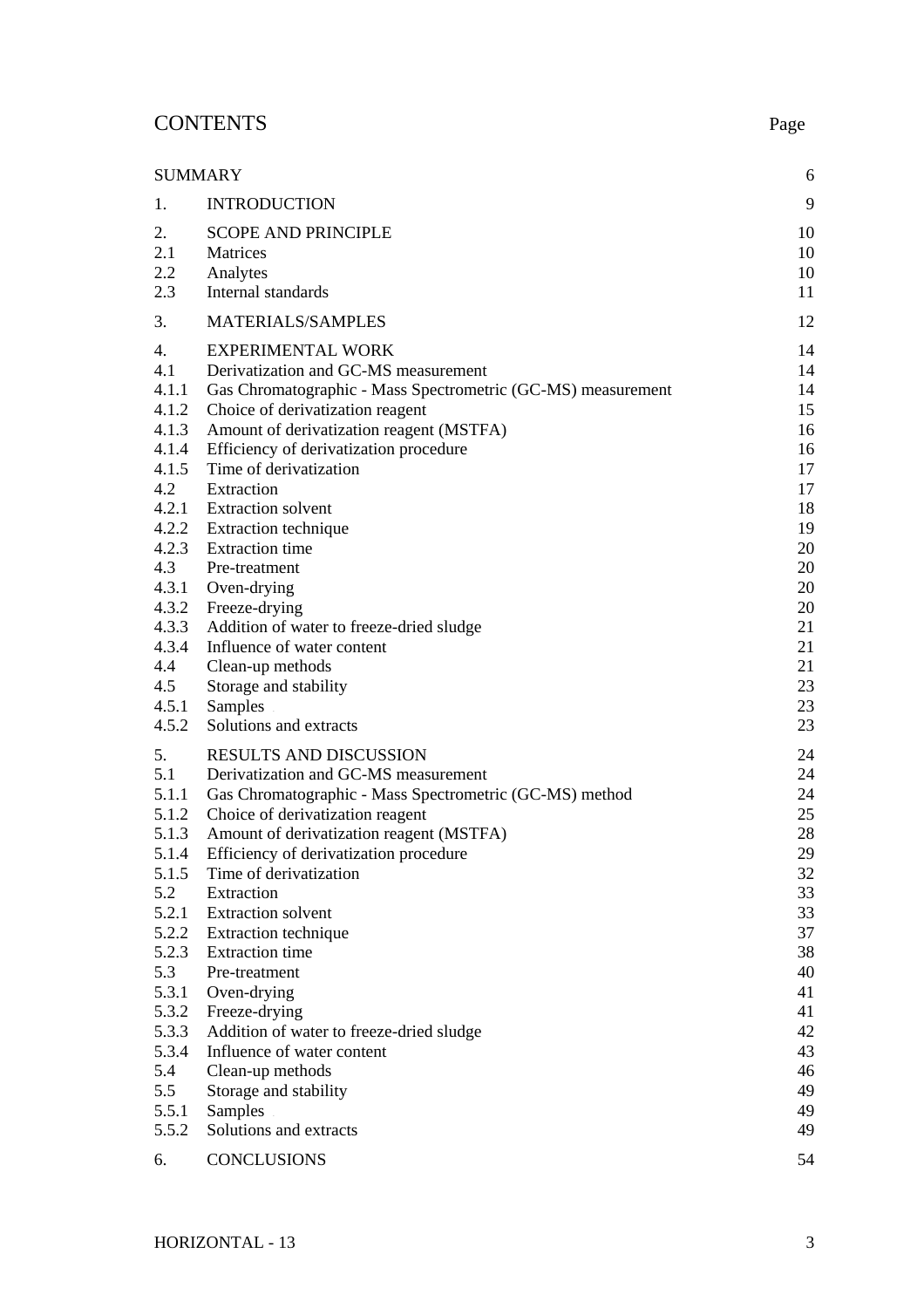# CONTENTS

| | | Page |
|---|---|---|
| SUMMARY | | 6 |
| 1. | INTRODUCTION | 9 |
| 2. | SCOPE AND PRINCIPLE | 10 |
| 2.1 | Matrices | 10 |
| 2.2 | Analytes | 10 |
| 2.3 | Internal standards | 11 |
| 3. | MATERIALS/SAMPLES | 12 |
| 4. | EXPERIMENTAL WORK | 14 |
| 4.1 | Derivatization and GC-MS measurement | 14 |
| 4.1.1 | Gas Chromatographic - Mass Spectrometric (GC-MS) measurement | 14 |
| 4.1.2 | Choice of derivatization reagent | 15 |
| 4.1.3 | Amount of derivatization reagent (MSTFA) | 16 |
| 4.1.4 | Efficiency of derivatization procedure | 16 |
| 4.1.5 | Time of derivatization | 17 |
| 4.2 | Extraction | 17 |
| 4.2.1 | Extraction solvent | 18 |
| 4.2.2 | Extraction technique | 19 |
| 4.2.3 | Extraction time | 20 |
| 4.3 | Pre-treatment | 20 |
| 4.3.1 | Oven-drying | 20 |
| 4.3.2 | Freeze-drying | 20 |
| 4.3.3 | Addition of water to freeze-dried sludge | 21 |
| 4.3.4 | Influence of water content | 21 |
| 4.4 | Clean-up methods | 21 |
| 4.5 | Storage and stability | 23 |
| 4.5.1 | Samples | 23 |
| 4.5.2 | Solutions and extracts | 23 |
| 5. | RESULTS AND DISCUSSION | 24 |
| 5.1 | Derivatization and GC-MS measurement | 24 |
| 5.1.1 | Gas Chromatographic - Mass Spectrometric (GC-MS) method | 24 |
| 5.1.2 | Choice of derivatization reagent | 25 |
| 5.1.3 | Amount of derivatization reagent (MSTFA) | 28 |
| 5.1.4 | Efficiency of derivatization procedure | 29 |
| 5.1.5 | Time of derivatization | 32 |
| 5.2 | Extraction | 33 |
| 5.2.1 | Extraction solvent | 33 |
| 5.2.2 | Extraction technique | 37 |
| 5.2.3 | Extraction time | 38 |
| 5.3 | Pre-treatment | 40 |
| 5.3.1 | Oven-drying | 41 |
| 5.3.2 | Freeze-drying | 41 |
| 5.3.3 | Addition of water to freeze-dried sludge | 42 |
| 5.3.4 | Influence of water content | 43 |
| 5.4 | Clean-up methods | 46 |
| 5.5 | Storage and stability | 49 |
| 5.5.1 | Samples | 49 |
| 5.5.2 | Solutions and extracts | 49 |
| 6. | CONCLUSIONS | 54 |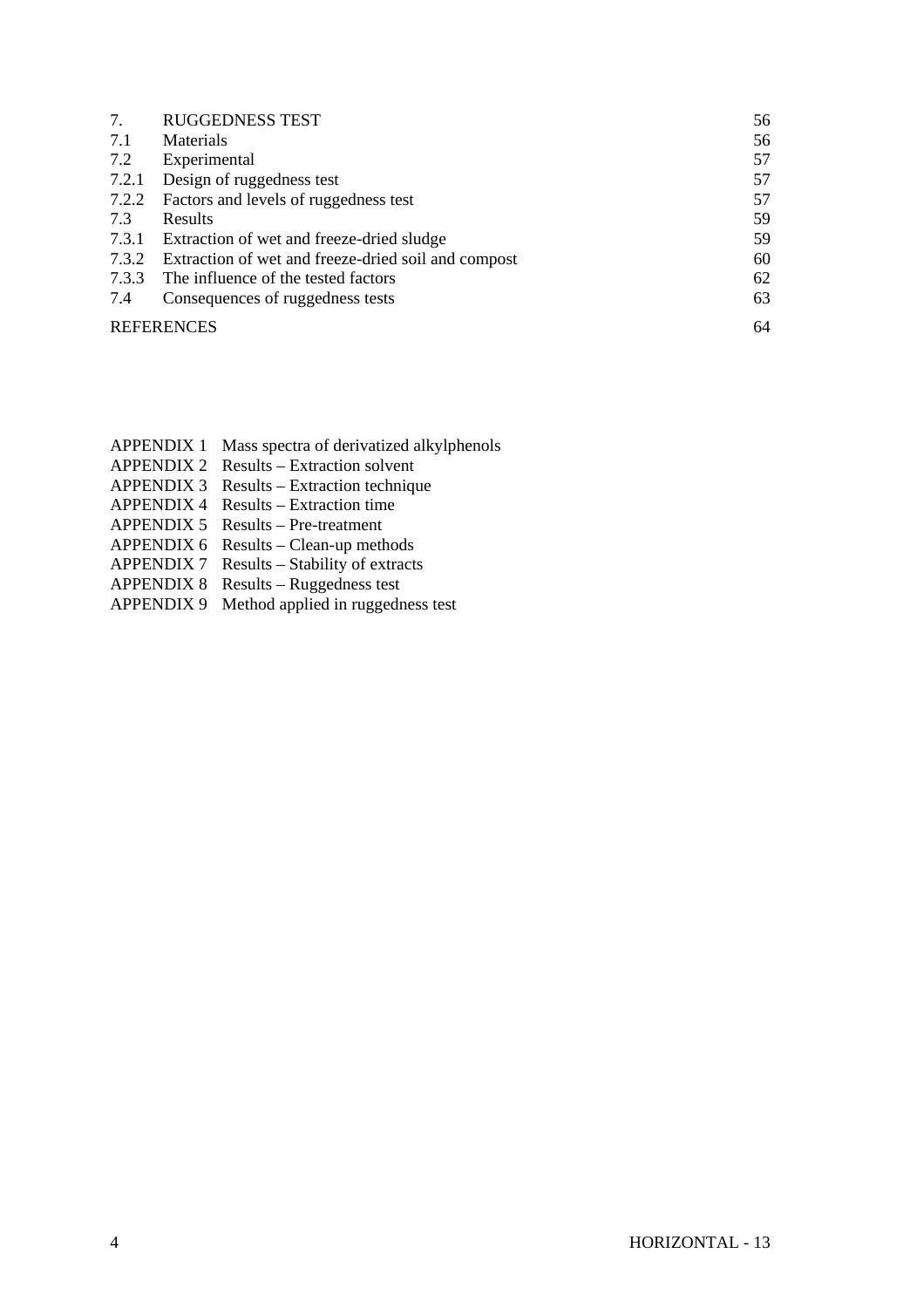| | | |
|---|---|---|
| 7. | RUGGEDNESS TEST | 56 |
| 7.1 | Materials | 56 |
| 7.2 | Experimental | 57 |
| 7.2.1 | Design of ruggedness test | 57 |
| 7.2.2 | Factors and levels of ruggedness test | 57 |
| 7.3 | Results | 59 |
| 7.3.1 | Extraction of wet and freeze-dried sludge | 59 |
| 7.3.2 | Extraction of wet and freeze-dried soil and compost | 60 |
| 7.3.3 | The influence of the tested factors | 62 |
| 7.4 | Consequences of ruggedness tests | 63 |
| REFERENCES | | 64 |

APPENDIX 1 Mass spectra of derivatized alkylphenols
APPENDIX 2 Results – Extraction solvent
APPENDIX 3 Results – Extraction technique
APPENDIX 4 Results – Extraction time
APPENDIX 5 Results – Pre-treatment
APPENDIX 6 Results – Clean-up methods
APPENDIX 7 Results – Stability of extracts
APPENDIX 8 Results – Ruggedness test
APPENDIX 9 Method applied in ruggedness test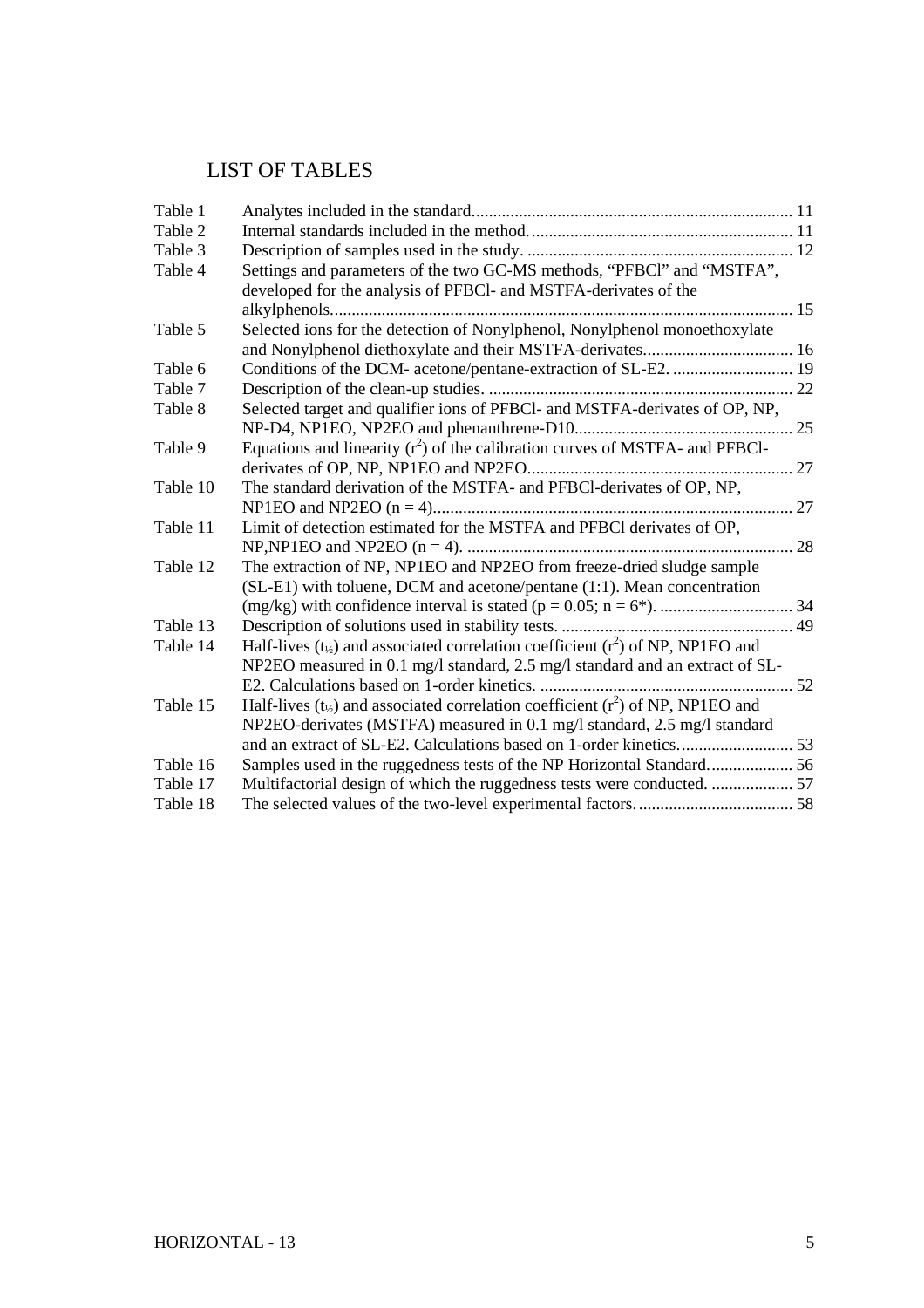# LIST OF TABLES

| | | |
|---|---|---|
| Table 1 | Analytes included in the standard. | 11 |
| Table 2 | Internal standards included in the method. | 11 |
| Table 3 | Description of samples used in the study. | 12 |
| Table 4 | Settings and parameters of the two GC-MS methods, "PFBCl" and "MSTFA", developed for the analysis of PFBCl- and MSTFA-derivates of the alkylphenols. | 15 |
| Table 5 | Selected ions for the detection of Nonylphenol, Nonylphenol monoethoxylate and Nonylphenol diethoxylate and their MSTFA-derivates. | 16 |
| Table 6 | Conditions of the DCM- acetone/pentane-extraction of SL-E2. | 19 |
| Table 7 | Description of the clean-up studies. | 22 |
| Table 8 | Selected target and qualifier ions of PFBCl- and MSTFA-derivates of OP, NP, NP-D4, NP1EO, NP2EO and phenanthrene-D10. | 25 |
| Table 9 | Equations and linearity ($r^2$) of the calibration curves of MSTFA- and PFBCl-derivates of OP, NP, NP1EO and NP2EO. | 27 |
| Table 10 | The standard derivation of the MSTFA- and PFBCl-derivates of OP, NP, NP1EO and NP2EO ($n = 4$). | 27 |
| Table 11 | Limit of detection estimated for the MSTFA and PFBCl derivates of OP, NP,NP1EO and NP2EO ($n = 4$). | 28 |
| Table 12 | The extraction of NP, NP1EO and NP2EO from freeze-dried sludge sample (SL-E1) with toluene, DCM and acetone/pentane (1:1). Mean concentration (mg/kg) with confidence interval is stated ($p = 0.05$; $n = 6$*). | 34 |
| Table 13 | Description of solutions used in stability tests. | 49 |
| Table 14 | Half-lives ($t_{½}$) and associated correlation coefficient ($r^2$) of NP, NP1EO and NP2EO measured in 0.1 mg/l standard, 2.5 mg/l standard and an extract of SL-E2. Calculations based on 1-order kinetics. | 52 |
| Table 15 | Half-lives ($t_{½}$) and associated correlation coefficient ($r^2$) of NP, NP1EO and NP2EO-derivates (MSTFA) measured in 0.1 mg/l standard, 2.5 mg/l standard and an extract of SL-E2. Calculations based on 1-order kinetics. | 53 |
| Table 16 | Samples used in the ruggedness tests of the NP Horizontal Standard. | 56 |
| Table 17 | Multifactorial design of which the ruggedness tests were conducted. | 57 |
| Table 18 | The selected values of the two-level experimental factors. | 58 |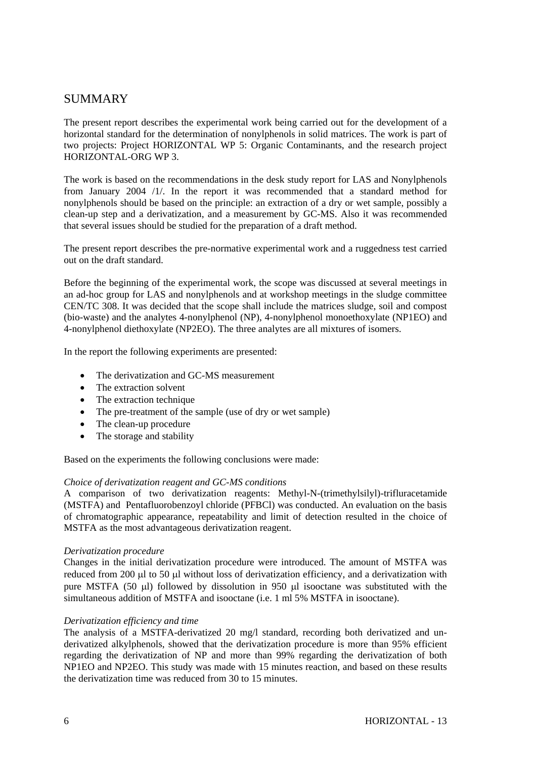# SUMMARY

The present report describes the experimental work being carried out for the development of a horizontal standard for the determination of nonylphenols in solid matrices. The work is part of two projects: Project HORIZONTAL WP 5: Organic Contaminants, and the research project HORIZONTAL-ORG WP 3.

The work is based on the recommendations in the desk study report for LAS and Nonylphenols from January 2004 /1/. In the report it was recommended that a standard method for nonylphenols should be based on the principle: an extraction of a dry or wet sample, possibly a clean-up step and a derivatization, and a measurement by GC-MS. Also it was recommended that several issues should be studied for the preparation of a draft method.

The present report describes the pre-normative experimental work and a ruggedness test carried out on the draft standard.

Before the beginning of the experimental work, the scope was discussed at several meetings in an ad-hoc group for LAS and nonylphenols and at workshop meetings in the sludge committee CEN/TC 308. It was decided that the scope shall include the matrices sludge, soil and compost (bio-waste) and the analytes 4-nonylphenol (NP), 4-nonylphenol monoethoxylate (NP1EO) and 4-nonylphenol diethoxylate (NP2EO). The three analytes are all mixtures of isomers.

In the report the following experiments are presented:

- The derivatization and GC-MS measurement
- The extraction solvent
- The extraction technique
- The pre-treatment of the sample (use of dry or wet sample)
- The clean-up procedure
- The storage and stability

Based on the experiments the following conclusions were made:

*Choice of derivatization reagent and GC-MS conditions*

A comparison of two derivatization reagents: Methyl-N-(trimethylsilyl)-trifluracetamide (MSTFA) and Pentafluorobenzoyl chloride (PFBCl) was conducted. An evaluation on the basis of chromatographic appearance, repeatability and limit of detection resulted in the choice of MSTFA as the most advantageous derivatization reagent.

*Derivatization procedure*

Changes in the initial derivatization procedure were introduced. The amount of MSTFA was reduced from 200 µl to 50 µl without loss of derivatization efficiency, and a derivatization with pure MSTFA (50 µl) followed by dissolution in 950 µl isooctane was substituted with the simultaneous addition of MSTFA and isooctane (i.e. 1 ml 5% MSTFA in isooctane).

*Derivatization efficiency and time*

The analysis of a MSTFA-derivatized 20 mg/l standard, recording both derivatized and un-derivatized alkylphenols, showed that the derivatization procedure is more than 95% efficient regarding the derivatization of NP and more than 99% regarding the derivatization of both NP1EO and NP2EO. This study was made with 15 minutes reaction, and based on these results the derivatization time was reduced from 30 to 15 minutes.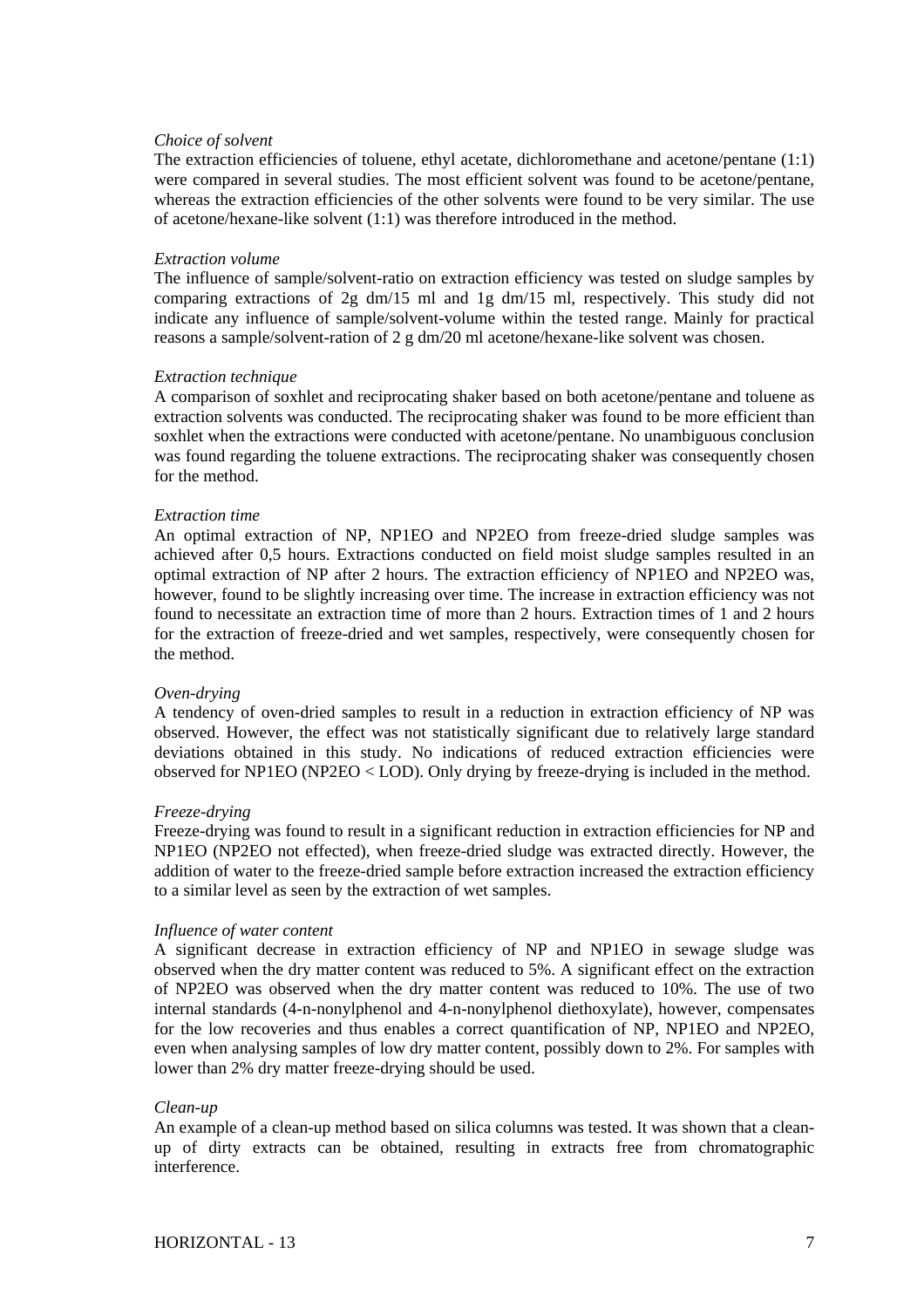*Choice of solvent*

The extraction efficiencies of toluene, ethyl acetate, dichloromethane and acetone/pentane (1:1) were compared in several studies. The most efficient solvent was found to be acetone/pentane, whereas the extraction efficiencies of the other solvents were found to be very similar. The use of acetone/hexane-like solvent (1:1) was therefore introduced in the method.

*Extraction volume*

The influence of sample/solvent-ratio on extraction efficiency was tested on sludge samples by comparing extractions of 2g dm/15 ml and 1g dm/15 ml, respectively. This study did not indicate any influence of sample/solvent-volume within the tested range. Mainly for practical reasons a sample/solvent-ration of 2 g dm/20 ml acetone/hexane-like solvent was chosen.

*Extraction technique*

A comparison of soxhlet and reciprocating shaker based on both acetone/pentane and toluene as extraction solvents was conducted. The reciprocating shaker was found to be more efficient than soxhlet when the extractions were conducted with acetone/pentane. No unambiguous conclusion was found regarding the toluene extractions. The reciprocating shaker was consequently chosen for the method.

*Extraction time*

An optimal extraction of NP, NP1EO and NP2EO from freeze-dried sludge samples was achieved after 0,5 hours. Extractions conducted on field moist sludge samples resulted in an optimal extraction of NP after 2 hours. The extraction efficiency of NP1EO and NP2EO was, however, found to be slightly increasing over time. The increase in extraction efficiency was not found to necessitate an extraction time of more than 2 hours. Extraction times of 1 and 2 hours for the extraction of freeze-dried and wet samples, respectively, were consequently chosen for the method.

*Oven-drying*

A tendency of oven-dried samples to result in a reduction in extraction efficiency of NP was observed. However, the effect was not statistically significant due to relatively large standard deviations obtained in this study. No indications of reduced extraction efficiencies were observed for NP1EO (NP2EO < LOD). Only drying by freeze-drying is included in the method.

*Freeze-drying*

Freeze-drying was found to result in a significant reduction in extraction efficiencies for NP and NP1EO (NP2EO not effected), when freeze-dried sludge was extracted directly. However, the addition of water to the freeze-dried sample before extraction increased the extraction efficiency to a similar level as seen by the extraction of wet samples.

*Influence of water content*

A significant decrease in extraction efficiency of NP and NP1EO in sewage sludge was observed when the dry matter content was reduced to 5%. A significant effect on the extraction of NP2EO was observed when the dry matter content was reduced to 10%. The use of two internal standards (4-n-nonylphenol and 4-n-nonylphenol diethoxylate), however, compensates for the low recoveries and thus enables a correct quantification of NP, NP1EO and NP2EO, even when analysing samples of low dry matter content, possibly down to 2%. For samples with lower than 2% dry matter freeze-drying should be used.

*Clean-up*

An example of a clean-up method based on silica columns was tested. It was shown that a clean-up of dirty extracts can be obtained, resulting in extracts free from chromatographic interference.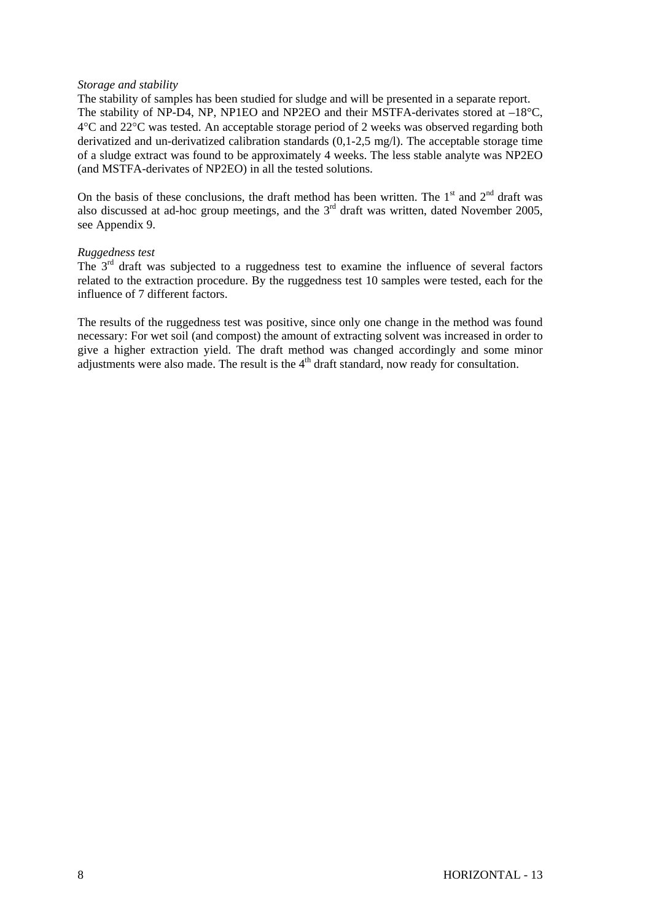*Storage and stability*

The stability of samples has been studied for sludge and will be presented in a separate report. The stability of NP-D4, NP, NP1EO and NP2EO and their MSTFA-derivates stored at –18°C, 4°C and 22°C was tested. An acceptable storage period of 2 weeks was observed regarding both derivatized and un-derivatized calibration standards (0,1-2,5 mg/l). The acceptable storage time of a sludge extract was found to be approximately 4 weeks. The less stable analyte was NP2EO (and MSTFA-derivates of NP2EO) in all the tested solutions.

On the basis of these conclusions, the draft method has been written. The 1st and 2nd draft was also discussed at ad-hoc group meetings, and the 3rd draft was written, dated November 2005, see Appendix 9.

*Ruggedness test*

The 3rd draft was subjected to a ruggedness test to examine the influence of several factors related to the extraction procedure. By the ruggedness test 10 samples were tested, each for the influence of 7 different factors.

The results of the ruggedness test was positive, since only one change in the method was found necessary: For wet soil (and compost) the amount of extracting solvent was increased in order to give a higher extraction yield. The draft method was changed accordingly and some minor adjustments were also made. The result is the 4th draft standard, now ready for consultation.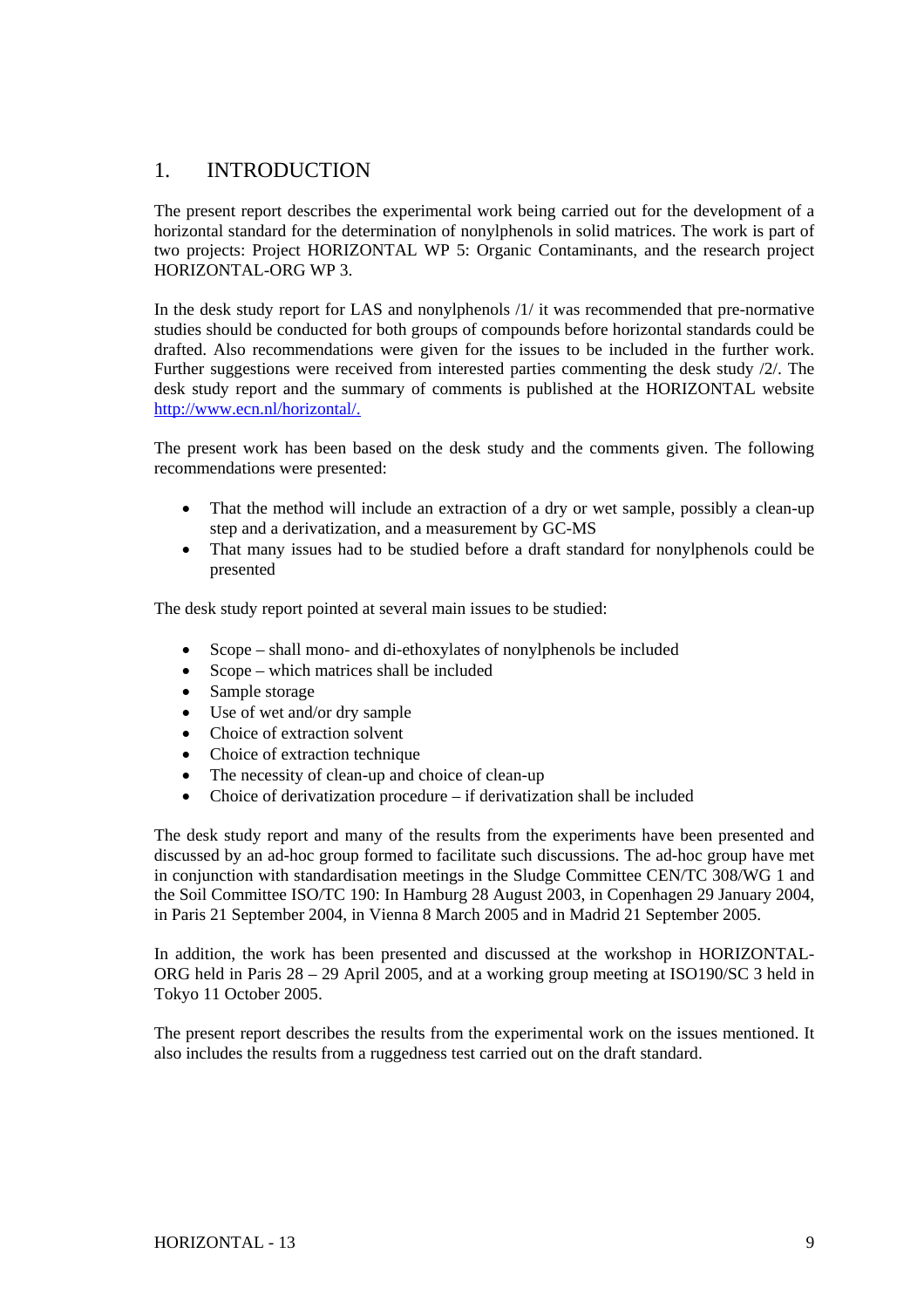# 1. INTRODUCTION

The present report describes the experimental work being carried out for the development of a horizontal standard for the determination of nonylphenols in solid matrices. The work is part of two projects: Project HORIZONTAL WP 5: Organic Contaminants, and the research project HORIZONTAL-ORG WP 3.

In the desk study report for LAS and nonylphenols /1/ it was recommended that pre-normative studies should be conducted for both groups of compounds before horizontal standards could be drafted. Also recommendations were given for the issues to be included in the further work. Further suggestions were received from interested parties commenting the desk study /2/. The desk study report and the summary of comments is published at the HORIZONTAL website http://www.ecn.nl/horizontal/.

The present work has been based on the desk study and the comments given. The following recommendations were presented:

- That the method will include an extraction of a dry or wet sample, possibly a clean-up step and a derivatization, and a measurement by GC-MS
- That many issues had to be studied before a draft standard for nonylphenols could be presented

The desk study report pointed at several main issues to be studied:

- Scope – shall mono- and di-ethoxylates of nonylphenols be included
- Scope – which matrices shall be included
- Sample storage
- Use of wet and/or dry sample
- Choice of extraction solvent
- Choice of extraction technique
- The necessity of clean-up and choice of clean-up
- Choice of derivatization procedure – if derivatization shall be included

The desk study report and many of the results from the experiments have been presented and discussed by an ad-hoc group formed to facilitate such discussions. The ad-hoc group have met in conjunction with standardisation meetings in the Sludge Committee CEN/TC 308/WG 1 and the Soil Committee ISO/TC 190: In Hamburg 28 August 2003, in Copenhagen 29 January 2004, in Paris 21 September 2004, in Vienna 8 March 2005 and in Madrid 21 September 2005.

In addition, the work has been presented and discussed at the workshop in HORIZONTAL-ORG held in Paris 28 – 29 April 2005, and at a working group meeting at ISO190/SC 3 held in Tokyo 11 October 2005.

The present report describes the results from the experimental work on the issues mentioned. It also includes the results from a ruggedness test carried out on the draft standard.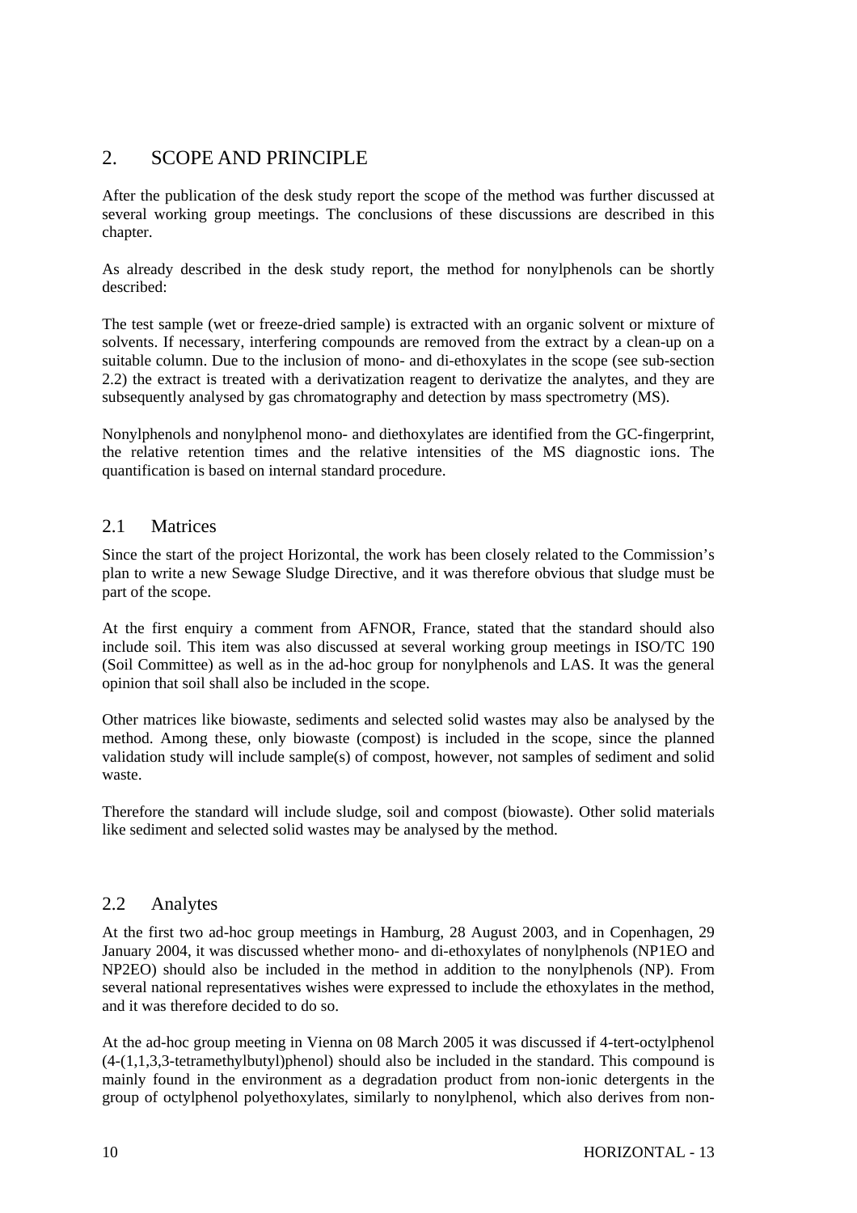# 2. SCOPE AND PRINCIPLE

After the publication of the desk study report the scope of the method was further discussed at several working group meetings. The conclusions of these discussions are described in this chapter.

As already described in the desk study report, the method for nonylphenols can be shortly described:

The test sample (wet or freeze-dried sample) is extracted with an organic solvent or mixture of solvents. If necessary, interfering compounds are removed from the extract by a clean-up on a suitable column. Due to the inclusion of mono- and di-ethoxylates in the scope (see sub-section 2.2) the extract is treated with a derivatization reagent to derivatize the analytes, and they are subsequently analysed by gas chromatography and detection by mass spectrometry (MS).

Nonylphenols and nonylphenol mono- and diethoxylates are identified from the GC-fingerprint, the relative retention times and the relative intensities of the MS diagnostic ions. The quantification is based on internal standard procedure.

## 2.1 Matrices

Since the start of the project Horizontal, the work has been closely related to the Commission's plan to write a new Sewage Sludge Directive, and it was therefore obvious that sludge must be part of the scope.

At the first enquiry a comment from AFNOR, France, stated that the standard should also include soil. This item was also discussed at several working group meetings in ISO/TC 190 (Soil Committee) as well as in the ad-hoc group for nonylphenols and LAS. It was the general opinion that soil shall also be included in the scope.

Other matrices like biowaste, sediments and selected solid wastes may also be analysed by the method. Among these, only biowaste (compost) is included in the scope, since the planned validation study will include sample(s) of compost, however, not samples of sediment and solid waste.

Therefore the standard will include sludge, soil and compost (biowaste). Other solid materials like sediment and selected solid wastes may be analysed by the method.

## 2.2 Analytes

At the first two ad-hoc group meetings in Hamburg, 28 August 2003, and in Copenhagen, 29 January 2004, it was discussed whether mono- and di-ethoxylates of nonylphenols (NP1EO and NP2EO) should also be included in the method in addition to the nonylphenols (NP). From several national representatives wishes were expressed to include the ethoxylates in the method, and it was therefore decided to do so.

At the ad-hoc group meeting in Vienna on 08 March 2005 it was discussed if 4-tert-octylphenol (4-(1,1,3,3-tetramethylbutyl)phenol) should also be included in the standard. This compound is mainly found in the environment as a degradation product from non-ionic detergents in the group of octylphenol polyethoxylates, similarly to nonylphenol, which also derives from non-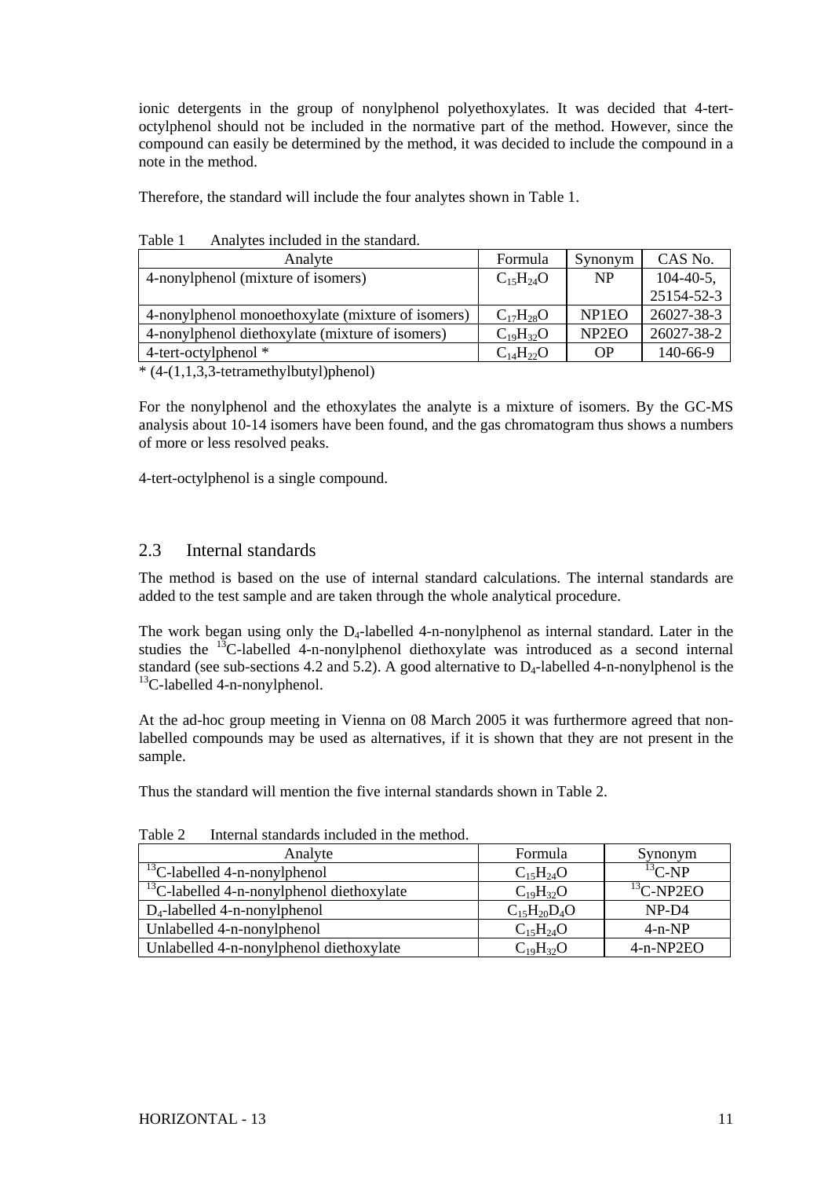ionic detergents in the group of nonylphenol polyethoxylates. It was decided that 4-tert-octylphenol should not be included in the normative part of the method. However, since the compound can easily be determined by the method, it was decided to include the compound in a note in the method.

Therefore, the standard will include the four analytes shown in Table 1.

Table 1 Analytes included in the standard.

| Analyte | Formula | Synonym | CAS No. |
|---|---|---|---|
| 4-nonylphenol (mixture of isomers) | $C_{15}H_{24}O$ | NP | 104-40-5, 25154-52-3 |
| 4-nonylphenol monoethoxylate (mixture of isomers) | $C_{17}H_{28}O$ | NP1EO | 26027-38-3 |
| 4-nonylphenol diethoxylate (mixture of isomers) | $C_{19}H_{32}O$ | NP2EO | 26027-38-2 |
| 4-tert-octylphenol * | $C_{14}H_{22}O$ | OP | 140-66-9 |

* (4-(1,1,3,3-tetramethylbutyl)phenol)

For the nonylphenol and the ethoxylates the analyte is a mixture of isomers. By the GC-MS analysis about 10-14 isomers have been found, and the gas chromatogram thus shows a numbers of more or less resolved peaks.

4-tert-octylphenol is a single compound.

## 2.3 Internal standards

The method is based on the use of internal standard calculations. The internal standards are added to the test sample and are taken through the whole analytical procedure.

The work began using only the $D_4$-labelled 4-n-nonylphenol as internal standard. Later in the studies the $^{13}C$-labelled 4-n-nonylphenol diethoxylate was introduced as a second internal standard (see sub-sections 4.2 and 5.2). A good alternative to $D_4$-labelled 4-n-nonylphenol is the $^{13}C$-labelled 4-n-nonylphenol.

At the ad-hoc group meeting in Vienna on 08 March 2005 it was furthermore agreed that non-labelled compounds may be used as alternatives, if it is shown that they are not present in the sample.

Thus the standard will mention the five internal standards shown in Table 2.

Table 2 Internal standards included in the method.

| Analyte | Formula | Synonym |
|---|---|---|
| $^{13}C$-labelled 4-n-nonylphenol | $C_{15}H_{24}O$ | $^{13}C$-NP |
| $^{13}C$-labelled 4-n-nonylphenol diethoxylate | $C_{19}H_{32}O$ | $^{13}C$-NP2EO |
| $D_4$-labelled 4-n-nonylphenol | $C_{15}H_{20}D_4O$ | NP-D4 |
| Unlabelled 4-n-nonylphenol | $C_{15}H_{24}O$ | 4-n-NP |
| Unlabelled 4-n-nonylphenol diethoxylate | $C_{19}H_{32}O$ | 4-n-NP2EO |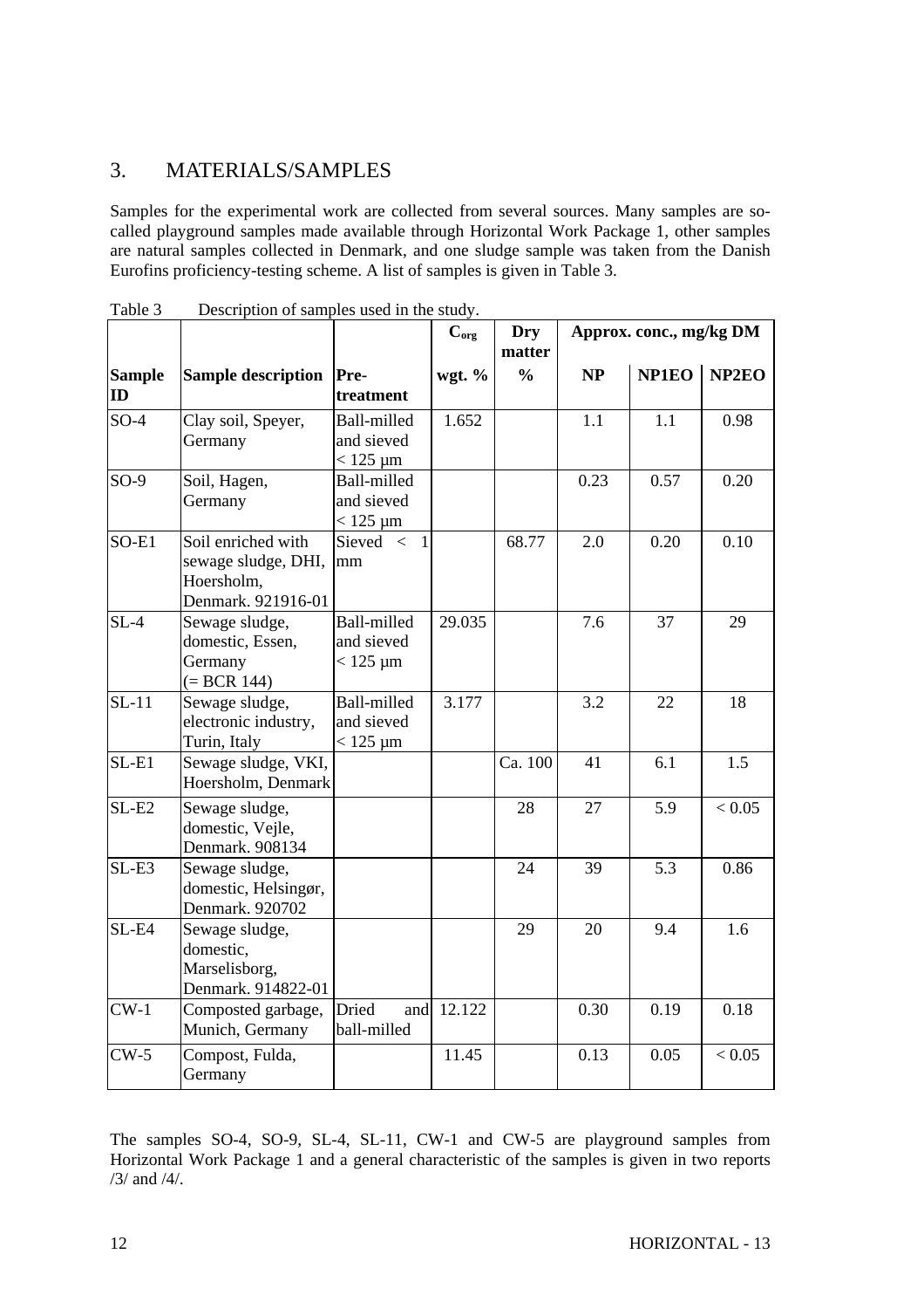## 3. MATERIALS/SAMPLES

Samples for the experimental work are collected from several sources. Many samples are so-called playground samples made available through Horizontal Work Package 1, other samples are natural samples collected in Denmark, and one sludge sample was taken from the Danish Eurofins proficiency-testing scheme. A list of samples is given in Table 3.

Table 3 Description of samples used in the study.

| | | | $C_{org}$ | Dry matter | Approx. conc., mg/kg DM | | |
|---|---|---|---|---|---|---|---|
| **Sample ID** | **Sample description** | **Pre-treatment** | **wgt. %** | **%** | **NP** | **NP1EO** | **NP2EO** |
| SO-4 | Clay soil, Speyer, Germany | Ball-milled and sieved < 125 µm | 1.652 | | 1.1 | 1.1 | 0.98 |
| SO-9 | Soil, Hagen, Germany | Ball-milled and sieved < 125 µm | | | 0.23 | 0.57 | 0.20 |
| SO-E1 | Soil enriched with sewage sludge, DHI, Hoersholm, Denmark. 921916-01 | Sieved < 1 mm | | 68.77 | 2.0 | 0.20 | 0.10 |
| SL-4 | Sewage sludge, domestic, Essen, Germany (= BCR 144) | Ball-milled and sieved < 125 µm | 29.035 | | 7.6 | 37 | 29 |
| SL-11 | Sewage sludge, electronic industry, Turin, Italy | Ball-milled and sieved < 125 µm | 3.177 | | 3.2 | 22 | 18 |
| SL-E1 | Sewage sludge, VKI, Hoersholm, Denmark | | | Ca. 100 | 41 | 6.1 | 1.5 |
| SL-E2 | Sewage sludge, domestic, Vejle, Denmark. 908134 | | | 28 | 27 | 5.9 | < 0.05 |
| SL-E3 | Sewage sludge, domestic, Helsingør, Denmark. 920702 | | | 24 | 39 | 5.3 | 0.86 |
| SL-E4 | Sewage sludge, domestic, Marselisborg, Denmark. 914822-01 | | | 29 | 20 | 9.4 | 1.6 |
| CW-1 | Composted garbage, Munich, Germany | Dried and ball-milled | 12.122 | | 0.30 | 0.19 | 0.18 |
| CW-5 | Compost, Fulda, Germany | | 11.45 | | 0.13 | 0.05 | < 0.05 |

The samples SO-4, SO-9, SL-4, SL-11, CW-1 and CW-5 are playground samples from Horizontal Work Package 1 and a general characteristic of the samples is given in two reports /3/ and /4/.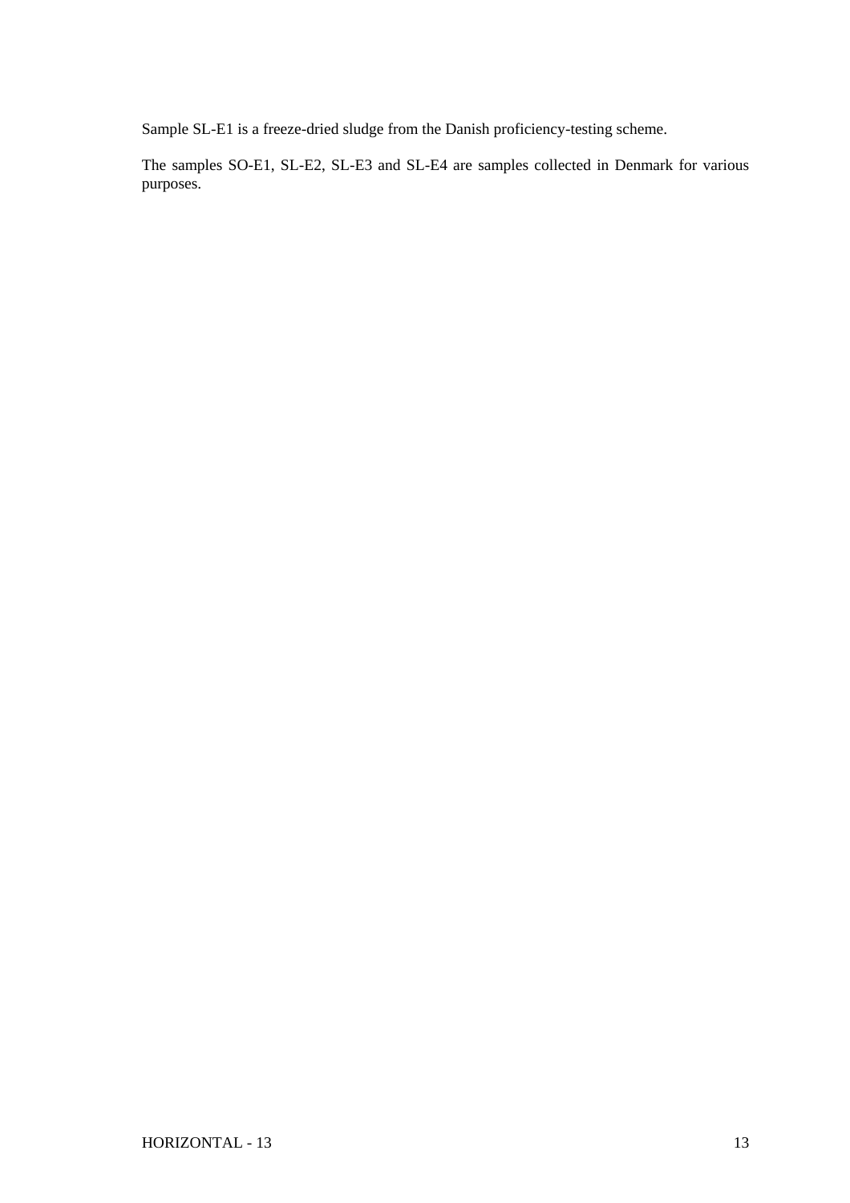Sample SL-E1 is a freeze-dried sludge from the Danish proficiency-testing scheme.

The samples SO-E1, SL-E2, SL-E3 and SL-E4 are samples collected in Denmark for various purposes.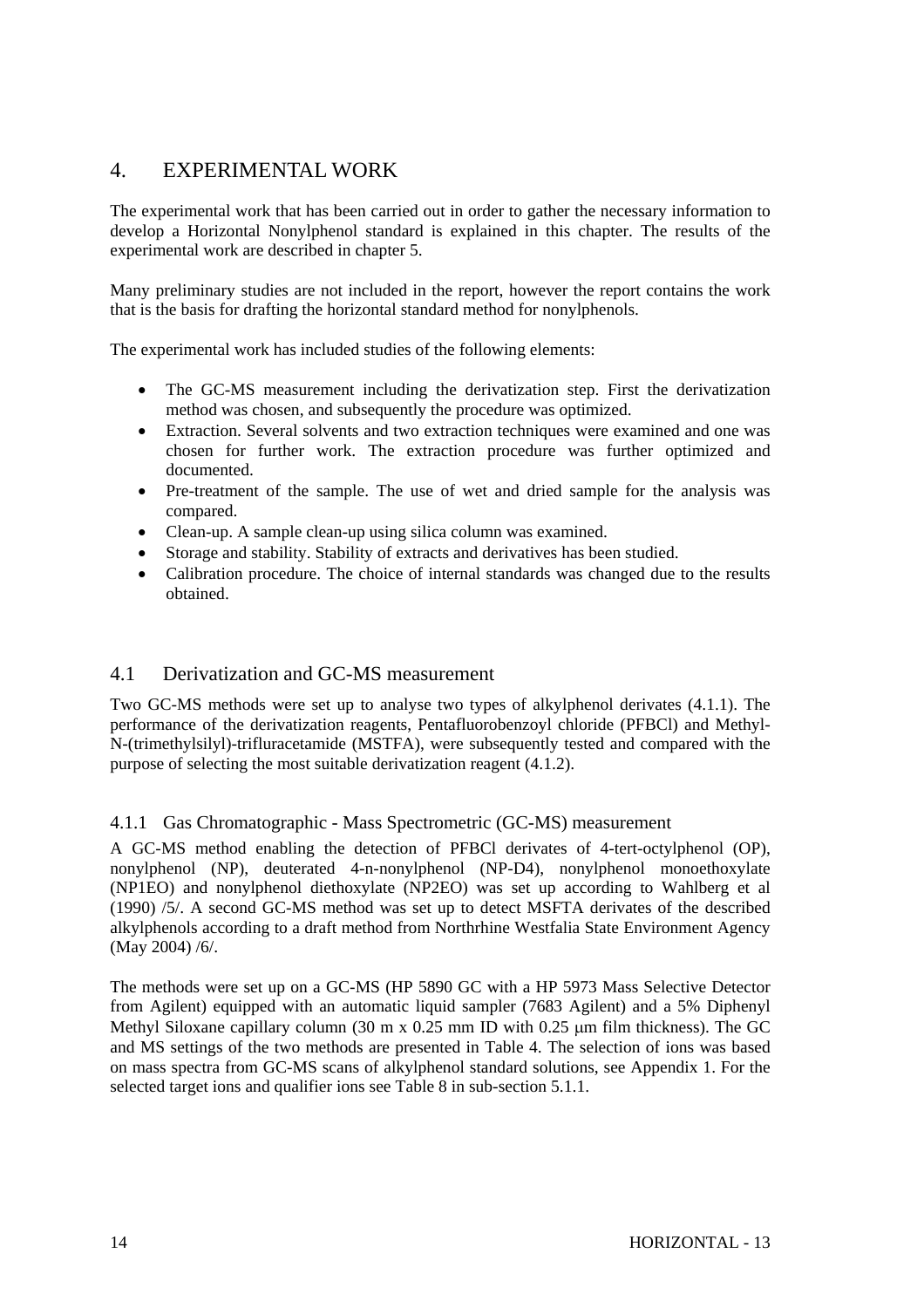# 4. EXPERIMENTAL WORK

The experimental work that has been carried out in order to gather the necessary information to develop a Horizontal Nonylphenol standard is explained in this chapter. The results of the experimental work are described in chapter 5.

Many preliminary studies are not included in the report, however the report contains the work that is the basis for drafting the horizontal standard method for nonylphenols.

The experimental work has included studies of the following elements:

- The GC-MS measurement including the derivatization step. First the derivatization method was chosen, and subsequently the procedure was optimized.
- Extraction. Several solvents and two extraction techniques were examined and one was chosen for further work. The extraction procedure was further optimized and documented.
- Pre-treatment of the sample. The use of wet and dried sample for the analysis was compared.
- Clean-up. A sample clean-up using silica column was examined.
- Storage and stability. Stability of extracts and derivatives has been studied.
- Calibration procedure. The choice of internal standards was changed due to the results obtained.

## 4.1 Derivatization and GC-MS measurement

Two GC-MS methods were set up to analyse two types of alkylphenol derivates (4.1.1). The performance of the derivatization reagents, Pentafluorobenzoyl chloride (PFBCl) and Methyl-N-(trimethylsilyl)-trifluracetamide (MSTFA), were subsequently tested and compared with the purpose of selecting the most suitable derivatization reagent (4.1.2).

### 4.1.1 Gas Chromatographic - Mass Spectrometric (GC-MS) measurement

A GC-MS method enabling the detection of PFBCl derivates of 4-tert-octylphenol (OP), nonylphenol (NP), deuterated 4-n-nonylphenol (NP-D4), nonylphenol monoethoxylate (NP1EO) and nonylphenol diethoxylate (NP2EO) was set up according to Wahlberg et al (1990) /5/. A second GC-MS method was set up to detect MSFTA derivates of the described alkylphenols according to a draft method from Northrhine Westfalia State Environment Agency (May 2004) /6/.

The methods were set up on a GC-MS (HP 5890 GC with a HP 5973 Mass Selective Detector from Agilent) equipped with an automatic liquid sampler (7683 Agilent) and a 5% Diphenyl Methyl Siloxane capillary column (30 m x 0.25 mm ID with 0.25 μm film thickness). The GC and MS settings of the two methods are presented in Table 4. The selection of ions was based on mass spectra from GC-MS scans of alkylphenol standard solutions, see Appendix 1. For the selected target ions and qualifier ions see Table 8 in sub-section 5.1.1.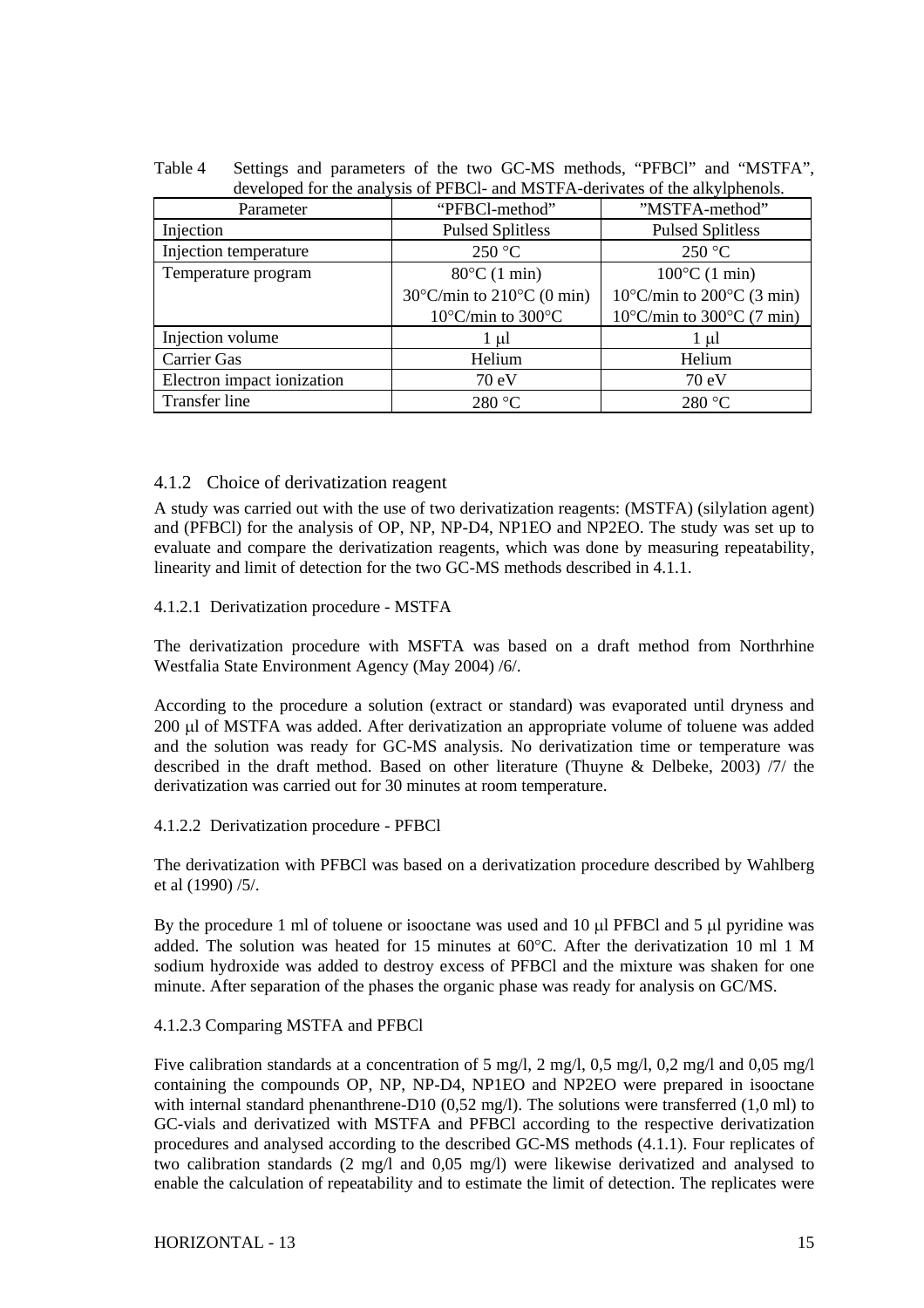Table 4 Settings and parameters of the two GC-MS methods, "PFBCl" and "MSTFA", developed for the analysis of PFBCl- and MSTFA-derivates of the alkylphenols.

| Parameter | "PFBCl-method" | "MSTFA-method" |
|---|---|---|
| Injection | Pulsed Splitless | Pulsed Splitless |
| Injection temperature | 250 °C | 250 °C |
| Temperature program | 80°C (1 min)<br>30°C/min to 210°C (0 min)<br>10°C/min to 300°C | 100°C (1 min)<br>10°C/min to 200°C (3 min)<br>10°C/min to 300°C (7 min) |
| Injection volume | 1 µl | 1 µl |
| Carrier Gas | Helium | Helium |
| Electron impact ionization | 70 eV | 70 eV |
| Transfer line | 280 °C | 280 °C |

### 4.1.2 Choice of derivatization reagent

A study was carried out with the use of two derivatization reagents: (MSTFA) (silylation agent) and (PFBCl) for the analysis of OP, NP, NP-D4, NP1EO and NP2EO. The study was set up to evaluate and compare the derivatization reagents, which was done by measuring repeatability, linearity and limit of detection for the two GC-MS methods described in 4.1.1.

#### 4.1.2.1 Derivatization procedure - MSTFA

The derivatization procedure with MSFTA was based on a draft method from Northrhine Westfalia State Environment Agency (May 2004) /6/.

According to the procedure a solution (extract or standard) was evaporated until dryness and 200 µl of MSTFA was added. After derivatization an appropriate volume of toluene was added and the solution was ready for GC-MS analysis. No derivatization time or temperature was described in the draft method. Based on other literature (Thuyne & Delbeke, 2003) /7/ the derivatization was carried out for 30 minutes at room temperature.

#### 4.1.2.2 Derivatization procedure - PFBCl

The derivatization with PFBCl was based on a derivatization procedure described by Wahlberg et al (1990) /5/.

By the procedure 1 ml of toluene or isooctane was used and 10 µl PFBCl and 5 µl pyridine was added. The solution was heated for 15 minutes at 60°C. After the derivatization 10 ml 1 M sodium hydroxide was added to destroy excess of PFBCl and the mixture was shaken for one minute. After separation of the phases the organic phase was ready for analysis on GC/MS.

#### 4.1.2.3 Comparing MSTFA and PFBCl

Five calibration standards at a concentration of 5 mg/l, 2 mg/l, 0,5 mg/l, 0,2 mg/l and 0,05 mg/l containing the compounds OP, NP, NP-D4, NP1EO and NP2EO were prepared in isooctane with internal standard phenanthrene-D10 (0,52 mg/l). The solutions were transferred (1,0 ml) to GC-vials and derivatized with MSTFA and PFBCl according to the respective derivatization procedures and analysed according to the described GC-MS methods (4.1.1). Four replicates of two calibration standards (2 mg/l and 0,05 mg/l) were likewise derivatized and analysed to enable the calculation of repeatability and to estimate the limit of detection. The replicates were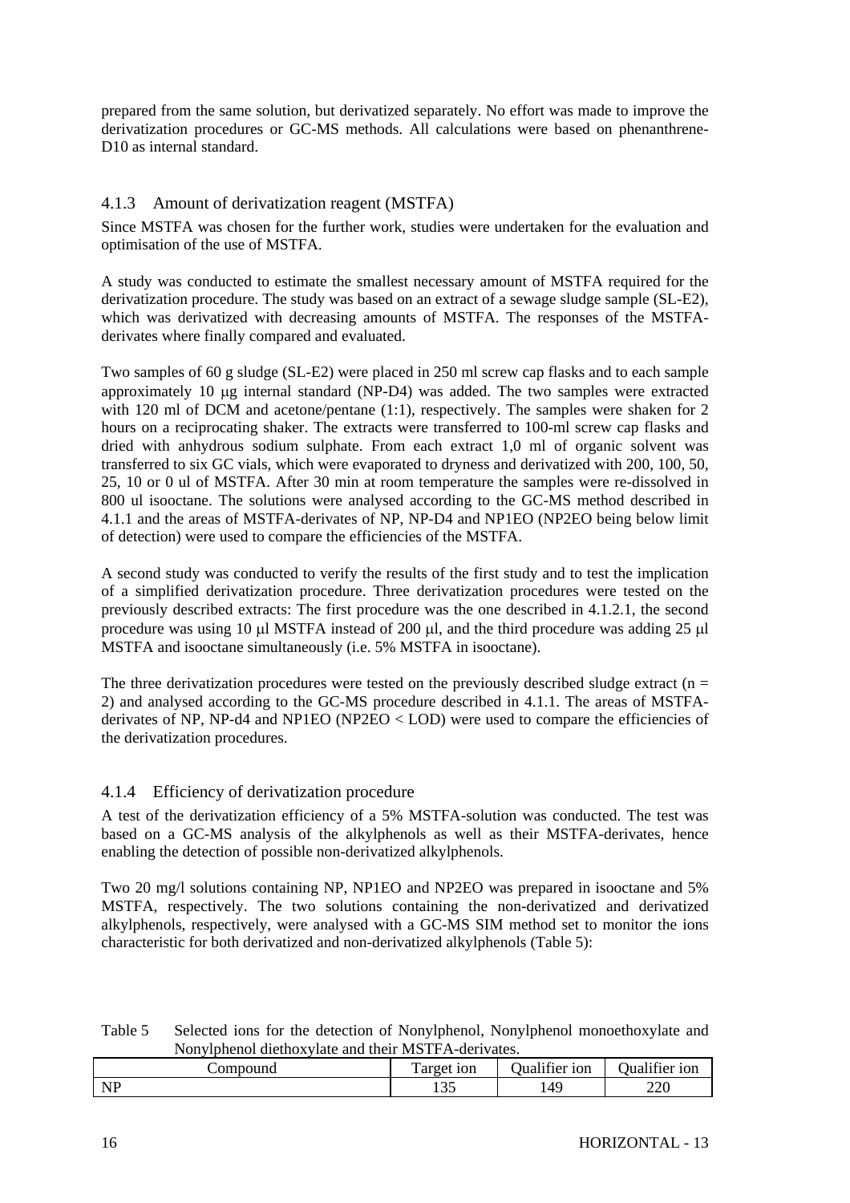prepared from the same solution, but derivatized separately. No effort was made to improve the derivatization procedures or GC-MS methods. All calculations were based on phenanthrene-D10 as internal standard.

### 4.1.3 Amount of derivatization reagent (MSTFA)

Since MSTFA was chosen for the further work, studies were undertaken for the evaluation and optimisation of the use of MSTFA.

A study was conducted to estimate the smallest necessary amount of MSTFA required for the derivatization procedure. The study was based on an extract of a sewage sludge sample (SL-E2), which was derivatized with decreasing amounts of MSTFA. The responses of the MSTFA-derivates where finally compared and evaluated.

Two samples of 60 g sludge (SL-E2) were placed in 250 ml screw cap flasks and to each sample approximately 10 μg internal standard (NP-D4) was added. The two samples were extracted with 120 ml of DCM and acetone/pentane (1:1), respectively. The samples were shaken for 2 hours on a reciprocating shaker. The extracts were transferred to 100-ml screw cap flasks and dried with anhydrous sodium sulphate. From each extract 1,0 ml of organic solvent was transferred to six GC vials, which were evaporated to dryness and derivatized with 200, 100, 50, 25, 10 or 0 ul of MSTFA. After 30 min at room temperature the samples were re-dissolved in 800 ul isooctane. The solutions were analysed according to the GC-MS method described in 4.1.1 and the areas of MSTFA-derivates of NP, NP-D4 and NP1EO (NP2EO being below limit of detection) were used to compare the efficiencies of the MSTFA.

A second study was conducted to verify the results of the first study and to test the implication of a simplified derivatization procedure. Three derivatization procedures were tested on the previously described extracts: The first procedure was the one described in 4.1.2.1, the second procedure was using 10 μl MSTFA instead of 200 μl, and the third procedure was adding 25 μl MSTFA and isooctane simultaneously (i.e. 5% MSTFA in isooctane).

The three derivatization procedures were tested on the previously described sludge extract (n = 2) and analysed according to the GC-MS procedure described in 4.1.1. The areas of MSTFA-derivates of NP, NP-d4 and NP1EO (NP2EO < LOD) were used to compare the efficiencies of the derivatization procedures.

### 4.1.4 Efficiency of derivatization procedure

A test of the derivatization efficiency of a 5% MSTFA-solution was conducted. The test was based on a GC-MS analysis of the alkylphenols as well as their MSTFA-derivates, hence enabling the detection of possible non-derivatized alkylphenols.

Two 20 mg/l solutions containing NP, NP1EO and NP2EO was prepared in isooctane and 5% MSTFA, respectively. The two solutions containing the non-derivatized and derivatized alkylphenols, respectively, were analysed with a GC-MS SIM method set to monitor the ions characteristic for both derivatized and non-derivatized alkylphenols (Table 5):

Table 5 Selected ions for the detection of Nonylphenol, Nonylphenol monoethoxylate and Nonylphenol diethoxylate and their MSTFA-derivates.

| Compound | Target ion | Qualifier ion | Qualifier ion |
|---|---|---|---|
| NP | 135 | 149 | 220 |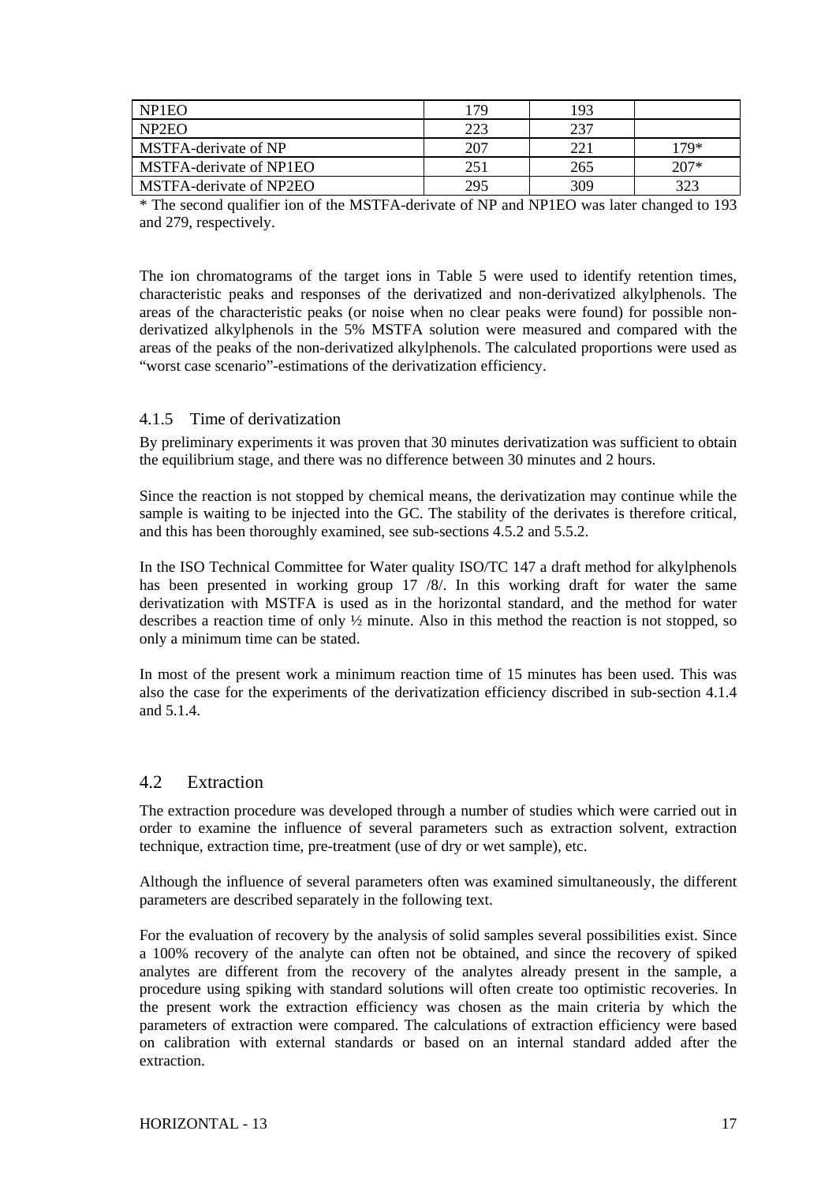| NP1EO | 179 | 193 | |
|---|---|---|---|
| NP2EO | 223 | 237 | |
| MSTFA-derivate of NP | 207 | 221 | 179* |
| MSTFA-derivate of NP1EO | 251 | 265 | 207* |
| MSTFA-derivate of NP2EO | 295 | 309 | 323 |

* The second qualifier ion of the MSTFA-derivate of NP and NP1EO was later changed to 193 and 279, respectively.

The ion chromatograms of the target ions in Table 5 were used to identify retention times, characteristic peaks and responses of the derivatized and non-derivatized alkylphenols. The areas of the characteristic peaks (or noise when no clear peaks were found) for possible non-derivatized alkylphenols in the 5% MSTFA solution were measured and compared with the areas of the peaks of the non-derivatized alkylphenols. The calculated proportions were used as "worst case scenario"-estimations of the derivatization efficiency.

### 4.1.5 Time of derivatization

By preliminary experiments it was proven that 30 minutes derivatization was sufficient to obtain the equilibrium stage, and there was no difference between 30 minutes and 2 hours.

Since the reaction is not stopped by chemical means, the derivatization may continue while the sample is waiting to be injected into the GC. The stability of the derivates is therefore critical, and this has been thoroughly examined, see sub-sections 4.5.2 and 5.5.2.

In the ISO Technical Committee for Water quality ISO/TC 147 a draft method for alkylphenols has been presented in working group 17 /8/. In this working draft for water the same derivatization with MSTFA is used as in the horizontal standard, and the method for water describes a reaction time of only ½ minute. Also in this method the reaction is not stopped, so only a minimum time can be stated.

In most of the present work a minimum reaction time of 15 minutes has been used. This was also the case for the experiments of the derivatization efficiency discribed in sub-section 4.1.4 and 5.1.4.

## 4.2 Extraction

The extraction procedure was developed through a number of studies which were carried out in order to examine the influence of several parameters such as extraction solvent, extraction technique, extraction time, pre-treatment (use of dry or wet sample), etc.

Although the influence of several parameters often was examined simultaneously, the different parameters are described separately in the following text.

For the evaluation of recovery by the analysis of solid samples several possibilities exist. Since a 100% recovery of the analyte can often not be obtained, and since the recovery of spiked analytes are different from the recovery of the analytes already present in the sample, a procedure using spiking with standard solutions will often create too optimistic recoveries. In the present work the extraction efficiency was chosen as the main criteria by which the parameters of extraction were compared. The calculations of extraction efficiency were based on calibration with external standards or based on an internal standard added after the extraction.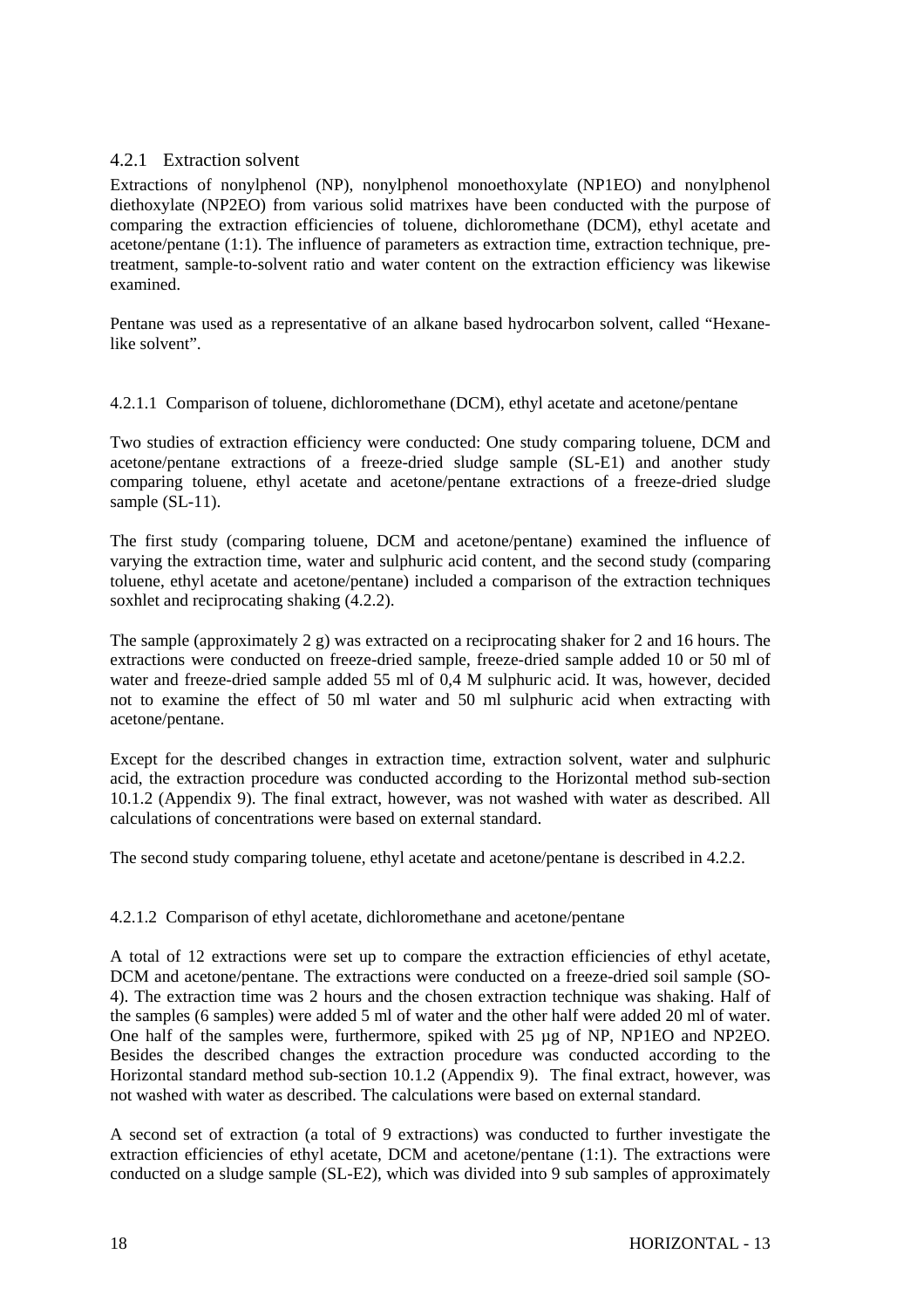### 4.2.1 Extraction solvent

Extractions of nonylphenol (NP), nonylphenol monoethoxylate (NP1EO) and nonylphenol diethoxylate (NP2EO) from various solid matrixes have been conducted with the purpose of comparing the extraction efficiencies of toluene, dichloromethane (DCM), ethyl acetate and acetone/pentane (1:1). The influence of parameters as extraction time, extraction technique, pre-treatment, sample-to-solvent ratio and water content on the extraction efficiency was likewise examined.

Pentane was used as a representative of an alkane based hydrocarbon solvent, called "Hexane-like solvent".

#### 4.2.1.1 Comparison of toluene, dichloromethane (DCM), ethyl acetate and acetone/pentane

Two studies of extraction efficiency were conducted: One study comparing toluene, DCM and acetone/pentane extractions of a freeze-dried sludge sample (SL-E1) and another study comparing toluene, ethyl acetate and acetone/pentane extractions of a freeze-dried sludge sample (SL-11).

The first study (comparing toluene, DCM and acetone/pentane) examined the influence of varying the extraction time, water and sulphuric acid content, and the second study (comparing toluene, ethyl acetate and acetone/pentane) included a comparison of the extraction techniques soxhlet and reciprocating shaking (4.2.2).

The sample (approximately 2 g) was extracted on a reciprocating shaker for 2 and 16 hours. The extractions were conducted on freeze-dried sample, freeze-dried sample added 10 or 50 ml of water and freeze-dried sample added 55 ml of 0,4 M sulphuric acid. It was, however, decided not to examine the effect of 50 ml water and 50 ml sulphuric acid when extracting with acetone/pentane.

Except for the described changes in extraction time, extraction solvent, water and sulphuric acid, the extraction procedure was conducted according to the Horizontal method sub-section 10.1.2 (Appendix 9). The final extract, however, was not washed with water as described. All calculations of concentrations were based on external standard.

The second study comparing toluene, ethyl acetate and acetone/pentane is described in 4.2.2.

#### 4.2.1.2 Comparison of ethyl acetate, dichloromethane and acetone/pentane

A total of 12 extractions were set up to compare the extraction efficiencies of ethyl acetate, DCM and acetone/pentane. The extractions were conducted on a freeze-dried soil sample (SO-4). The extraction time was 2 hours and the chosen extraction technique was shaking. Half of the samples (6 samples) were added 5 ml of water and the other half were added 20 ml of water. One half of the samples were, furthermore, spiked with 25 µg of NP, NP1EO and NP2EO. Besides the described changes the extraction procedure was conducted according to the Horizontal standard method sub-section 10.1.2 (Appendix 9). The final extract, however, was not washed with water as described. The calculations were based on external standard.

A second set of extraction (a total of 9 extractions) was conducted to further investigate the extraction efficiencies of ethyl acetate, DCM and acetone/pentane (1:1). The extractions were conducted on a sludge sample (SL-E2), which was divided into 9 sub samples of approximately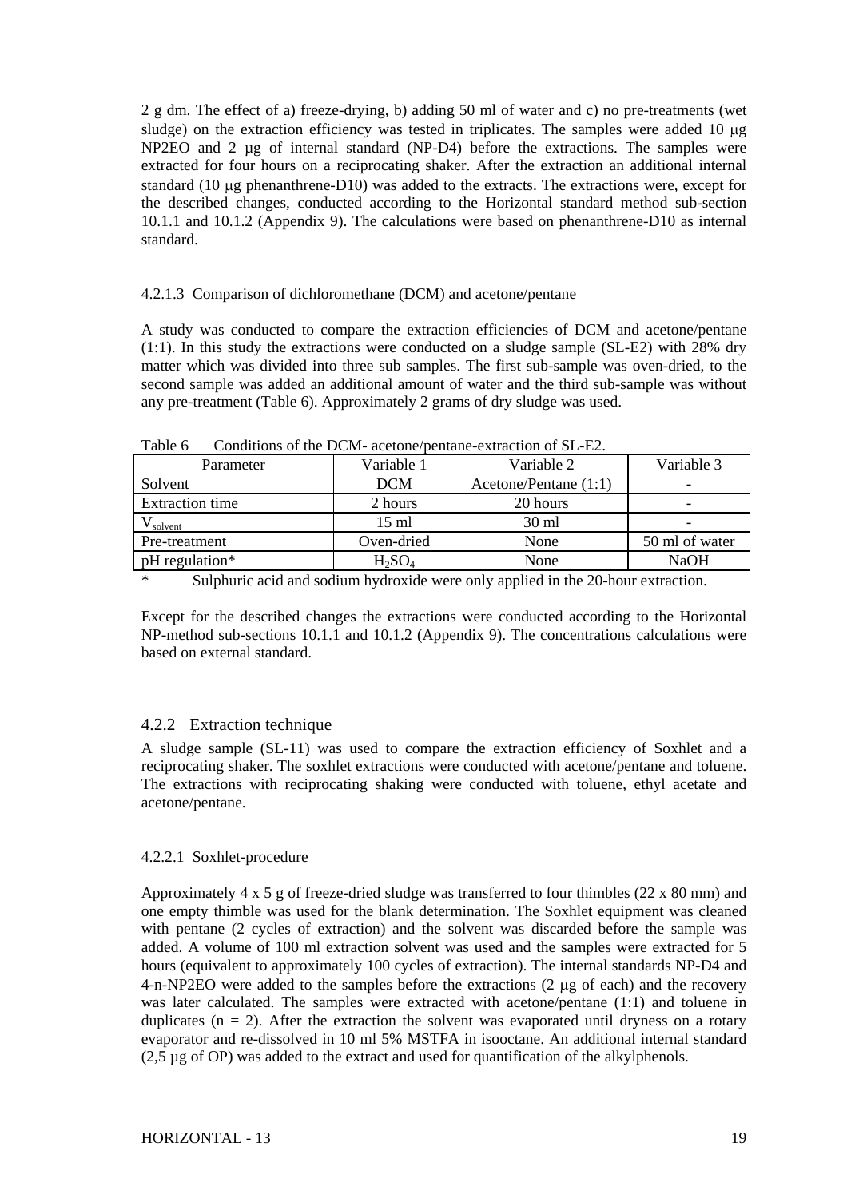2 g dm. The effect of a) freeze-drying, b) adding 50 ml of water and c) no pre-treatments (wet sludge) on the extraction efficiency was tested in triplicates. The samples were added 10 µg NP2EO and 2 µg of internal standard (NP-D4) before the extractions. The samples were extracted for four hours on a reciprocating shaker. After the extraction an additional internal standard (10 µg phenanthrene-D10) was added to the extracts. The extractions were, except for the described changes, conducted according to the Horizontal standard method sub-section 10.1.1 and 10.1.2 (Appendix 9). The calculations were based on phenanthrene-D10 as internal standard.

#### 4.2.1.3 Comparison of dichloromethane (DCM) and acetone/pentane

A study was conducted to compare the extraction efficiencies of DCM and acetone/pentane (1:1). In this study the extractions were conducted on a sludge sample (SL-E2) with 28% dry matter which was divided into three sub samples. The first sub-sample was oven-dried, to the second sample was added an additional amount of water and the third sub-sample was without any pre-treatment (Table 6). Approximately 2 grams of dry sludge was used.

Table 6 Conditions of the DCM- acetone/pentane-extraction of SL-E2.

| Parameter | Variable 1 | Variable 2 | Variable 3 |
|---|---|---|---|
| Solvent | DCM | Acetone/Pentane (1:1) | - |
| Extraction time | 2 hours | 20 hours | - |
| $V_{solvent}$ | 15 ml | 30 ml | - |
| Pre-treatment | Oven-dried | None | 50 ml of water |
| pH regulation* | $H_2SO_4$ | None | NaOH |

\* Sulphuric acid and sodium hydroxide were only applied in the 20-hour extraction.

Except for the described changes the extractions were conducted according to the Horizontal NP-method sub-sections 10.1.1 and 10.1.2 (Appendix 9). The concentrations calculations were based on external standard.

### 4.2.2 Extraction technique

A sludge sample (SL-11) was used to compare the extraction efficiency of Soxhlet and a reciprocating shaker. The soxhlet extractions were conducted with acetone/pentane and toluene. The extractions with reciprocating shaking were conducted with toluene, ethyl acetate and acetone/pentane.

#### 4.2.2.1 Soxhlet-procedure

Approximately 4 x 5 g of freeze-dried sludge was transferred to four thimbles (22 x 80 mm) and one empty thimble was used for the blank determination. The Soxhlet equipment was cleaned with pentane (2 cycles of extraction) and the solvent was discarded before the sample was added. A volume of 100 ml extraction solvent was used and the samples were extracted for 5 hours (equivalent to approximately 100 cycles of extraction). The internal standards NP-D4 and 4-n-NP2EO were added to the samples before the extractions (2 µg of each) and the recovery was later calculated. The samples were extracted with acetone/pentane (1:1) and toluene in duplicates ($n = 2$). After the extraction the solvent was evaporated until dryness on a rotary evaporator and re-dissolved in 10 ml 5% MSTFA in isooctane. An additional internal standard (2,5 µg of OP) was added to the extract and used for quantification of the alkylphenols.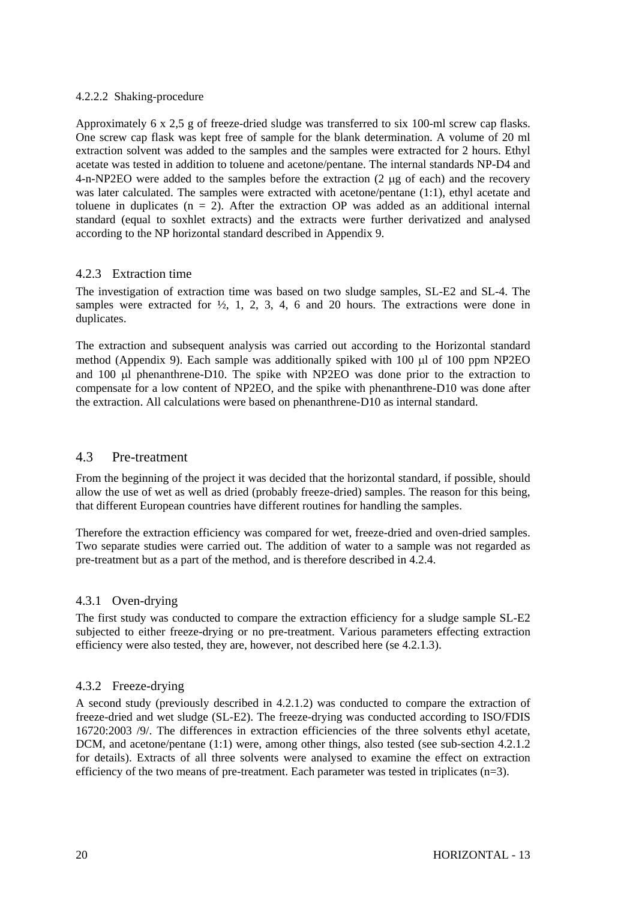#### 4.2.2.2 Shaking-procedure

Approximately 6 x 2,5 g of freeze-dried sludge was transferred to six 100-ml screw cap flasks. One screw cap flask was kept free of sample for the blank determination. A volume of 20 ml extraction solvent was added to the samples and the samples were extracted for 2 hours. Ethyl acetate was tested in addition to toluene and acetone/pentane. The internal standards NP-D4 and 4-n-NP2EO were added to the samples before the extraction (2 μg of each) and the recovery was later calculated. The samples were extracted with acetone/pentane (1:1), ethyl acetate and toluene in duplicates (n = 2). After the extraction OP was added as an additional internal standard (equal to soxhlet extracts) and the extracts were further derivatized and analysed according to the NP horizontal standard described in Appendix 9.

### 4.2.3 Extraction time

The investigation of extraction time was based on two sludge samples, SL-E2 and SL-4. The samples were extracted for ½, 1, 2, 3, 4, 6 and 20 hours. The extractions were done in duplicates.

The extraction and subsequent analysis was carried out according to the Horizontal standard method (Appendix 9). Each sample was additionally spiked with 100 μl of 100 ppm NP2EO and 100 μl phenanthrene-D10. The spike with NP2EO was done prior to the extraction to compensate for a low content of NP2EO, and the spike with phenanthrene-D10 was done after the extraction. All calculations were based on phenanthrene-D10 as internal standard.

## 4.3 Pre-treatment

From the beginning of the project it was decided that the horizontal standard, if possible, should allow the use of wet as well as dried (probably freeze-dried) samples. The reason for this being, that different European countries have different routines for handling the samples.

Therefore the extraction efficiency was compared for wet, freeze-dried and oven-dried samples. Two separate studies were carried out. The addition of water to a sample was not regarded as pre-treatment but as a part of the method, and is therefore described in 4.2.4.

### 4.3.1 Oven-drying

The first study was conducted to compare the extraction efficiency for a sludge sample SL-E2 subjected to either freeze-drying or no pre-treatment. Various parameters effecting extraction efficiency were also tested, they are, however, not described here (se 4.2.1.3).

### 4.3.2 Freeze-drying

A second study (previously described in 4.2.1.2) was conducted to compare the extraction of freeze-dried and wet sludge (SL-E2). The freeze-drying was conducted according to ISO/FDIS 16720:2003 /9/. The differences in extraction efficiencies of the three solvents ethyl acetate, DCM, and acetone/pentane (1:1) were, among other things, also tested (see sub-section 4.2.1.2 for details). Extracts of all three solvents were analysed to examine the effect on extraction efficiency of the two means of pre-treatment. Each parameter was tested in triplicates (n=3).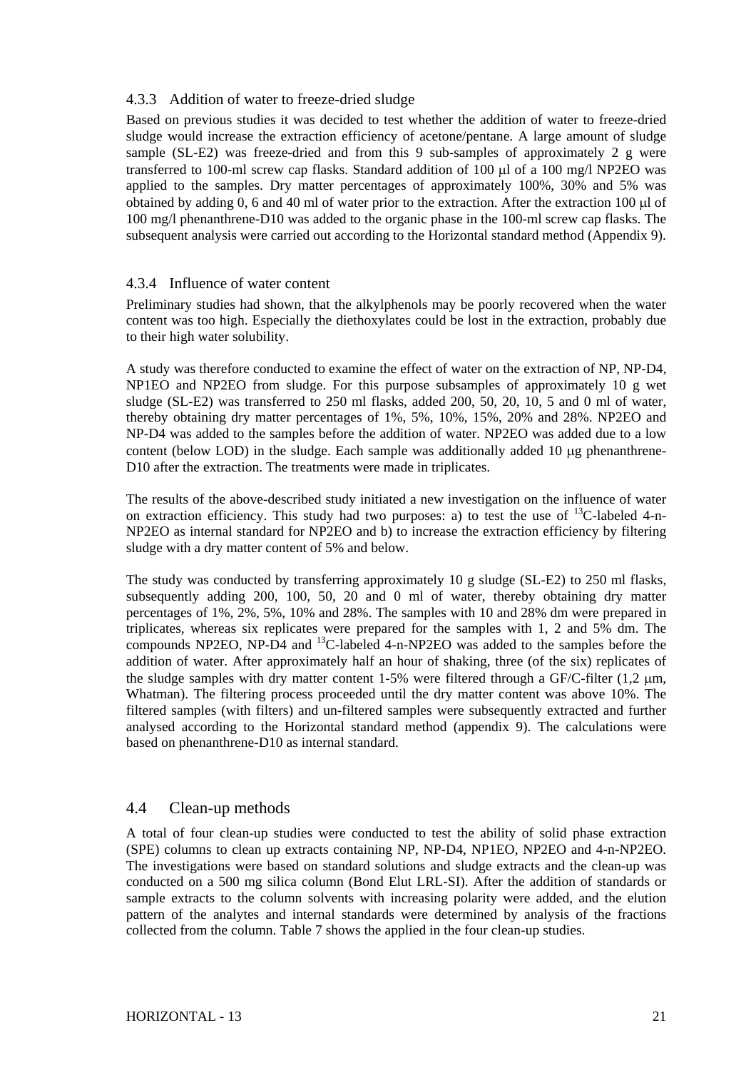### 4.3.3 Addition of water to freeze-dried sludge

Based on previous studies it was decided to test whether the addition of water to freeze-dried sludge would increase the extraction efficiency of acetone/pentane. A large amount of sludge sample (SL-E2) was freeze-dried and from this 9 sub-samples of approximately 2 g were transferred to 100-ml screw cap flasks. Standard addition of 100 μl of a 100 mg/l NP2EO was applied to the samples. Dry matter percentages of approximately 100%, 30% and 5% was obtained by adding 0, 6 and 40 ml of water prior to the extraction. After the extraction 100 μl of 100 mg/l phenanthrene-D10 was added to the organic phase in the 100-ml screw cap flasks. The subsequent analysis were carried out according to the Horizontal standard method (Appendix 9).

### 4.3.4 Influence of water content

Preliminary studies had shown, that the alkylphenols may be poorly recovered when the water content was too high. Especially the diethoxylates could be lost in the extraction, probably due to their high water solubility.

A study was therefore conducted to examine the effect of water on the extraction of NP, NP-D4, NP1EO and NP2EO from sludge. For this purpose subsamples of approximately 10 g wet sludge (SL-E2) was transferred to 250 ml flasks, added 200, 50, 20, 10, 5 and 0 ml of water, thereby obtaining dry matter percentages of 1%, 5%, 10%, 15%, 20% and 28%. NP2EO and NP-D4 was added to the samples before the addition of water. NP2EO was added due to a low content (below LOD) in the sludge. Each sample was additionally added 10 μg phenanthrene-D10 after the extraction. The treatments were made in triplicates.

The results of the above-described study initiated a new investigation on the influence of water on extraction efficiency. This study had two purposes: a) to test the use of $^{13}$C-labeled 4-n-NP2EO as internal standard for NP2EO and b) to increase the extraction efficiency by filtering sludge with a dry matter content of 5% and below.

The study was conducted by transferring approximately 10 g sludge (SL-E2) to 250 ml flasks, subsequently adding 200, 100, 50, 20 and 0 ml of water, thereby obtaining dry matter percentages of 1%, 2%, 5%, 10% and 28%. The samples with 10 and 28% dm were prepared in triplicates, whereas six replicates were prepared for the samples with 1, 2 and 5% dm. The compounds NP2EO, NP-D4 and $^{13}$C-labeled 4-n-NP2EO was added to the samples before the addition of water. After approximately half an hour of shaking, three (of the six) replicates of the sludge samples with dry matter content 1-5% were filtered through a GF/C-filter (1,2 μm, Whatman). The filtering process proceeded until the dry matter content was above 10%. The filtered samples (with filters) and un-filtered samples were subsequently extracted and further analysed according to the Horizontal standard method (appendix 9). The calculations were based on phenanthrene-D10 as internal standard.

## 4.4 Clean-up methods

A total of four clean-up studies were conducted to test the ability of solid phase extraction (SPE) columns to clean up extracts containing NP, NP-D4, NP1EO, NP2EO and 4-n-NP2EO. The investigations were based on standard solutions and sludge extracts and the clean-up was conducted on a 500 mg silica column (Bond Elut LRL-SI). After the addition of standards or sample extracts to the column solvents with increasing polarity were added, and the elution pattern of the analytes and internal standards were determined by analysis of the fractions collected from the column. Table 7 shows the applied in the four clean-up studies.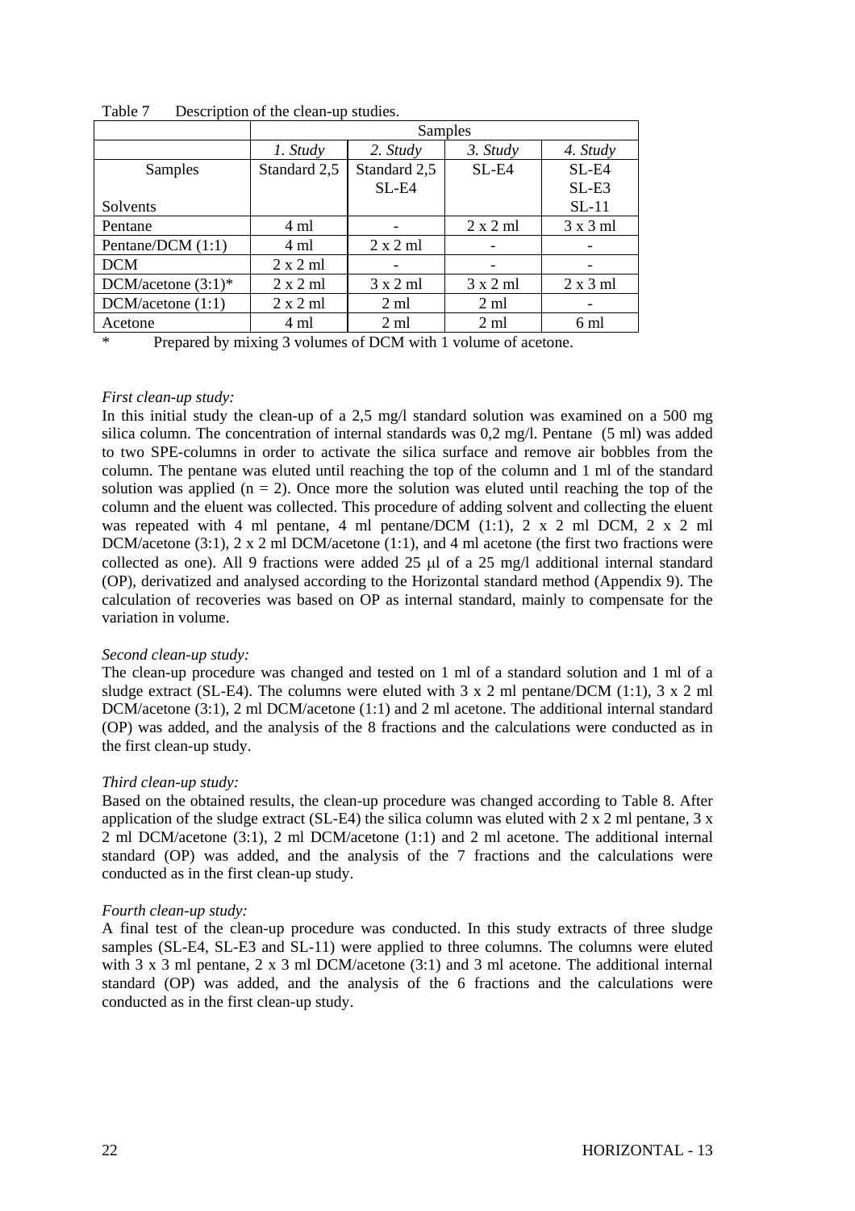Table 7 Description of the clean-up studies.

| | Samples | | | |
|---|---|---|---|---|
| | *1. Study* | *2. Study* | *3. Study* | *4. Study* |
| Samples<br><br>Solvents | Standard 2,5 | Standard 2,5<br>SL-E4 | SL-E4 | SL-E4<br>SL-E3<br>SL-11 |
| Pentane | 4 ml | - | 2 x 2 ml | 3 x 3 ml |
| Pentane/DCM (1:1) | 4 ml | 2 x 2 ml | - | - |
| DCM | 2 x 2 ml | - | - | - |
| DCM/acetone (3:1)* | 2 x 2 ml | 3 x 2 ml | 3 x 2 ml | 2 x 3 ml |
| DCM/acetone (1:1) | 2 x 2 ml | 2 ml | 2 ml | - |
| Acetone | 4 ml | 2 ml | 2 ml | 6 ml |

\* Prepared by mixing 3 volumes of DCM with 1 volume of acetone.

*First clean-up study:*

In this initial study the clean-up of a 2,5 mg/l standard solution was examined on a 500 mg silica column. The concentration of internal standards was 0,2 mg/l. Pentane (5 ml) was added to two SPE-columns in order to activate the silica surface and remove air bobbles from the column. The pentane was eluted until reaching the top of the column and 1 ml of the standard solution was applied (n = 2). Once more the solution was eluted until reaching the top of the column and the eluent was collected. This procedure of adding solvent and collecting the eluent was repeated with 4 ml pentane, 4 ml pentane/DCM (1:1), 2 x 2 ml DCM, 2 x 2 ml DCM/acetone (3:1), 2 x 2 ml DCM/acetone (1:1), and 4 ml acetone (the first two fractions were collected as one). All 9 fractions were added 25 μl of a 25 mg/l additional internal standard (OP), derivatized and analysed according to the Horizontal standard method (Appendix 9). The calculation of recoveries was based on OP as internal standard, mainly to compensate for the variation in volume.

*Second clean-up study:*

The clean-up procedure was changed and tested on 1 ml of a standard solution and 1 ml of a sludge extract (SL-E4). The columns were eluted with 3 x 2 ml pentane/DCM (1:1), 3 x 2 ml DCM/acetone (3:1), 2 ml DCM/acetone (1:1) and 2 ml acetone. The additional internal standard (OP) was added, and the analysis of the 8 fractions and the calculations were conducted as in the first clean-up study.

*Third clean-up study:*

Based on the obtained results, the clean-up procedure was changed according to Table 8. After application of the sludge extract (SL-E4) the silica column was eluted with 2 x 2 ml pentane, 3 x 2 ml DCM/acetone (3:1), 2 ml DCM/acetone (1:1) and 2 ml acetone. The additional internal standard (OP) was added, and the analysis of the 7 fractions and the calculations were conducted as in the first clean-up study.

*Fourth clean-up study:*

A final test of the clean-up procedure was conducted. In this study extracts of three sludge samples (SL-E4, SL-E3 and SL-11) were applied to three columns. The columns were eluted with 3 x 3 ml pentane, 2 x 3 ml DCM/acetone (3:1) and 3 ml acetone. The additional internal standard (OP) was added, and the analysis of the 6 fractions and the calculations were conducted as in the first clean-up study.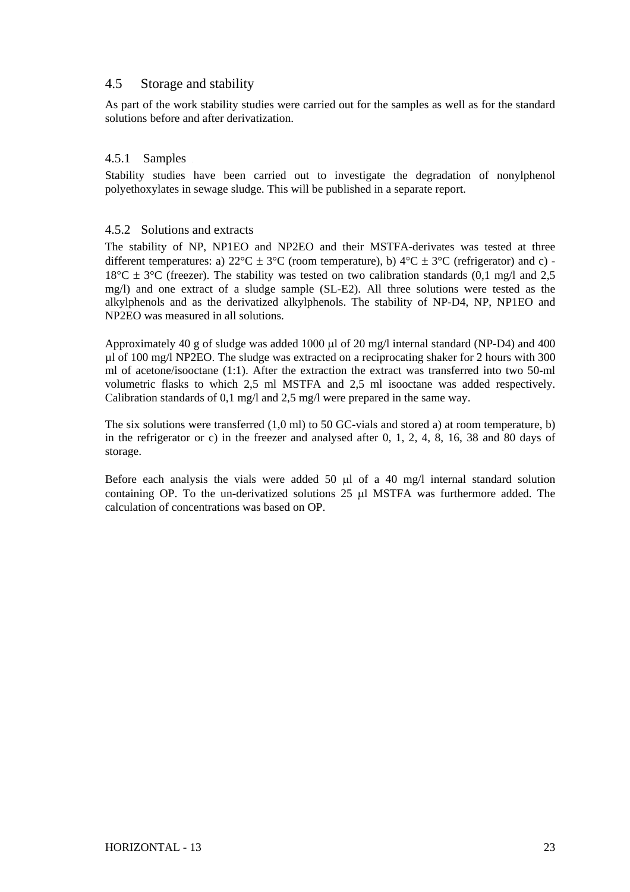## 4.5 Storage and stability

As part of the work stability studies were carried out for the samples as well as for the standard solutions before and after derivatization.

### 4.5.1 Samples

Stability studies have been carried out to investigate the degradation of nonylphenol polyethoxylates in sewage sludge. This will be published in a separate report.

### 4.5.2 Solutions and extracts

The stability of NP, NP1EO and NP2EO and their MSTFA-derivates was tested at three different temperatures: a) 22°C ± 3°C (room temperature), b) 4°C ± 3°C (refrigerator) and c) -18°C ± 3°C (freezer). The stability was tested on two calibration standards (0,1 mg/l and 2,5 mg/l) and one extract of a sludge sample (SL-E2). All three solutions were tested as the alkylphenols and as the derivatized alkylphenols. The stability of NP-D4, NP, NP1EO and NP2EO was measured in all solutions.

Approximately 40 g of sludge was added 1000 µl of 20 mg/l internal standard (NP-D4) and 400 µl of 100 mg/l NP2EO. The sludge was extracted on a reciprocating shaker for 2 hours with 300 ml of acetone/isooctane (1:1). After the extraction the extract was transferred into two 50-ml volumetric flasks to which 2,5 ml MSTFA and 2,5 ml isooctane was added respectively. Calibration standards of 0,1 mg/l and 2,5 mg/l were prepared in the same way.

The six solutions were transferred (1,0 ml) to 50 GC-vials and stored a) at room temperature, b) in the refrigerator or c) in the freezer and analysed after 0, 1, 2, 4, 8, 16, 38 and 80 days of storage.

Before each analysis the vials were added 50 µl of a 40 mg/l internal standard solution containing OP. To the un-derivatized solutions 25 µl MSTFA was furthermore added. The calculation of concentrations was based on OP.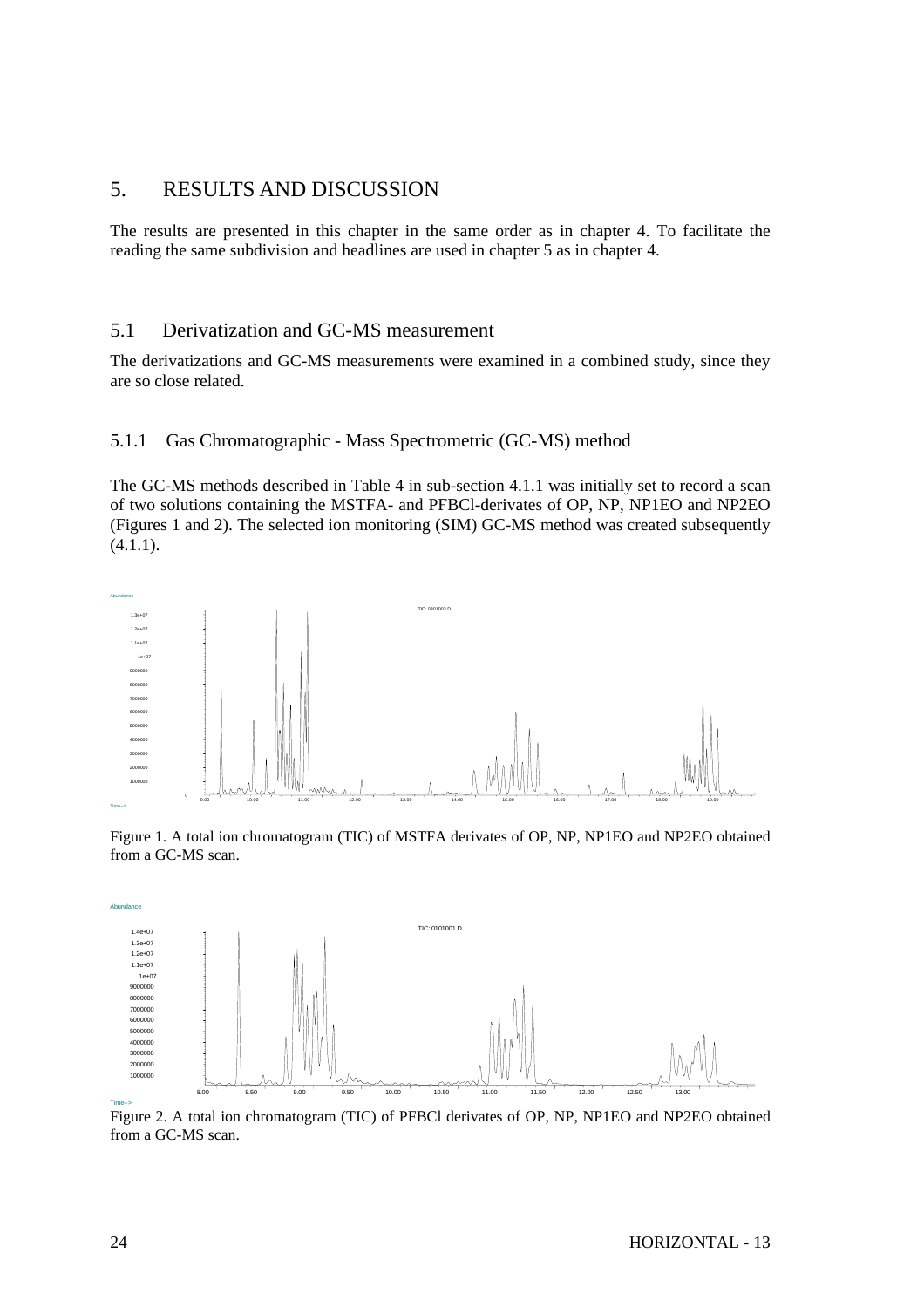# 5. RESULTS AND DISCUSSION

The results are presented in this chapter in the same order as in chapter 4. To facilitate the reading the same subdivision and headlines are used in chapter 5 as in chapter 4.

## 5.1 Derivatization and GC-MS measurement

The derivatizations and GC-MS measurements were examined in a combined study, since they are so close related.

### 5.1.1 Gas Chromatographic - Mass Spectrometric (GC-MS) method

The GC-MS methods described in Table 4 in sub-section 4.1.1 was initially set to record a scan of two solutions containing the MSTFA- and PFBCl-derivates of OP, NP, NP1EO and NP2EO (Figures 1 and 2). The selected ion monitoring (SIM) GC-MS method was created subsequently (4.1.1).

Figure 1. A total ion chromatogram (TIC) of MSTFA derivates of OP, NP, NP1EO and NP2EO obtained from a GC-MS scan.

Figure 2. A total ion chromatogram (TIC) of PFBCl derivates of OP, NP, NP1EO and NP2EO obtained from a GC-MS scan.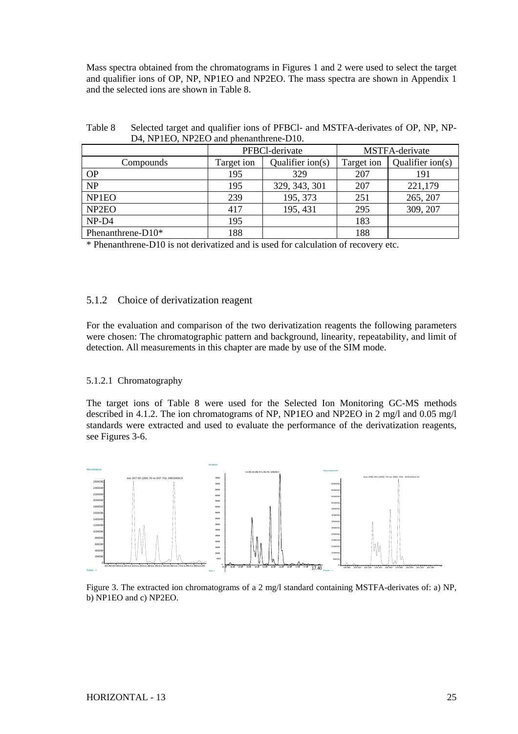Mass spectra obtained from the chromatograms in Figures 1 and 2 were used to select the target and qualifier ions of OP, NP, NP1EO and NP2EO. The mass spectra are shown in Appendix 1 and the selected ions are shown in Table 8.

Table 8 Selected target and qualifier ions of PFBCl- and MSTFA-derivates of OP, NP, NP-D4, NP1EO, NP2EO and phenanthrene-D10.

| | PFBCl-derivate | | MSTFA-derivate | |
|---|---|---|---|---|
| Compounds | Target ion | Qualifier ion(s) | Target ion | Qualifier ion(s) |
| OP | 195 | 329 | 207 | 191 |
| NP | 195 | 329, 343, 301 | 207 | 221,179 |
| NP1EO | 239 | 195, 373 | 251 | 265, 207 |
| NP2EO | 417 | 195, 431 | 295 | 309, 207 |
| NP-D4 | 195 | | 183 | |
| Phenanthrene-D10* | 188 | | 188 | |

\* Phenanthrene-D10 is not derivatized and is used for calculation of recovery etc.

### 5.1.2 Choice of derivatization reagent

For the evaluation and comparison of the two derivatization reagents the following parameters were chosen: The chromatographic pattern and background, linearity, repeatability, and limit of detection. All measurements in this chapter are made by use of the SIM mode.

#### 5.1.2.1 Chromatography

The target ions of Table 8 were used for the Selected Ion Monitoring GC-MS methods described in 4.1.2. The ion chromatograms of NP, NP1EO and NP2EO in 2 mg/l and 0.05 mg/l standards were extracted and used to evaluate the performance of the derivatization reagents, see Figures 3-6.

Figure 3. The extracted ion chromatograms of a 2 mg/l standard containing MSTFA-derivates of: a) NP, b) NP1EO and c) NP2EO.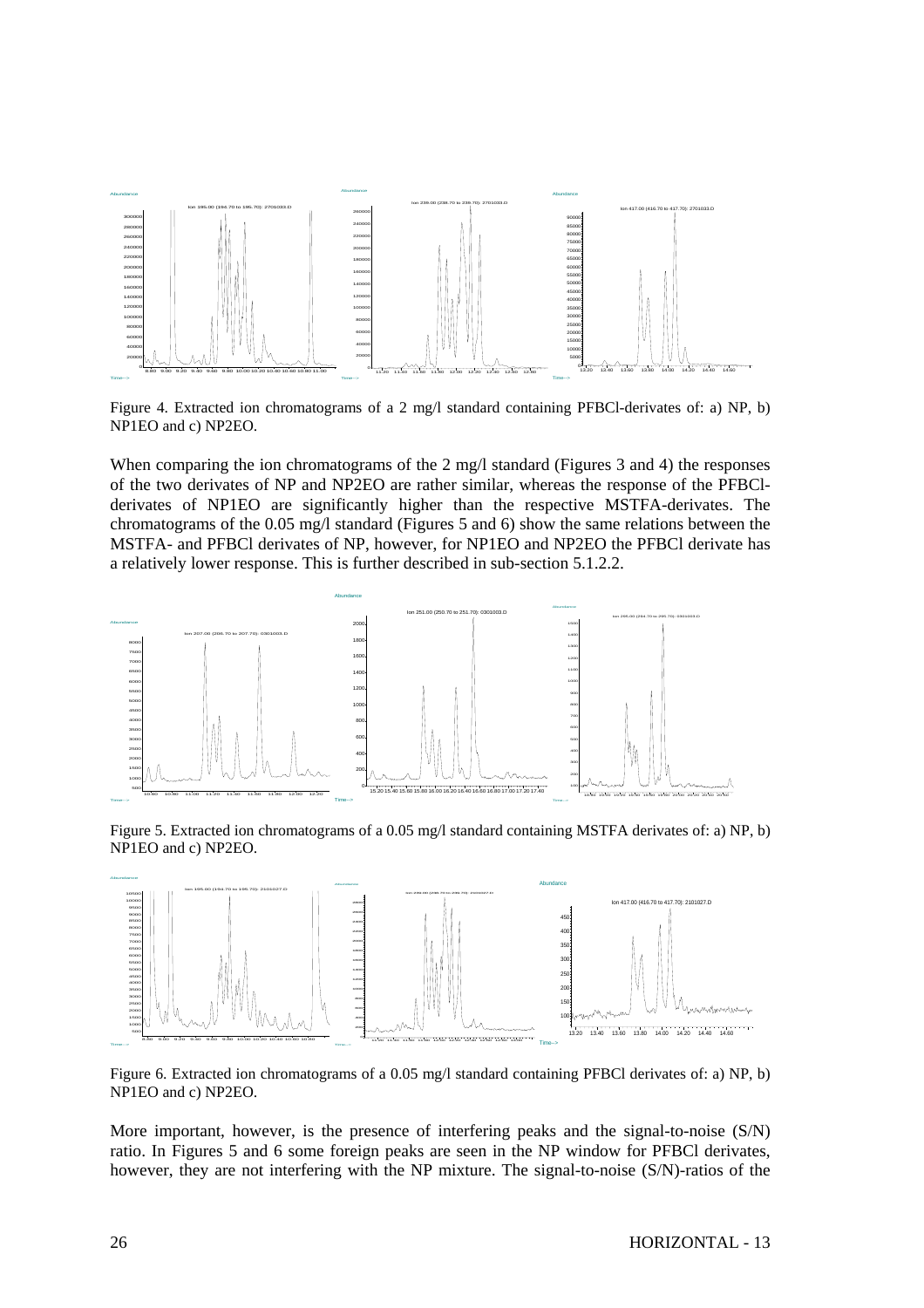Figure 4. Extracted ion chromatograms of a 2 mg/l standard containing PFBCl-derivates of: a) NP, b) NP1EO and c) NP2EO.

When comparing the ion chromatograms of the 2 mg/l standard (Figures 3 and 4) the responses of the two derivates of NP and NP2EO are rather similar, whereas the response of the PFBCl-derivates of NP1EO are significantly higher than the respective MSTFA-derivates. The chromatograms of the 0.05 mg/l standard (Figures 5 and 6) show the same relations between the MSTFA- and PFBCl derivates of NP, however, for NP1EO and NP2EO the PFBCl derivate has a relatively lower response. This is further described in sub-section 5.1.2.2.

Figure 5. Extracted ion chromatograms of a 0.05 mg/l standard containing MSTFA derivates of: a) NP, b) NP1EO and c) NP2EO.

Figure 6. Extracted ion chromatograms of a 0.05 mg/l standard containing PFBCl derivates of: a) NP, b) NP1EO and c) NP2EO.

More important, however, is the presence of interfering peaks and the signal-to-noise (S/N) ratio. In Figures 5 and 6 some foreign peaks are seen in the NP window for PFBCl derivates, however, they are not interfering with the NP mixture. The signal-to-noise (S/N)-ratios of the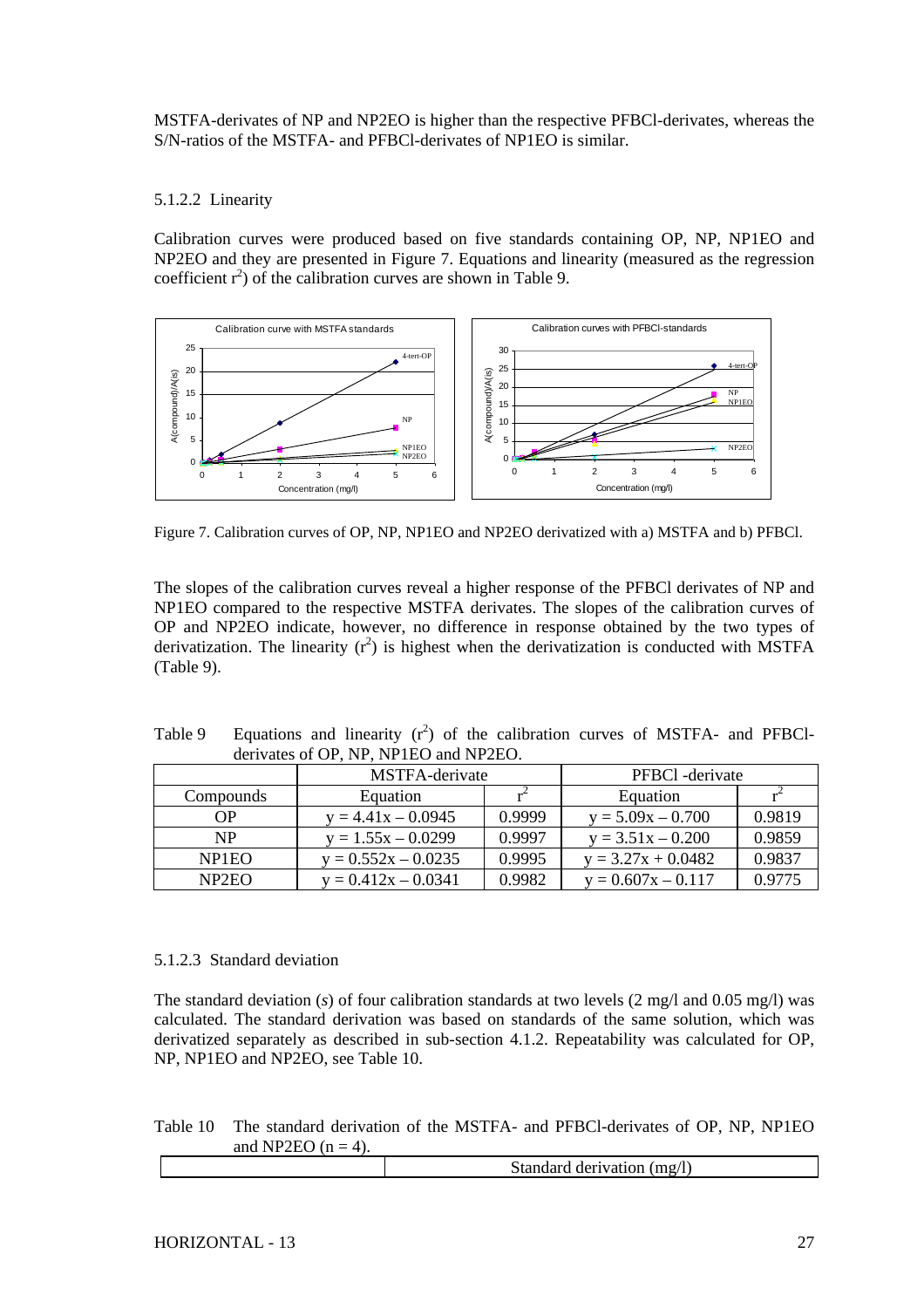MSTFA-derivates of NP and NP2EO is higher than the respective PFBCl-derivates, whereas the S/N-ratios of the MSTFA- and PFBCl-derivates of NP1EO is similar.

#### 5.1.2.2 Linearity

Calibration curves were produced based on five standards containing OP, NP, NP1EO and NP2EO and they are presented in Figure 7. Equations and linearity (measured as the regression coefficient $r^2$) of the calibration curves are shown in Table 9.

Figure 7. Calibration curves of OP, NP, NP1EO and NP2EO derivatized with a) MSTFA and b) PFBCl.

The slopes of the calibration curves reveal a higher response of the PFBCl derivates of NP and NP1EO compared to the respective MSTFA derivates. The slopes of the calibration curves of OP and NP2EO indicate, however, no difference in response obtained by the two types of derivatization. The linearity ($r^2$) is highest when the derivatization is conducted with MSTFA (Table 9).

Table 9 Equations and linearity ($r^2$) of the calibration curves of MSTFA- and PFBCl-derivates of OP, NP, NP1EO and NP2EO.

| | MSTFA-derivate | | PFBCl -derivate | |
|---|---|---|---|---|
| Compounds | Equation | $r^2$ | Equation | $r^2$ |
| OP | $y = 4.41x - 0.0945$ | 0.9999 | $y = 5.09x - 0.700$ | 0.9819 |
| NP | $y = 1.55x - 0.0299$ | 0.9997 | $y = 3.51x - 0.200$ | 0.9859 |
| NP1EO | $y = 0.552x - 0.0235$ | 0.9995 | $y = 3.27x + 0.0482$ | 0.9837 |
| NP2EO | $y = 0.412x - 0.0341$ | 0.9982 | $y = 0.607x - 0.117$ | 0.9775 |

#### 5.1.2.3 Standard deviation

The standard deviation (*s*) of four calibration standards at two levels (2 mg/l and 0.05 mg/l) was calculated. The standard derivation was based on standards of the same solution, which was derivatized separately as described in sub-section 4.1.2. Repeatability was calculated for OP, NP, NP1EO and NP2EO, see Table 10.

Table 10 The standard derivation of the MSTFA- and PFBCl-derivates of OP, NP, NP1EO and NP2EO ($n = 4$).

| | Standard derivation (mg/l) |
|---|---|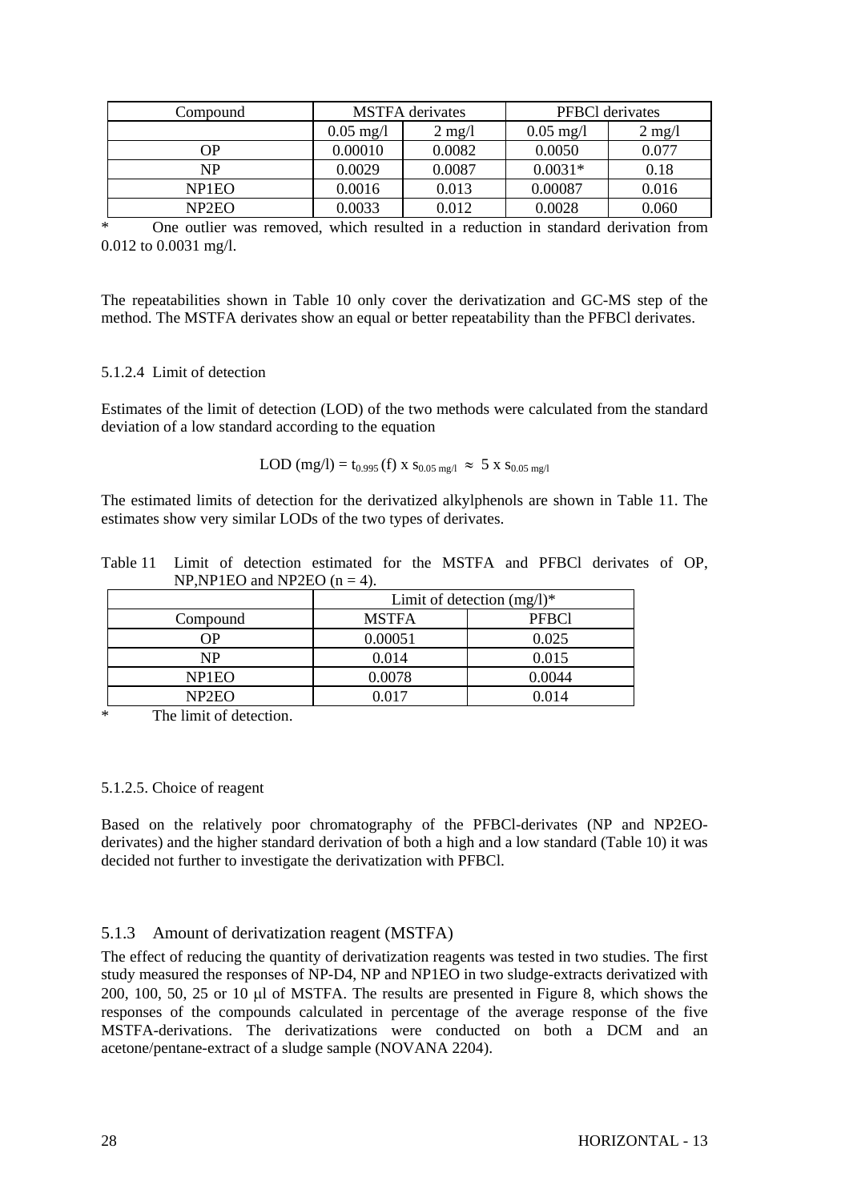| Compound | MSTFA derivates | | PFBCl derivates | |
|---|---|---|---|---|
| | 0.05 mg/l | 2 mg/l | 0.05 mg/l | 2 mg/l |
| OP | 0.00010 | 0.0082 | 0.0050 | 0.077 |
| NP | 0.0029 | 0.0087 | 0.0031* | 0.18 |
| NP1EO | 0.0016 | 0.013 | 0.00087 | 0.016 |
| NP2EO | 0.0033 | 0.012 | 0.0028 | 0.060 |

\* One outlier was removed, which resulted in a reduction in standard derivation from 0.012 to 0.0031 mg/l.

The repeatabilities shown in Table 10 only cover the derivatization and GC-MS step of the method. The MSTFA derivates show an equal or better repeatability than the PFBCl derivates.

#### 5.1.2.4 Limit of detection

Estimates of the limit of detection (LOD) of the two methods were calculated from the standard deviation of a low standard according to the equation

$$\text{LOD (mg/l)} = t_{0.995}(f) \times s_{0.05\ \text{mg/l}} \approx 5 \times s_{0.05\ \text{mg/l}}$$

The estimated limits of detection for the derivatized alkylphenols are shown in Table 11. The estimates show very similar LODs of the two types of derivates.

Table 11 Limit of detection estimated for the MSTFA and PFBCl derivates of OP, NP,NP1EO and NP2EO (n = 4).

| | Limit of detection (mg/l)* | |
|---|---|---|
| Compound | MSTFA | PFBCl |
| OP | 0.00051 | 0.025 |
| NP | 0.014 | 0.015 |
| NP1EO | 0.0078 | 0.0044 |
| NP2EO | 0.017 | 0.014 |

\* The limit of detection.

#### 5.1.2.5. Choice of reagent

Based on the relatively poor chromatography of the PFBCl-derivates (NP and NP2EO-derivates) and the higher standard derivation of both a high and a low standard (Table 10) it was decided not further to investigate the derivatization with PFBCl.

### 5.1.3 Amount of derivatization reagent (MSTFA)

The effect of reducing the quantity of derivatization reagents was tested in two studies. The first study measured the responses of NP-D4, NP and NP1EO in two sludge-extracts derivatized with 200, 100, 50, 25 or 10 µl of MSTFA. The results are presented in Figure 8, which shows the responses of the compounds calculated in percentage of the average response of the five MSTFA-derivations. The derivatizations were conducted on both a DCM and an acetone/pentane-extract of a sludge sample (NOVANA 2204).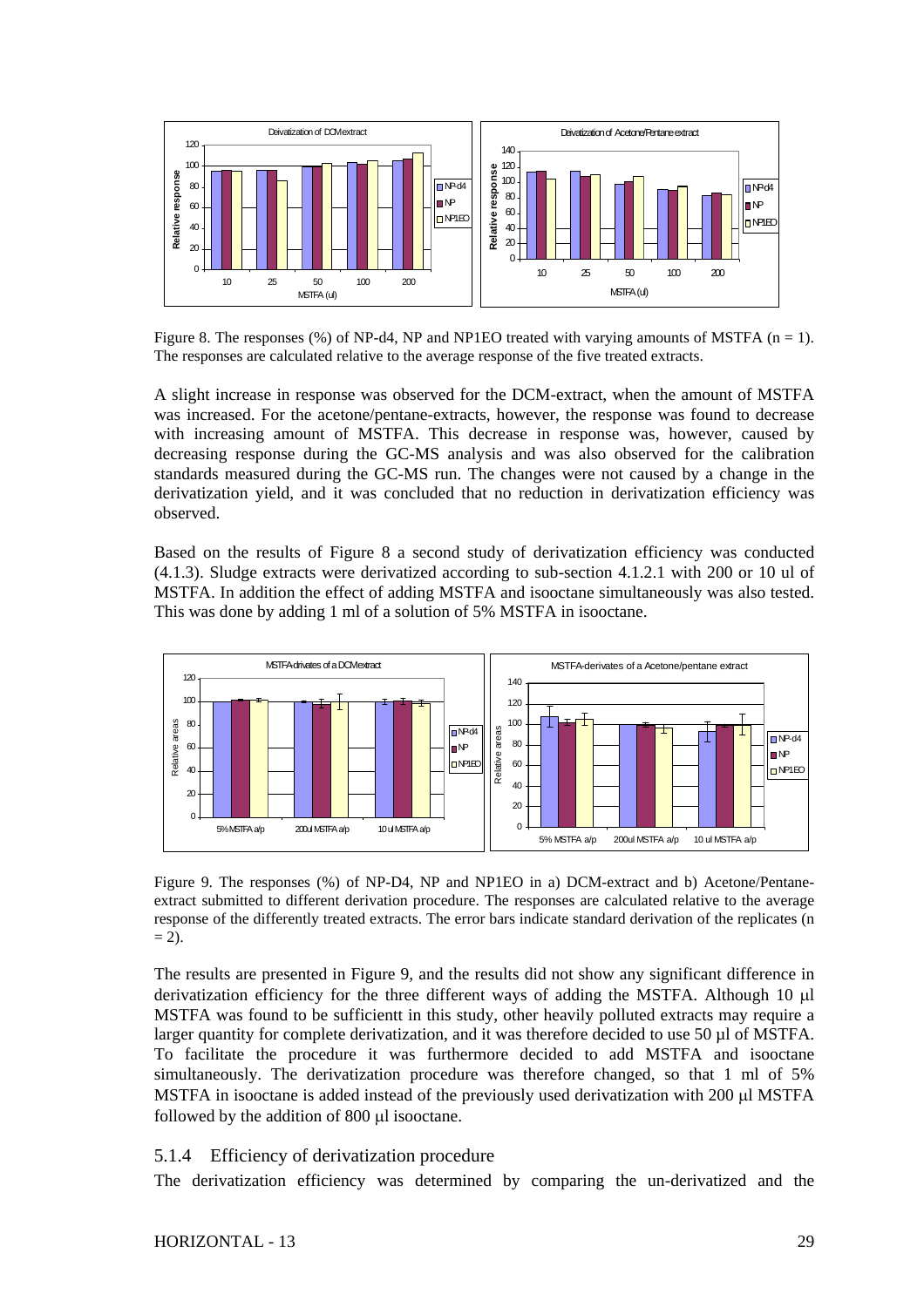Figure 8. The responses (%) of NP-d4, NP and NP1EO treated with varying amounts of MSTFA (n = 1). The responses are calculated relative to the average response of the five treated extracts.

A slight increase in response was observed for the DCM-extract, when the amount of MSTFA was increased. For the acetone/pentane-extracts, however, the response was found to decrease with increasing amount of MSTFA. This decrease in response was, however, caused by decreasing response during the GC-MS analysis and was also observed for the calibration standards measured during the GC-MS run. The changes were not caused by a change in the derivatization yield, and it was concluded that no reduction in derivatization efficiency was observed.

Based on the results of Figure 8 a second study of derivatization efficiency was conducted (4.1.3). Sludge extracts were derivatized according to sub-section 4.1.2.1 with 200 or 10 ul of MSTFA. In addition the effect of adding MSTFA and isooctane simultaneously was also tested. This was done by adding 1 ml of a solution of 5% MSTFA in isooctane.

Figure 9. The responses (%) of NP-D4, NP and NP1EO in a) DCM-extract and b) Acetone/Pentane-extract submitted to different derivation procedure. The responses are calculated relative to the average response of the differently treated extracts. The error bars indicate standard derivation of the replicates (n = 2).

The results are presented in Figure 9, and the results did not show any significant difference in derivatization efficiency for the three different ways of adding the MSTFA. Although 10 µl MSTFA was found to be sufficientt in this study, other heavily polluted extracts may require a larger quantity for complete derivatization, and it was therefore decided to use 50 µl of MSTFA. To facilitate the procedure it was furthermore decided to add MSTFA and isooctane simultaneously. The derivatization procedure was therefore changed, so that 1 ml of 5% MSTFA in isooctane is added instead of the previously used derivatization with 200 µl MSTFA followed by the addition of 800 µl isooctane.

### 5.1.4 Efficiency of derivatization procedure

The derivatization efficiency was determined by comparing the un-derivatized and the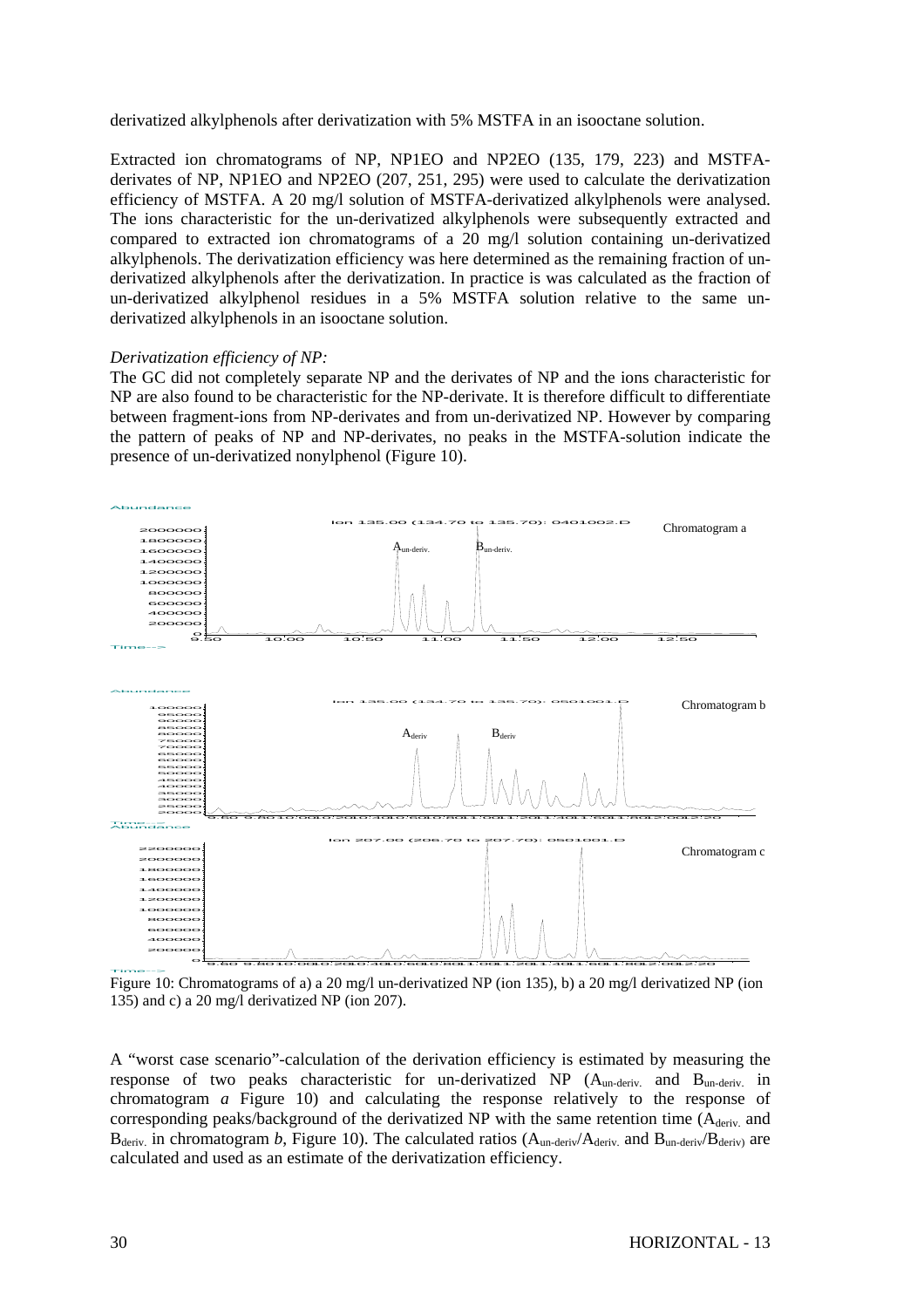derivatized alkylphenols after derivatization with 5% MSTFA in an isooctane solution.

Extracted ion chromatograms of NP, NP1EO and NP2EO (135, 179, 223) and MSTFA-derivates of NP, NP1EO and NP2EO (207, 251, 295) were used to calculate the derivatization efficiency of MSTFA. A 20 mg/l solution of MSTFA-derivatized alkylphenols were analysed. The ions characteristic for the un-derivatized alkylphenols were subsequently extracted and compared to extracted ion chromatograms of a 20 mg/l solution containing un-derivatized alkylphenols. The derivatization efficiency was here determined as the remaining fraction of un-derivatized alkylphenols after the derivatization. In practice is was calculated as the fraction of un-derivatized alkylphenol residues in a 5% MSTFA solution relative to the same un-derivatized alkylphenols in an isooctane solution.

*Derivatization efficiency of NP:*

The GC did not completely separate NP and the derivates of NP and the ions characteristic for NP are also found to be characteristic for the NP-derivate. It is therefore difficult to differentiate between fragment-ions from NP-derivates and from un-derivatized NP. However by comparing the pattern of peaks of NP and NP-derivates, no peaks in the MSTFA-solution indicate the presence of un-derivatized nonylphenol (Figure 10).

Figure 10: Chromatograms of a) a 20 mg/l un-derivatized NP (ion 135), b) a 20 mg/l derivatized NP (ion 135) and c) a 20 mg/l derivatized NP (ion 207).

A "worst case scenario"-calculation of the derivation efficiency is estimated by measuring the response of two peaks characteristic for un-derivatized NP ($A_{un\text{-}deriv.}$ and $B_{un\text{-}deriv.}$ in chromatogram *a* Figure 10) and calculating the response relatively to the response of corresponding peaks/background of the derivatized NP with the same retention time ($A_{deriv.}$ and $B_{deriv.}$ in chromatogram *b*, Figure 10). The calculated ratios ($A_{un\text{-}deriv}/A_{deriv.}$ and $B_{un\text{-}deriv}/B_{deriv}$) are calculated and used as an estimate of the derivatization efficiency.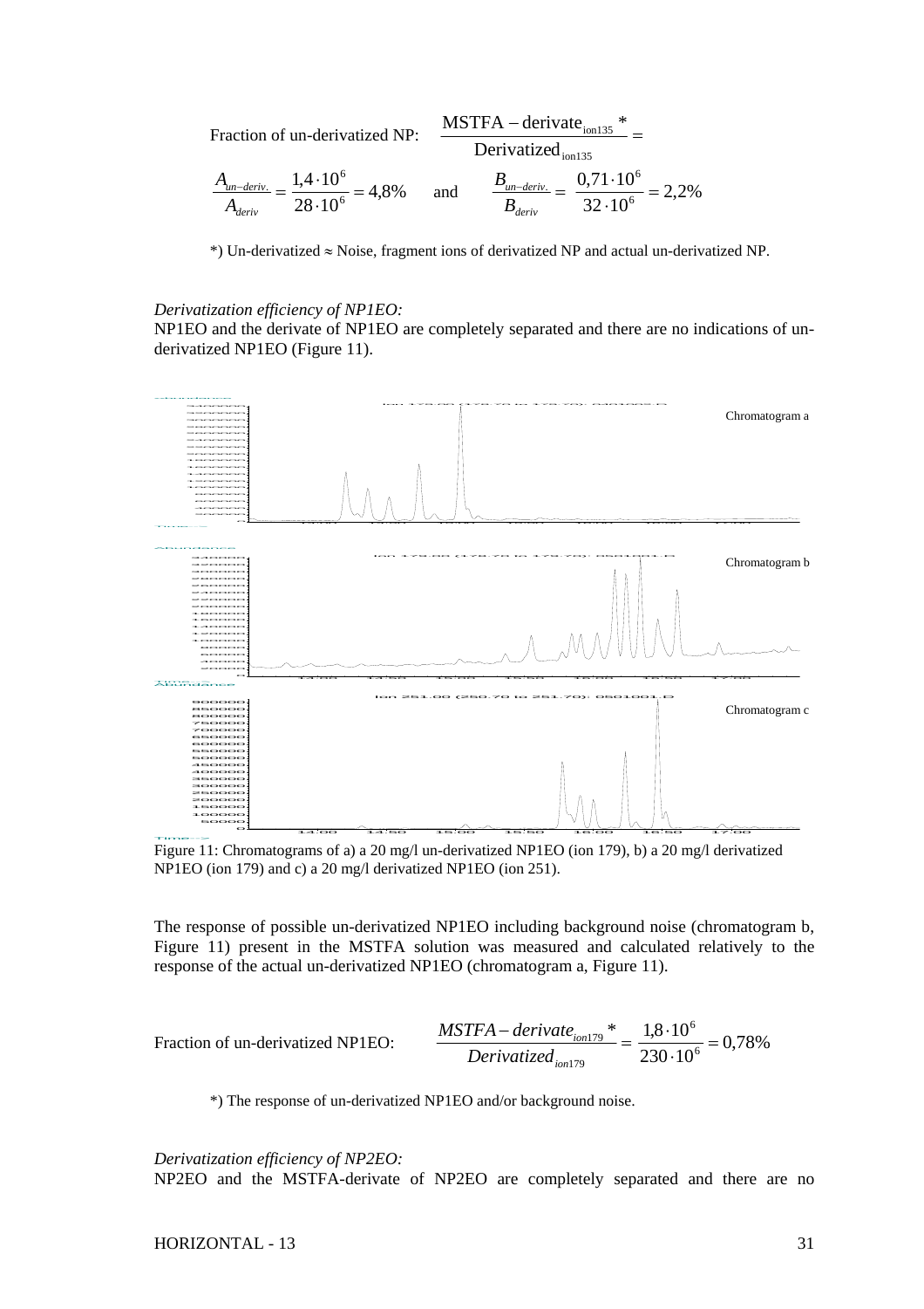Fraction of un-derivatized NP: $$\frac{\text{MSTFA} - \text{derivate}_{\text{ion135}}\ *}{\text{Derivatized}_{\text{ion135}}} =$$

$$\frac{A_{un-deriv.}}{A_{deriv}} = \frac{1{,}4 \cdot 10^6}{28 \cdot 10^6} = 4{,}8\% \quad \text{and} \quad \frac{B_{un-deriv.}}{B_{deriv}} = \frac{0{,}71 \cdot 10^6}{32 \cdot 10^6} = 2{,}2\%$$

*) Un-derivatized ≈ Noise, fragment ions of derivatized NP and actual un-derivatized NP.

*Derivatization efficiency of NP1EO:*

NP1EO and the derivate of NP1EO are completely separated and there are no indications of un-derivatized NP1EO (Figure 11).

Figure 11: Chromatograms of a) a 20 mg/l un-derivatized NP1EO (ion 179), b) a 20 mg/l derivatized NP1EO (ion 179) and c) a 20 mg/l derivatized NP1EO (ion 251).

The response of possible un-derivatized NP1EO including background noise (chromatogram b, Figure 11) present in the MSTFA solution was measured and calculated relatively to the response of the actual un-derivatized NP1EO (chromatogram a, Figure 11).

Fraction of un-derivatized NP1EO: $$\frac{MSTFA - derivate_{ion179}\ *}{Derivatized_{ion179}} = \frac{1{,}8 \cdot 10^6}{230 \cdot 10^6} = 0{,}78\%$$

*) The response of un-derivatized NP1EO and/or background noise.

*Derivatization efficiency of NP2EO:*

NP2EO and the MSTFA-derivate of NP2EO are completely separated and there are no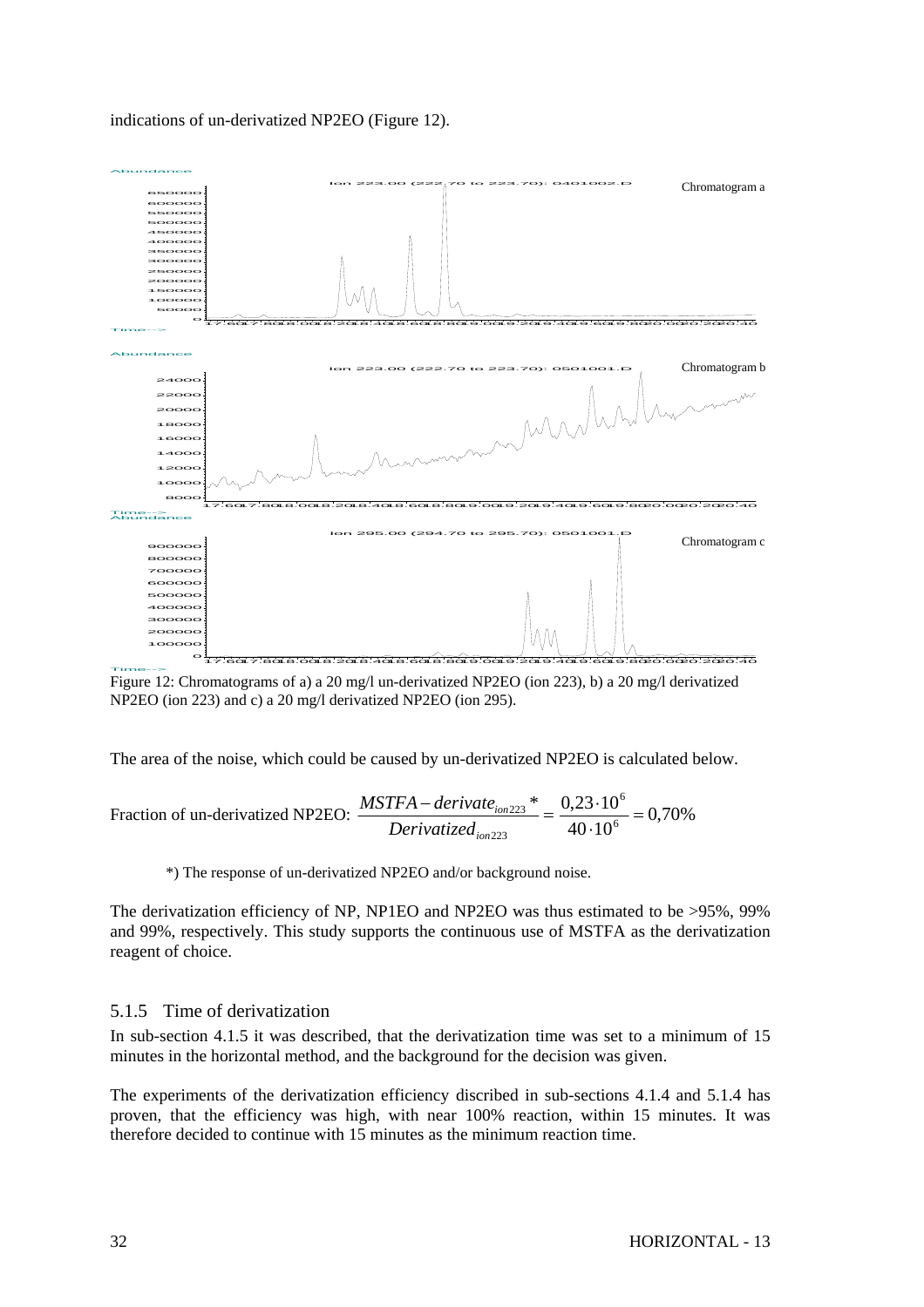indications of un-derivatized NP2EO (Figure 12).

Figure 12: Chromatograms of a) a 20 mg/l un-derivatized NP2EO (ion 223), b) a 20 mg/l derivatized NP2EO (ion 223) and c) a 20 mg/l derivatized NP2EO (ion 295).

The area of the noise, which could be caused by un-derivatized NP2EO is calculated below.

Fraction of un-derivatized NP2EO: $\dfrac{MSTFA-derivate_{ion223}*}{Derivatized_{ion223}} = \dfrac{0{,}23 \cdot 10^6}{40 \cdot 10^6} = 0{,}70\%$

*) The response of un-derivatized NP2EO and/or background noise.

The derivatization efficiency of NP, NP1EO and NP2EO was thus estimated to be >95%, 99% and 99%, respectively. This study supports the continuous use of MSTFA as the derivatization reagent of choice.

### 5.1.5 Time of derivatization

In sub-section 4.1.5 it was described, that the derivatization time was set to a minimum of 15 minutes in the horizontal method, and the background for the decision was given.

The experiments of the derivatization efficiency discribed in sub-sections 4.1.4 and 5.1.4 has proven, that the efficiency was high, with near 100% reaction, within 15 minutes. It was therefore decided to continue with 15 minutes as the minimum reaction time.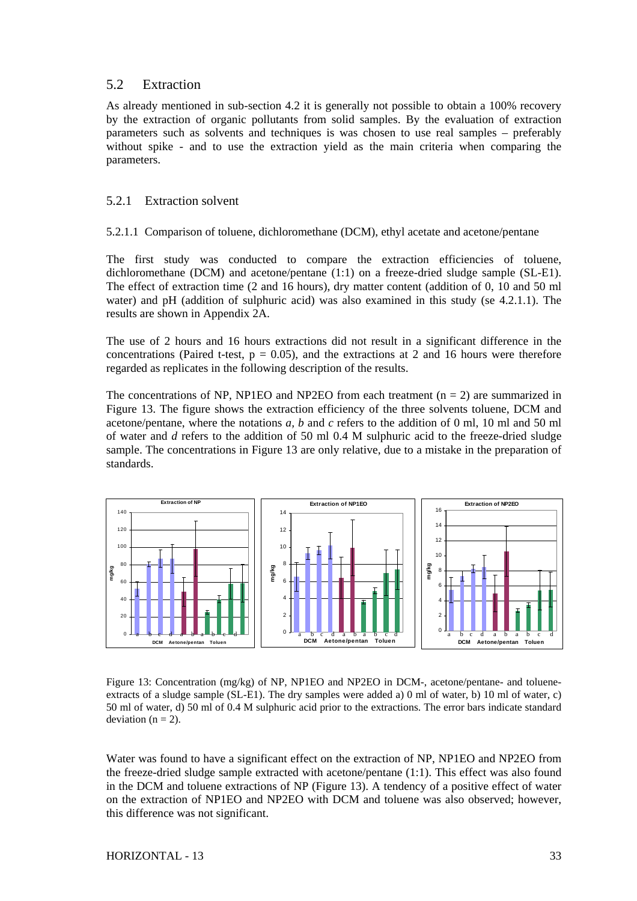## 5.2 Extraction

As already mentioned in sub-section 4.2 it is generally not possible to obtain a 100% recovery by the extraction of organic pollutants from solid samples. By the evaluation of extraction parameters such as solvents and techniques is was chosen to use real samples – preferably without spike - and to use the extraction yield as the main criteria when comparing the parameters.

### 5.2.1 Extraction solvent

#### 5.2.1.1 Comparison of toluene, dichloromethane (DCM), ethyl acetate and acetone/pentane

The first study was conducted to compare the extraction efficiencies of toluene, dichloromethane (DCM) and acetone/pentane (1:1) on a freeze-dried sludge sample (SL-E1). The effect of extraction time (2 and 16 hours), dry matter content (addition of 0, 10 and 50 ml water) and pH (addition of sulphuric acid) was also examined in this study (se 4.2.1.1). The results are shown in Appendix 2A.

The use of 2 hours and 16 hours extractions did not result in a significant difference in the concentrations (Paired t-test, $p = 0.05$), and the extractions at 2 and 16 hours were therefore regarded as replicates in the following description of the results.

The concentrations of NP, NP1EO and NP2EO from each treatment ($n = 2$) are summarized in Figure 13. The figure shows the extraction efficiency of the three solvents toluene, DCM and acetone/pentane, where the notations *a*, *b* and *c* refers to the addition of 0 ml, 10 ml and 50 ml of water and *d* refers to the addition of 50 ml 0.4 M sulphuric acid to the freeze-dried sludge sample. The concentrations in Figure 13 are only relative, due to a mistake in the preparation of standards.

Figure 13: Concentration (mg/kg) of NP, NP1EO and NP2EO in DCM-, acetone/pentane- and toluene-extracts of a sludge sample (SL-E1). The dry samples were added a) 0 ml of water, b) 10 ml of water, c) 50 ml of water, d) 50 ml of 0.4 M sulphuric acid prior to the extractions. The error bars indicate standard deviation ($n = 2$).

Water was found to have a significant effect on the extraction of NP, NP1EO and NP2EO from the freeze-dried sludge sample extracted with acetone/pentane (1:1). This effect was also found in the DCM and toluene extractions of NP (Figure 13). A tendency of a positive effect of water on the extraction of NP1EO and NP2EO with DCM and toluene was also observed; however, this difference was not significant.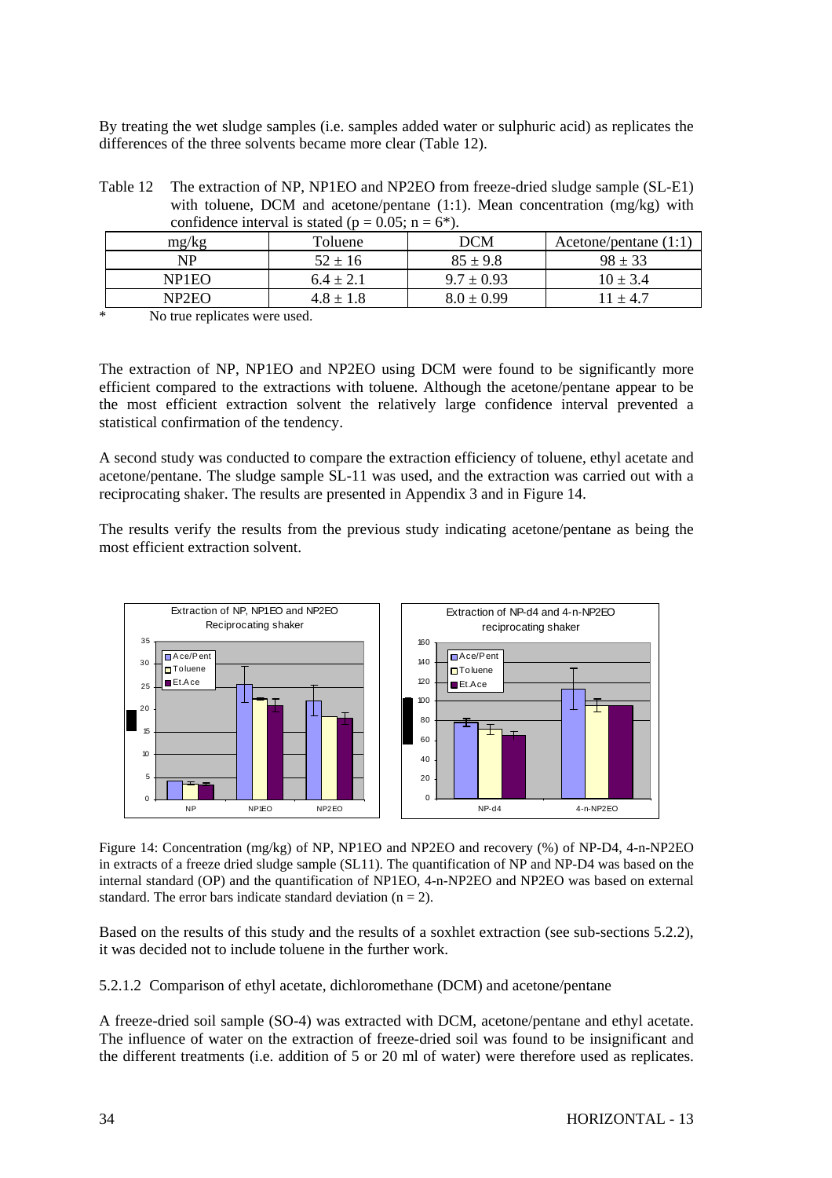By treating the wet sludge samples (i.e. samples added water or sulphuric acid) as replicates the differences of the three solvents became more clear (Table 12).

Table 12 The extraction of NP, NP1EO and NP2EO from freeze-dried sludge sample (SL-E1) with toluene, DCM and acetone/pentane (1:1). Mean concentration (mg/kg) with confidence interval is stated ($p = 0.05$; $n = 6^*$).

| mg/kg | Toluene | DCM | Acetone/pentane (1:1) |
|---|---|---|---|
| NP | 52 ± 16 | 85 ± 9.8 | 98 ± 33 |
| NP1EO | 6.4 ± 2.1 | 9.7 ± 0.93 | 10 ± 3.4 |
| NP2EO | 4.8 ± 1.8 | 8.0 ± 0.99 | 11 ± 4.7 |

\* No true replicates were used.

The extraction of NP, NP1EO and NP2EO using DCM were found to be significantly more efficient compared to the extractions with toluene. Although the acetone/pentane appear to be the most efficient extraction solvent the relatively large confidence interval prevented a statistical confirmation of the tendency.

A second study was conducted to compare the extraction efficiency of toluene, ethyl acetate and acetone/pentane. The sludge sample SL-11 was used, and the extraction was carried out with a reciprocating shaker. The results are presented in Appendix 3 and in Figure 14.

The results verify the results from the previous study indicating acetone/pentane as being the most efficient extraction solvent.

Figure 14: Concentration (mg/kg) of NP, NP1EO and NP2EO and recovery (%) of NP-D4, 4-n-NP2EO in extracts of a freeze dried sludge sample (SL11). The quantification of NP and NP-D4 was based on the internal standard (OP) and the quantification of NP1EO, 4-n-NP2EO and NP2EO was based on external standard. The error bars indicate standard deviation ($n = 2$).

Based on the results of this study and the results of a soxhlet extraction (see sub-sections 5.2.2), it was decided not to include toluene in the further work.

#### 5.2.1.2 Comparison of ethyl acetate, dichloromethane (DCM) and acetone/pentane

A freeze-dried soil sample (SO-4) was extracted with DCM, acetone/pentane and ethyl acetate. The influence of water on the extraction of freeze-dried soil was found to be insignificant and the different treatments (i.e. addition of 5 or 20 ml of water) were therefore used as replicates.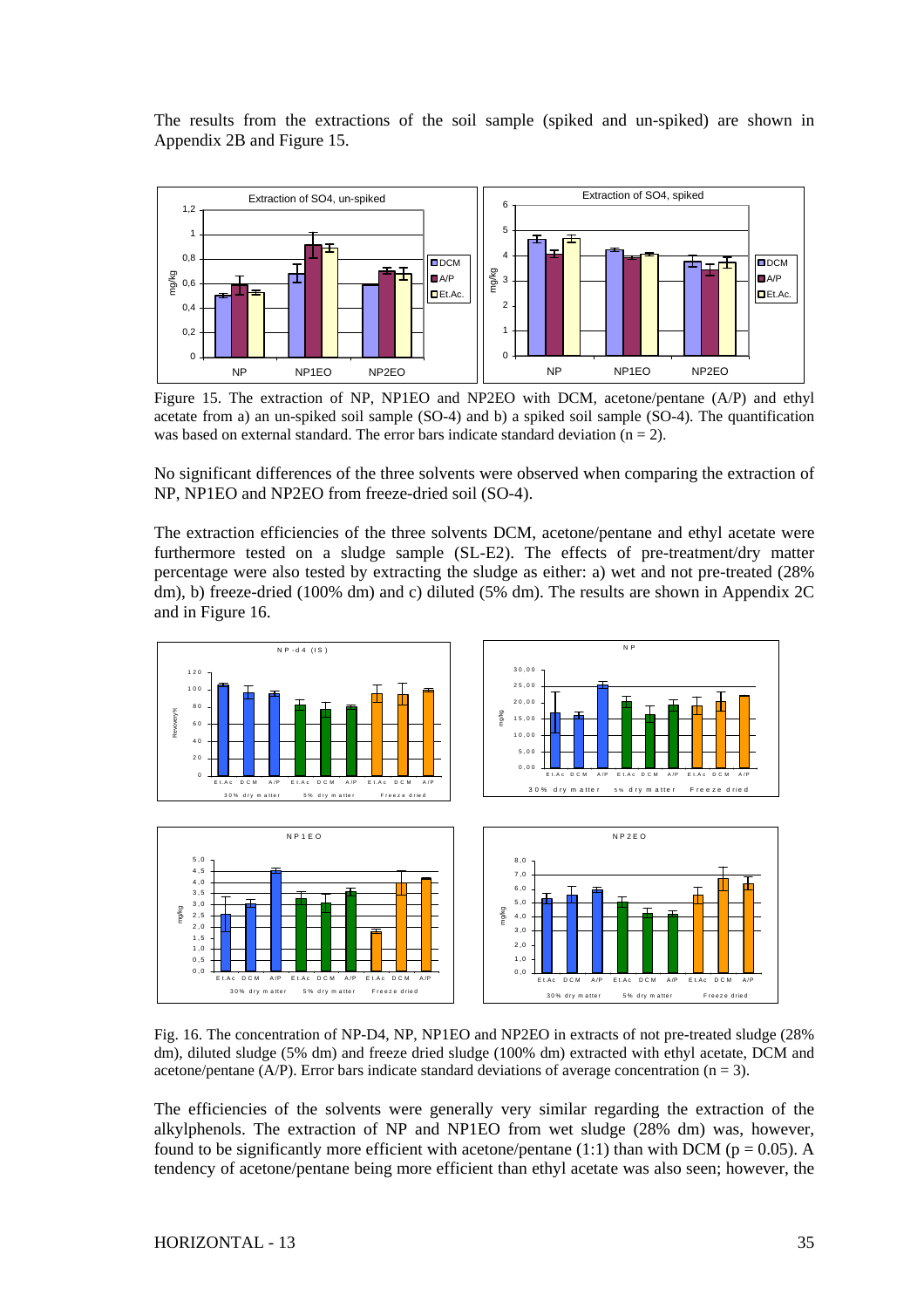The results from the extractions of the soil sample (spiked and un-spiked) are shown in Appendix 2B and Figure 15.

Figure 15. The extraction of NP, NP1EO and NP2EO with DCM, acetone/pentane (A/P) and ethyl acetate from a) an un-spiked soil sample (SO-4) and b) a spiked soil sample (SO-4). The quantification was based on external standard. The error bars indicate standard deviation ($n = 2$).

No significant differences of the three solvents were observed when comparing the extraction of NP, NP1EO and NP2EO from freeze-dried soil (SO-4).

The extraction efficiencies of the three solvents DCM, acetone/pentane and ethyl acetate were furthermore tested on a sludge sample (SL-E2). The effects of pre-treatment/dry matter percentage were also tested by extracting the sludge as either: a) wet and not pre-treated (28% dm), b) freeze-dried (100% dm) and c) diluted (5% dm). The results are shown in Appendix 2C and in Figure 16.

Fig. 16. The concentration of NP-D4, NP, NP1EO and NP2EO in extracts of not pre-treated sludge (28% dm), diluted sludge (5% dm) and freeze dried sludge (100% dm) extracted with ethyl acetate, DCM and acetone/pentane (A/P). Error bars indicate standard deviations of average concentration ($n = 3$).

The efficiencies of the solvents were generally very similar regarding the extraction of the alkylphenols. The extraction of NP and NP1EO from wet sludge (28% dm) was, however, found to be significantly more efficient with acetone/pentane (1:1) than with DCM ($p = 0.05$). A tendency of acetone/pentane being more efficient than ethyl acetate was also seen; however, the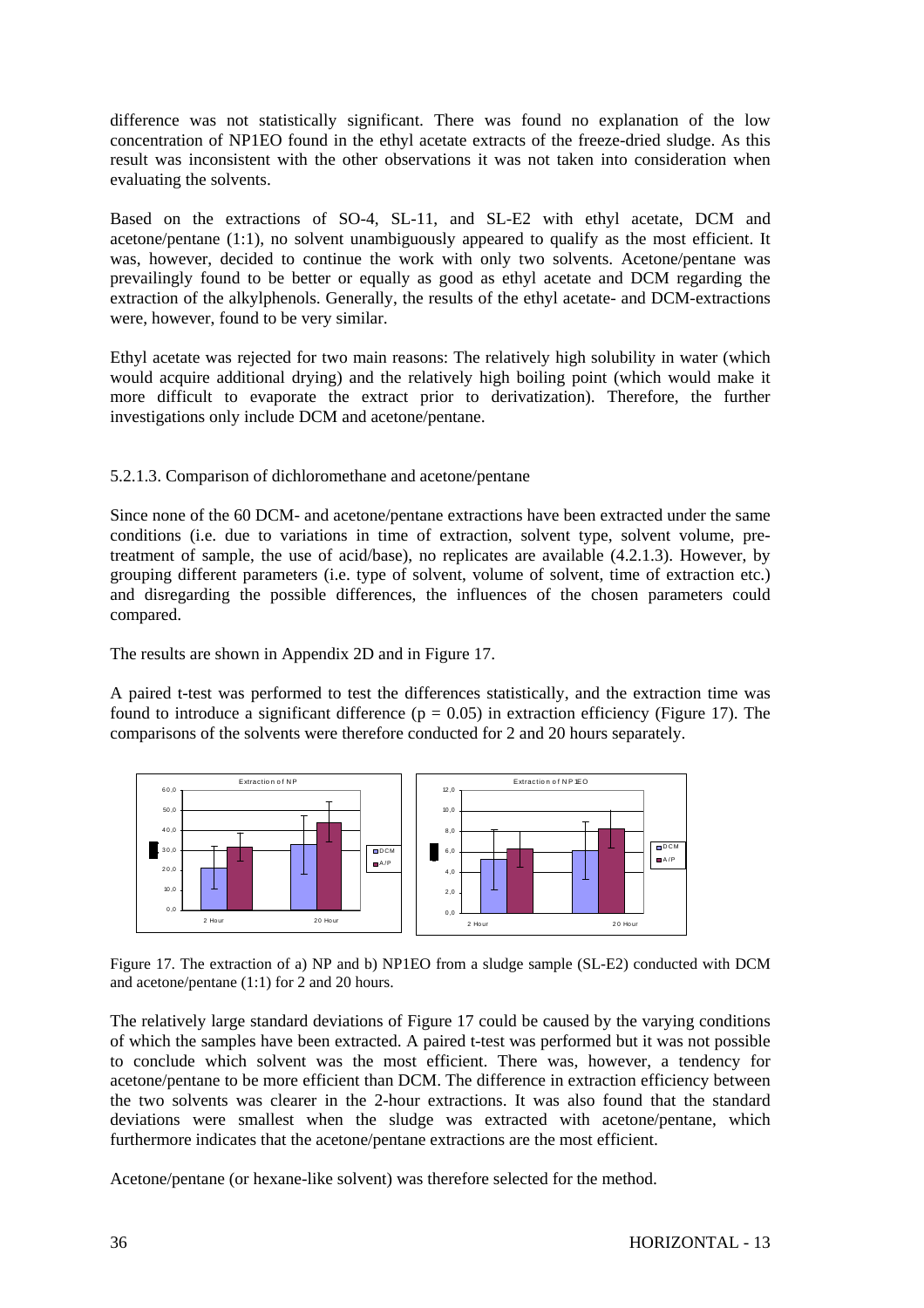difference was not statistically significant. There was found no explanation of the low concentration of NP1EO found in the ethyl acetate extracts of the freeze-dried sludge. As this result was inconsistent with the other observations it was not taken into consideration when evaluating the solvents.

Based on the extractions of SO-4, SL-11, and SL-E2 with ethyl acetate, DCM and acetone/pentane (1:1), no solvent unambiguously appeared to qualify as the most efficient. It was, however, decided to continue the work with only two solvents. Acetone/pentane was prevailingly found to be better or equally as good as ethyl acetate and DCM regarding the extraction of the alkylphenols. Generally, the results of the ethyl acetate- and DCM-extractions were, however, found to be very similar.

Ethyl acetate was rejected for two main reasons: The relatively high solubility in water (which would acquire additional drying) and the relatively high boiling point (which would make it more difficult to evaporate the extract prior to derivatization). Therefore, the further investigations only include DCM and acetone/pentane.

### 5.2.1.3. Comparison of dichloromethane and acetone/pentane

Since none of the 60 DCM- and acetone/pentane extractions have been extracted under the same conditions (i.e. due to variations in time of extraction, solvent type, solvent volume, pre-treatment of sample, the use of acid/base), no replicates are available (4.2.1.3). However, by grouping different parameters (i.e. type of solvent, volume of solvent, time of extraction etc.) and disregarding the possible differences, the influences of the chosen parameters could compared.

The results are shown in Appendix 2D and in Figure 17.

A paired t-test was performed to test the differences statistically, and the extraction time was found to introduce a significant difference ($p = 0.05$) in extraction efficiency (Figure 17). The comparisons of the solvents were therefore conducted for 2 and 20 hours separately.

Figure 17. The extraction of a) NP and b) NP1EO from a sludge sample (SL-E2) conducted with DCM and acetone/pentane (1:1) for 2 and 20 hours.

The relatively large standard deviations of Figure 17 could be caused by the varying conditions of which the samples have been extracted. A paired t-test was performed but it was not possible to conclude which solvent was the most efficient. There was, however, a tendency for acetone/pentane to be more efficient than DCM. The difference in extraction efficiency between the two solvents was clearer in the 2-hour extractions. It was also found that the standard deviations were smallest when the sludge was extracted with acetone/pentane, which furthermore indicates that the acetone/pentane extractions are the most efficient.

Acetone/pentane (or hexane-like solvent) was therefore selected for the method.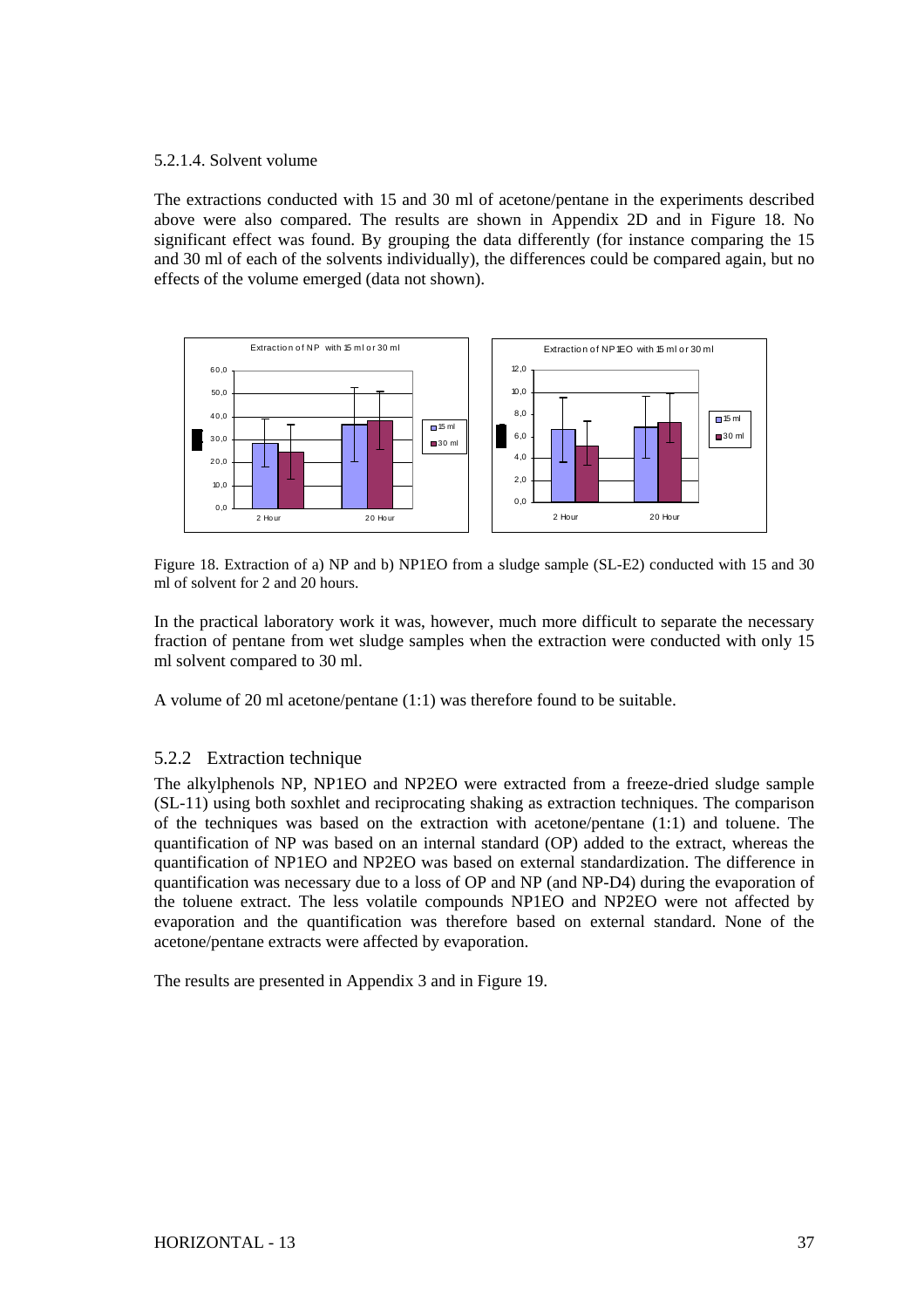5.2.1.4. Solvent volume

The extractions conducted with 15 and 30 ml of acetone/pentane in the experiments described above were also compared. The results are shown in Appendix 2D and in Figure 18. No significant effect was found. By grouping the data differently (for instance comparing the 15 and 30 ml of each of the solvents individually), the differences could be compared again, but no effects of the volume emerged (data not shown).

Figure 18. Extraction of a) NP and b) NP1EO from a sludge sample (SL-E2) conducted with 15 and 30 ml of solvent for 2 and 20 hours.

In the practical laboratory work it was, however, much more difficult to separate the necessary fraction of pentane from wet sludge samples when the extraction were conducted with only 15 ml solvent compared to 30 ml.

A volume of 20 ml acetone/pentane (1:1) was therefore found to be suitable.

## 5.2.2 Extraction technique

The alkylphenols NP, NP1EO and NP2EO were extracted from a freeze-dried sludge sample (SL-11) using both soxhlet and reciprocating shaking as extraction techniques. The comparison of the techniques was based on the extraction with acetone/pentane (1:1) and toluene. The quantification of NP was based on an internal standard (OP) added to the extract, whereas the quantification of NP1EO and NP2EO was based on external standardization. The difference in quantification was necessary due to a loss of OP and NP (and NP-D4) during the evaporation of the toluene extract. The less volatile compounds NP1EO and NP2EO were not affected by evaporation and the quantification was therefore based on external standard. None of the acetone/pentane extracts were affected by evaporation.

The results are presented in Appendix 3 and in Figure 19.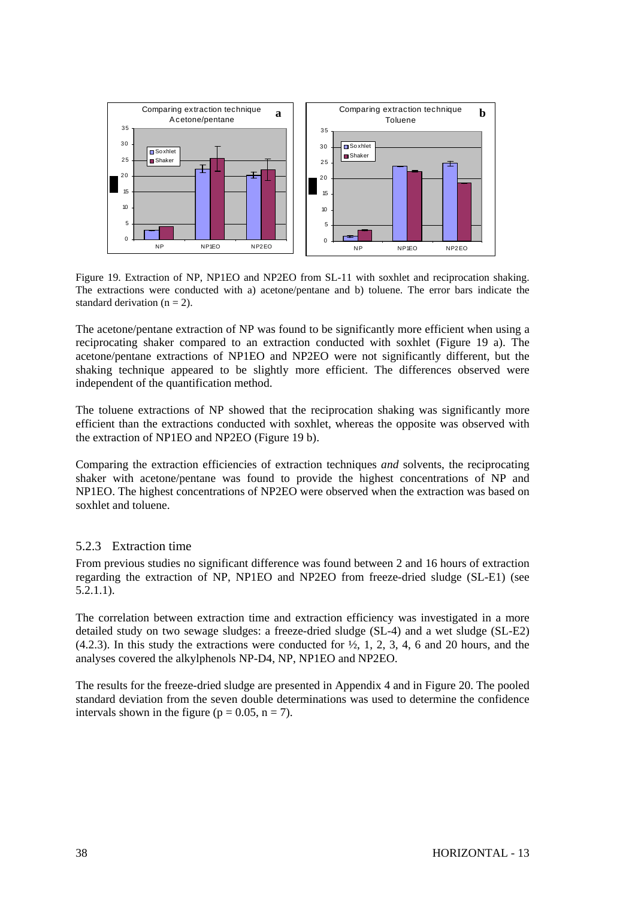Figure 19. Extraction of NP, NP1EO and NP2EO from SL-11 with soxhlet and reciprocation shaking. The extractions were conducted with a) acetone/pentane and b) toluene. The error bars indicate the standard derivation (n = 2).

The acetone/pentane extraction of NP was found to be significantly more efficient when using a reciprocating shaker compared to an extraction conducted with soxhlet (Figure 19 a). The acetone/pentane extractions of NP1EO and NP2EO were not significantly different, but the shaking technique appeared to be slightly more efficient. The differences observed were independent of the quantification method.

The toluene extractions of NP showed that the reciprocation shaking was significantly more efficient than the extractions conducted with soxhlet, whereas the opposite was observed with the extraction of NP1EO and NP2EO (Figure 19 b).

Comparing the extraction efficiencies of extraction techniques *and* solvents, the reciprocating shaker with acetone/pentane was found to provide the highest concentrations of NP and NP1EO. The highest concentrations of NP2EO were observed when the extraction was based on soxhlet and toluene.

### 5.2.3 Extraction time

From previous studies no significant difference was found between 2 and 16 hours of extraction regarding the extraction of NP, NP1EO and NP2EO from freeze-dried sludge (SL-E1) (see 5.2.1.1).

The correlation between extraction time and extraction efficiency was investigated in a more detailed study on two sewage sludges: a freeze-dried sludge (SL-4) and a wet sludge (SL-E2) (4.2.3). In this study the extractions were conducted for ½, 1, 2, 3, 4, 6 and 20 hours, and the analyses covered the alkylphenols NP-D4, NP, NP1EO and NP2EO.

The results for the freeze-dried sludge are presented in Appendix 4 and in Figure 20. The pooled standard deviation from the seven double determinations was used to determine the confidence intervals shown in the figure ($p = 0.05$, $n = 7$).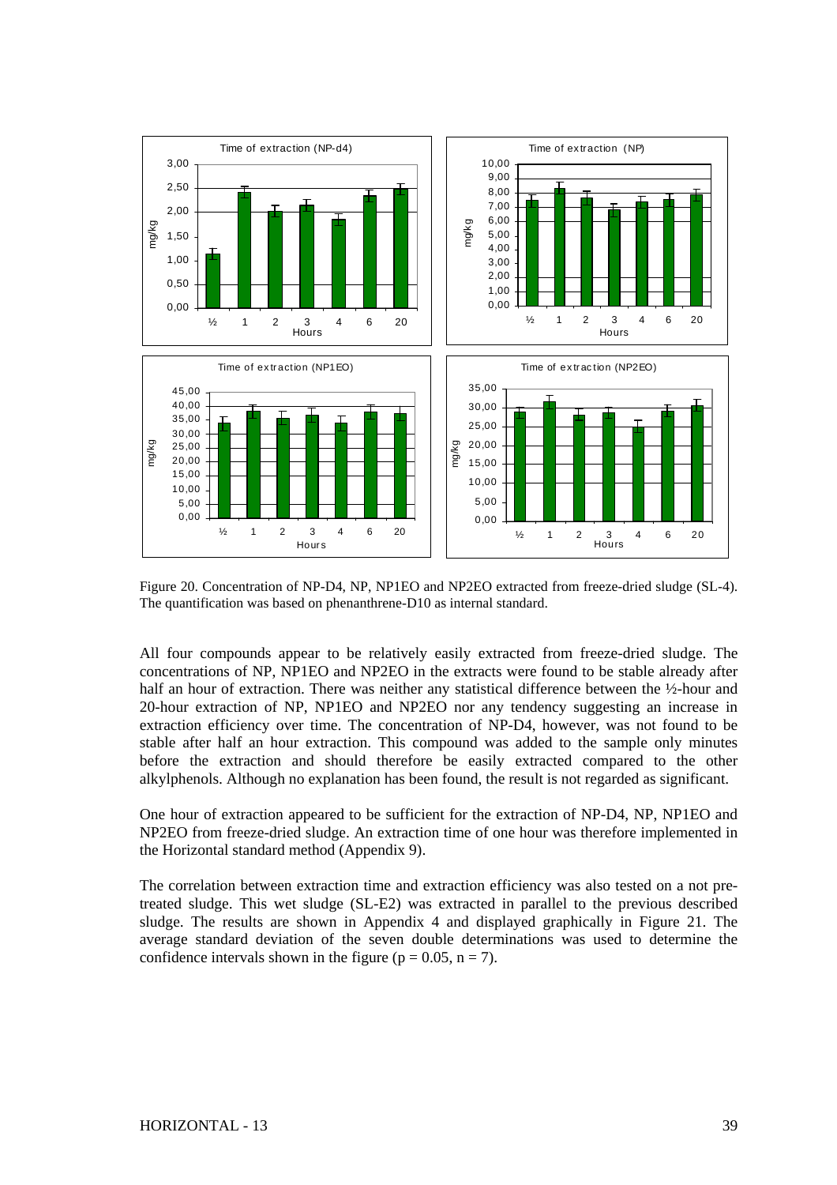Figure 20. Concentration of NP-D4, NP, NP1EO and NP2EO extracted from freeze-dried sludge (SL-4). The quantification was based on phenanthrene-D10 as internal standard.

All four compounds appear to be relatively easily extracted from freeze-dried sludge. The concentrations of NP, NP1EO and NP2EO in the extracts were found to be stable already after half an hour of extraction. There was neither any statistical difference between the ½-hour and 20-hour extraction of NP, NP1EO and NP2EO nor any tendency suggesting an increase in extraction efficiency over time. The concentration of NP-D4, however, was not found to be stable after half an hour extraction. This compound was added to the sample only minutes before the extraction and should therefore be easily extracted compared to the other alkylphenols. Although no explanation has been found, the result is not regarded as significant.

One hour of extraction appeared to be sufficient for the extraction of NP-D4, NP, NP1EO and NP2EO from freeze-dried sludge. An extraction time of one hour was therefore implemented in the Horizontal standard method (Appendix 9).

The correlation between extraction time and extraction efficiency was also tested on a not pre-treated sludge. This wet sludge (SL-E2) was extracted in parallel to the previous described sludge. The results are shown in Appendix 4 and displayed graphically in Figure 21. The average standard deviation of the seven double determinations was used to determine the confidence intervals shown in the figure ($p = 0.05$, $n = 7$).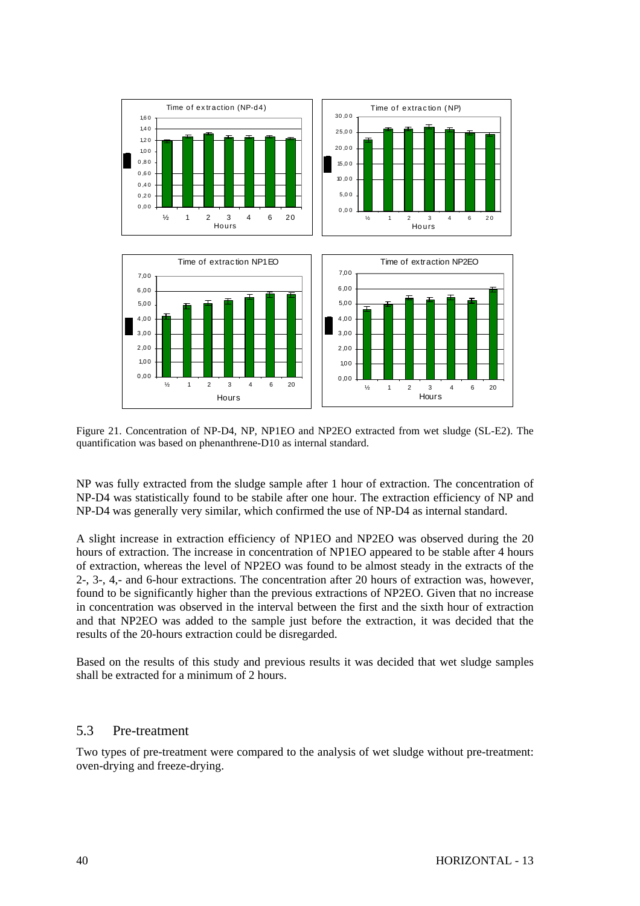Figure 21. Concentration of NP-D4, NP, NP1EO and NP2EO extracted from wet sludge (SL-E2). The quantification was based on phenanthrene-D10 as internal standard.

NP was fully extracted from the sludge sample after 1 hour of extraction. The concentration of NP-D4 was statistically found to be stabile after one hour. The extraction efficiency of NP and NP-D4 was generally very similar, which confirmed the use of NP-D4 as internal standard.

A slight increase in extraction efficiency of NP1EO and NP2EO was observed during the 20 hours of extraction. The increase in concentration of NP1EO appeared to be stable after 4 hours of extraction, whereas the level of NP2EO was found to be almost steady in the extracts of the 2-, 3-, 4,- and 6-hour extractions. The concentration after 20 hours of extraction was, however, found to be significantly higher than the previous extractions of NP2EO. Given that no increase in concentration was observed in the interval between the first and the sixth hour of extraction and that NP2EO was added to the sample just before the extraction, it was decided that the results of the 20-hours extraction could be disregarded.

Based on the results of this study and previous results it was decided that wet sludge samples shall be extracted for a minimum of 2 hours.

## 5.3 Pre-treatment

Two types of pre-treatment were compared to the analysis of wet sludge without pre-treatment: oven-drying and freeze-drying.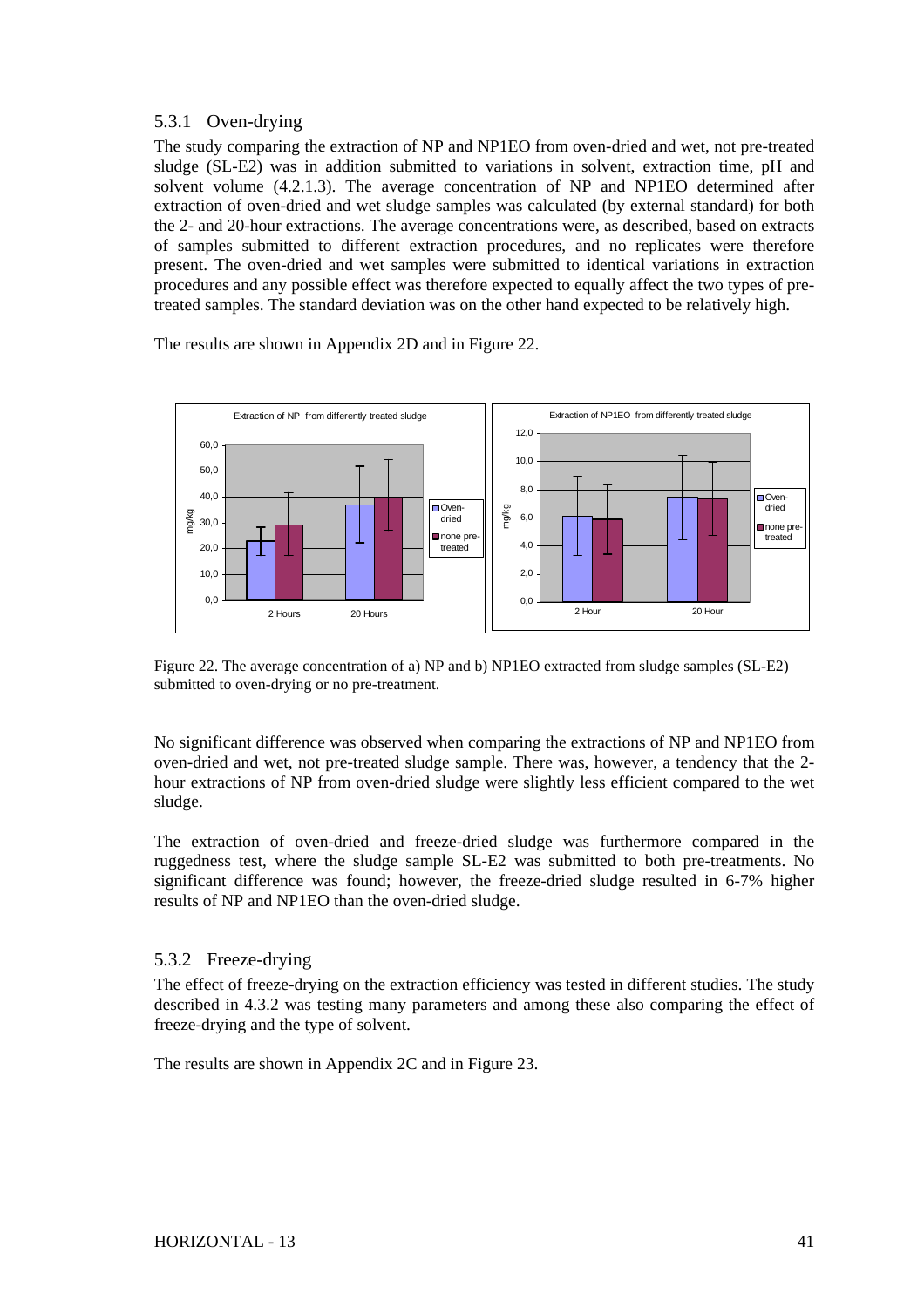### 5.3.1 Oven-drying

The study comparing the extraction of NP and NP1EO from oven-dried and wet, not pre-treated sludge (SL-E2) was in addition submitted to variations in solvent, extraction time, pH and solvent volume (4.2.1.3). The average concentration of NP and NP1EO determined after extraction of oven-dried and wet sludge samples was calculated (by external standard) for both the 2- and 20-hour extractions. The average concentrations were, as described, based on extracts of samples submitted to different extraction procedures, and no replicates were therefore present. The oven-dried and wet samples were submitted to identical variations in extraction procedures and any possible effect was therefore expected to equally affect the two types of pre-treated samples. The standard deviation was on the other hand expected to be relatively high.

The results are shown in Appendix 2D and in Figure 22.

Figure 22. The average concentration of a) NP and b) NP1EO extracted from sludge samples (SL-E2) submitted to oven-drying or no pre-treatment.

No significant difference was observed when comparing the extractions of NP and NP1EO from oven-dried and wet, not pre-treated sludge sample. There was, however, a tendency that the 2-hour extractions of NP from oven-dried sludge were slightly less efficient compared to the wet sludge.

The extraction of oven-dried and freeze-dried sludge was furthermore compared in the ruggedness test, where the sludge sample SL-E2 was submitted to both pre-treatments. No significant difference was found; however, the freeze-dried sludge resulted in 6-7% higher results of NP and NP1EO than the oven-dried sludge.

### 5.3.2 Freeze-drying

The effect of freeze-drying on the extraction efficiency was tested in different studies. The study described in 4.3.2 was testing many parameters and among these also comparing the effect of freeze-drying and the type of solvent.

The results are shown in Appendix 2C and in Figure 23.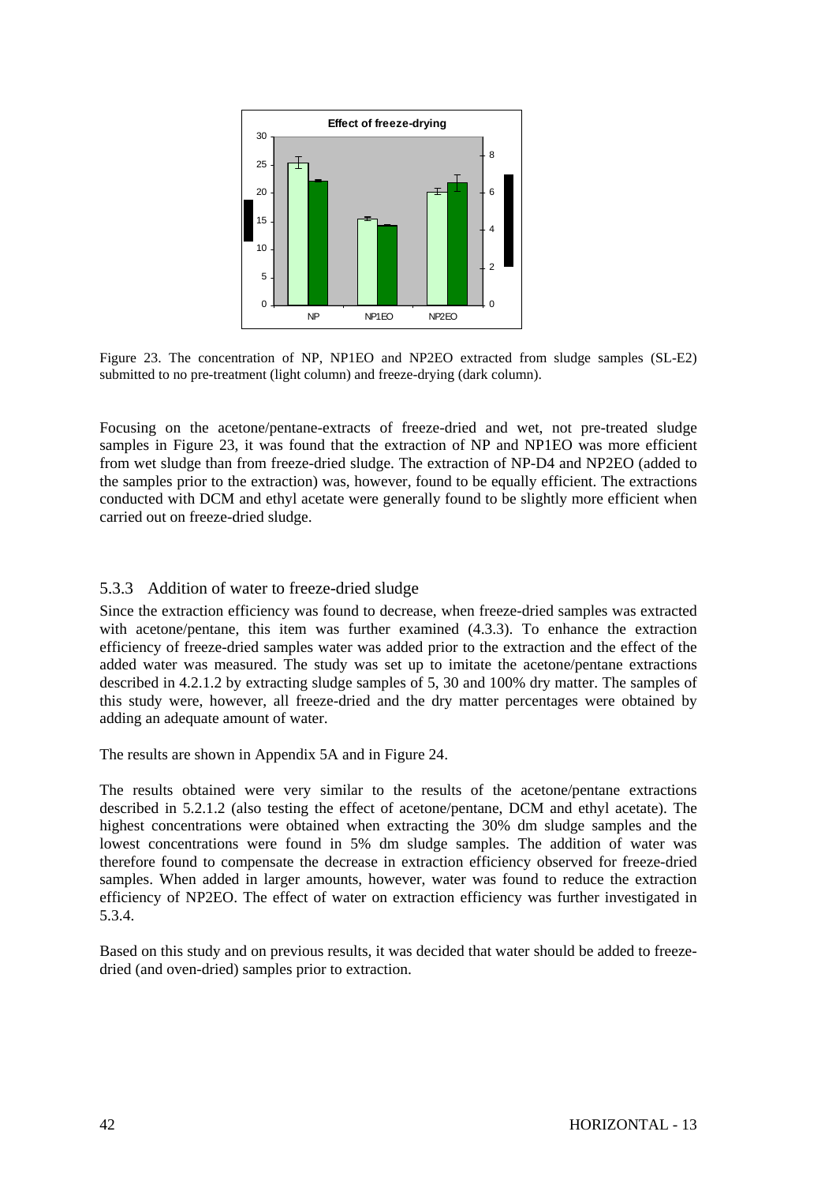Figure 23. The concentration of NP, NP1EO and NP2EO extracted from sludge samples (SL-E2) submitted to no pre-treatment (light column) and freeze-drying (dark column).

Focusing on the acetone/pentane-extracts of freeze-dried and wet, not pre-treated sludge samples in Figure 23, it was found that the extraction of NP and NP1EO was more efficient from wet sludge than from freeze-dried sludge. The extraction of NP-D4 and NP2EO (added to the samples prior to the extraction) was, however, found to be equally efficient. The extractions conducted with DCM and ethyl acetate were generally found to be slightly more efficient when carried out on freeze-dried sludge.

### 5.3.3 Addition of water to freeze-dried sludge

Since the extraction efficiency was found to decrease, when freeze-dried samples was extracted with acetone/pentane, this item was further examined (4.3.3). To enhance the extraction efficiency of freeze-dried samples water was added prior to the extraction and the effect of the added water was measured. The study was set up to imitate the acetone/pentane extractions described in 4.2.1.2 by extracting sludge samples of 5, 30 and 100% dry matter. The samples of this study were, however, all freeze-dried and the dry matter percentages were obtained by adding an adequate amount of water.

The results are shown in Appendix 5A and in Figure 24.

The results obtained were very similar to the results of the acetone/pentane extractions described in 5.2.1.2 (also testing the effect of acetone/pentane, DCM and ethyl acetate). The highest concentrations were obtained when extracting the 30% dm sludge samples and the lowest concentrations were found in 5% dm sludge samples. The addition of water was therefore found to compensate the decrease in extraction efficiency observed for freeze-dried samples. When added in larger amounts, however, water was found to reduce the extraction efficiency of NP2EO. The effect of water on extraction efficiency was further investigated in 5.3.4.

Based on this study and on previous results, it was decided that water should be added to freeze-dried (and oven-dried) samples prior to extraction.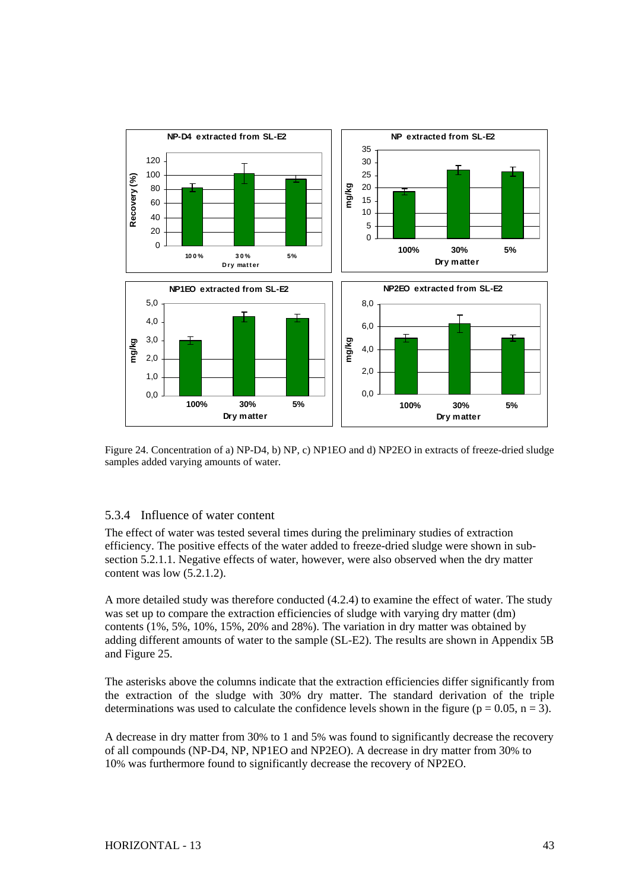Figure 24. Concentration of a) NP-D4, b) NP, c) NP1EO and d) NP2EO in extracts of freeze-dried sludge samples added varying amounts of water.

### 5.3.4 Influence of water content

The effect of water was tested several times during the preliminary studies of extraction efficiency. The positive effects of the water added to freeze-dried sludge were shown in sub-section 5.2.1.1. Negative effects of water, however, were also observed when the dry matter content was low (5.2.1.2).

A more detailed study was therefore conducted (4.2.4) to examine the effect of water. The study was set up to compare the extraction efficiencies of sludge with varying dry matter (dm) contents (1%, 5%, 10%, 15%, 20% and 28%). The variation in dry matter was obtained by adding different amounts of water to the sample (SL-E2). The results are shown in Appendix 5B and Figure 25.

The asterisks above the columns indicate that the extraction efficiencies differ significantly from the extraction of the sludge with 30% dry matter. The standard derivation of the triple determinations was used to calculate the confidence levels shown in the figure ($p = 0.05$, $n = 3$).

A decrease in dry matter from 30% to 1 and 5% was found to significantly decrease the recovery of all compounds (NP-D4, NP, NP1EO and NP2EO). A decrease in dry matter from 30% to 10% was furthermore found to significantly decrease the recovery of NP2EO.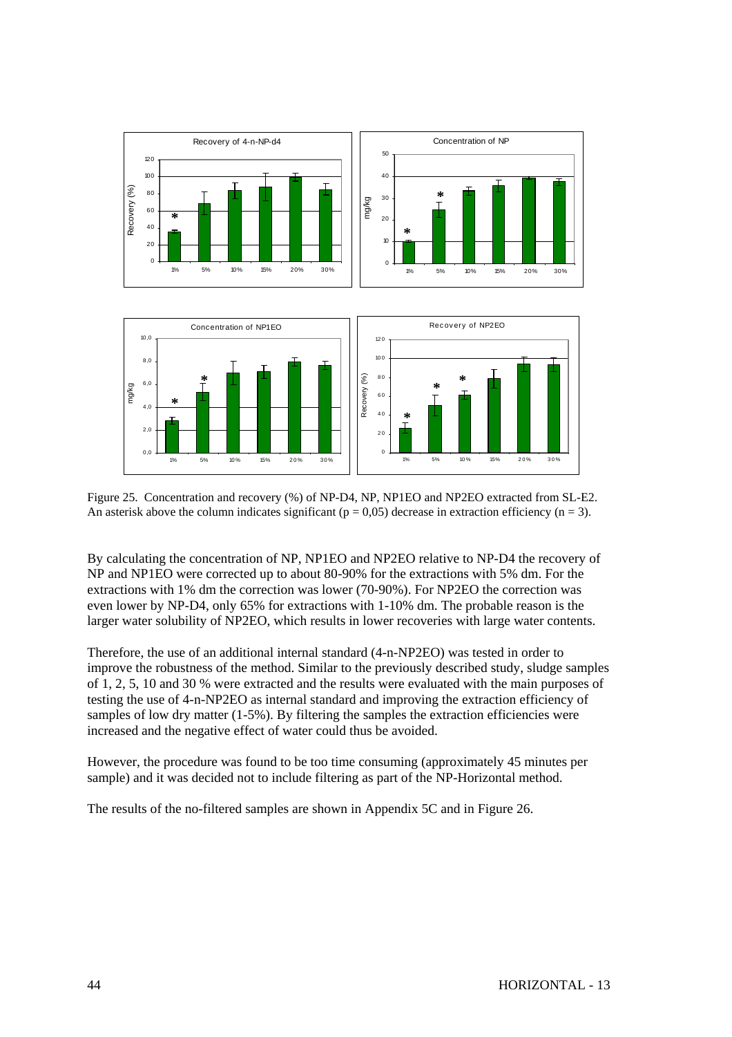Figure 25. Concentration and recovery (%) of NP-D4, NP, NP1EO and NP2EO extracted from SL-E2. An asterisk above the column indicates significant ($p = 0,05$) decrease in extraction efficiency ($n = 3$).

By calculating the concentration of NP, NP1EO and NP2EO relative to NP-D4 the recovery of NP and NP1EO were corrected up to about 80-90% for the extractions with 5% dm. For the extractions with 1% dm the correction was lower (70-90%). For NP2EO the correction was even lower by NP-D4, only 65% for extractions with 1-10% dm. The probable reason is the larger water solubility of NP2EO, which results in lower recoveries with large water contents.

Therefore, the use of an additional internal standard (4-n-NP2EO) was tested in order to improve the robustness of the method. Similar to the previously described study, sludge samples of 1, 2, 5, 10 and 30 % were extracted and the results were evaluated with the main purposes of testing the use of 4-n-NP2EO as internal standard and improving the extraction efficiency of samples of low dry matter (1-5%). By filtering the samples the extraction efficiencies were increased and the negative effect of water could thus be avoided.

However, the procedure was found to be too time consuming (approximately 45 minutes per sample) and it was decided not to include filtering as part of the NP-Horizontal method.

The results of the no-filtered samples are shown in Appendix 5C and in Figure 26.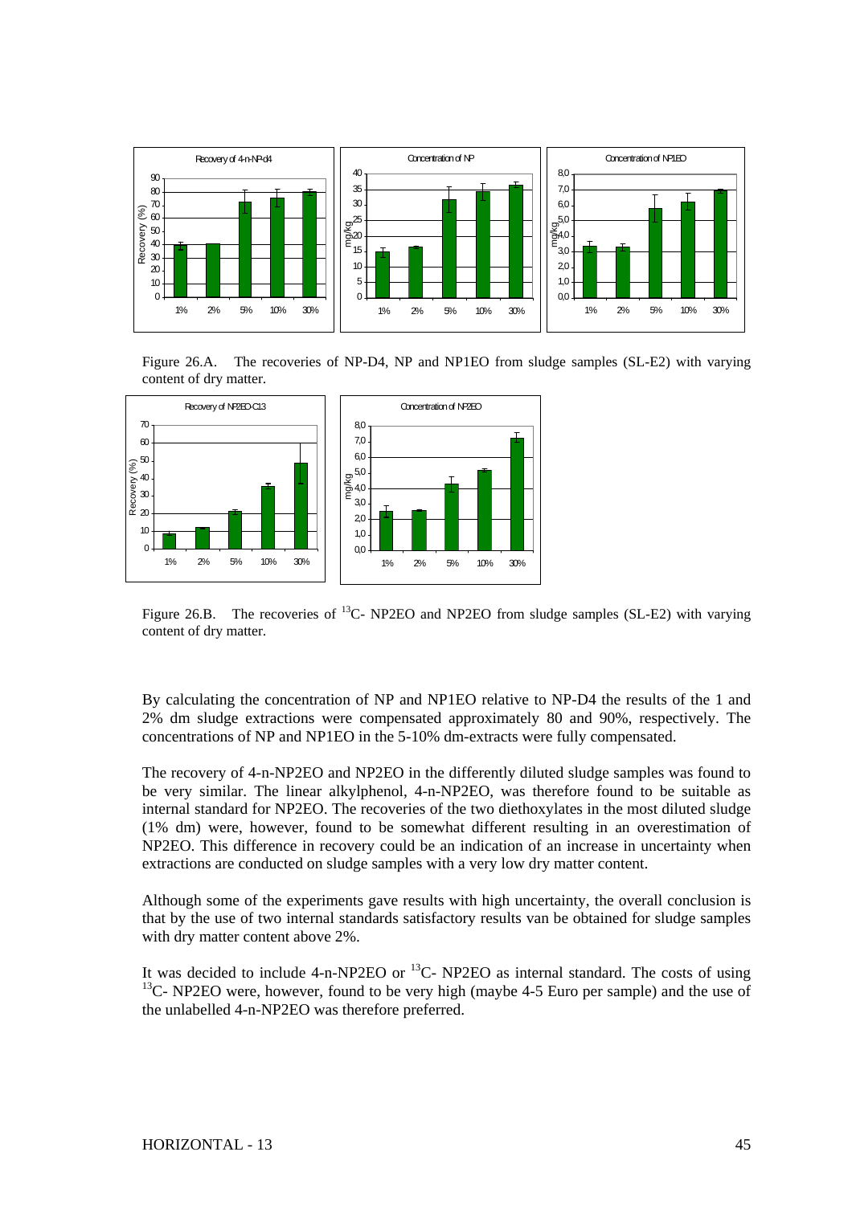Figure 26.A. The recoveries of NP-D4, NP and NP1EO from sludge samples (SL-E2) with varying content of dry matter.

Figure 26.B. The recoveries of $^{13}$C- NP2EO and NP2EO from sludge samples (SL-E2) with varying content of dry matter.

By calculating the concentration of NP and NP1EO relative to NP-D4 the results of the 1 and 2% dm sludge extractions were compensated approximately 80 and 90%, respectively. The concentrations of NP and NP1EO in the 5-10% dm-extracts were fully compensated.

The recovery of 4-n-NP2EO and NP2EO in the differently diluted sludge samples was found to be very similar. The linear alkylphenol, 4-n-NP2EO, was therefore found to be suitable as internal standard for NP2EO. The recoveries of the two diethoxylates in the most diluted sludge (1% dm) were, however, found to be somewhat different resulting in an overestimation of NP2EO. This difference in recovery could be an indication of an increase in uncertainty when extractions are conducted on sludge samples with a very low dry matter content.

Although some of the experiments gave results with high uncertainty, the overall conclusion is that by the use of two internal standards satisfactory results van be obtained for sludge samples with dry matter content above 2%.

It was decided to include 4-n-NP2EO or $^{13}$C- NP2EO as internal standard. The costs of using $^{13}$C- NP2EO were, however, found to be very high (maybe 4-5 Euro per sample) and the use of the unlabelled 4-n-NP2EO was therefore preferred.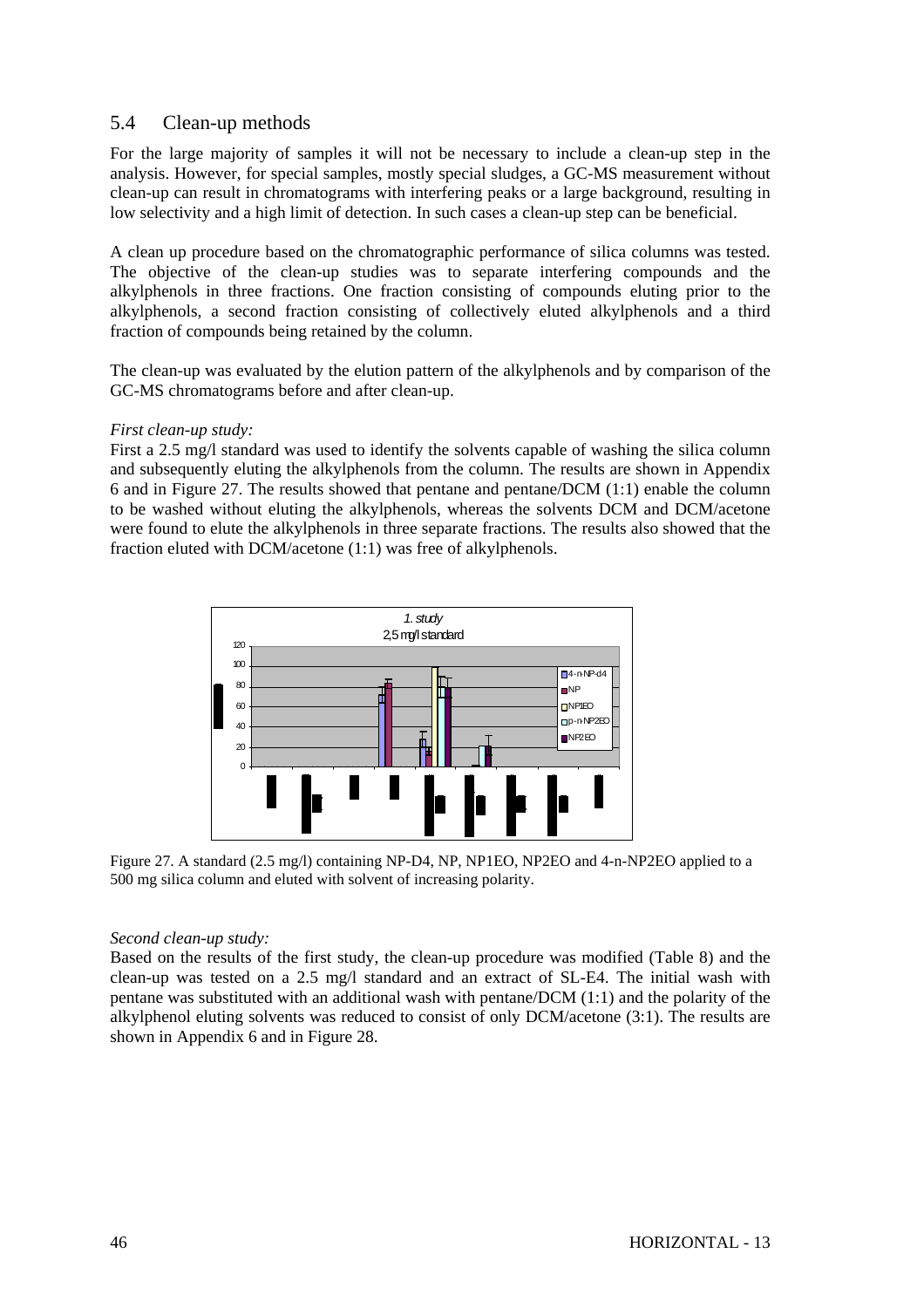## 5.4 Clean-up methods

For the large majority of samples it will not be necessary to include a clean-up step in the analysis. However, for special samples, mostly special sludges, a GC-MS measurement without clean-up can result in chromatograms with interfering peaks or a large background, resulting in low selectivity and a high limit of detection. In such cases a clean-up step can be beneficial.

A clean up procedure based on the chromatographic performance of silica columns was tested. The objective of the clean-up studies was to separate interfering compounds and the alkylphenols in three fractions. One fraction consisting of compounds eluting prior to the alkylphenols, a second fraction consisting of collectively eluted alkylphenols and a third fraction of compounds being retained by the column.

The clean-up was evaluated by the elution pattern of the alkylphenols and by comparison of the GC-MS chromatograms before and after clean-up.

*First clean-up study:*

First a 2.5 mg/l standard was used to identify the solvents capable of washing the silica column and subsequently eluting the alkylphenols from the column. The results are shown in Appendix 6 and in Figure 27. The results showed that pentane and pentane/DCM (1:1) enable the column to be washed without eluting the alkylphenols, whereas the solvents DCM and DCM/acetone were found to elute the alkylphenols in three separate fractions. The results also showed that the fraction eluted with DCM/acetone (1:1) was free of alkylphenols.

Figure 27. A standard (2.5 mg/l) containing NP-D4, NP, NP1EO, NP2EO and 4-n-NP2EO applied to a 500 mg silica column and eluted with solvent of increasing polarity.

*Second clean-up study:*

Based on the results of the first study, the clean-up procedure was modified (Table 8) and the clean-up was tested on a 2.5 mg/l standard and an extract of SL-E4. The initial wash with pentane was substituted with an additional wash with pentane/DCM (1:1) and the polarity of the alkylphenol eluting solvents was reduced to consist of only DCM/acetone (3:1). The results are shown in Appendix 6 and in Figure 28.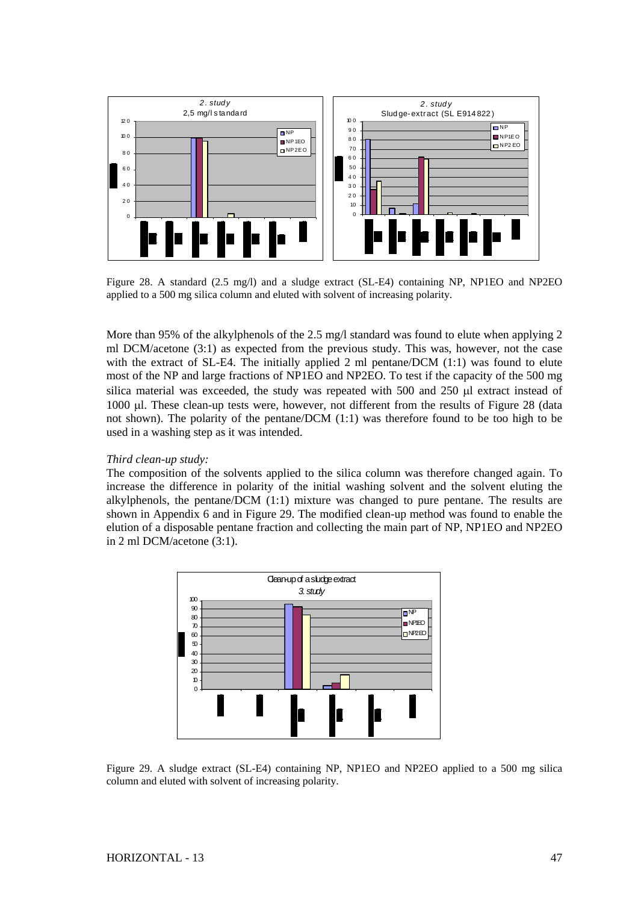Figure 28. A standard (2.5 mg/l) and a sludge extract (SL-E4) containing NP, NP1EO and NP2EO applied to a 500 mg silica column and eluted with solvent of increasing polarity.

More than 95% of the alkylphenols of the 2.5 mg/l standard was found to elute when applying 2 ml DCM/acetone (3:1) as expected from the previous study. This was, however, not the case with the extract of SL-E4. The initially applied 2 ml pentane/DCM (1:1) was found to elute most of the NP and large fractions of NP1EO and NP2EO. To test if the capacity of the 500 mg silica material was exceeded, the study was repeated with 500 and 250 μl extract instead of 1000 μl. These clean-up tests were, however, not different from the results of Figure 28 (data not shown). The polarity of the pentane/DCM (1:1) was therefore found to be too high to be used in a washing step as it was intended.

*Third clean-up study:*

The composition of the solvents applied to the silica column was therefore changed again. To increase the difference in polarity of the initial washing solvent and the solvent eluting the alkylphenols, the pentane/DCM (1:1) mixture was changed to pure pentane. The results are shown in Appendix 6 and in Figure 29. The modified clean-up method was found to enable the elution of a disposable pentane fraction and collecting the main part of NP, NP1EO and NP2EO in 2 ml DCM/acetone (3:1).

Figure 29. A sludge extract (SL-E4) containing NP, NP1EO and NP2EO applied to a 500 mg silica column and eluted with solvent of increasing polarity.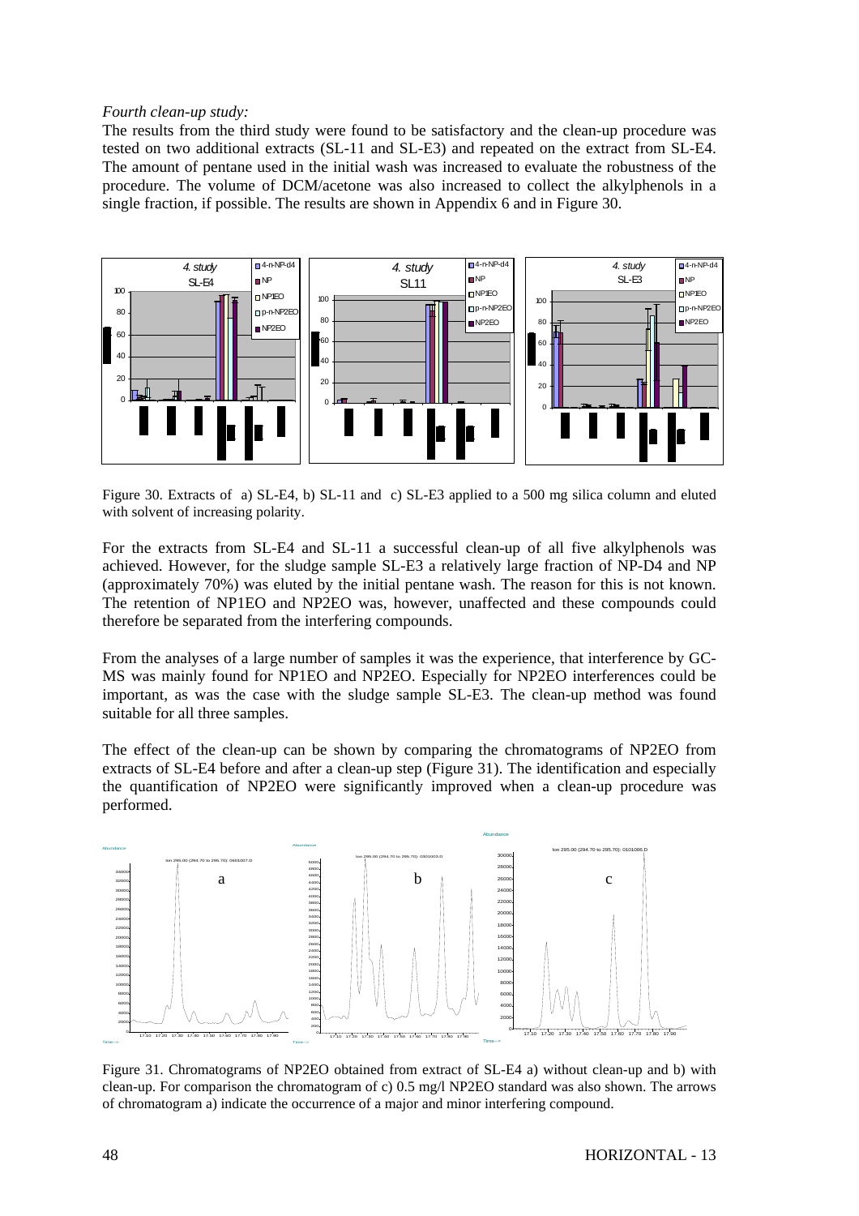*Fourth clean-up study:*

The results from the third study were found to be satisfactory and the clean-up procedure was tested on two additional extracts (SL-11 and SL-E3) and repeated on the extract from SL-E4. The amount of pentane used in the initial wash was increased to evaluate the robustness of the procedure. The volume of DCM/acetone was also increased to collect the alkylphenols in a single fraction, if possible. The results are shown in Appendix 6 and in Figure 30.

Figure 30. Extracts of a) SL-E4, b) SL-11 and c) SL-E3 applied to a 500 mg silica column and eluted with solvent of increasing polarity.

For the extracts from SL-E4 and SL-11 a successful clean-up of all five alkylphenols was achieved. However, for the sludge sample SL-E3 a relatively large fraction of NP-D4 and NP (approximately 70%) was eluted by the initial pentane wash. The reason for this is not known. The retention of NP1EO and NP2EO was, however, unaffected and these compounds could therefore be separated from the interfering compounds.

From the analyses of a large number of samples it was the experience, that interference by GC-MS was mainly found for NP1EO and NP2EO. Especially for NP2EO interferences could be important, as was the case with the sludge sample SL-E3. The clean-up method was found suitable for all three samples.

The effect of the clean-up can be shown by comparing the chromatograms of NP2EO from extracts of SL-E4 before and after a clean-up step (Figure 31). The identification and especially the quantification of NP2EO were significantly improved when a clean-up procedure was performed.

Figure 31. Chromatograms of NP2EO obtained from extract of SL-E4 a) without clean-up and b) with clean-up. For comparison the chromatogram of c) 0.5 mg/l NP2EO standard was also shown. The arrows of chromatogram a) indicate the occurrence of a major and minor interfering compound.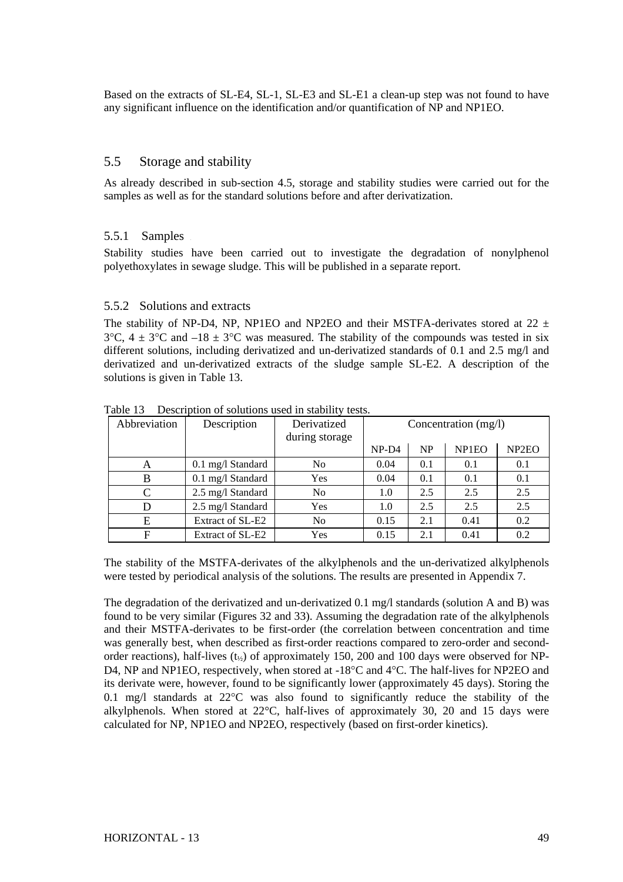Based on the extracts of SL-E4, SL-1, SL-E3 and SL-E1 a clean-up step was not found to have any significant influence on the identification and/or quantification of NP and NP1EO.

## 5.5 Storage and stability

As already described in sub-section 4.5, storage and stability studies were carried out for the samples as well as for the standard solutions before and after derivatization.

### 5.5.1 Samples

Stability studies have been carried out to investigate the degradation of nonylphenol polyethoxylates in sewage sludge. This will be published in a separate report.

### 5.5.2 Solutions and extracts

The stability of NP-D4, NP, NP1EO and NP2EO and their MSTFA-derivates stored at 22 ± 3°C, 4 ± 3°C and –18 ± 3°C was measured. The stability of the compounds was tested in six different solutions, including derivatized and un-derivatized standards of 0.1 and 2.5 mg/l and derivatized and un-derivatized extracts of the sludge sample SL-E2. A description of the solutions is given in Table 13.

Table 13 Description of solutions used in stability tests.

| Abbreviation | Description | Derivatized during storage | Concentration (mg/l) | | | |
|---|---|---|---|---|---|---|
| | | | NP-D4 | NP | NP1EO | NP2EO |
| A | 0.1 mg/l Standard | No | 0.04 | 0.1 | 0.1 | 0.1 |
| B | 0.1 mg/l Standard | Yes | 0.04 | 0.1 | 0.1 | 0.1 |
| C | 2.5 mg/l Standard | No | 1.0 | 2.5 | 2.5 | 2.5 |
| D | 2.5 mg/l Standard | Yes | 1.0 | 2.5 | 2.5 | 2.5 |
| E | Extract of SL-E2 | No | 0.15 | 2.1 | 0.41 | 0.2 |
| F | Extract of SL-E2 | Yes | 0.15 | 2.1 | 0.41 | 0.2 |

The stability of the MSTFA-derivates of the alkylphenols and the un-derivatized alkylphenols were tested by periodical analysis of the solutions. The results are presented in Appendix 7.

The degradation of the derivatized and un-derivatized 0.1 mg/l standards (solution A and B) was found to be very similar (Figures 32 and 33). Assuming the degradation rate of the alkylphenols and their MSTFA-derivates to be first-order (the correlation between concentration and time was generally best, when described as first-order reactions compared to zero-order and second-order reactions), half-lives ($t_{½}$) of approximately 150, 200 and 100 days were observed for NP-D4, NP and NP1EO, respectively, when stored at -18°C and 4°C. The half-lives for NP2EO and its derivate were, however, found to be significantly lower (approximately 45 days). Storing the 0.1 mg/l standards at 22°C was also found to significantly reduce the stability of the alkylphenols. When stored at 22°C, half-lives of approximately 30, 20 and 15 days were calculated for NP, NP1EO and NP2EO, respectively (based on first-order kinetics).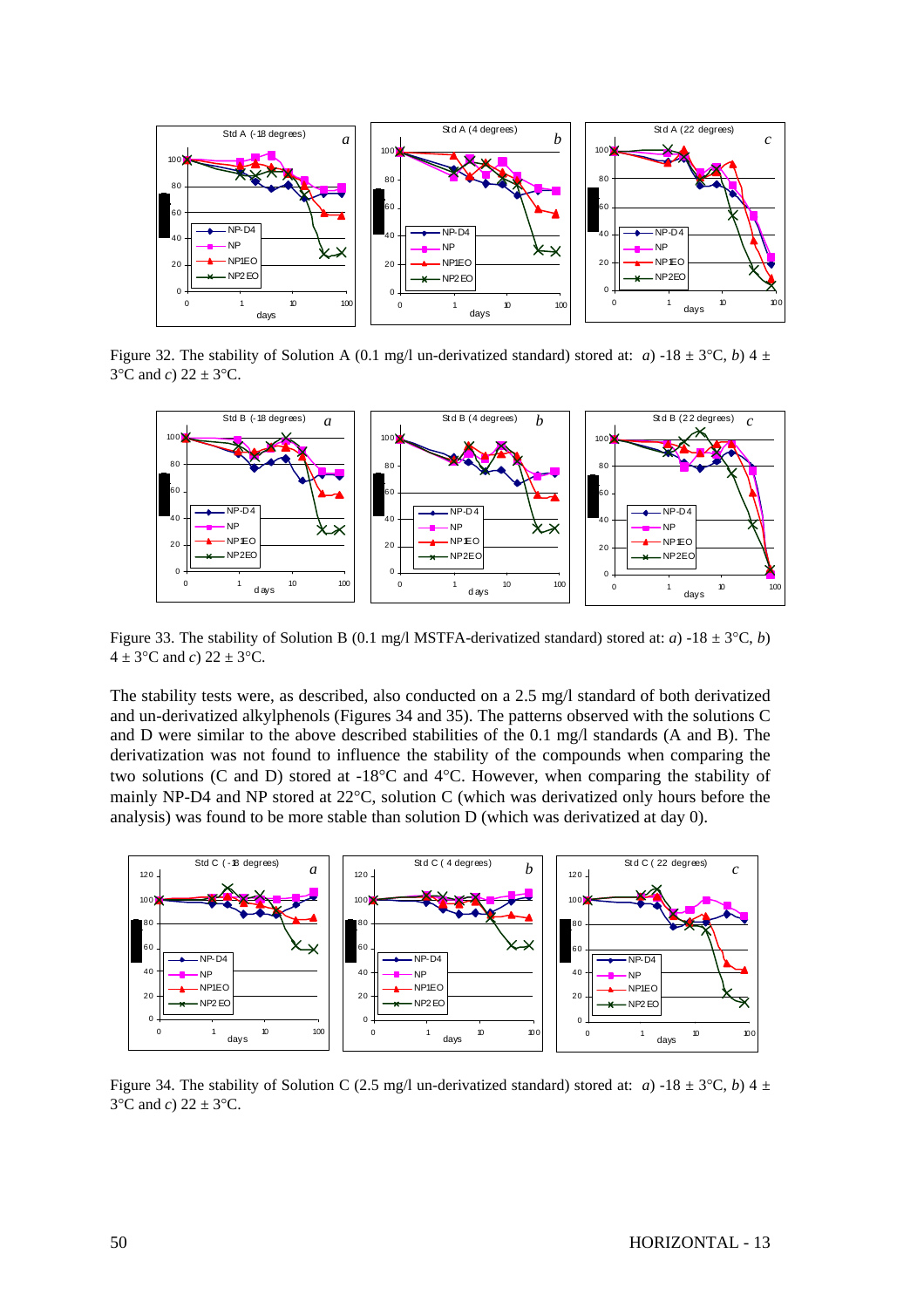Figure 32. The stability of Solution A (0.1 mg/l un-derivatized standard) stored at: *a*) -18 ± 3°C, *b*) 4 ± 3°C and *c*) 22 ± 3°C.

Figure 33. The stability of Solution B (0.1 mg/l MSTFA-derivatized standard) stored at: *a*) -18 ± 3°C, *b*) 4 ± 3°C and *c*) 22 ± 3°C.

The stability tests were, as described, also conducted on a 2.5 mg/l standard of both derivatized and un-derivatized alkylphenols (Figures 34 and 35). The patterns observed with the solutions C and D were similar to the above described stabilities of the 0.1 mg/l standards (A and B). The derivatization was not found to influence the stability of the compounds when comparing the two solutions (C and D) stored at -18°C and 4°C. However, when comparing the stability of mainly NP-D4 and NP stored at 22°C, solution C (which was derivatized only hours before the analysis) was found to be more stable than solution D (which was derivatized at day 0).

Figure 34. The stability of Solution C (2.5 mg/l un-derivatized standard) stored at: *a*) -18 ± 3°C, *b*) 4 ± 3°C and *c*) 22 ± 3°C.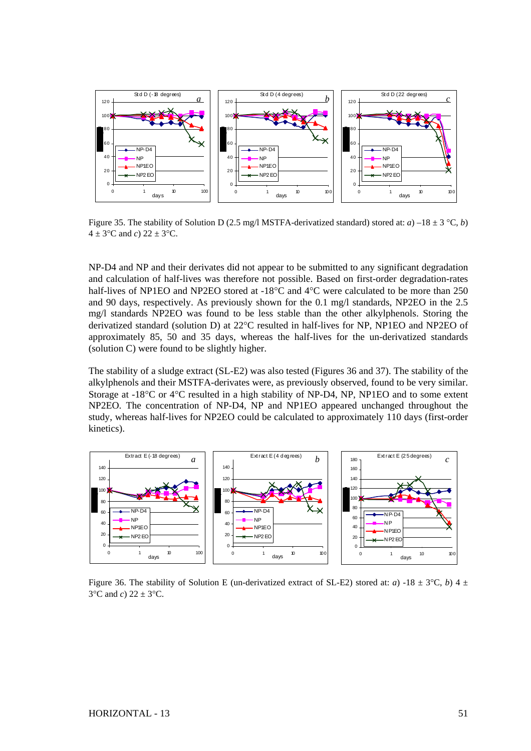Figure 35. The stability of Solution D (2.5 mg/l MSTFA-derivatized standard) stored at: *a*) –18 ± 3 °C, *b*) 4 ± 3°C and *c*) 22 ± 3°C.

NP-D4 and NP and their derivates did not appear to be submitted to any significant degradation and calculation of half-lives was therefore not possible. Based on first-order degradation-rates half-lives of NP1EO and NP2EO stored at -18°C and 4°C were calculated to be more than 250 and 90 days, respectively. As previously shown for the 0.1 mg/l standards, NP2EO in the 2.5 mg/l standards NP2EO was found to be less stable than the other alkylphenols. Storing the derivatized standard (solution D) at 22°C resulted in half-lives for NP, NP1EO and NP2EO of approximately 85, 50 and 35 days, whereas the half-lives for the un-derivatized standards (solution C) were found to be slightly higher.

The stability of a sludge extract (SL-E2) was also tested (Figures 36 and 37). The stability of the alkylphenols and their MSTFA-derivates were, as previously observed, found to be very similar. Storage at -18°C or 4°C resulted in a high stability of NP-D4, NP, NP1EO and to some extent NP2EO. The concentration of NP-D4, NP and NP1EO appeared unchanged throughout the study, whereas half-lives for NP2EO could be calculated to approximately 110 days (first-order kinetics).

Figure 36. The stability of Solution E (un-derivatized extract of SL-E2) stored at: *a*) -18 ± 3°C, *b*) 4 ± 3°C and *c*) 22 ± 3°C.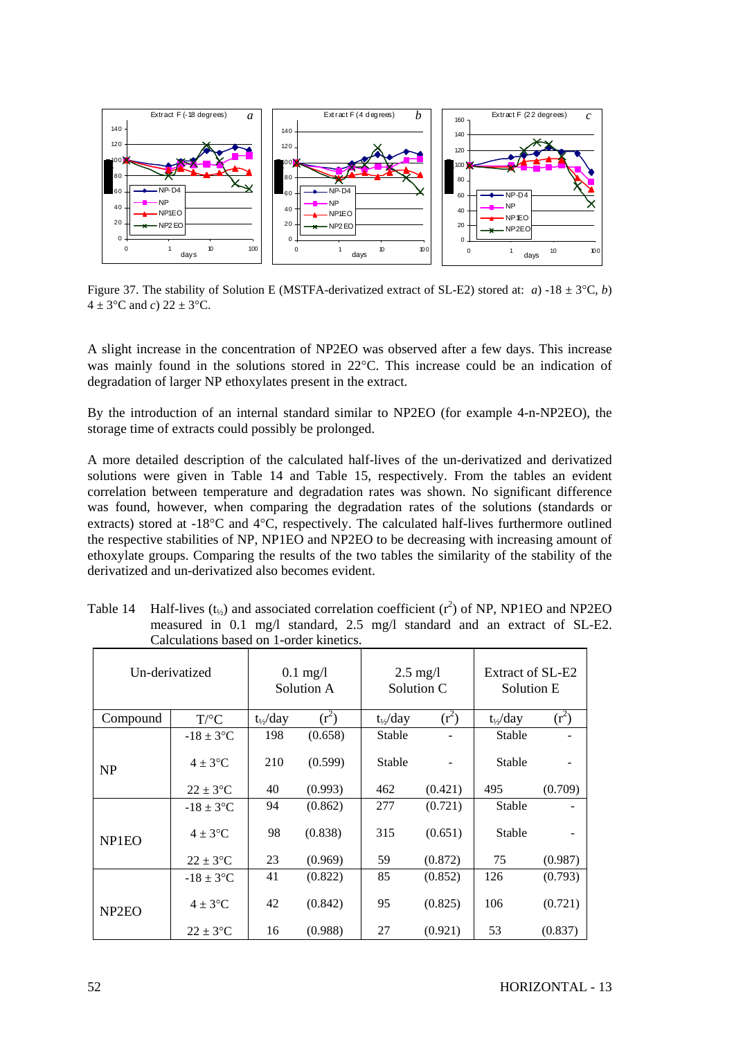Figure 37. The stability of Solution E (MSTFA-derivatized extract of SL-E2) stored at: *a*) -18 ± 3°C, *b*) 4 ± 3°C and *c*) 22 ± 3°C.

A slight increase in the concentration of NP2EO was observed after a few days. This increase was mainly found in the solutions stored in 22°C. This increase could be an indication of degradation of larger NP ethoxylates present in the extract.

By the introduction of an internal standard similar to NP2EO (for example 4-n-NP2EO), the storage time of extracts could possibly be prolonged.

A more detailed description of the calculated half-lives of the un-derivatized and derivatized solutions were given in Table 14 and Table 15, respectively. From the tables an evident correlation between temperature and degradation rates was shown. No significant difference was found, however, when comparing the degradation rates of the solutions (standards or extracts) stored at -18°C and 4°C, respectively. The calculated half-lives furthermore outlined the respective stabilities of NP, NP1EO and NP2EO to be decreasing with increasing amount of ethoxylate groups. Comparing the results of the two tables the similarity of the stability of the derivatized and un-derivatized also becomes evident.

Table 14 Half-lives ($t_{½}$) and associated correlation coefficient ($r^2$) of NP, NP1EO and NP2EO measured in 0.1 mg/l standard, 2.5 mg/l standard and an extract of SL-E2. Calculations based on 1-order kinetics.

| Un-derivatized | | 0.1 mg/l Solution A | | 2.5 mg/l Solution C | | Extract of SL-E2 Solution E | |
|---|---|---|---|---|---|---|---|
| Compound | T/°C | $t_{½}$/day | ($r^2$) | $t_{½}$/day | ($r^2$) | $t_{½}$/day | ($r^2$) |
| NP | -18 ± 3°C | 198 | (0.658) | Stable | - | Stable | - |
| | 4 ± 3°C | 210 | (0.599) | Stable | - | Stable | - |
| | 22 ± 3°C | 40 | (0.993) | 462 | (0.421) | 495 | (0.709) |
| NP1EO | -18 ± 3°C | 94 | (0.862) | 277 | (0.721) | Stable | - |
| | 4 ± 3°C | 98 | (0.838) | 315 | (0.651) | Stable | - |
| | 22 ± 3°C | 23 | (0.969) | 59 | (0.872) | 75 | (0.987) |
| NP2EO | -18 ± 3°C | 41 | (0.822) | 85 | (0.852) | 126 | (0.793) |
| | 4 ± 3°C | 42 | (0.842) | 95 | (0.825) | 106 | (0.721) |
| | 22 ± 3°C | 16 | (0.988) | 27 | (0.921) | 53 | (0.837) |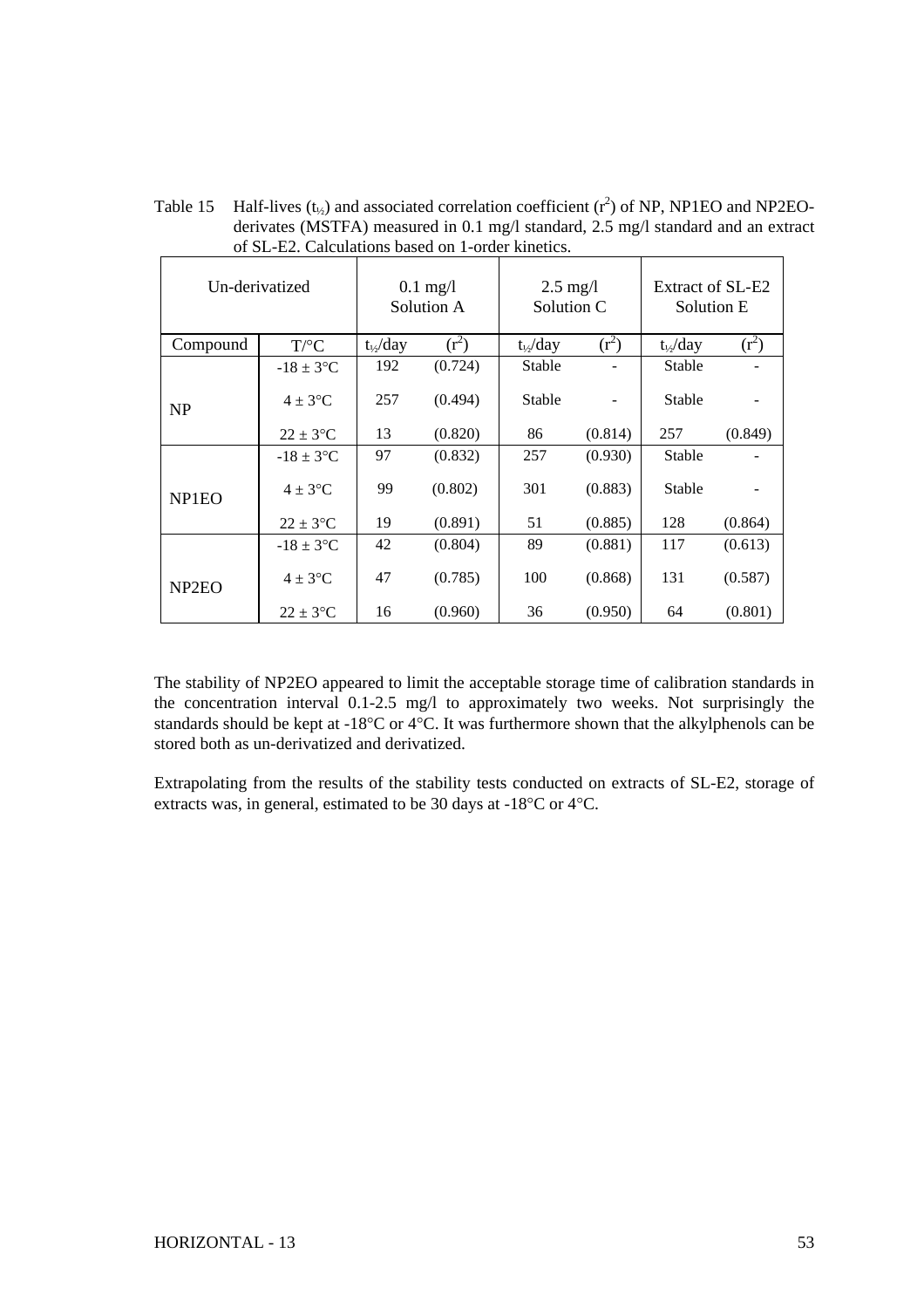Table 15 Half-lives ($t_{½}$) and associated correlation coefficient ($r^2$) of NP, NP1EO and NP2EO-derivates (MSTFA) measured in 0.1 mg/l standard, 2.5 mg/l standard and an extract of SL-E2. Calculations based on 1-order kinetics.

| Un-derivatized | | 0.1 mg/l Solution A | | 2.5 mg/l Solution C | | Extract of SL-E2 Solution E | |
|---|---|---|---|---|---|---|---|
| Compound | T/°C | $t_{½}$/day | ($r^2$) | $t_{½}$/day | ($r^2$) | $t_{½}$/day | ($r^2$) |
| NP | -18 ± 3°C | 192 | (0.724) | Stable | - | Stable | - |
| | 4 ± 3°C | 257 | (0.494) | Stable | - | Stable | - |
| | 22 ± 3°C | 13 | (0.820) | 86 | (0.814) | 257 | (0.849) |
| NP1EO | -18 ± 3°C | 97 | (0.832) | 257 | (0.930) | Stable | - |
| | 4 ± 3°C | 99 | (0.802) | 301 | (0.883) | Stable | - |
| | 22 ± 3°C | 19 | (0.891) | 51 | (0.885) | 128 | (0.864) |
| NP2EO | -18 ± 3°C | 42 | (0.804) | 89 | (0.881) | 117 | (0.613) |
| | 4 ± 3°C | 47 | (0.785) | 100 | (0.868) | 131 | (0.587) |
| | 22 ± 3°C | 16 | (0.960) | 36 | (0.950) | 64 | (0.801) |

The stability of NP2EO appeared to limit the acceptable storage time of calibration standards in the concentration interval 0.1-2.5 mg/l to approximately two weeks. Not surprisingly the standards should be kept at -18°C or 4°C. It was furthermore shown that the alkylphenols can be stored both as un-derivatized and derivatized.

Extrapolating from the results of the stability tests conducted on extracts of SL-E2, storage of extracts was, in general, estimated to be 30 days at -18°C or 4°C.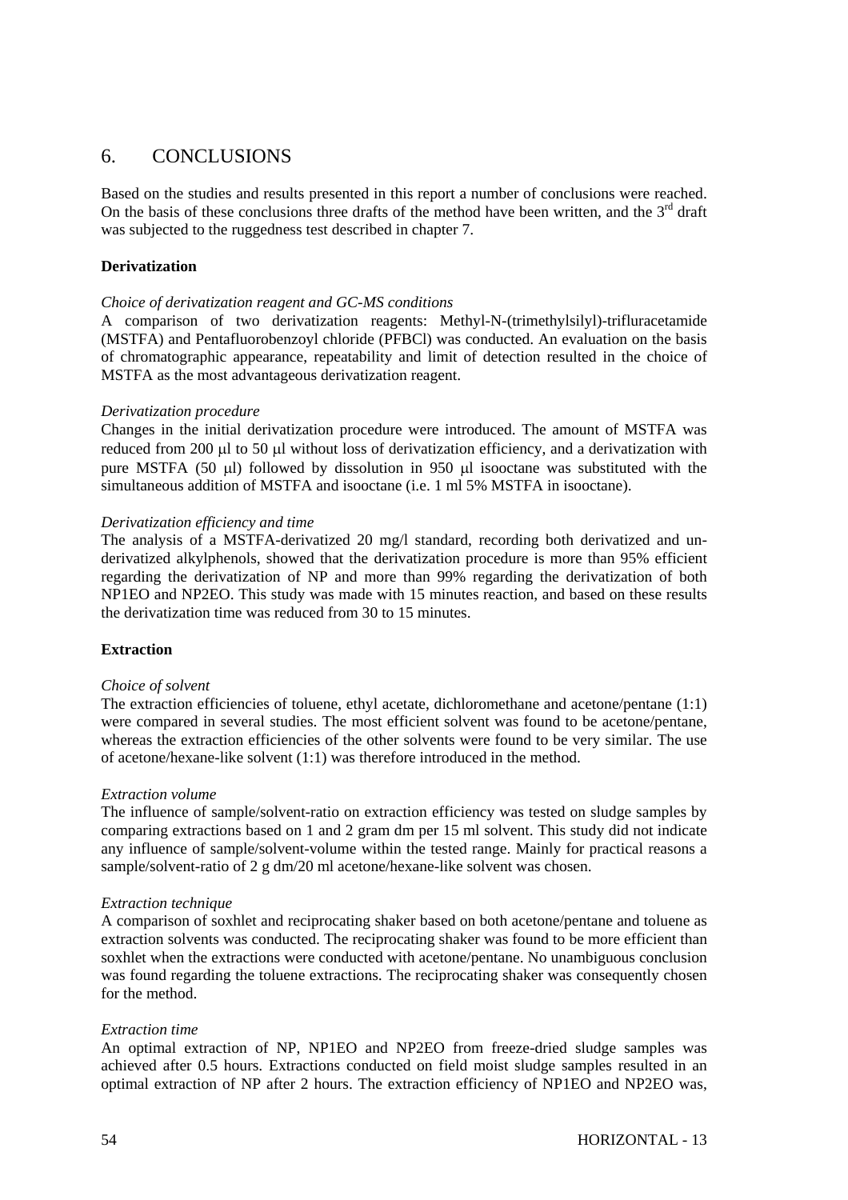# 6. CONCLUSIONS

Based on the studies and results presented in this report a number of conclusions were reached. On the basis of these conclusions three drafts of the method have been written, and the 3[rd] draft was subjected to the ruggedness test described in chapter 7.

**Derivatization**

*Choice of derivatization reagent and GC-MS conditions*

A comparison of two derivatization reagents: Methyl-N-(trimethylsilyl)-trifluracetamide (MSTFA) and Pentafluorobenzoyl chloride (PFBCl) was conducted. An evaluation on the basis of chromatographic appearance, repeatability and limit of detection resulted in the choice of MSTFA as the most advantageous derivatization reagent.

*Derivatization procedure*

Changes in the initial derivatization procedure were introduced. The amount of MSTFA was reduced from 200 µl to 50 µl without loss of derivatization efficiency, and a derivatization with pure MSTFA (50 µl) followed by dissolution in 950 µl isooctane was substituted with the simultaneous addition of MSTFA and isooctane (i.e. 1 ml 5% MSTFA in isooctane).

*Derivatization efficiency and time*

The analysis of a MSTFA-derivatized 20 mg/l standard, recording both derivatized and underivatized alkylphenols, showed that the derivatization procedure is more than 95% efficient regarding the derivatization of NP and more than 99% regarding the derivatization of both NP1EO and NP2EO. This study was made with 15 minutes reaction, and based on these results the derivatization time was reduced from 30 to 15 minutes.

**Extraction**

*Choice of solvent*

The extraction efficiencies of toluene, ethyl acetate, dichloromethane and acetone/pentane (1:1) were compared in several studies. The most efficient solvent was found to be acetone/pentane, whereas the extraction efficiencies of the other solvents were found to be very similar. The use of acetone/hexane-like solvent (1:1) was therefore introduced in the method.

*Extraction volume*

The influence of sample/solvent-ratio on extraction efficiency was tested on sludge samples by comparing extractions based on 1 and 2 gram dm per 15 ml solvent. This study did not indicate any influence of sample/solvent-volume within the tested range. Mainly for practical reasons a sample/solvent-ratio of 2 g dm/20 ml acetone/hexane-like solvent was chosen.

*Extraction technique*

A comparison of soxhlet and reciprocating shaker based on both acetone/pentane and toluene as extraction solvents was conducted. The reciprocating shaker was found to be more efficient than soxhlet when the extractions were conducted with acetone/pentane. No unambiguous conclusion was found regarding the toluene extractions. The reciprocating shaker was consequently chosen for the method.

*Extraction time*

An optimal extraction of NP, NP1EO and NP2EO from freeze-dried sludge samples was achieved after 0.5 hours. Extractions conducted on field moist sludge samples resulted in an optimal extraction of NP after 2 hours. The extraction efficiency of NP1EO and NP2EO was,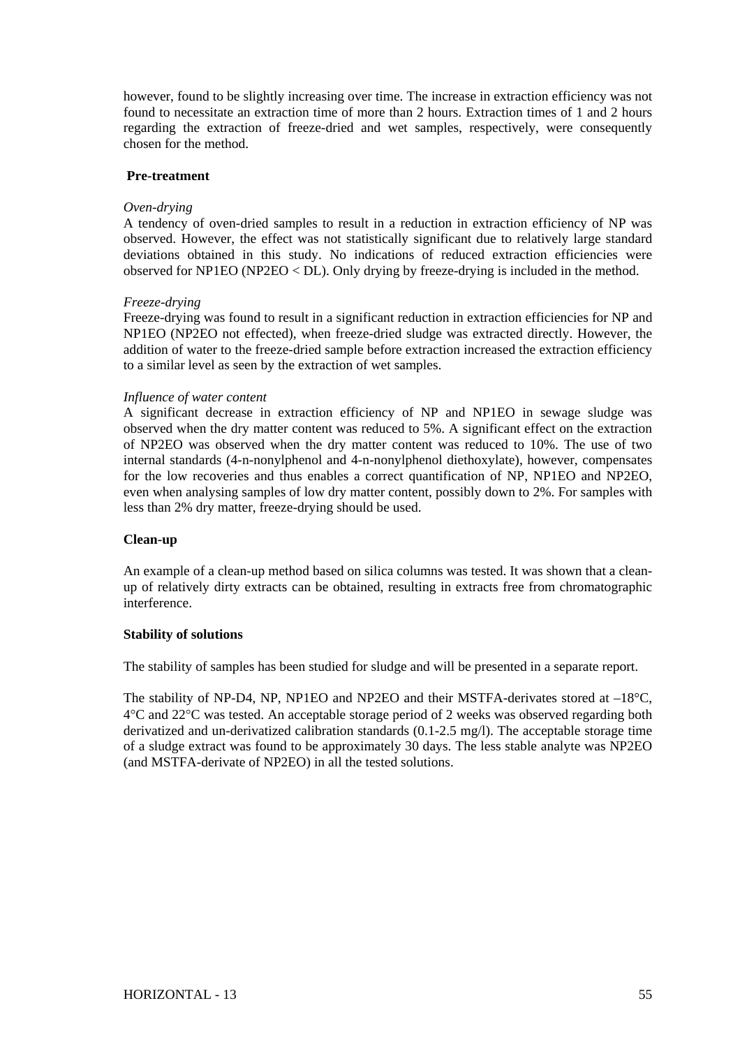however, found to be slightly increasing over time. The increase in extraction efficiency was not found to necessitate an extraction time of more than 2 hours. Extraction times of 1 and 2 hours regarding the extraction of freeze-dried and wet samples, respectively, were consequently chosen for the method.

**Pre-treatment**

*Oven-drying*

A tendency of oven-dried samples to result in a reduction in extraction efficiency of NP was observed. However, the effect was not statistically significant due to relatively large standard deviations obtained in this study. No indications of reduced extraction efficiencies were observed for NP1EO (NP2EO < DL). Only drying by freeze-drying is included in the method.

*Freeze-drying*

Freeze-drying was found to result in a significant reduction in extraction efficiencies for NP and NP1EO (NP2EO not effected), when freeze-dried sludge was extracted directly. However, the addition of water to the freeze-dried sample before extraction increased the extraction efficiency to a similar level as seen by the extraction of wet samples.

*Influence of water content*

A significant decrease in extraction efficiency of NP and NP1EO in sewage sludge was observed when the dry matter content was reduced to 5%. A significant effect on the extraction of NP2EO was observed when the dry matter content was reduced to 10%. The use of two internal standards (4-n-nonylphenol and 4-n-nonylphenol diethoxylate), however, compensates for the low recoveries and thus enables a correct quantification of NP, NP1EO and NP2EO, even when analysing samples of low dry matter content, possibly down to 2%. For samples with less than 2% dry matter, freeze-drying should be used.

**Clean-up**

An example of a clean-up method based on silica columns was tested. It was shown that a clean-up of relatively dirty extracts can be obtained, resulting in extracts free from chromatographic interference.

**Stability of solutions**

The stability of samples has been studied for sludge and will be presented in a separate report.

The stability of NP-D4, NP, NP1EO and NP2EO and their MSTFA-derivates stored at –18°C, 4°C and 22°C was tested. An acceptable storage period of 2 weeks was observed regarding both derivatized and un-derivatized calibration standards (0.1-2.5 mg/l). The acceptable storage time of a sludge extract was found to be approximately 30 days. The less stable analyte was NP2EO (and MSTFA-derivate of NP2EO) in all the tested solutions.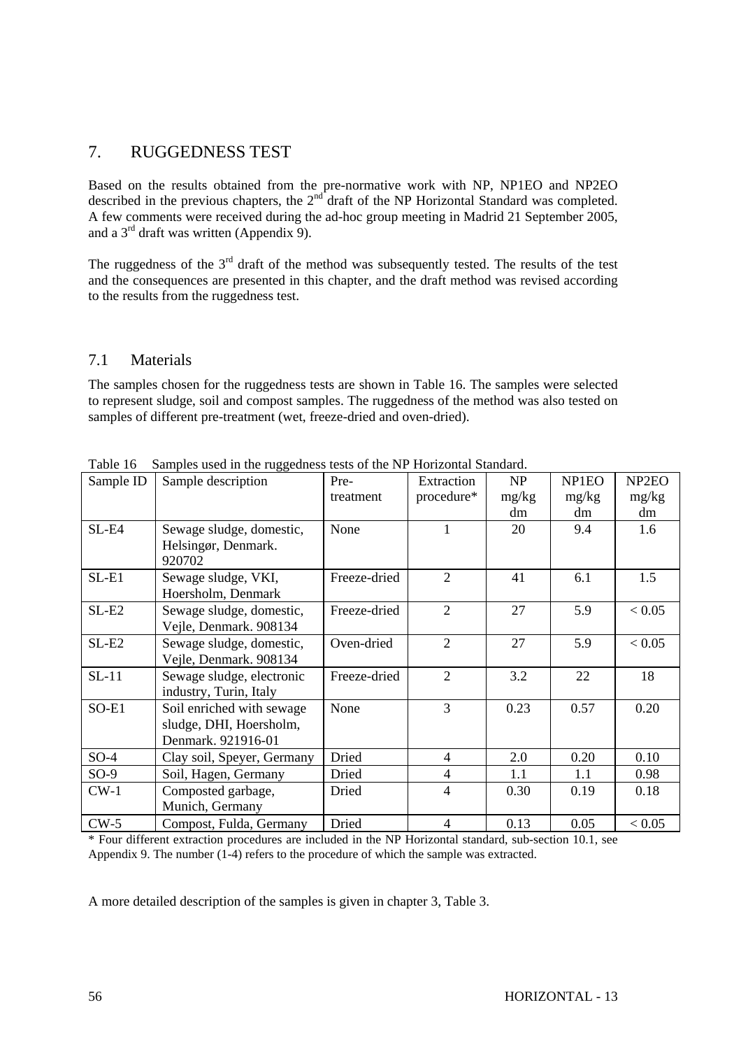# 7. RUGGEDNESS TEST

Based on the results obtained from the pre-normative work with NP, NP1EO and NP2EO described in the previous chapters, the 2nd draft of the NP Horizontal Standard was completed. A few comments were received during the ad-hoc group meeting in Madrid 21 September 2005, and a 3rd draft was written (Appendix 9).

The ruggedness of the 3rd draft of the method was subsequently tested. The results of the test and the consequences are presented in this chapter, and the draft method was revised according to the results from the ruggedness test.

## 7.1 Materials

The samples chosen for the ruggedness tests are shown in Table 16. The samples were selected to represent sludge, soil and compost samples. The ruggedness of the method was also tested on samples of different pre-treatment (wet, freeze-dried and oven-dried).

Table 16 Samples used in the ruggedness tests of the NP Horizontal Standard.

| Sample ID | Sample description | Pre-treatment | Extraction procedure* | NP mg/kg dm | NP1EO mg/kg dm | NP2EO mg/kg dm |
|---|---|---|---|---|---|---|
| SL-E4 | Sewage sludge, domestic, Helsingør, Denmark. 920702 | None | 1 | 20 | 9.4 | 1.6 |
| SL-E1 | Sewage sludge, VKI, Hoersholm, Denmark | Freeze-dried | 2 | 41 | 6.1 | 1.5 |
| SL-E2 | Sewage sludge, domestic, Vejle, Denmark. 908134 | Freeze-dried | 2 | 27 | 5.9 | < 0.05 |
| SL-E2 | Sewage sludge, domestic, Vejle, Denmark. 908134 | Oven-dried | 2 | 27 | 5.9 | < 0.05 |
| SL-11 | Sewage sludge, electronic industry, Turin, Italy | Freeze-dried | 2 | 3.2 | 22 | 18 |
| SO-E1 | Soil enriched with sewage sludge, DHI, Hoersholm, Denmark. 921916-01 | None | 3 | 0.23 | 0.57 | 0.20 |
| SO-4 | Clay soil, Speyer, Germany | Dried | 4 | 2.0 | 0.20 | 0.10 |
| SO-9 | Soil, Hagen, Germany | Dried | 4 | 1.1 | 1.1 | 0.98 |
| CW-1 | Composted garbage, Munich, Germany | Dried | 4 | 0.30 | 0.19 | 0.18 |
| CW-5 | Compost, Fulda, Germany | Dried | 4 | 0.13 | 0.05 | < 0.05 |

* Four different extraction procedures are included in the NP Horizontal standard, sub-section 10.1, see Appendix 9. The number (1-4) refers to the procedure of which the sample was extracted.

A more detailed description of the samples is given in chapter 3, Table 3.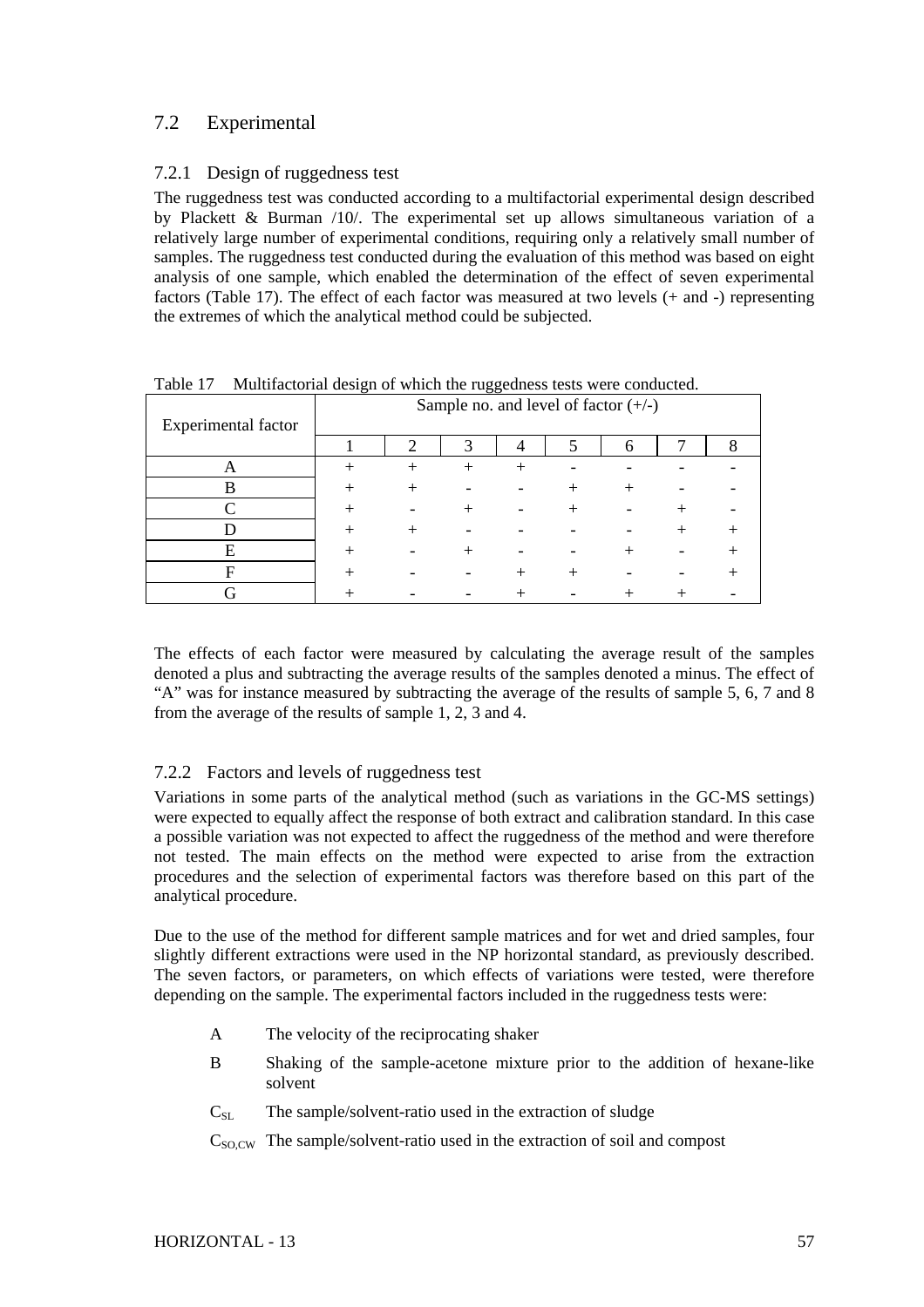## 7.2 Experimental

### 7.2.1 Design of ruggedness test

The ruggedness test was conducted according to a multifactorial experimental design described by Plackett & Burman /10/. The experimental set up allows simultaneous variation of a relatively large number of experimental conditions, requiring only a relatively small number of samples. The ruggedness test conducted during the evaluation of this method was based on eight analysis of one sample, which enabled the determination of the effect of seven experimental factors (Table 17). The effect of each factor was measured at two levels (+ and -) representing the extremes of which the analytical method could be subjected.

Table 17 Multifactorial design of which the ruggedness tests were conducted.

| Experimental factor | Sample no. and level of factor (+/-) | | | | | | | |
|---|---|---|---|---|---|---|---|---|
| | 1 | 2 | 3 | 4 | 5 | 6 | 7 | 8 |
| A | + | + | + | + | - | - | - | - |
| B | + | + | - | - | + | + | - | - |
| C | + | - | + | - | + | - | + | - |
| D | + | + | - | - | - | - | + | + |
| E | + | - | + | - | - | + | - | + |
| F | + | - | - | + | + | - | - | + |
| G | + | - | - | + | - | + | + | - |

The effects of each factor were measured by calculating the average result of the samples denoted a plus and subtracting the average results of the samples denoted a minus. The effect of "A" was for instance measured by subtracting the average of the results of sample 5, 6, 7 and 8 from the average of the results of sample 1, 2, 3 and 4.

### 7.2.2 Factors and levels of ruggedness test

Variations in some parts of the analytical method (such as variations in the GC-MS settings) were expected to equally affect the response of both extract and calibration standard. In this case a possible variation was not expected to affect the ruggedness of the method and were therefore not tested. The main effects on the method were expected to arise from the extraction procedures and the selection of experimental factors was therefore based on this part of the analytical procedure.

Due to the use of the method for different sample matrices and for wet and dried samples, four slightly different extractions were used in the NP horizontal standard, as previously described. The seven factors, or parameters, on which effects of variations were tested, were therefore depending on the sample. The experimental factors included in the ruggedness tests were:

- A The velocity of the reciprocating shaker
- B Shaking of the sample-acetone mixture prior to the addition of hexane-like solvent
- $C_{SL}$ The sample/solvent-ratio used in the extraction of sludge
- $C_{SO,CW}$ The sample/solvent-ratio used in the extraction of soil and compost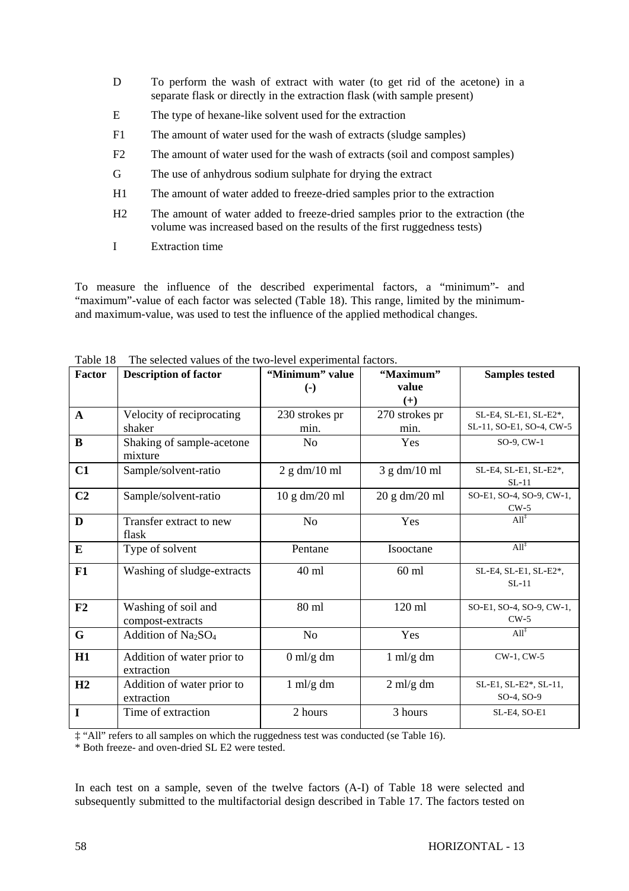| | |
|---|---|
| D | To perform the wash of extract with water (to get rid of the acetone) in a separate flask or directly in the extraction flask (with sample present) |
| E | The type of hexane-like solvent used for the extraction |
| F1 | The amount of water used for the wash of extracts (sludge samples) |
| F2 | The amount of water used for the wash of extracts (soil and compost samples) |
| G | The use of anhydrous sodium sulphate for drying the extract |
| H1 | The amount of water added to freeze-dried samples prior to the extraction |
| H2 | The amount of water added to freeze-dried samples prior to the extraction (the volume was increased based on the results of the first ruggedness tests) |
| I | Extraction time |

To measure the influence of the described experimental factors, a "minimum"- and "maximum"-value of each factor was selected (Table 18). This range, limited by the minimum- and maximum-value, was used to test the influence of the applied methodical changes.

Table 18 The selected values of the two-level experimental factors.

| Factor | Description of factor | "Minimum" value (-) | "Maximum" value (+) | Samples tested |
|---|---|---|---|---|
| **A** | Velocity of reciprocating shaker | 230 strokes pr min. | 270 strokes pr min. | SL-E4, SL-E1, SL-E2*, SL-11, SO-E1, SO-4, CW-5 |
| **B** | Shaking of sample-acetone mixture | No | Yes | SO-9, CW-1 |
| **C1** | Sample/solvent-ratio | 2 g dm/10 ml | 3 g dm/10 ml | SL-E4, SL-E1, SL-E2*, SL-11 |
| **C2** | Sample/solvent-ratio | 10 g dm/20 ml | 20 g dm/20 ml | SO-E1, SO-4, SO-9, CW-1, CW-5 |
| **D** | Transfer extract to new flask | No | Yes | All‡ |
| **E** | Type of solvent | Pentane | Isooctane | All‡ |
| **F1** | Washing of sludge-extracts | 40 ml | 60 ml | SL-E4, SL-E1, SL-E2*, SL-11 |
| **F2** | Washing of soil and compost-extracts | 80 ml | 120 ml | SO-E1, SO-4, SO-9, CW-1, CW-5 |
| **G** | Addition of $Na_2SO_4$ | No | Yes | All‡ |
| **H1** | Addition of water prior to extraction | 0 ml/g dm | 1 ml/g dm | CW-1, CW-5 |
| **H2** | Addition of water prior to extraction | 1 ml/g dm | 2 ml/g dm | SL-E1, SL-E2*, SL-11, SO-4, SO-9 |
| **I** | Time of extraction | 2 hours | 3 hours | SL-E4, SO-E1 |

‡ "All" refers to all samples on which the ruggedness test was conducted (se Table 16).

* Both freeze- and oven-dried SL E2 were tested.

In each test on a sample, seven of the twelve factors (A-I) of Table 18 were selected and subsequently submitted to the multifactorial design described in Table 17. The factors tested on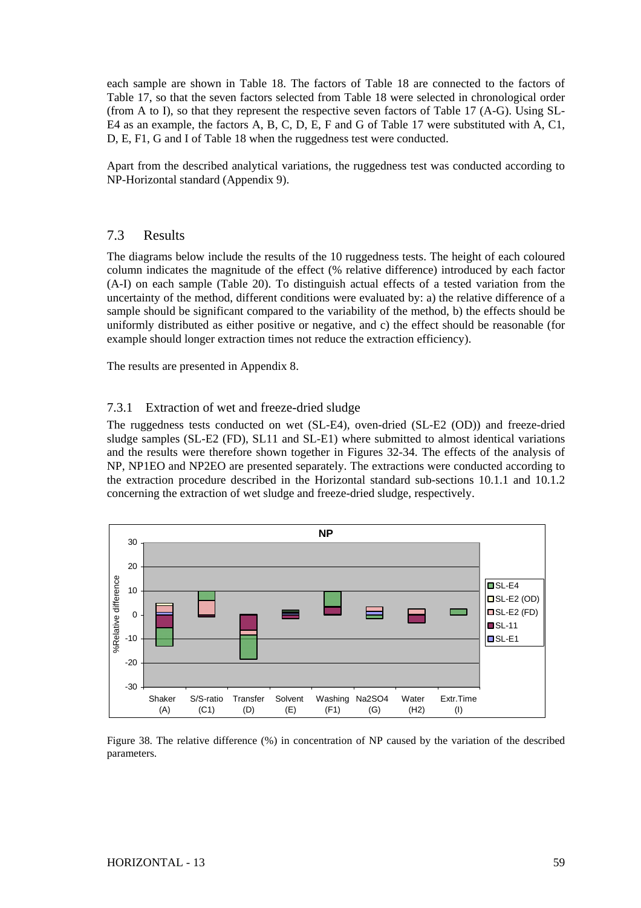each sample are shown in Table 18. The factors of Table 18 are connected to the factors of Table 17, so that the seven factors selected from Table 18 were selected in chronological order (from A to I), so that they represent the respective seven factors of Table 17 (A-G). Using SL-E4 as an example, the factors A, B, C, D, E, F and G of Table 17 were substituted with A, C1, D, E, F1, G and I of Table 18 when the ruggedness test were conducted.

Apart from the described analytical variations, the ruggedness test was conducted according to NP-Horizontal standard (Appendix 9).

## 7.3 Results

The diagrams below include the results of the 10 ruggedness tests. The height of each coloured column indicates the magnitude of the effect (% relative difference) introduced by each factor (A-I) on each sample (Table 20). To distinguish actual effects of a tested variation from the uncertainty of the method, different conditions were evaluated by: a) the relative difference of a sample should be significant compared to the variability of the method, b) the effects should be uniformly distributed as either positive or negative, and c) the effect should be reasonable (for example should longer extraction times not reduce the extraction efficiency).

The results are presented in Appendix 8.

### 7.3.1 Extraction of wet and freeze-dried sludge

The ruggedness tests conducted on wet (SL-E4), oven-dried (SL-E2 (OD)) and freeze-dried sludge samples (SL-E2 (FD), SL11 and SL-E1) where submitted to almost identical variations and the results were therefore shown together in Figures 32-34. The effects of the analysis of NP, NP1EO and NP2EO are presented separately. The extractions were conducted according to the extraction procedure described in the Horizontal standard sub-sections 10.1.1 and 10.1.2 concerning the extraction of wet sludge and freeze-dried sludge, respectively.

Figure 38. The relative difference (%) in concentration of NP caused by the variation of the described parameters.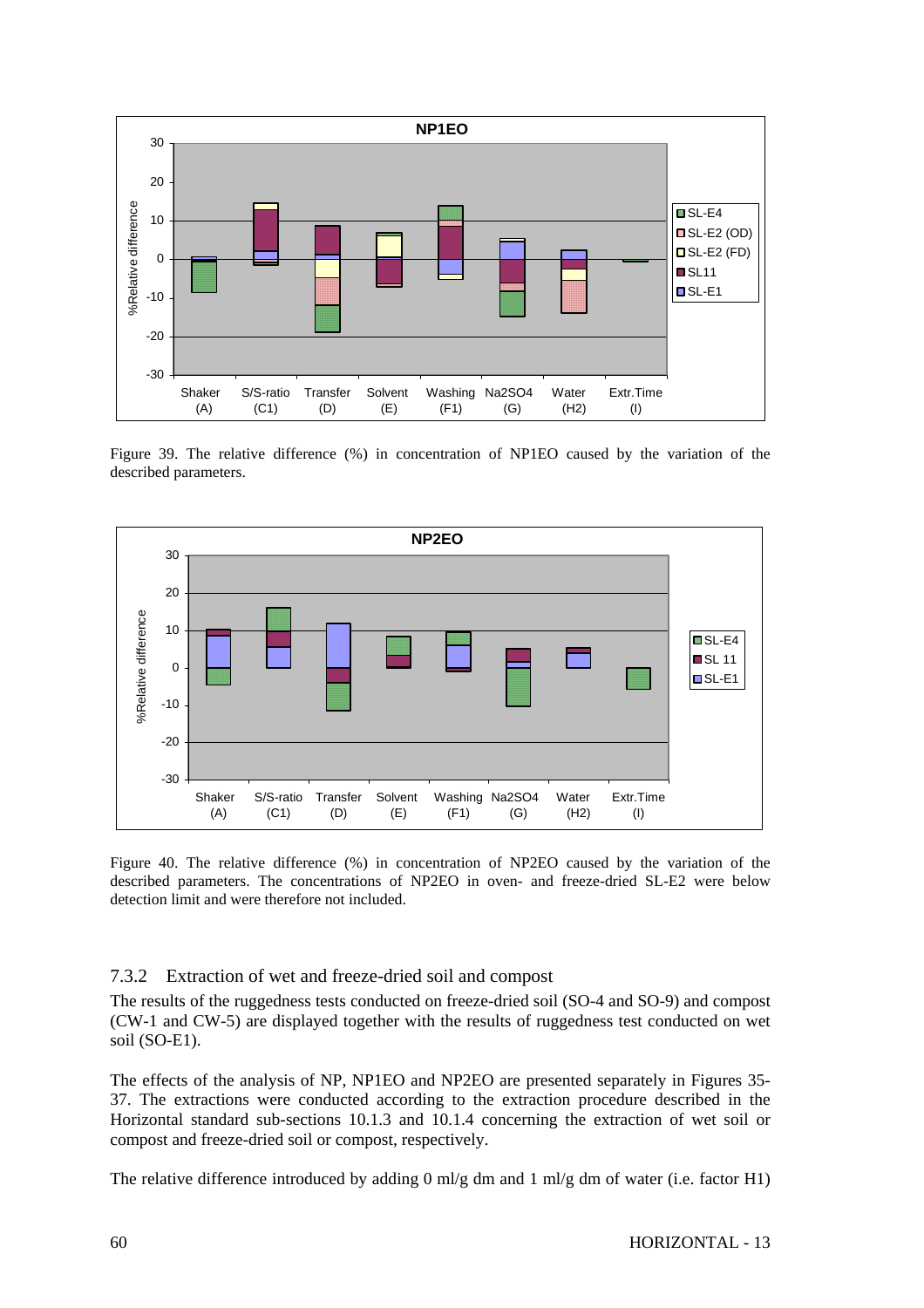Figure 39. The relative difference (%) in concentration of NP1EO caused by the variation of the described parameters.

Figure 40. The relative difference (%) in concentration of NP2EO caused by the variation of the described parameters. The concentrations of NP2EO in oven- and freeze-dried SL-E2 were below detection limit and were therefore not included.

### 7.3.2 Extraction of wet and freeze-dried soil and compost

The results of the ruggedness tests conducted on freeze-dried soil (SO-4 and SO-9) and compost (CW-1 and CW-5) are displayed together with the results of ruggedness test conducted on wet soil (SO-E1).

The effects of the analysis of NP, NP1EO and NP2EO are presented separately in Figures 35-37. The extractions were conducted according to the extraction procedure described in the Horizontal standard sub-sections 10.1.3 and 10.1.4 concerning the extraction of wet soil or compost and freeze-dried soil or compost, respectively.

The relative difference introduced by adding 0 ml/g dm and 1 ml/g dm of water (i.e. factor H1)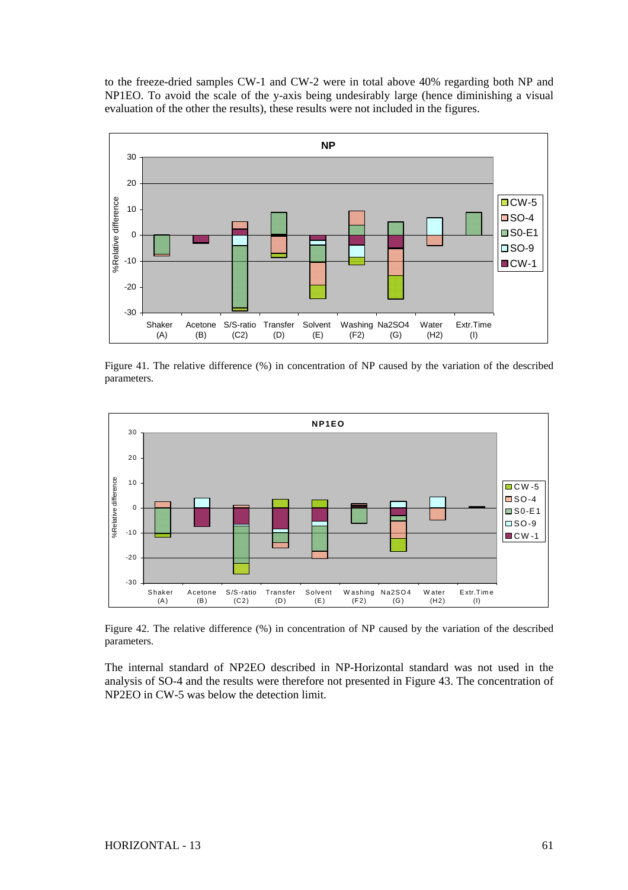to the freeze-dried samples CW-1 and CW-2 were in total above 40% regarding both NP and NP1EO. To avoid the scale of the y-axis being undesirably large (hence diminishing a visual evaluation of the other the results), these results were not included in the figures.

Figure 41. The relative difference (%) in concentration of NP caused by the variation of the described parameters.

Figure 42. The relative difference (%) in concentration of NP caused by the variation of the described parameters.

The internal standard of NP2EO described in NP-Horizontal standard was not used in the analysis of SO-4 and the results were therefore not presented in Figure 43. The concentration of NP2EO in CW-5 was below the detection limit.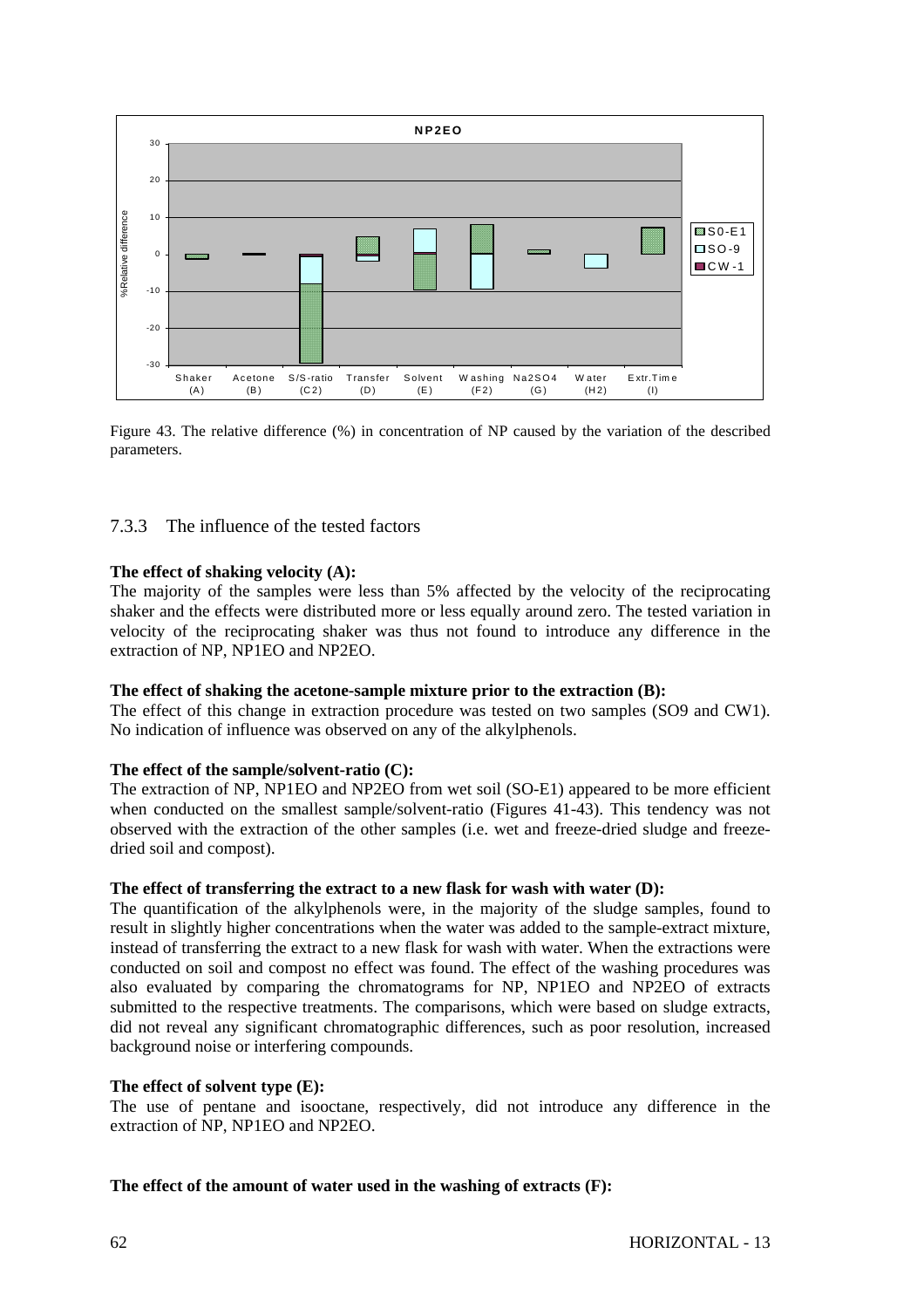Figure 43. The relative difference (%) in concentration of NP caused by the variation of the described parameters.

### 7.3.3 The influence of the tested factors

**The effect of shaking velocity (A):**
The majority of the samples were less than 5% affected by the velocity of the reciprocating shaker and the effects were distributed more or less equally around zero. The tested variation in velocity of the reciprocating shaker was thus not found to introduce any difference in the extraction of NP, NP1EO and NP2EO.

**The effect of shaking the acetone-sample mixture prior to the extraction (B):**
The effect of this change in extraction procedure was tested on two samples (SO9 and CW1). No indication of influence was observed on any of the alkylphenols.

**The effect of the sample/solvent-ratio (C):**
The extraction of NP, NP1EO and NP2EO from wet soil (SO-E1) appeared to be more efficient when conducted on the smallest sample/solvent-ratio (Figures 41-43). This tendency was not observed with the extraction of the other samples (i.e. wet and freeze-dried sludge and freeze-dried soil and compost).

**The effect of transferring the extract to a new flask for wash with water (D):**
The quantification of the alkylphenols were, in the majority of the sludge samples, found to result in slightly higher concentrations when the water was added to the sample-extract mixture, instead of transferring the extract to a new flask for wash with water. When the extractions were conducted on soil and compost no effect was found. The effect of the washing procedures was also evaluated by comparing the chromatograms for NP, NP1EO and NP2EO of extracts submitted to the respective treatments. The comparisons, which were based on sludge extracts, did not reveal any significant chromatographic differences, such as poor resolution, increased background noise or interfering compounds.

**The effect of solvent type (E):**
The use of pentane and isooctane, respectively, did not introduce any difference in the extraction of NP, NP1EO and NP2EO.

**The effect of the amount of water used in the washing of extracts (F):**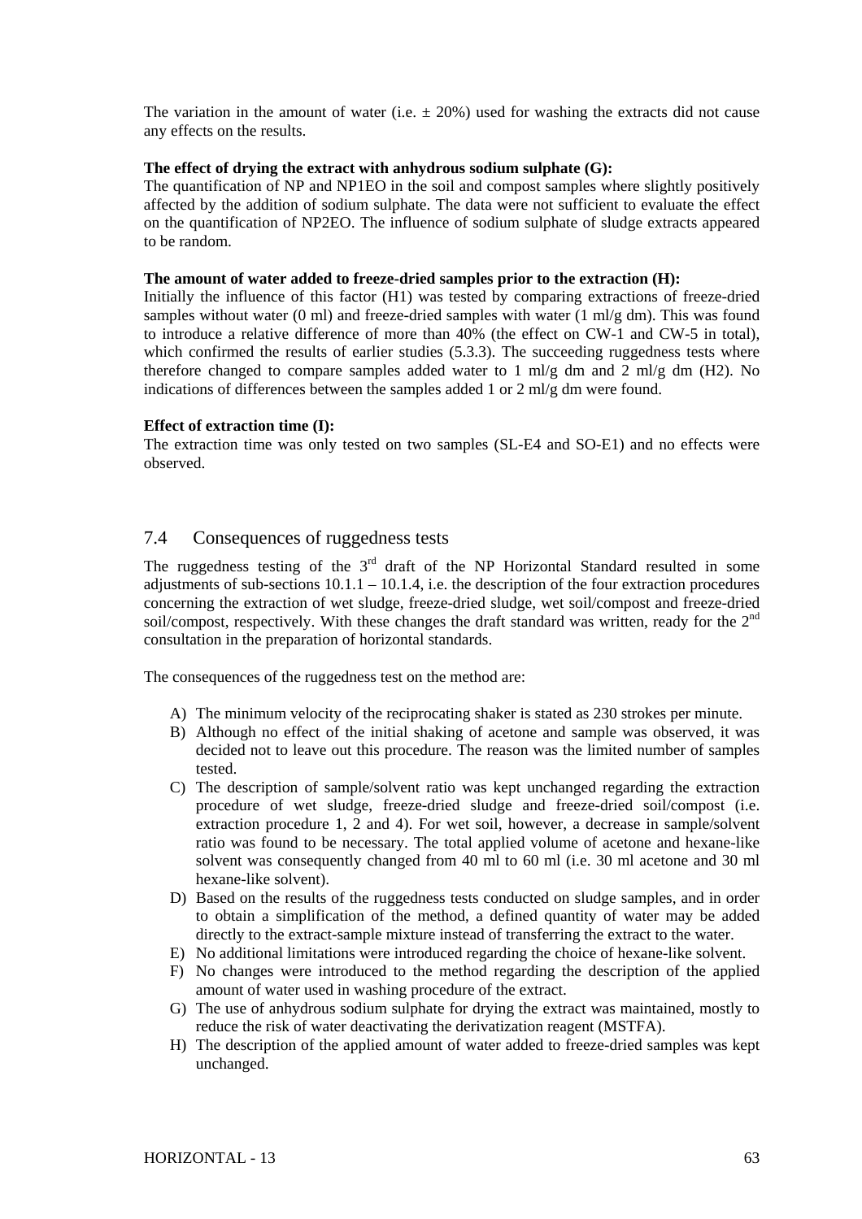The variation in the amount of water (i.e. ± 20%) used for washing the extracts did not cause any effects on the results.

**The effect of drying the extract with anhydrous sodium sulphate (G):**

The quantification of NP and NP1EO in the soil and compost samples where slightly positively affected by the addition of sodium sulphate. The data were not sufficient to evaluate the effect on the quantification of NP2EO. The influence of sodium sulphate of sludge extracts appeared to be random.

**The amount of water added to freeze-dried samples prior to the extraction (H):**

Initially the influence of this factor (H1) was tested by comparing extractions of freeze-dried samples without water (0 ml) and freeze-dried samples with water (1 ml/g dm). This was found to introduce a relative difference of more than 40% (the effect on CW-1 and CW-5 in total), which confirmed the results of earlier studies (5.3.3). The succeeding ruggedness tests where therefore changed to compare samples added water to 1 ml/g dm and 2 ml/g dm (H2). No indications of differences between the samples added 1 or 2 ml/g dm were found.

**Effect of extraction time (I):**

The extraction time was only tested on two samples (SL-E4 and SO-E1) and no effects were observed.

## 7.4 Consequences of ruggedness tests

The ruggedness testing of the 3rd draft of the NP Horizontal Standard resulted in some adjustments of sub-sections 10.1.1 – 10.1.4, i.e. the description of the four extraction procedures concerning the extraction of wet sludge, freeze-dried sludge, wet soil/compost and freeze-dried soil/compost, respectively. With these changes the draft standard was written, ready for the 2nd consultation in the preparation of horizontal standards.

The consequences of the ruggedness test on the method are:

A) The minimum velocity of the reciprocating shaker is stated as 230 strokes per minute.
B) Although no effect of the initial shaking of acetone and sample was observed, it was decided not to leave out this procedure. The reason was the limited number of samples tested.
C) The description of sample/solvent ratio was kept unchanged regarding the extraction procedure of wet sludge, freeze-dried sludge and freeze-dried soil/compost (i.e. extraction procedure 1, 2 and 4). For wet soil, however, a decrease in sample/solvent ratio was found to be necessary. The total applied volume of acetone and hexane-like solvent was consequently changed from 40 ml to 60 ml (i.e. 30 ml acetone and 30 ml hexane-like solvent).
D) Based on the results of the ruggedness tests conducted on sludge samples, and in order to obtain a simplification of the method, a defined quantity of water may be added directly to the extract-sample mixture instead of transferring the extract to the water.
E) No additional limitations were introduced regarding the choice of hexane-like solvent.
F) No changes were introduced to the method regarding the description of the applied amount of water used in washing procedure of the extract.
G) The use of anhydrous sodium sulphate for drying the extract was maintained, mostly to reduce the risk of water deactivating the derivatization reagent (MSTFA).
H) The description of the applied amount of water added to freeze-dried samples was kept unchanged.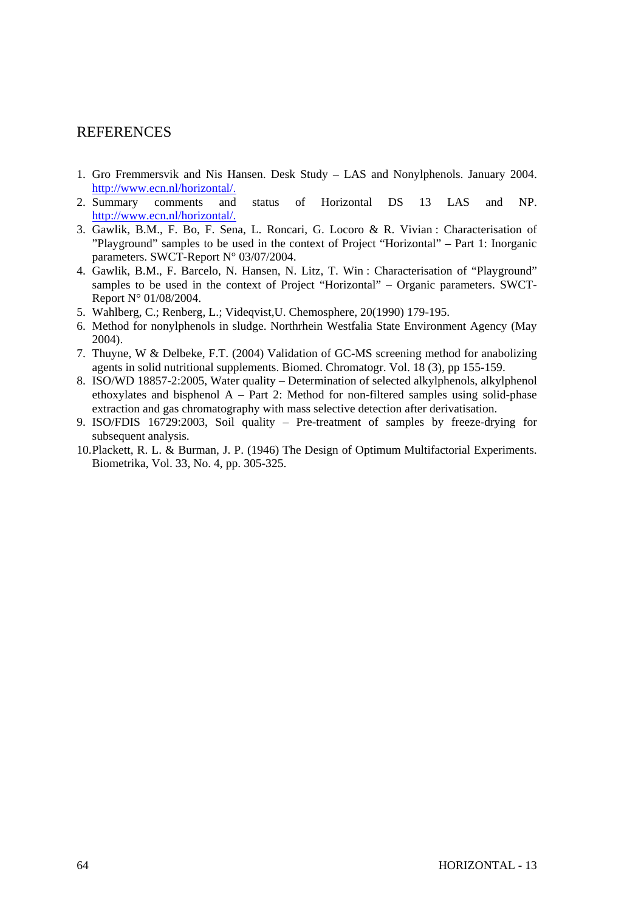# REFERENCES

1. Gro Fremmersvik and Nis Hansen. Desk Study – LAS and Nonylphenols. January 2004. http://www.ecn.nl/horizontal/.
2. Summary comments and status of Horizontal DS 13 LAS and NP. http://www.ecn.nl/horizontal/.
3. Gawlik, B.M., F. Bo, F. Sena, L. Roncari, G. Locoro & R. Vivian : Characterisation of "Playground" samples to be used in the context of Project "Horizontal" – Part 1: Inorganic parameters. SWCT-Report N° 03/07/2004.
4. Gawlik, B.M., F. Barcelo, N. Hansen, N. Litz, T. Win : Characterisation of "Playground" samples to be used in the context of Project "Horizontal" – Organic parameters. SWCT-Report N° 01/08/2004.
5. Wahlberg, C.; Renberg, L.; Videqvist,U. Chemosphere, 20(1990) 179-195.
6. Method for nonylphenols in sludge. Northrhein Westfalia State Environment Agency (May 2004).
7. Thuyne, W & Delbeke, F.T. (2004) Validation of GC-MS screening method for anabolizing agents in solid nutritional supplements. Biomed. Chromatogr. Vol. 18 (3), pp 155-159.
8. ISO/WD 18857-2:2005, Water quality – Determination of selected alkylphenols, alkylphenol ethoxylates and bisphenol A – Part 2: Method for non-filtered samples using solid-phase extraction and gas chromatography with mass selective detection after derivatisation.
9. ISO/FDIS 16729:2003, Soil quality – Pre-treatment of samples by freeze-drying for subsequent analysis.
10. Plackett, R. L. & Burman, J. P. (1946) The Design of Optimum Multifactorial Experiments. Biometrika, Vol. 33, No. 4, pp. 305-325.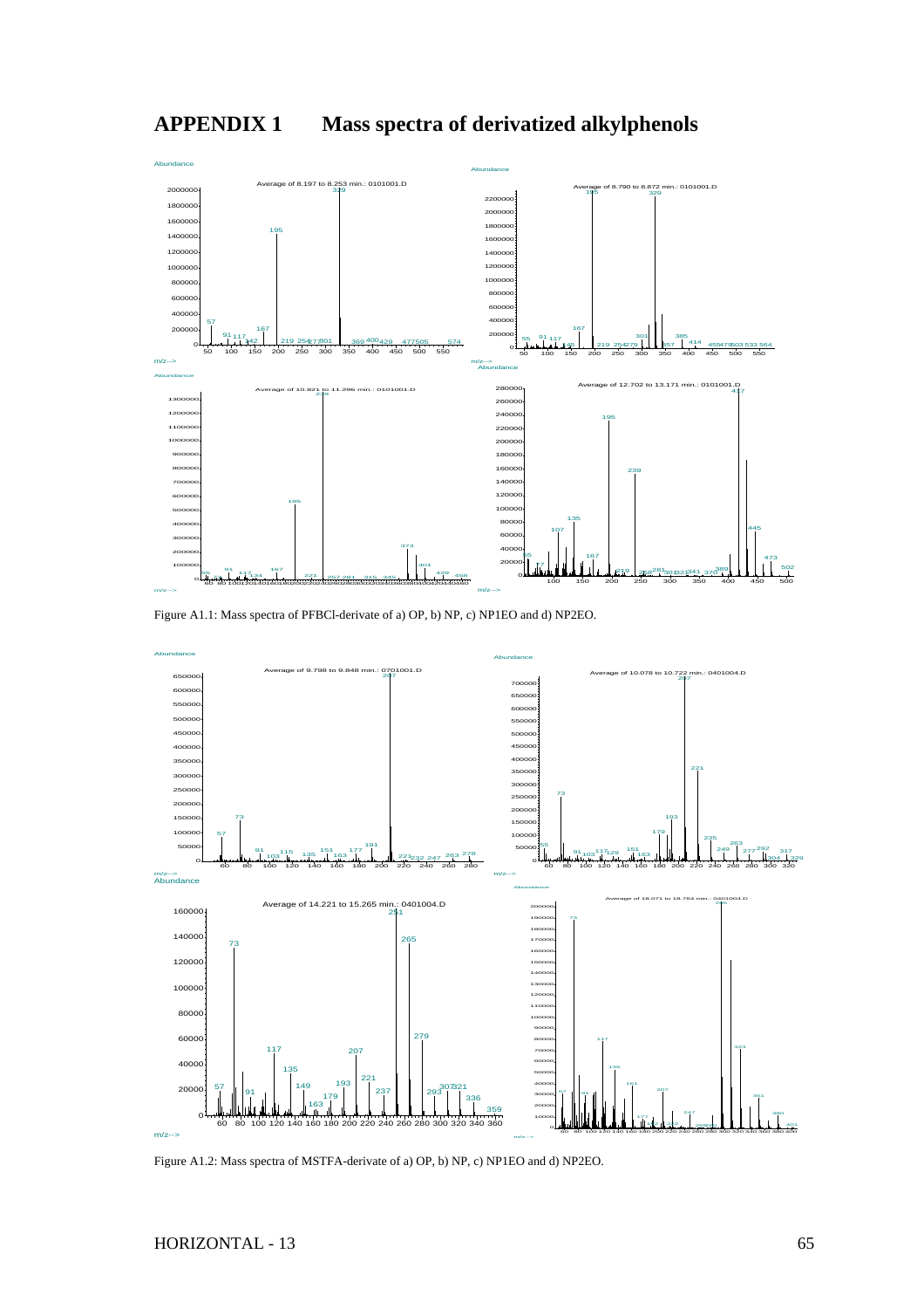# APPENDIX 1 Mass spectra of derivatized alkylphenols

Figure A1.1: Mass spectra of PFBCl-derivate of a) OP, b) NP, c) NP1EO and d) NP2EO.

Figure A1.2: Mass spectra of MSTFA-derivate of a) OP, b) NP, c) NP1EO and d) NP2EO.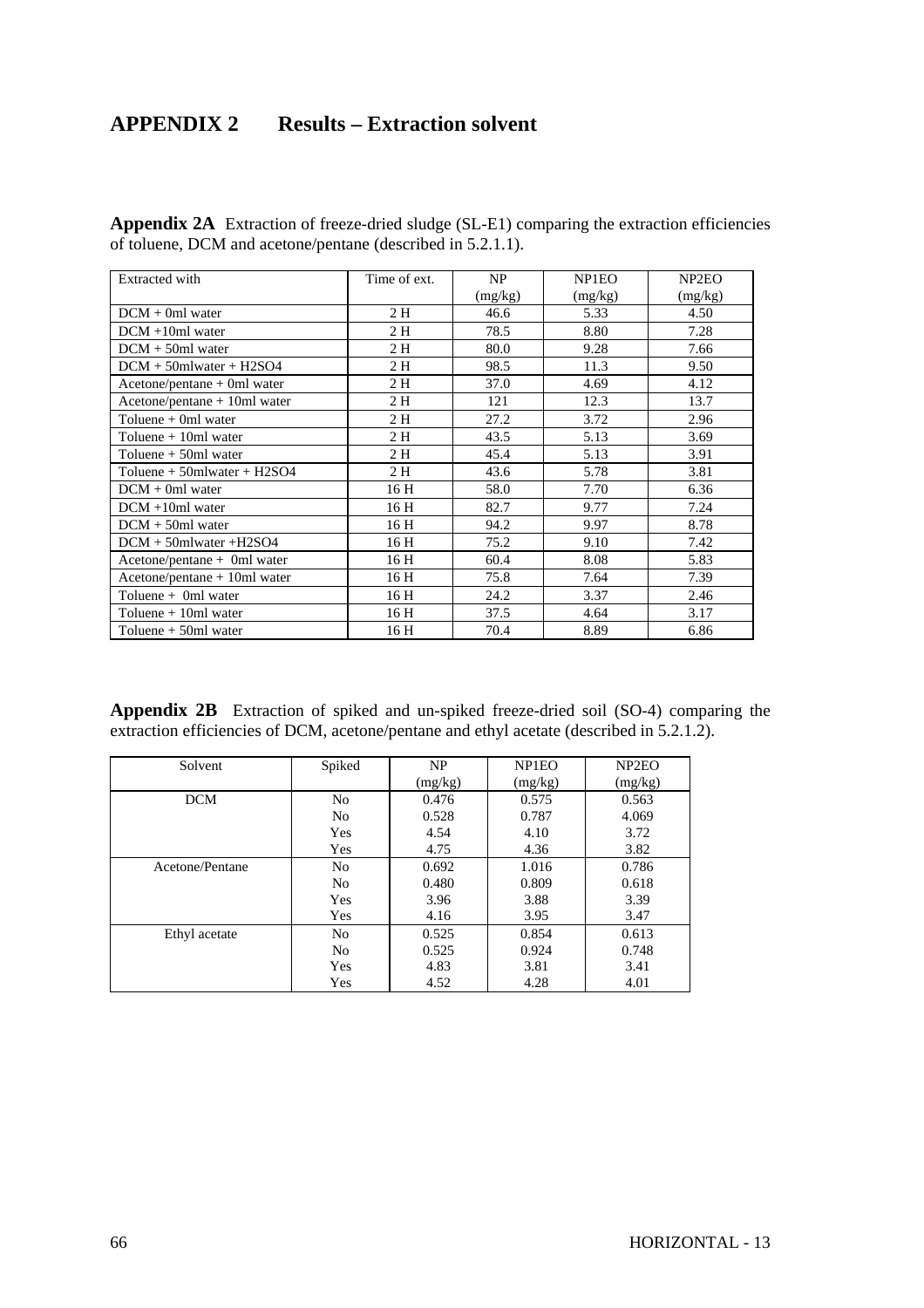# APPENDIX 2 Results – Extraction solvent

**Appendix 2A** Extraction of freeze-dried sludge (SL-E1) comparing the extraction efficiencies of toluene, DCM and acetone/pentane (described in 5.2.1.1).

| Extracted with | Time of ext. | NP (mg/kg) | NP1EO (mg/kg) | NP2EO (mg/kg) |
|---|---|---|---|---|
| DCM + 0ml water | 2 H | 46.6 | 5.33 | 4.50 |
| DCM +10ml water | 2 H | 78.5 | 8.80 | 7.28 |
| DCM + 50ml water | 2 H | 80.0 | 9.28 | 7.66 |
| DCM + 50mlwater + H2SO4 | 2 H | 98.5 | 11.3 | 9.50 |
| Acetone/pentane + 0ml water | 2 H | 37.0 | 4.69 | 4.12 |
| Acetone/pentane + 10ml water | 2 H | 121 | 12.3 | 13.7 |
| Toluene + 0ml water | 2 H | 27.2 | 3.72 | 2.96 |
| Toluene + 10ml water | 2 H | 43.5 | 5.13 | 3.69 |
| Toluene + 50ml water | 2 H | 45.4 | 5.13 | 3.91 |
| Toluene + 50mlwater + H2SO4 | 2 H | 43.6 | 5.78 | 3.81 |
| DCM + 0ml water | 16 H | 58.0 | 7.70 | 6.36 |
| DCM +10ml water | 16 H | 82.7 | 9.77 | 7.24 |
| DCM + 50ml water | 16 H | 94.2 | 9.97 | 8.78 |
| DCM + 50mlwater +H2SO4 | 16 H | 75.2 | 9.10 | 7.42 |
| Acetone/pentane + 0ml water | 16 H | 60.4 | 8.08 | 5.83 |
| Acetone/pentane + 10ml water | 16 H | 75.8 | 7.64 | 7.39 |
| Toluene + 0ml water | 16 H | 24.2 | 3.37 | 2.46 |
| Toluene + 10ml water | 16 H | 37.5 | 4.64 | 3.17 |
| Toluene + 50ml water | 16 H | 70.4 | 8.89 | 6.86 |

**Appendix 2B** Extraction of spiked and un-spiked freeze-dried soil (SO-4) comparing the extraction efficiencies of DCM, acetone/pentane and ethyl acetate (described in 5.2.1.2).

| Solvent | Spiked | NP (mg/kg) | NP1EO (mg/kg) | NP2EO (mg/kg) |
|---|---|---|---|---|
| DCM | No | 0.476 | 0.575 | 0.563 |
| | No | 0.528 | 0.787 | 4.069 |
| | Yes | 4.54 | 4.10 | 3.72 |
| | Yes | 4.75 | 4.36 | 3.82 |
| Acetone/Pentane | No | 0.692 | 1.016 | 0.786 |
| | No | 0.480 | 0.809 | 0.618 |
| | Yes | 3.96 | 3.88 | 3.39 |
| | Yes | 4.16 | 3.95 | 3.47 |
| Ethyl acetate | No | 0.525 | 0.854 | 0.613 |
| | No | 0.525 | 0.924 | 0.748 |
| | Yes | 4.83 | 3.81 | 3.41 |
| | Yes | 4.52 | 4.28 | 4.01 |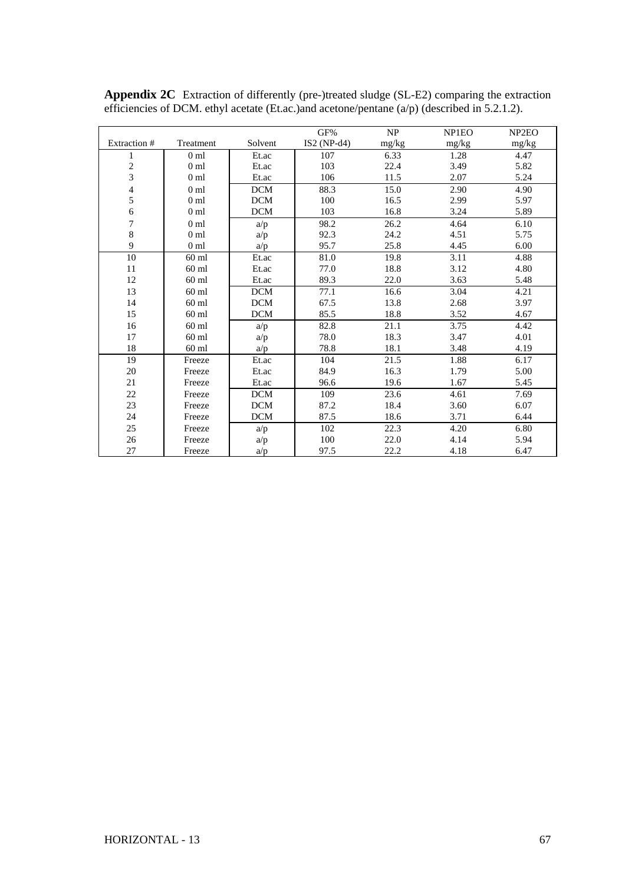**Appendix 2C** Extraction of differently (pre-)treated sludge (SL-E2) comparing the extraction efficiencies of DCM. ethyl acetate (Et.ac.)and acetone/pentane (a/p) (described in 5.2.1.2).

| Extraction # | Treatment | Solvent | GF% IS2 (NP-d4) | NP mg/kg | NP1EO mg/kg | NP2EO mg/kg |
|---|---|---|---|---|---|---|
| 1 | 0 ml | Et.ac | 107 | 6.33 | 1.28 | 4.47 |
| 2 | 0 ml | Et.ac | 103 | 22.4 | 3.49 | 5.82 |
| 3 | 0 ml | Et.ac | 106 | 11.5 | 2.07 | 5.24 |
| 4 | 0 ml | DCM | 88.3 | 15.0 | 2.90 | 4.90 |
| 5 | 0 ml | DCM | 100 | 16.5 | 2.99 | 5.97 |
| 6 | 0 ml | DCM | 103 | 16.8 | 3.24 | 5.89 |
| 7 | 0 ml | a/p | 98.2 | 26.2 | 4.64 | 6.10 |
| 8 | 0 ml | a/p | 92.3 | 24.2 | 4.51 | 5.75 |
| 9 | 0 ml | a/p | 95.7 | 25.8 | 4.45 | 6.00 |
| 10 | 60 ml | Et.ac | 81.0 | 19.8 | 3.11 | 4.88 |
| 11 | 60 ml | Et.ac | 77.0 | 18.8 | 3.12 | 4.80 |
| 12 | 60 ml | Et.ac | 89.3 | 22.0 | 3.63 | 5.48 |
| 13 | 60 ml | DCM | 77.1 | 16.6 | 3.04 | 4.21 |
| 14 | 60 ml | DCM | 67.5 | 13.8 | 2.68 | 3.97 |
| 15 | 60 ml | DCM | 85.5 | 18.8 | 3.52 | 4.67 |
| 16 | 60 ml | a/p | 82.8 | 21.1 | 3.75 | 4.42 |
| 17 | 60 ml | a/p | 78.0 | 18.3 | 3.47 | 4.01 |
| 18 | 60 ml | a/p | 78.8 | 18.1 | 3.48 | 4.19 |
| 19 | Freeze | Et.ac | 104 | 21.5 | 1.88 | 6.17 |
| 20 | Freeze | Et.ac | 84.9 | 16.3 | 1.79 | 5.00 |
| 21 | Freeze | Et.ac | 96.6 | 19.6 | 1.67 | 5.45 |
| 22 | Freeze | DCM | 109 | 23.6 | 4.61 | 7.69 |
| 23 | Freeze | DCM | 87.2 | 18.4 | 3.60 | 6.07 |
| 24 | Freeze | DCM | 87.5 | 18.6 | 3.71 | 6.44 |
| 25 | Freeze | a/p | 102 | 22.3 | 4.20 | 6.80 |
| 26 | Freeze | a/p | 100 | 22.0 | 4.14 | 5.94 |
| 27 | Freeze | a/p | 97.5 | 22.2 | 4.18 | 6.47 |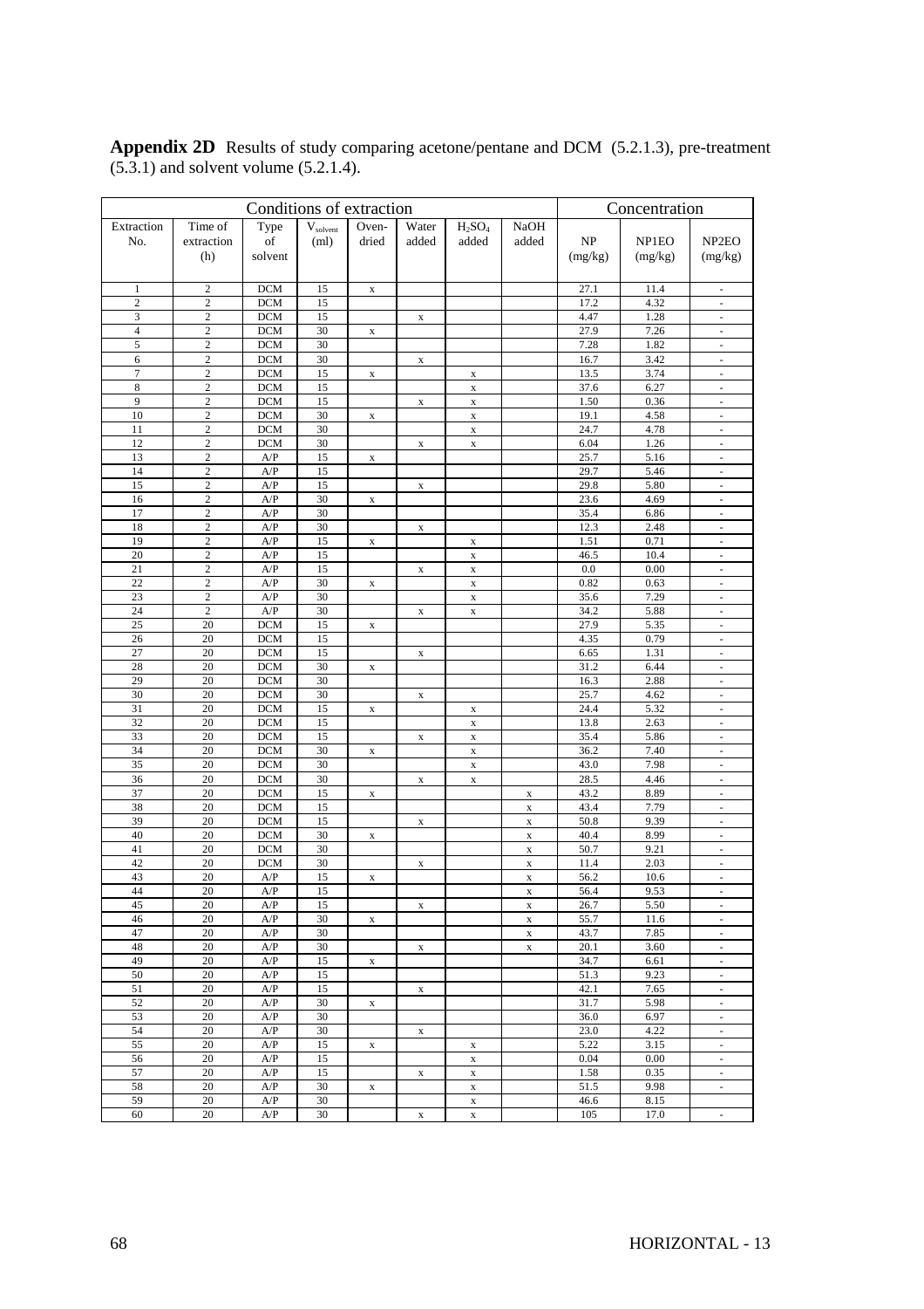**Appendix 2D** Results of study comparing acetone/pentane and DCM (5.2.1.3), pre-treatment (5.3.1) and solvent volume (5.2.1.4).

| Conditions of extraction | | | | | | | | Concentration | | |
|---|---|---|---|---|---|---|---|---|---|---|
| Extraction No. | Time of extraction (h) | Type of solvent | $V_{solvent}$ (ml) | Oven-dried | Water added | $H_2SO_4$ added | NaOH added | NP (mg/kg) | NP1EO (mg/kg) | NP2EO (mg/kg) |
| 1 | 2 | DCM | 15 | x | | | | 27.1 | 11.4 | - |
| 2 | 2 | DCM | 15 | | | | | 17.2 | 4.32 | - |
| 3 | 2 | DCM | 15 | | x | | | 4.47 | 1.28 | - |
| 4 | 2 | DCM | 30 | x | | | | 27.9 | 7.26 | - |
| 5 | 2 | DCM | 30 | | | | | 7.28 | 1.82 | - |
| 6 | 2 | DCM | 30 | | x | | | 16.7 | 3.42 | - |
| 7 | 2 | DCM | 15 | x | | x | | 13.5 | 3.74 | - |
| 8 | 2 | DCM | 15 | | | x | | 37.6 | 6.27 | - |
| 9 | 2 | DCM | 15 | | x | x | | 1.50 | 0.36 | - |
| 10 | 2 | DCM | 30 | x | | x | | 19.1 | 4.58 | - |
| 11 | 2 | DCM | 30 | | | x | | 24.7 | 4.78 | - |
| 12 | 2 | DCM | 30 | | x | x | | 6.04 | 1.26 | - |
| 13 | 2 | A/P | 15 | x | | | | 25.7 | 5.16 | - |
| 14 | 2 | A/P | 15 | | | | | 29.7 | 5.46 | - |
| 15 | 2 | A/P | 15 | | x | | | 29.8 | 5.80 | - |
| 16 | 2 | A/P | 30 | x | | | | 23.6 | 4.69 | - |
| 17 | 2 | A/P | 30 | | | | | 35.4 | 6.86 | - |
| 18 | 2 | A/P | 30 | | x | | | 12.3 | 2.48 | - |
| 19 | 2 | A/P | 15 | x | | x | | 1.51 | 0.71 | - |
| 20 | 2 | A/P | 15 | | | x | | 46.5 | 10.4 | - |
| 21 | 2 | A/P | 15 | | x | x | | 0.0 | 0.00 | - |
| 22 | 2 | A/P | 30 | x | | x | | 0.82 | 0.63 | - |
| 23 | 2 | A/P | 30 | | | x | | 35.6 | 7.29 | - |
| 24 | 2 | A/P | 30 | | x | x | | 34.2 | 5.88 | - |
| 25 | 20 | DCM | 15 | x | | | | 27.9 | 5.35 | - |
| 26 | 20 | DCM | 15 | | | | | 4.35 | 0.79 | - |
| 27 | 20 | DCM | 15 | | x | | | 6.65 | 1.31 | - |
| 28 | 20 | DCM | 30 | x | | | | 31.2 | 6.44 | - |
| 29 | 20 | DCM | 30 | | | | | 16.3 | 2.88 | - |
| 30 | 20 | DCM | 30 | | x | | | 25.7 | 4.62 | - |
| 31 | 20 | DCM | 15 | x | | x | | 24.4 | 5.32 | - |
| 32 | 20 | DCM | 15 | | | x | | 13.8 | 2.63 | - |
| 33 | 20 | DCM | 15 | | x | x | | 35.4 | 5.86 | - |
| 34 | 20 | DCM | 30 | x | | x | | 36.2 | 7.40 | - |
| 35 | 20 | DCM | 30 | | | x | | 43.0 | 7.98 | - |
| 36 | 20 | DCM | 30 | | x | x | | 28.5 | 4.46 | - |
| 37 | 20 | DCM | 15 | x | | | x | 43.2 | 8.89 | - |
| 38 | 20 | DCM | 15 | | | | x | 43.4 | 7.79 | - |
| 39 | 20 | DCM | 15 | | x | | x | 50.8 | 9.39 | - |
| 40 | 20 | DCM | 30 | x | | | x | 40.4 | 8.99 | - |
| 41 | 20 | DCM | 30 | | | | x | 50.7 | 9.21 | - |
| 42 | 20 | DCM | 30 | | x | | x | 11.4 | 2.03 | - |
| 43 | 20 | A/P | 15 | x | | | x | 56.2 | 10.6 | - |
| 44 | 20 | A/P | 15 | | | | x | 56.4 | 9.53 | - |
| 45 | 20 | A/P | 15 | | x | | x | 26.7 | 5.50 | - |
| 46 | 20 | A/P | 30 | x | | | x | 55.7 | 11.6 | - |
| 47 | 20 | A/P | 30 | | | | x | 43.7 | 7.85 | - |
| 48 | 20 | A/P | 30 | | x | | x | 20.1 | 3.60 | - |
| 49 | 20 | A/P | 15 | x | | | | 34.7 | 6.61 | - |
| 50 | 20 | A/P | 15 | | | | | 51.3 | 9.23 | - |
| 51 | 20 | A/P | 15 | | x | | | 42.1 | 7.65 | - |
| 52 | 20 | A/P | 30 | x | | | | 31.7 | 5.98 | - |
| 53 | 20 | A/P | 30 | | | | | 36.0 | 6.97 | - |
| 54 | 20 | A/P | 30 | | x | | | 23.0 | 4.22 | - |
| 55 | 20 | A/P | 15 | x | | x | | 5.22 | 3.15 | - |
| 56 | 20 | A/P | 15 | | | x | | 0.04 | 0.00 | - |
| 57 | 20 | A/P | 15 | | x | x | | 1.58 | 0.35 | - |
| 58 | 20 | A/P | 30 | x | | x | | 51.5 | 9.98 | - |
| 59 | 20 | A/P | 30 | | | x | | 46.6 | 8.15 | |
| 60 | 20 | A/P | 30 | | x | x | | 105 | 17.0 | - |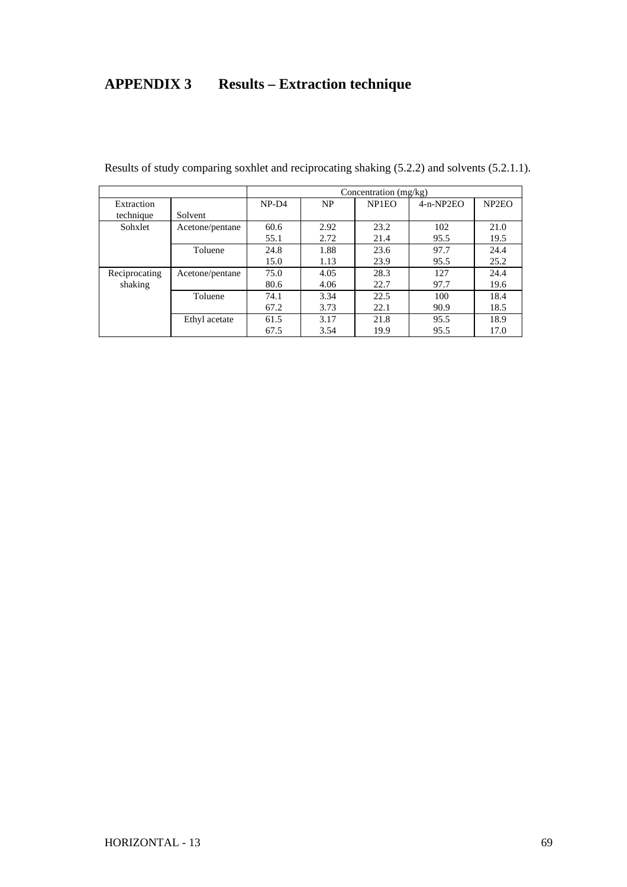# APPENDIX 3 Results – Extraction technique

Results of study comparing soxhlet and reciprocating shaking (5.2.2) and solvents (5.2.1.1).

| | | Concentration (mg/kg) | | | | |
|---|---|---|---|---|---|---|
| Extraction technique | Solvent | NP-D4 | NP | NP1EO | 4-n-NP2EO | NP2EO |
| Sohxlet | Acetone/pentane | 60.6 | 2.92 | 23.2 | 102 | 21.0 |
| | | 55.1 | 2.72 | 21.4 | 95.5 | 19.5 |
| | Toluene | 24.8 | 1.88 | 23.6 | 97.7 | 24.4 |
| | | 15.0 | 1.13 | 23.9 | 95.5 | 25.2 |
| Reciprocating shaking | Acetone/pentane | 75.0 | 4.05 | 28.3 | 127 | 24.4 |
| | | 80.6 | 4.06 | 22.7 | 97.7 | 19.6 |
| | Toluene | 74.1 | 3.34 | 22.5 | 100 | 18.4 |
| | | 67.2 | 3.73 | 22.1 | 90.9 | 18.5 |
| | Ethyl acetate | 61.5 | 3.17 | 21.8 | 95.5 | 18.9 |
| | | 67.5 | 3.54 | 19.9 | 95.5 | 17.0 |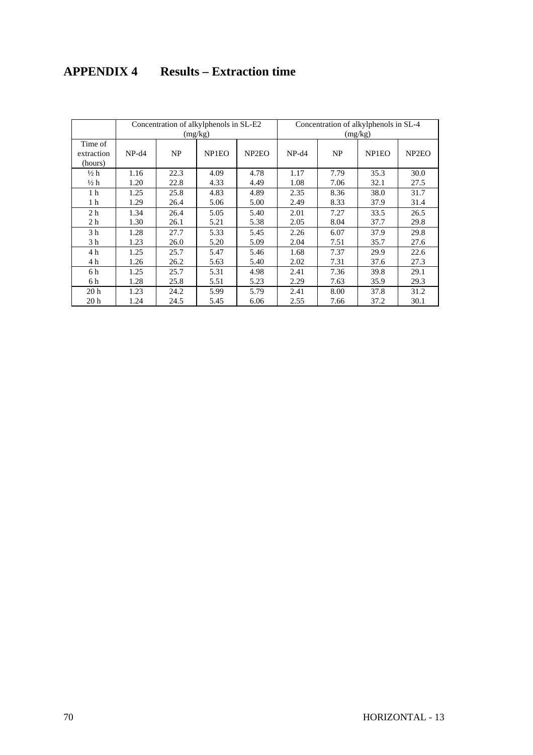# APPENDIX 4 Results – Extraction time

| | Concentration of alkylphenols in SL-E2 (mg/kg) | | | | Concentration of alkylphenols in SL-4 (mg/kg) | | | |
|---|---|---|---|---|---|---|---|---|
| Time of extraction (hours) | NP-d4 | NP | NP1EO | NP2EO | NP-d4 | NP | NP1EO | NP2EO |
| ½ h | 1.16 | 22.3 | 4.09 | 4.78 | 1.17 | 7.79 | 35.3 | 30.0 |
| ½ h | 1.20 | 22.8 | 4.33 | 4.49 | 1.08 | 7.06 | 32.1 | 27.5 |
| 1 h | 1.25 | 25.8 | 4.83 | 4.89 | 2.35 | 8.36 | 38.0 | 31.7 |
| 1 h | 1.29 | 26.4 | 5.06 | 5.00 | 2.49 | 8.33 | 37.9 | 31.4 |
| 2 h | 1.34 | 26.4 | 5.05 | 5.40 | 2.01 | 7.27 | 33.5 | 26.5 |
| 2 h | 1.30 | 26.1 | 5.21 | 5.38 | 2.05 | 8.04 | 37.7 | 29.8 |
| 3 h | 1.28 | 27.7 | 5.33 | 5.45 | 2.26 | 6.07 | 37.9 | 29.8 |
| 3 h | 1.23 | 26.0 | 5.20 | 5.09 | 2.04 | 7.51 | 35.7 | 27.6 |
| 4 h | 1.25 | 25.7 | 5.47 | 5.46 | 1.68 | 7.37 | 29.9 | 22.6 |
| 4 h | 1.26 | 26.2 | 5.63 | 5.40 | 2.02 | 7.31 | 37.6 | 27.3 |
| 6 h | 1.25 | 25.7 | 5.31 | 4.98 | 2.41 | 7.36 | 39.8 | 29.1 |
| 6 h | 1.28 | 25.8 | 5.51 | 5.23 | 2.29 | 7.63 | 35.9 | 29.3 |
| 20 h | 1.23 | 24.2 | 5.99 | 5.79 | 2.41 | 8.00 | 37.8 | 31.2 |
| 20 h | 1.24 | 24.5 | 5.45 | 6.06 | 2.55 | 7.66 | 37.2 | 30.1 |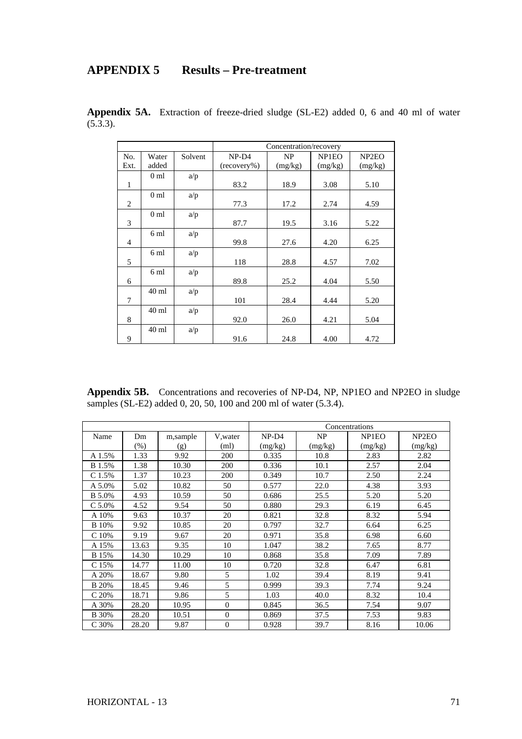# APPENDIX 5 Results – Pre-treatment

**Appendix 5A.** Extraction of freeze-dried sludge (SL-E2) added 0, 6 and 40 ml of water (5.3.3).

| | | | Concentration/recovery | | | |
|---|---|---|---|---|---|---|
| No. Ext. | Water added | Solvent | NP-D4 (recovery%) | NP (mg/kg) | NP1EO (mg/kg) | NP2EO (mg/kg) |
| 1 | 0 ml | a/p | 83.2 | 18.9 | 3.08 | 5.10 |
| 2 | 0 ml | a/p | 77.3 | 17.2 | 2.74 | 4.59 |
| 3 | 0 ml | a/p | 87.7 | 19.5 | 3.16 | 5.22 |
| 4 | 6 ml | a/p | 99.8 | 27.6 | 4.20 | 6.25 |
| 5 | 6 ml | a/p | 118 | 28.8 | 4.57 | 7.02 |
| 6 | 6 ml | a/p | 89.8 | 25.2 | 4.04 | 5.50 |
| 7 | 40 ml | a/p | 101 | 28.4 | 4.44 | 5.20 |
| 8 | 40 ml | a/p | 92.0 | 26.0 | 4.21 | 5.04 |
| 9 | 40 ml | a/p | 91.6 | 24.8 | 4.00 | 4.72 |

**Appendix 5B.** Concentrations and recoveries of NP-D4, NP, NP1EO and NP2EO in sludge samples (SL-E2) added 0, 20, 50, 100 and 200 ml of water (5.3.4).

| | | | | Concentrations | | | |
|---|---|---|---|---|---|---|---|
| Name | Dm (%) | m,sample (g) | V,water (ml) | NP-D4 (mg/kg) | NP (mg/kg) | NP1EO (mg/kg) | NP2EO (mg/kg) |
| A 1.5% | 1.33 | 9.92 | 200 | 0.335 | 10.8 | 2.83 | 2.82 |
| B 1.5% | 1.38 | 10.30 | 200 | 0.336 | 10.1 | 2.57 | 2.04 |
| C 1.5% | 1.37 | 10.23 | 200 | 0.349 | 10.7 | 2.50 | 2.24 |
| A 5.0% | 5.02 | 10.82 | 50 | 0.577 | 22.0 | 4.38 | 3.93 |
| B 5.0% | 4.93 | 10.59 | 50 | 0.686 | 25.5 | 5.20 | 5.20 |
| C 5.0% | 4.52 | 9.54 | 50 | 0.880 | 29.3 | 6.19 | 6.45 |
| A 10% | 9.63 | 10.37 | 20 | 0.821 | 32.8 | 8.32 | 5.94 |
| B 10% | 9.92 | 10.85 | 20 | 0.797 | 32.7 | 6.64 | 6.25 |
| C 10% | 9.19 | 9.67 | 20 | 0.971 | 35.8 | 6.98 | 6.60 |
| A 15% | 13.63 | 9.35 | 10 | 1.047 | 38.2 | 7.65 | 8.77 |
| B 15% | 14.30 | 10.29 | 10 | 0.868 | 35.8 | 7.09 | 7.89 |
| C 15% | 14.77 | 11.00 | 10 | 0.720 | 32.8 | 6.47 | 6.81 |
| A 20% | 18.67 | 9.80 | 5 | 1.02 | 39.4 | 8.19 | 9.41 |
| B 20% | 18.45 | 9.46 | 5 | 0.999 | 39.3 | 7.74 | 9.24 |
| C 20% | 18.71 | 9.86 | 5 | 1.03 | 40.0 | 8.32 | 10.4 |
| A 30% | 28.20 | 10.95 | 0 | 0.845 | 36.5 | 7.54 | 9.07 |
| B 30% | 28.20 | 10.51 | 0 | 0.869 | 37.5 | 7.53 | 9.83 |
| C 30% | 28.20 | 9.87 | 0 | 0.928 | 39.7 | 8.16 | 10.06 |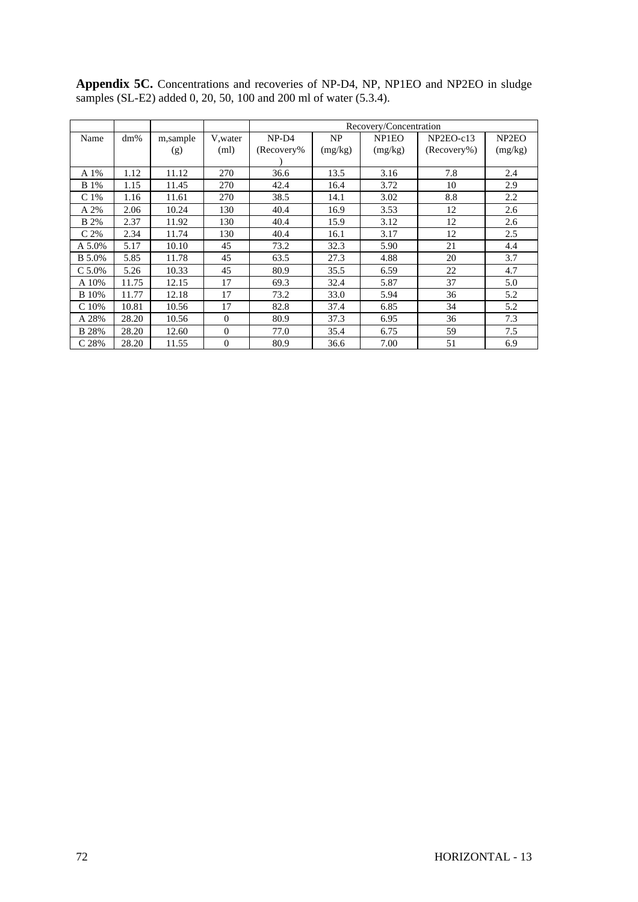**Appendix 5C.** Concentrations and recoveries of NP-D4, NP, NP1EO and NP2EO in sludge samples (SL-E2) added 0, 20, 50, 100 and 200 ml of water (5.3.4).

| | | | | Recovery/Concentration | | | | |
|---|---|---|---|---|---|---|---|---|
| Name | dm% | m,sample (g) | V,water (ml) | NP-D4 (Recovery%) | NP (mg/kg) | NP1EO (mg/kg) | NP2EO-c13 (Recovery%) | NP2EO (mg/kg) |
| A 1% | 1.12 | 11.12 | 270 | 36.6 | 13.5 | 3.16 | 7.8 | 2.4 |
| B 1% | 1.15 | 11.45 | 270 | 42.4 | 16.4 | 3.72 | 10 | 2.9 |
| C 1% | 1.16 | 11.61 | 270 | 38.5 | 14.1 | 3.02 | 8.8 | 2.2 |
| A 2% | 2.06 | 10.24 | 130 | 40.4 | 16.9 | 3.53 | 12 | 2.6 |
| B 2% | 2.37 | 11.92 | 130 | 40.4 | 15.9 | 3.12 | 12 | 2.6 |
| C 2% | 2.34 | 11.74 | 130 | 40.4 | 16.1 | 3.17 | 12 | 2.5 |
| A 5.0% | 5.17 | 10.10 | 45 | 73.2 | 32.3 | 5.90 | 21 | 4.4 |
| B 5.0% | 5.85 | 11.78 | 45 | 63.5 | 27.3 | 4.88 | 20 | 3.7 |
| C 5.0% | 5.26 | 10.33 | 45 | 80.9 | 35.5 | 6.59 | 22 | 4.7 |
| A 10% | 11.75 | 12.15 | 17 | 69.3 | 32.4 | 5.87 | 37 | 5.0 |
| B 10% | 11.77 | 12.18 | 17 | 73.2 | 33.0 | 5.94 | 36 | 5.2 |
| C 10% | 10.81 | 10.56 | 17 | 82.8 | 37.4 | 6.85 | 34 | 5.2 |
| A 28% | 28.20 | 10.56 | 0 | 80.9 | 37.3 | 6.95 | 36 | 7.3 |
| B 28% | 28.20 | 12.60 | 0 | 77.0 | 35.4 | 6.75 | 59 | 7.5 |
| C 28% | 28.20 | 11.55 | 0 | 80.9 | 36.6 | 7.00 | 51 | 6.9 |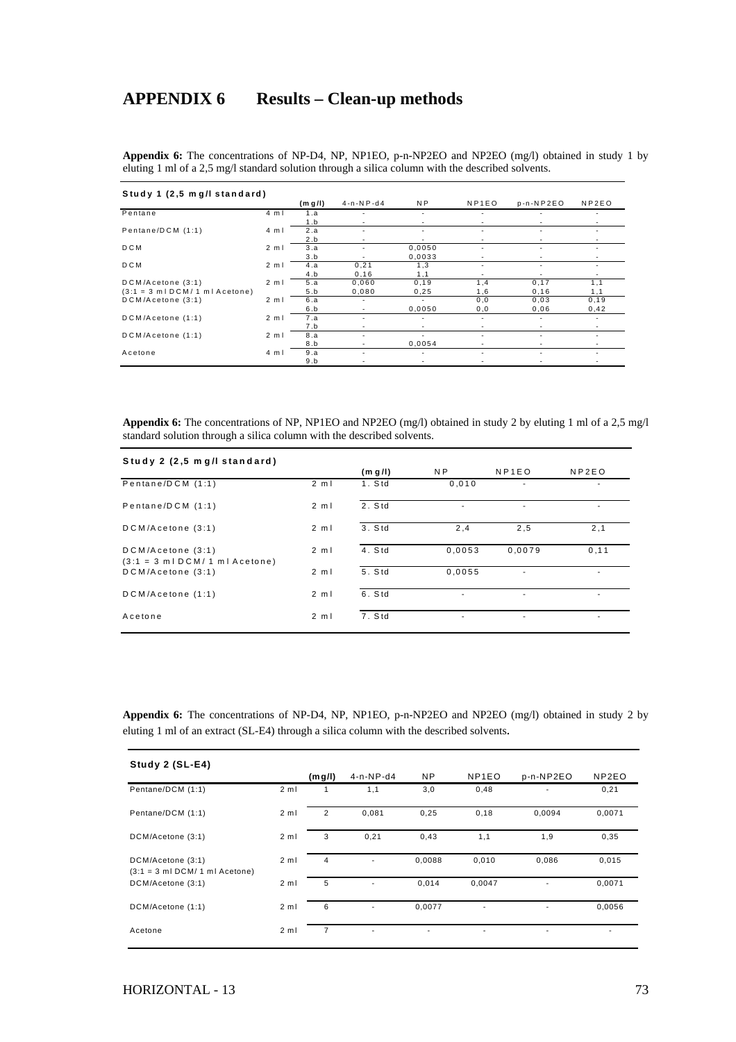# APPENDIX 6    Results – Clean-up methods

**Appendix 6:** The concentrations of NP-D4, NP, NP1EO, p-n-NP2EO and NP2EO (mg/l) obtained in study 1 by eluting 1 ml of a 2,5 mg/l standard solution through a silica column with the described solvents.

| Study 1 (2,5 mg/l standard) | | (mg/l) | 4-n-NP-d4 | NP | NP1EO | p-n-NP2EO | NP2EO |
|---|---|---|---|---|---|---|---|
| Pentane | 4 ml | 1.a | - | - | - | - | - |
| | | 1.b | - | - | - | - | - |
| Pentane/DCM (1:1) | 4 ml | 2.a | - | - | - | - | - |
| | | 2.b | - | - | - | - | - |
| DCM | 2 ml | 3.a | - | 0,0050 | - | - | - |
| | | 3.b | - | 0,0033 | - | - | - |
| DCM | 2 ml | 4.a | 0,21 | 1,3 | - | - | - |
| | | 4.b | 0,16 | 1,1 | - | - | - |
| DCM/Acetone (3:1) (3:1 = 3 ml DCM/ 1 ml Acetone) | 2 ml | 5.a | 0,060 | 0,19 | 1,4 | 0,17 | 1,1 |
| | | 5.b | 0,080 | 0,25 | 1,6 | 0,16 | 1,1 |
| DCM/Acetone (3:1) | 2 ml | 6.a | - | - | 0,0 | 0,03 | 0,19 |
| | | 6.b | - | 0,0050 | 0,0 | 0,06 | 0,42 |
| DCM/Acetone (1:1) | 2 ml | 7.a | - | - | - | - | - |
| | | 7.b | - | - | - | - | - |
| DCM/Acetone (1:1) | 2 ml | 8.a | - | - | - | - | - |
| | | 8.b | - | 0,0054 | - | - | - |
| Acetone | 4 ml | 9.a | - | - | - | - | - |
| | | 9.b | - | - | - | - | - |

**Appendix 6:** The concentrations of NP, NP1EO and NP2EO (mg/l) obtained in study 2 by eluting 1 ml of a 2,5 mg/l standard solution through a silica column with the described solvents.

| Study 2 (2,5 mg/l standard) | | (mg/l) | NP | NP1EO | NP2EO |
|---|---|---|---|---|---|
| Pentane/DCM (1:1) | 2 ml | 1. Std | 0,010 | - | - |
| Pentane/DCM (1:1) | 2 ml | 2. Std | - | - | - |
| DCM/Acetone (3:1) | 2 ml | 3. Std | 2,4 | 2,5 | 2,1 |
| DCM/Acetone (3:1) (3:1 = 3 ml DCM/ 1 ml Acetone) | 2 ml | 4. Std | 0,0053 | 0,0079 | 0,11 |
| DCM/Acetone (3:1) | 2 ml | 5. Std | 0,0055 | - | - |
| DCM/Acetone (1:1) | 2 ml | 6. Std | - | - | - |
| Acetone | 2 ml | 7. Std | - | - | - |

**Appendix 6:** The concentrations of NP-D4, NP, NP1EO, p-n-NP2EO and NP2EO (mg/l) obtained in study 2 by eluting 1 ml of an extract (SL-E4) through a silica column with the described solvents.

| Study 2 (SL-E4) | | (mg/l) | 4-n-NP-d4 | NP | NP1EO | p-n-NP2EO | NP2EO |
|---|---|---|---|---|---|---|---|
| Pentane/DCM (1:1) | 2 ml | 1 | 1,1 | 3,0 | 0,48 | - | 0,21 |
| Pentane/DCM (1:1) | 2 ml | 2 | 0,081 | 0,25 | 0,18 | 0,0094 | 0,0071 |
| DCM/Acetone (3:1) | 2 ml | 3 | 0,21 | 0,43 | 1,1 | 1,9 | 0,35 |
| DCM/Acetone (3:1) (3:1 = 3 ml DCM/ 1 ml Acetone) | 2 ml | 4 | - | 0,0088 | 0,010 | 0,086 | 0,015 |
| DCM/Acetone (3:1) | 2 ml | 5 | - | 0,014 | 0,0047 | - | 0,0071 |
| DCM/Acetone (1:1) | 2 ml | 6 | - | 0,0077 | - | - | 0,0056 |
| Acetone | 2 ml | 7 | - | - | - | - | - |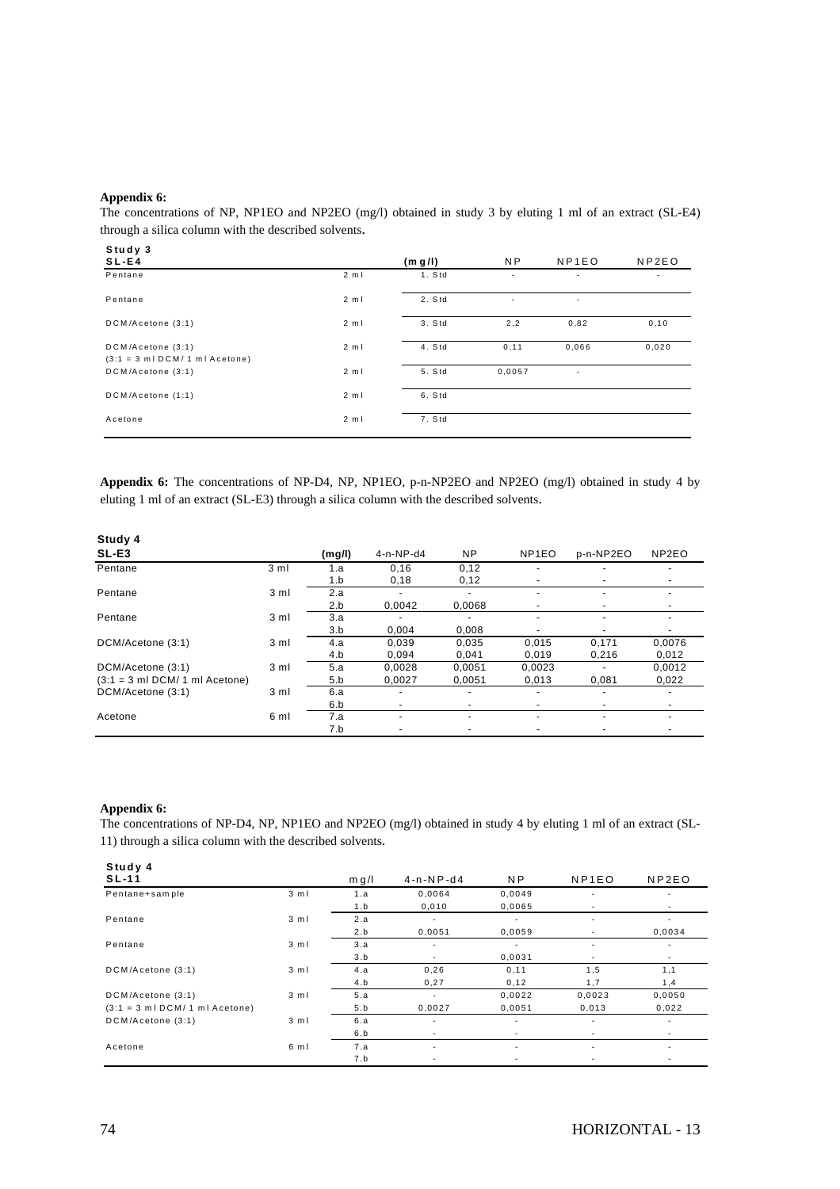**Appendix 6:**
The concentrations of NP, NP1EO and NP2EO (mg/l) obtained in study 3 by eluting 1 ml of an extract (SL-E4) through a silica column with the described solvents.

| Study 3<br>SL-E4 | | (mg/l) | NP | NP1EO | NP2EO |
|---|---|---|---|---|---|
| Pentane | 2 ml | 1. Std | - | - | - |
| Pentane | 2 ml | 2. Std | - | - | |
| DCM/Acetone (3:1) | 2 ml | 3. Std | 2,2 | 0,82 | 0,10 |
| DCM/Acetone (3:1)<br>(3:1 = 3 ml DCM/ 1 ml Acetone) | 2 ml | 4. Std | 0,11 | 0,066 | 0,020 |
| DCM/Acetone (3:1) | 2 ml | 5. Std | 0,0057 | - | |
| DCM/Acetone (1:1) | 2 ml | 6. Std | | | |
| Acetone | 2 ml | 7. Std | | | |

**Appendix 6:** The concentrations of NP-D4, NP, NP1EO, p-n-NP2EO and NP2EO (mg/l) obtained in study 4 by eluting 1 ml of an extract (SL-E3) through a silica column with the described solvents.

| Study 4<br>SL-E3 | | (mg/l) | 4-n-NP-d4 | NP | NP1EO | p-n-NP2EO | NP2EO |
|---|---|---|---|---|---|---|---|
| Pentane | 3 ml | 1.a | 0,16 | 0,12 | - | - | - |
| | | 1.b | 0,18 | 0,12 | - | - | - |
| Pentane | 3 ml | 2.a | - | - | - | - | - |
| | | 2.b | 0,0042 | 0,0068 | - | - | - |
| Pentane | 3 ml | 3.a | - | - | - | - | - |
| | | 3.b | 0,004 | 0,008 | - | - | - |
| DCM/Acetone (3:1) | 3 ml | 4.a | 0,039 | 0,035 | 0,015 | 0,171 | 0,0076 |
| | | 4.b | 0,094 | 0,041 | 0,019 | 0,216 | 0,012 |
| DCM/Acetone (3:1) | 3 ml | 5.a | 0,0028 | 0,0051 | 0,0023 | - | 0,0012 |
| (3:1 = 3 ml DCM/ 1 ml Acetone) | | 5.b | 0,0027 | 0,0051 | 0,013 | 0,081 | 0,022 |
| DCM/Acetone (3:1) | 3 ml | 6.a | - | - | - | - | - |
| | | 6.b | - | - | - | - | - |
| Acetone | 6 ml | 7.a | - | - | - | - | - |
| | | 7.b | - | - | - | - | - |

**Appendix 6:**
The concentrations of NP-D4, NP, NP1EO and NP2EO (mg/l) obtained in study 4 by eluting 1 ml of an extract (SL-11) through a silica column with the described solvents.

| Study 4<br>SL-11 | | mg/l | 4-n-NP-d4 | NP | NP1EO | NP2EO |
|---|---|---|---|---|---|---|
| Pentane+sample | 3 ml | 1.a | 0,0064 | 0,0049 | - | - |
| | | 1.b | 0,010 | 0,0065 | - | - |
| Pentane | 3 ml | 2.a | - | - | - | - |
| | | 2.b | 0,0051 | 0,0059 | - | 0,0034 |
| Pentane | 3 ml | 3.a | - | - | - | - |
| | | 3.b | - | 0,0031 | - | - |
| DCM/Acetone (3:1) | 3 ml | 4.a | 0,26 | 0,11 | 1,5 | 1,1 |
| | | 4.b | 0,27 | 0,12 | 1,7 | 1,4 |
| DCM/Acetone (3:1) | 3 ml | 5.a | - | 0,0022 | 0,0023 | 0,0050 |
| (3:1 = 3 ml DCM/ 1 ml Acetone) | | 5.b | 0,0027 | 0,0051 | 0,013 | 0,022 |
| DCM/Acetone (3:1) | 3 ml | 6.a | - | - | - | - |
| | | 6.b | - | - | - | - |
| Acetone | 6 ml | 7.a | - | - | - | - |
| | | 7.b | - | - | - | - |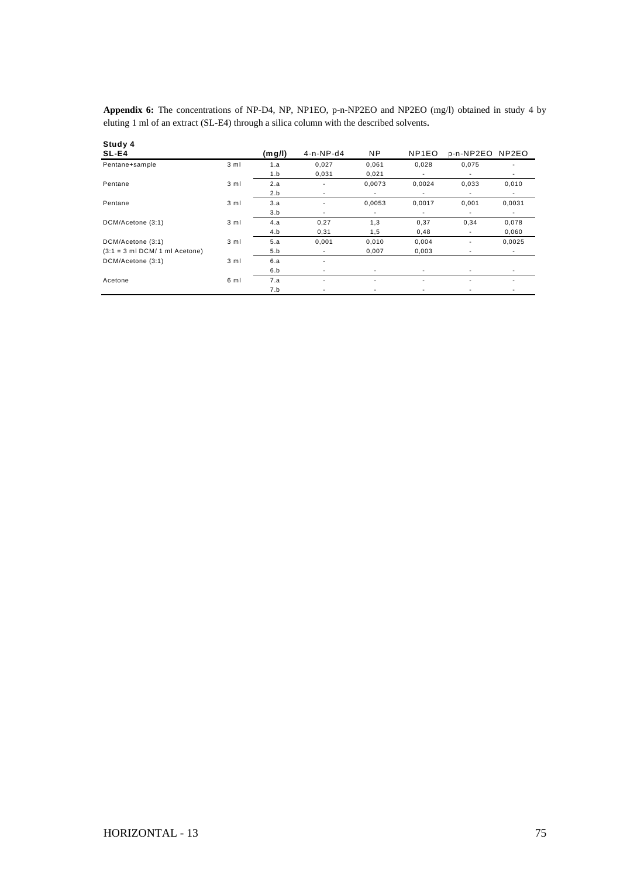**Appendix 6:** The concentrations of NP-D4, NP, NP1EO, p-n-NP2EO and NP2EO (mg/l) obtained in study 4 by eluting 1 ml of an extract (SL-E4) through a silica column with the described solvents.

| Study 4<br>SL-E4 | | (mg/l) | 4-n-NP-d4 | NP | NP1EO | p-n-NP2EO | NP2EO |
|---|---|---|---|---|---|---|---|
| Pentane+sample | 3 ml | 1.a | 0,027 | 0,061 | 0,028 | 0,075 | - |
| | | 1.b | 0,031 | 0,021 | - | - | - |
| Pentane | 3 ml | 2.a | - | 0,0073 | 0,0024 | 0,033 | 0,010 |
| | | 2.b | - | - | - | - | - |
| Pentane | 3 ml | 3.a | - | 0,0053 | 0,0017 | 0,001 | 0,0031 |
| | | 3.b | - | - | - | - | - |
| DCM/Acetone (3:1) | 3 ml | 4.a | 0,27 | 1,3 | 0,37 | 0,34 | 0,078 |
| | | 4.b | 0,31 | 1,5 | 0,48 | - | 0,060 |
| DCM/Acetone (3:1) | 3 ml | 5.a | 0,001 | 0,010 | 0,004 | - | 0,0025 |
| (3:1 = 3 ml DCM/ 1 ml Acetone) | | 5.b | - | 0,007 | 0,003 | - | - |
| DCM/Acetone (3:1) | 3 ml | 6.a | - | | | | |
| | | 6.b | - | - | - | - | - |
| Acetone | 6 ml | 7.a | - | - | - | - | - |
| | | 7.b | - | - | - | - | - |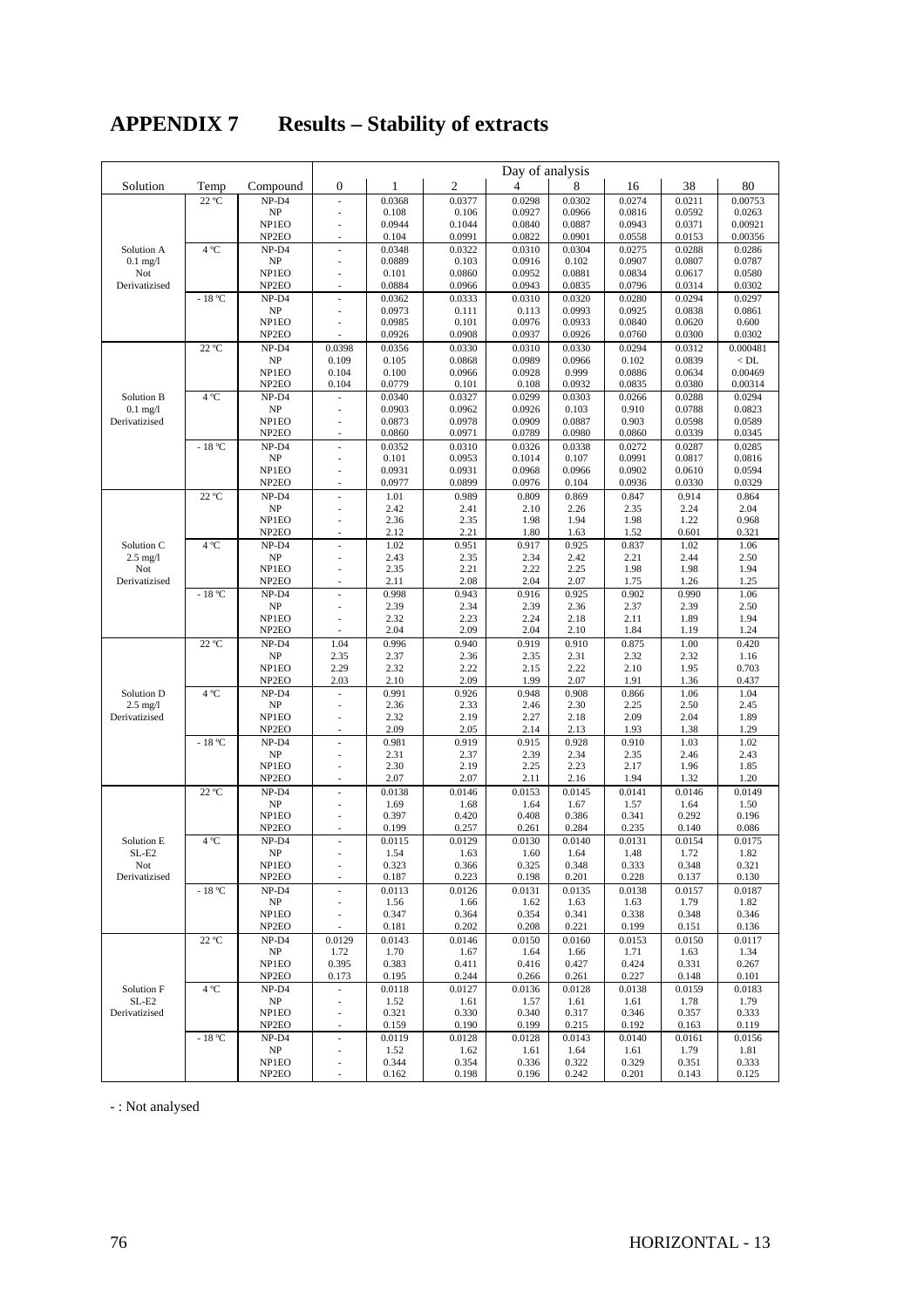# APPENDIX 7 Results – Stability of extracts

| Solution | Temp | Compound | Day of analysis | | | | | | | |
|---|---|---|---|---|---|---|---|---|---|---|
| | | | 0 | 1 | 2 | 4 | 8 | 16 | 38 | 80 |
| Solution A 0.1 mg/l Not Derivatizised | 22 °C | NP-D4 | - | 0.0368 | 0.0377 | 0.0298 | 0.0302 | 0.0274 | 0.0211 | 0.00753 |
| | | NP | - | 0.108 | 0.106 | 0.0927 | 0.0966 | 0.0816 | 0.0592 | 0.0263 |
| | | NP1EO | - | 0.0944 | 0.1044 | 0.0840 | 0.0887 | 0.0943 | 0.0371 | 0.00921 |
| | | NP2EO | - | 0.104 | 0.0991 | 0.0822 | 0.0901 | 0.0558 | 0.0153 | 0.00356 |
| | 4 °C | NP-D4 | - | 0.0348 | 0.0322 | 0.0310 | 0.0304 | 0.0275 | 0.0288 | 0.0286 |
| | | NP | - | 0.0889 | 0.103 | 0.0916 | 0.102 | 0.0907 | 0.0807 | 0.0787 |
| | | NP1EO | - | 0.101 | 0.0860 | 0.0952 | 0.0881 | 0.0834 | 0.0617 | 0.0580 |
| | | NP2EO | - | 0.0884 | 0.0966 | 0.0943 | 0.0835 | 0.0796 | 0.0314 | 0.0302 |
| | - 18 °C | NP-D4 | - | 0.0362 | 0.0333 | 0.0310 | 0.0320 | 0.0280 | 0.0294 | 0.0297 |
| | | NP | - | 0.0973 | 0.111 | 0.113 | 0.0993 | 0.0925 | 0.0838 | 0.0861 |
| | | NP1EO | - | 0.0985 | 0.101 | 0.0976 | 0.0933 | 0.0840 | 0.0620 | 0.600 |
| | | NP2EO | - | 0.0926 | 0.0908 | 0.0937 | 0.0926 | 0.0760 | 0.0300 | 0.0302 |
| Solution B 0.1 mg/l Derivatizised | 22 °C | NP-D4 | 0.0398 | 0.0356 | 0.0330 | 0.0310 | 0.0330 | 0.0294 | 0.0312 | 0.000481 |
| | | NP | 0.109 | 0.105 | 0.0868 | 0.0989 | 0.0966 | 0.102 | 0.0839 | < DL |
| | | NP1EO | 0.104 | 0.100 | 0.0966 | 0.0928 | 0.999 | 0.0886 | 0.0634 | 0.00469 |
| | | NP2EO | 0.104 | 0.0779 | 0.101 | 0.108 | 0.0932 | 0.0835 | 0.0380 | 0.00314 |
| | 4 °C | NP-D4 | - | 0.0340 | 0.0327 | 0.0299 | 0.0303 | 0.0266 | 0.0288 | 0.0294 |
| | | NP | - | 0.0903 | 0.0962 | 0.0926 | 0.103 | 0.910 | 0.0788 | 0.0823 |
| | | NP1EO | - | 0.0873 | 0.0978 | 0.0909 | 0.0887 | 0.903 | 0.0598 | 0.0589 |
| | | NP2EO | - | 0.0860 | 0.0971 | 0.0789 | 0.0980 | 0.0860 | 0.0339 | 0.0345 |
| | - 18 °C | NP-D4 | - | 0.0352 | 0.0310 | 0.0326 | 0.0338 | 0.0272 | 0.0287 | 0.0285 |
| | | NP | - | 0.101 | 0.0953 | 0.1014 | 0.107 | 0.0991 | 0.0817 | 0.0816 |
| | | NP1EO | - | 0.0931 | 0.0931 | 0.0968 | 0.0966 | 0.0902 | 0.0610 | 0.0594 |
| | | NP2EO | - | 0.0977 | 0.0899 | 0.0976 | 0.104 | 0.0936 | 0.0330 | 0.0329 |
| Solution C 2.5 mg/l Not Derivatizised | 22 °C | NP-D4 | - | 1.01 | 0.989 | 0.809 | 0.869 | 0.847 | 0.914 | 0.864 |
| | | NP | - | 2.42 | 2.41 | 2.10 | 2.26 | 2.35 | 2.24 | 2.04 |
| | | NP1EO | - | 2.36 | 2.35 | 1.98 | 1.94 | 1.98 | 1.22 | 0.968 |
| | | NP2EO | - | 2.12 | 2.21 | 1.80 | 1.63 | 1.52 | 0.601 | 0.321 |
| | 4 °C | NP-D4 | - | 1.02 | 0.951 | 0.917 | 0.925 | 0.837 | 1.02 | 1.06 |
| | | NP | - | 2.43 | 2.35 | 2.34 | 2.42 | 2.21 | 2.44 | 2.50 |
| | | NP1EO | - | 2.35 | 2.21 | 2.22 | 2.25 | 1.98 | 1.98 | 1.94 |
| | | NP2EO | - | 2.11 | 2.08 | 2.04 | 2.07 | 1.75 | 1.26 | 1.25 |
| | - 18 °C | NP-D4 | - | 0.998 | 0.943 | 0.916 | 0.925 | 0.902 | 0.990 | 1.06 |
| | | NP | - | 2.39 | 2.34 | 2.39 | 2.36 | 2.37 | 2.39 | 2.50 |
| | | NP1EO | - | 2.32 | 2.23 | 2.24 | 2.18 | 2.11 | 1.89 | 1.94 |
| | | NP2EO | - | 2.04 | 2.09 | 2.04 | 2.10 | 1.84 | 1.19 | 1.24 |
| Solution D 2.5 mg/l Derivatizised | 22 °C | NP-D4 | 1.04 | 0.996 | 0.940 | 0.919 | 0.910 | 0.875 | 1.00 | 0.420 |
| | | NP | 2.35 | 2.37 | 2.36 | 2.35 | 2.31 | 2.32 | 2.32 | 1.16 |
| | | NP1EO | 2.29 | 2.32 | 2.22 | 2.15 | 2.22 | 2.10 | 1.95 | 0.703 |
| | | NP2EO | 2.03 | 2.10 | 2.09 | 1.99 | 2.07 | 1.91 | 1.36 | 0.437 |
| | 4 °C | NP-D4 | - | 0.991 | 0.926 | 0.948 | 0.908 | 0.866 | 1.06 | 1.04 |
| | | NP | - | 2.36 | 2.33 | 2.46 | 2.30 | 2.25 | 2.50 | 2.45 |
| | | NP1EO | - | 2.32 | 2.19 | 2.27 | 2.18 | 2.09 | 2.04 | 1.89 |
| | | NP2EO | - | 2.09 | 2.05 | 2.14 | 2.13 | 1.93 | 1.38 | 1.29 |
| | - 18 °C | NP-D4 | - | 0.981 | 0.919 | 0.915 | 0.928 | 0.910 | 1.03 | 1.02 |
| | | NP | - | 2.31 | 2.37 | 2.39 | 2.34 | 2.35 | 2.46 | 2.43 |
| | | NP1EO | - | 2.30 | 2.19 | 2.25 | 2.23 | 2.17 | 1.96 | 1.85 |
| | | NP2EO | - | 2.07 | 2.07 | 2.11 | 2.16 | 1.94 | 1.32 | 1.20 |
| Solution E SL-E2 Not Derivatizised | 22 °C | NP-D4 | - | 0.0138 | 0.0146 | 0.0153 | 0.0145 | 0.0141 | 0.0146 | 0.0149 |
| | | NP | - | 1.69 | 1.68 | 1.64 | 1.67 | 1.57 | 1.64 | 1.50 |
| | | NP1EO | - | 0.397 | 0.420 | 0.408 | 0.386 | 0.341 | 0.292 | 0.196 |
| | | NP2EO | - | 0.199 | 0.257 | 0.261 | 0.284 | 0.235 | 0.140 | 0.086 |
| | 4 °C | NP-D4 | - | 0.0115 | 0.0129 | 0.0130 | 0.0140 | 0.0131 | 0.0154 | 0.0175 |
| | | NP | - | 1.54 | 1.63 | 1.60 | 1.64 | 1.48 | 1.72 | 1.82 |
| | | NP1EO | - | 0.323 | 0.366 | 0.325 | 0.348 | 0.333 | 0.348 | 0.321 |
| | | NP2EO | - | 0.187 | 0.223 | 0.198 | 0.201 | 0.228 | 0.137 | 0.130 |
| | - 18 °C | NP-D4 | - | 0.0113 | 0.0126 | 0.0131 | 0.0135 | 0.0138 | 0.0157 | 0.0187 |
| | | NP | - | 1.56 | 1.66 | 1.62 | 1.63 | 1.63 | 1.79 | 1.82 |
| | | NP1EO | - | 0.347 | 0.364 | 0.354 | 0.341 | 0.338 | 0.348 | 0.346 |
| | | NP2EO | - | 0.181 | 0.202 | 0.208 | 0.221 | 0.199 | 0.151 | 0.136 |
| Solution F SL-E2 Derivatizised | 22 °C | NP-D4 | 0.0129 | 0.0143 | 0.0146 | 0.0150 | 0.0160 | 0.0153 | 0.0150 | 0.0117 |
| | | NP | 1.72 | 1.70 | 1.67 | 1.64 | 1.66 | 1.71 | 1.63 | 1.34 |
| | | NP1EO | 0.395 | 0.383 | 0.411 | 0.416 | 0.427 | 0.424 | 0.331 | 0.267 |
| | | NP2EO | 0.173 | 0.195 | 0.244 | 0.266 | 0.261 | 0.227 | 0.148 | 0.101 |
| | 4 °C | NP-D4 | - | 0.0118 | 0.0127 | 0.0136 | 0.0128 | 0.0138 | 0.0159 | 0.0183 |
| | | NP | - | 1.52 | 1.61 | 1.57 | 1.61 | 1.61 | 1.78 | 1.79 |
| | | NP1EO | - | 0.321 | 0.330 | 0.340 | 0.317 | 0.346 | 0.357 | 0.333 |
| | | NP2EO | - | 0.159 | 0.190 | 0.199 | 0.215 | 0.192 | 0.163 | 0.119 |
| | - 18 °C | NP-D4 | - | 0.0119 | 0.0128 | 0.0128 | 0.0143 | 0.0140 | 0.0161 | 0.0156 |
| | | NP | - | 1.52 | 1.62 | 1.61 | 1.64 | 1.61 | 1.79 | 1.81 |
| | | NP1EO | - | 0.344 | 0.354 | 0.336 | 0.322 | 0.329 | 0.351 | 0.333 |
| | | NP2EO | - | 0.162 | 0.198 | 0.196 | 0.242 | 0.201 | 0.143 | 0.125 |

- : Not analysed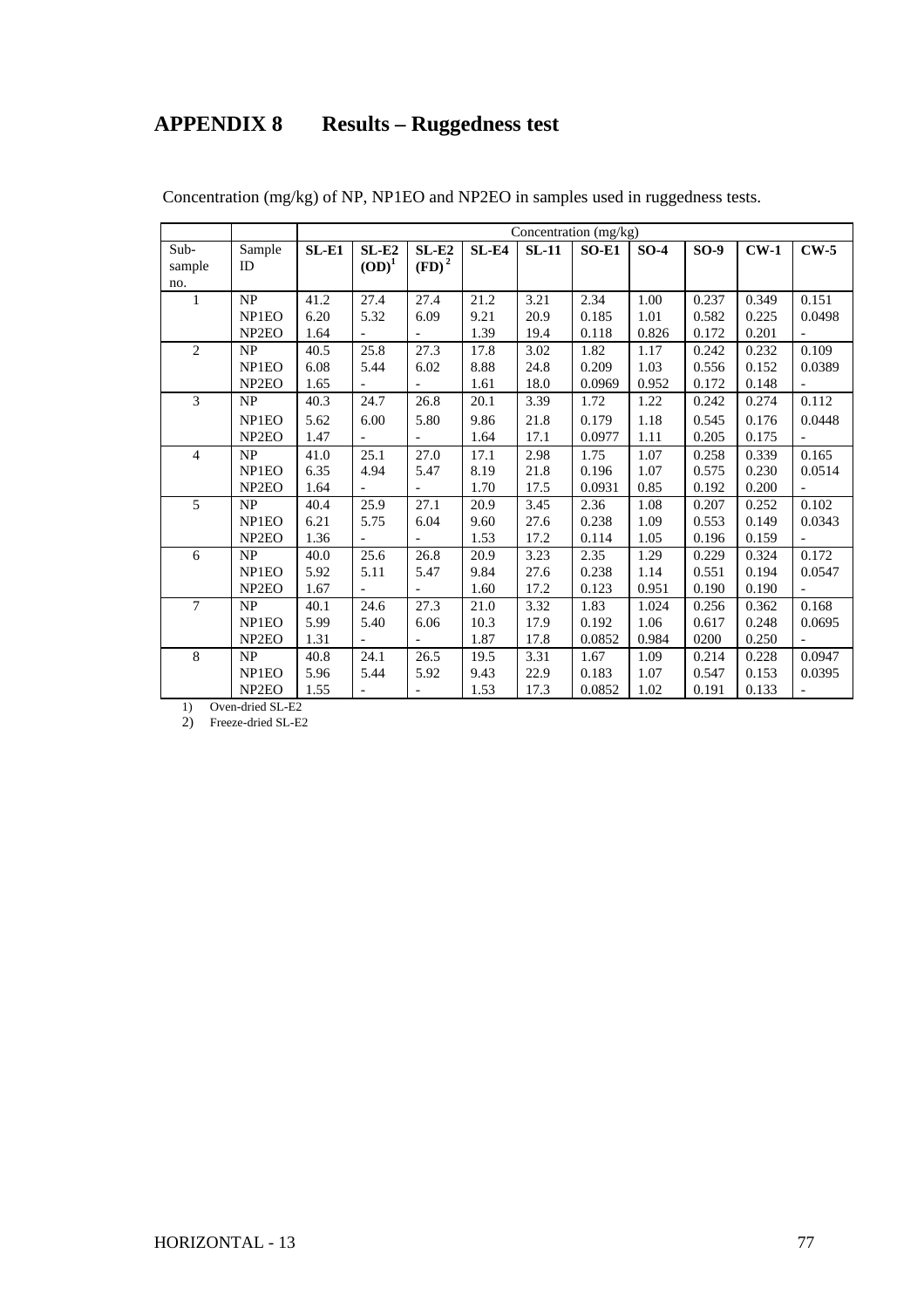# APPENDIX 8 Results – Ruggedness test

Concentration (mg/kg) of NP, NP1EO and NP2EO in samples used in ruggedness tests.

| | | Concentration (mg/kg) | | | | | | | | | |
|---|---|---|---|---|---|---|---|---|---|---|---|
| Sub-sample no. | Sample ID | **SL-E1** | **SL-E2 (OD)[1]** | **SL-E2 (FD)[2]** | **SL-E4** | **SL-11** | **SO-E1** | **SO-4** | **SO-9** | **CW-1** | **CW-5** |
| 1 | NP | 41.2 | 27.4 | 27.4 | 21.2 | 3.21 | 2.34 | 1.00 | 0.237 | 0.349 | 0.151 |
| | NP1EO | 6.20 | 5.32 | 6.09 | 9.21 | 20.9 | 0.185 | 1.01 | 0.582 | 0.225 | 0.0498 |
| | NP2EO | 1.64 | - | - | 1.39 | 19.4 | 0.118 | 0.826 | 0.172 | 0.201 | - |
| 2 | NP | 40.5 | 25.8 | 27.3 | 17.8 | 3.02 | 1.82 | 1.17 | 0.242 | 0.232 | 0.109 |
| | NP1EO | 6.08 | 5.44 | 6.02 | 8.88 | 24.8 | 0.209 | 1.03 | 0.556 | 0.152 | 0.0389 |
| | NP2EO | 1.65 | - | - | 1.61 | 18.0 | 0.0969 | 0.952 | 0.172 | 0.148 | - |
| 3 | NP | 40.3 | 24.7 | 26.8 | 20.1 | 3.39 | 1.72 | 1.22 | 0.242 | 0.274 | 0.112 |
| | NP1EO | 5.62 | 6.00 | 5.80 | 9.86 | 21.8 | 0.179 | 1.18 | 0.545 | 0.176 | 0.0448 |
| | NP2EO | 1.47 | - | - | 1.64 | 17.1 | 0.0977 | 1.11 | 0.205 | 0.175 | - |
| 4 | NP | 41.0 | 25.1 | 27.0 | 17.1 | 2.98 | 1.75 | 1.07 | 0.258 | 0.339 | 0.165 |
| | NP1EO | 6.35 | 4.94 | 5.47 | 8.19 | 21.8 | 0.196 | 1.07 | 0.575 | 0.230 | 0.0514 |
| | NP2EO | 1.64 | - | - | 1.70 | 17.5 | 0.0931 | 0.85 | 0.192 | 0.200 | - |
| 5 | NP | 40.4 | 25.9 | 27.1 | 20.9 | 3.45 | 2.36 | 1.08 | 0.207 | 0.252 | 0.102 |
| | NP1EO | 6.21 | 5.75 | 6.04 | 9.60 | 27.6 | 0.238 | 1.09 | 0.553 | 0.149 | 0.0343 |
| | NP2EO | 1.36 | - | - | 1.53 | 17.2 | 0.114 | 1.05 | 0.196 | 0.159 | - |
| 6 | NP | 40.0 | 25.6 | 26.8 | 20.9 | 3.23 | 2.35 | 1.29 | 0.229 | 0.324 | 0.172 |
| | NP1EO | 5.92 | 5.11 | 5.47 | 9.84 | 27.6 | 0.238 | 1.14 | 0.551 | 0.194 | 0.0547 |
| | NP2EO | 1.67 | - | - | 1.60 | 17.2 | 0.123 | 0.951 | 0.190 | 0.190 | - |
| 7 | NP | 40.1 | 24.6 | 27.3 | 21.0 | 3.32 | 1.83 | 1.024 | 0.256 | 0.362 | 0.168 |
| | NP1EO | 5.99 | 5.40 | 6.06 | 10.3 | 17.9 | 0.192 | 1.06 | 0.617 | 0.248 | 0.0695 |
| | NP2EO | 1.31 | - | - | 1.87 | 17.8 | 0.0852 | 0.984 | 0200 | 0.250 | - |
| 8 | NP | 40.8 | 24.1 | 26.5 | 19.5 | 3.31 | 1.67 | 1.09 | 0.214 | 0.228 | 0.0947 |
| | NP1EO | 5.96 | 5.44 | 5.92 | 9.43 | 22.9 | 0.183 | 1.07 | 0.547 | 0.153 | 0.0395 |
| | NP2EO | 1.55 | - | - | 1.53 | 17.3 | 0.0852 | 1.02 | 0.191 | 0.133 | - |

1) Oven-dried SL-E2

2) Freeze-dried SL-E2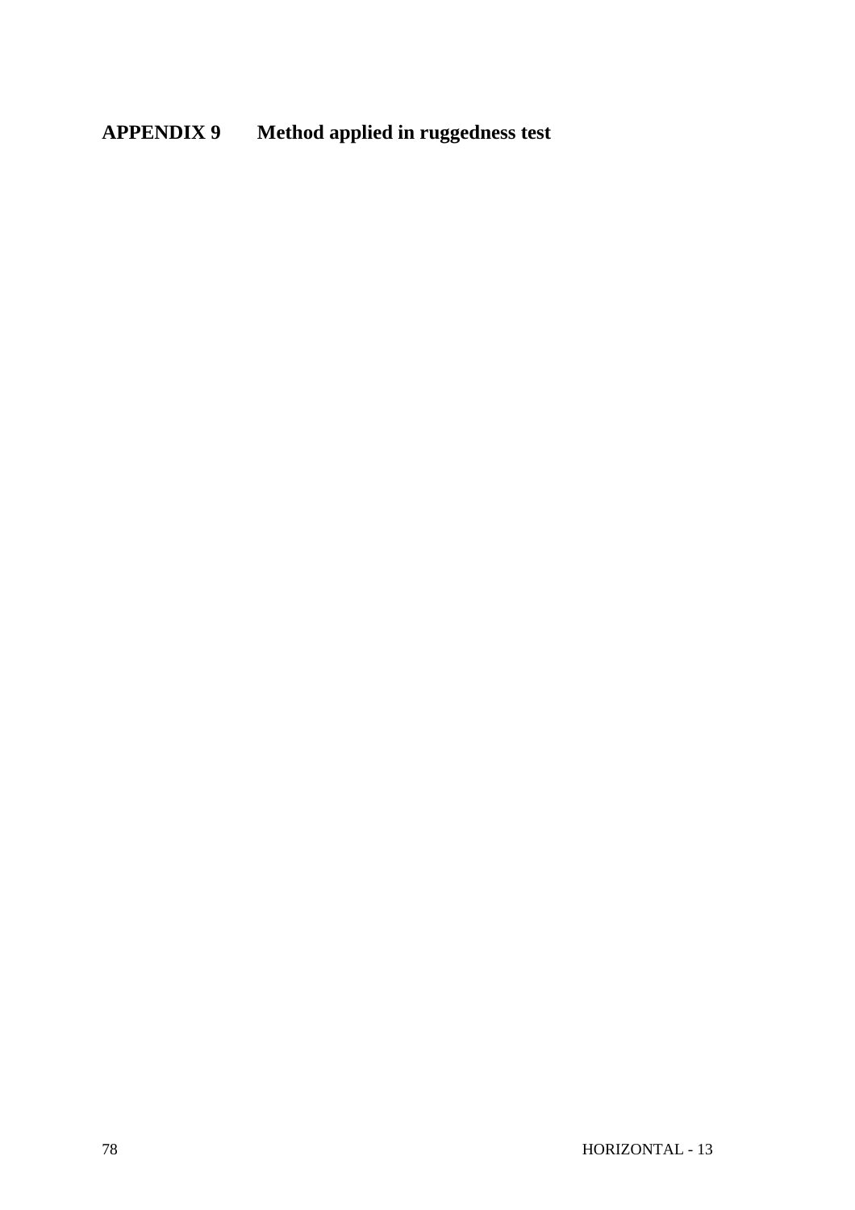# APPENDIX 9 Method applied in ruggedness test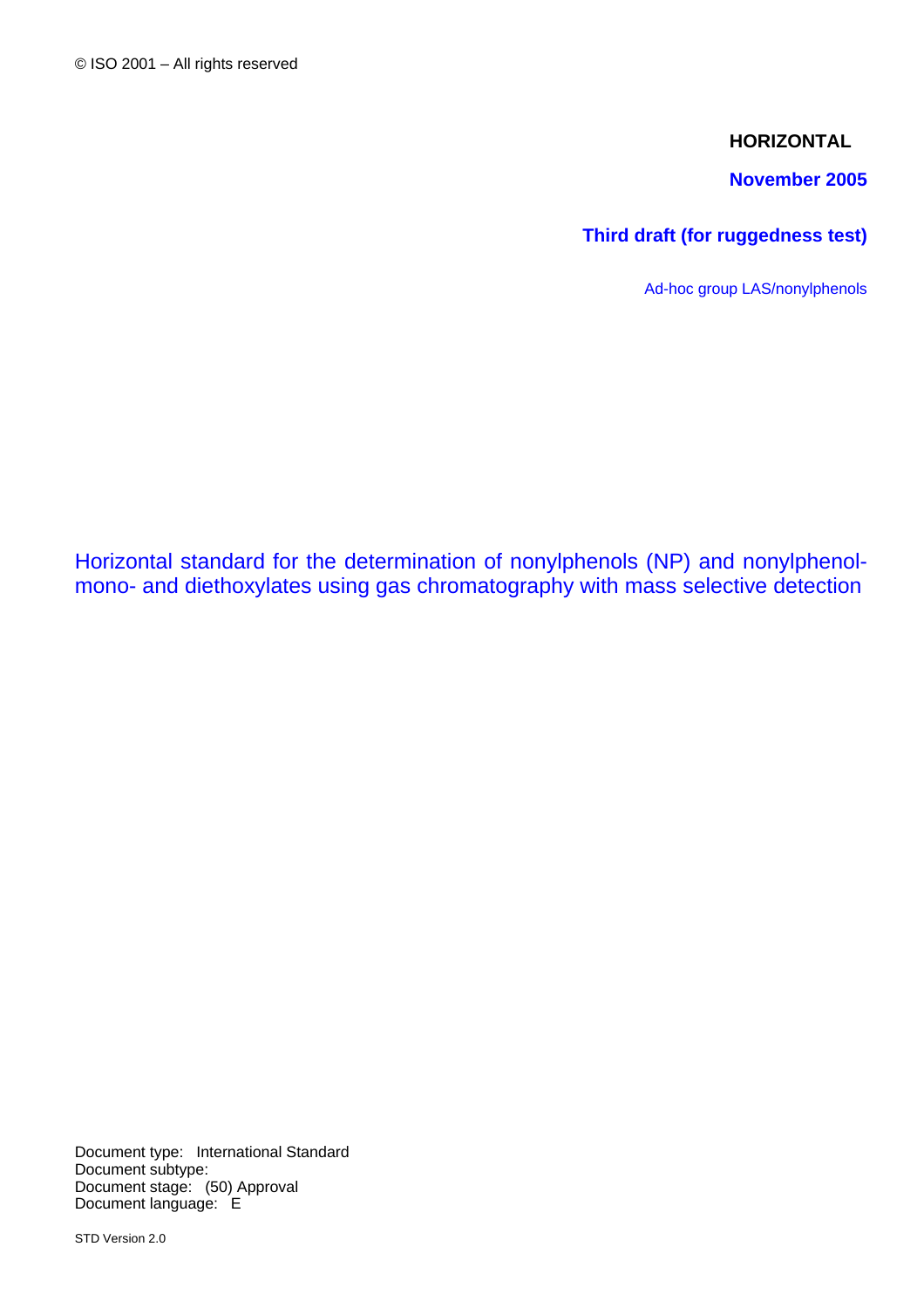© ISO 2001 – All rights reserved

**HORIZONTAL**

**November 2005**

**Third draft (for ruggedness test)**

Ad-hoc group LAS/nonylphenols

# Horizontal standard for the determination of nonylphenols (NP) and nonylphenol-mono- and diethoxylates using gas chromatography with mass selective detection

Document type: International Standard
Document subtype:
Document stage: (50) Approval
Document language: E

STD Version 2.0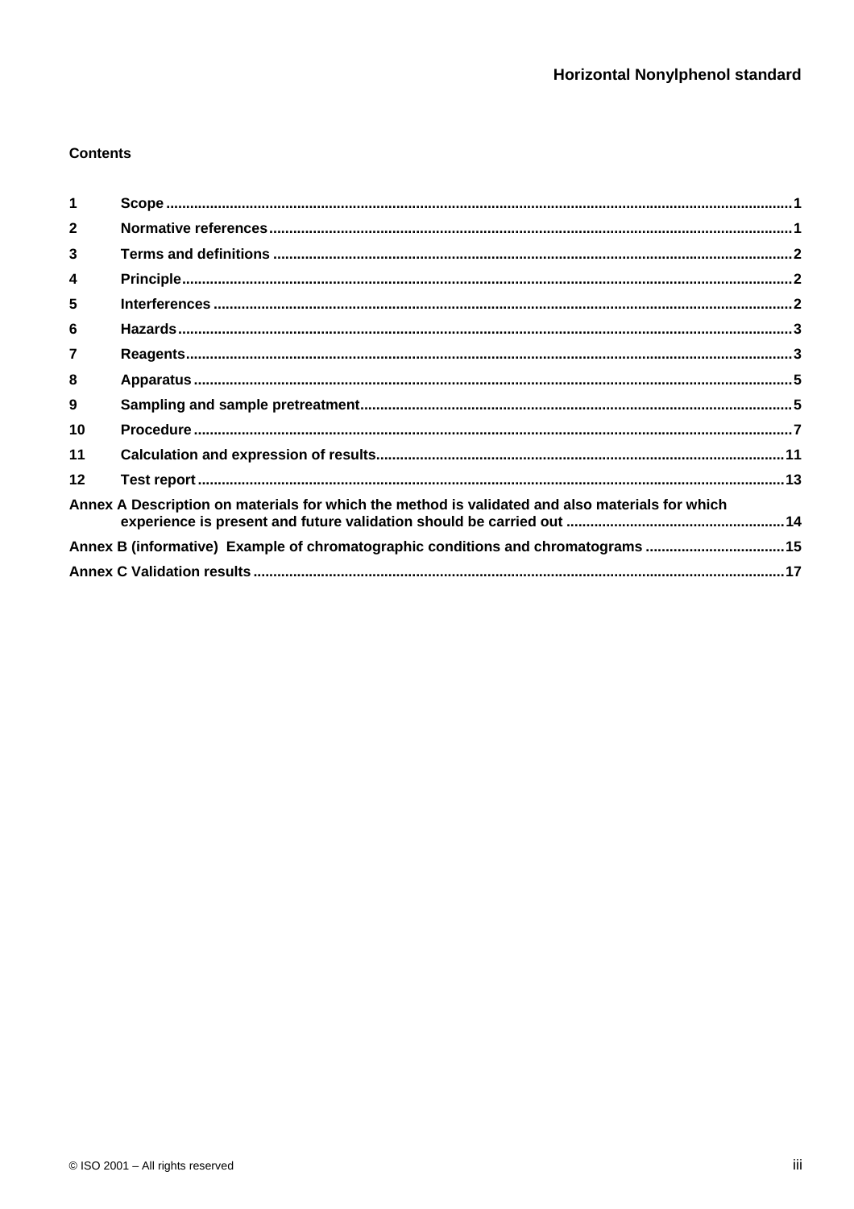## Contents

| | | |
|---|---|---|
| 1 | Scope | 1 |
| 2 | Normative references | 1 |
| 3 | Terms and definitions | 2 |
| 4 | Principle | 2 |
| 5 | Interferences | 2 |
| 6 | Hazards | 3 |
| 7 | Reagents | 3 |
| 8 | Apparatus | 5 |
| 9 | Sampling and sample pretreatment | 5 |
| 10 | Procedure | 7 |
| 11 | Calculation and expression of results | 11 |
| 12 | Test report | 13 |
| Annex A | Description on materials for which the method is validated and also materials for which experience is present and future validation should be carried out | 14 |
| Annex B | (informative) Example of chromatographic conditions and chromatograms | 15 |
| Annex C | Validation results | 17 |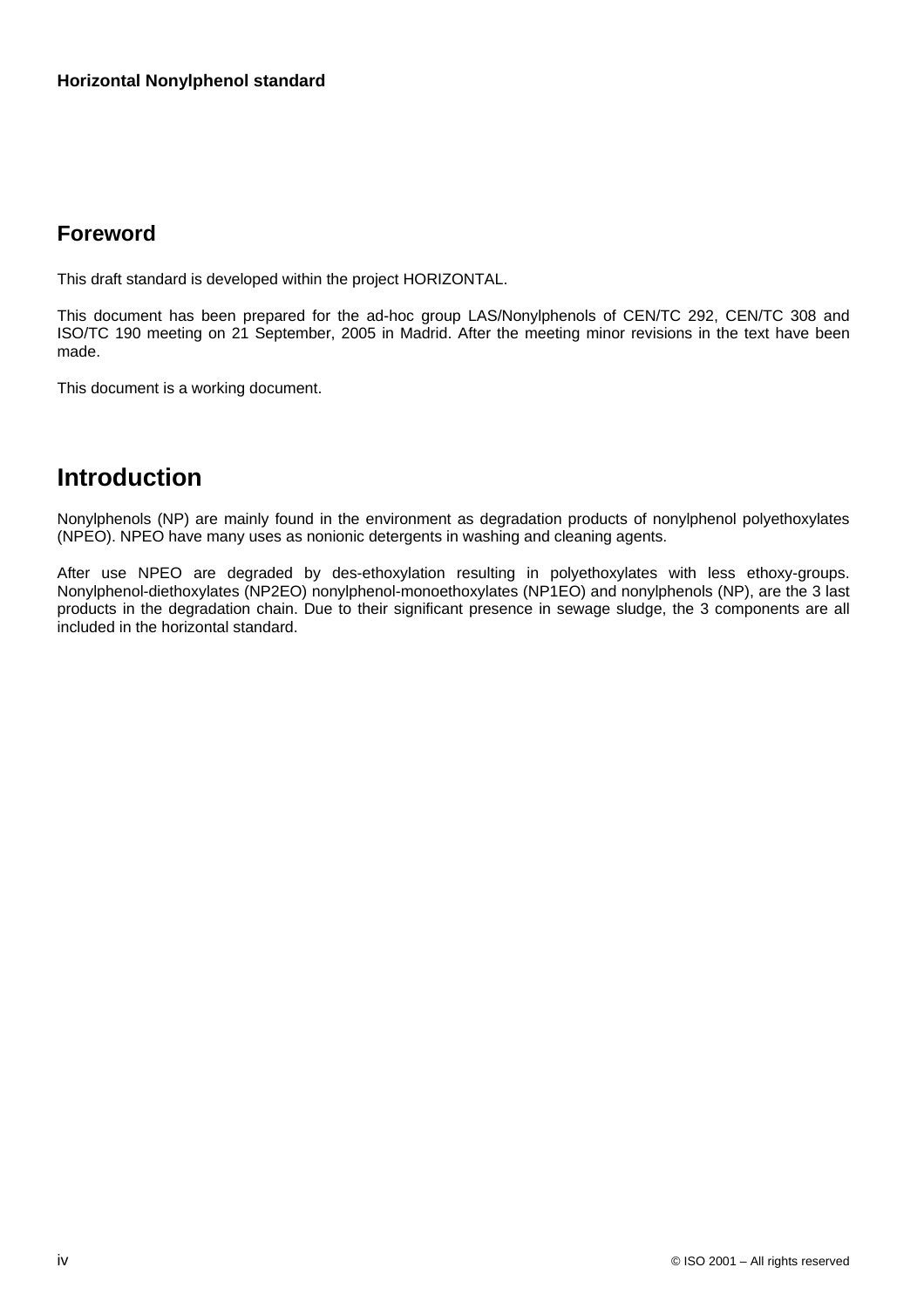## Foreword

This draft standard is developed within the project HORIZONTAL.

This document has been prepared for the ad-hoc group LAS/Nonylphenols of CEN/TC 292, CEN/TC 308 and ISO/TC 190 meeting on 21 September, 2005 in Madrid. After the meeting minor revisions in the text have been made.

This document is a working document.

# Introduction

Nonylphenols (NP) are mainly found in the environment as degradation products of nonylphenol polyethoxylates (NPEO). NPEO have many uses as nonionic detergents in washing and cleaning agents.

After use NPEO are degraded by des-ethoxylation resulting in polyethoxylates with less ethoxy-groups. Nonylphenol-diethoxylates (NP2EO) nonylphenol-monoethoxylates (NP1EO) and nonylphenols (NP), are the 3 last products in the degradation chain. Due to their significant presence in sewage sludge, the 3 components are all included in the horizontal standard.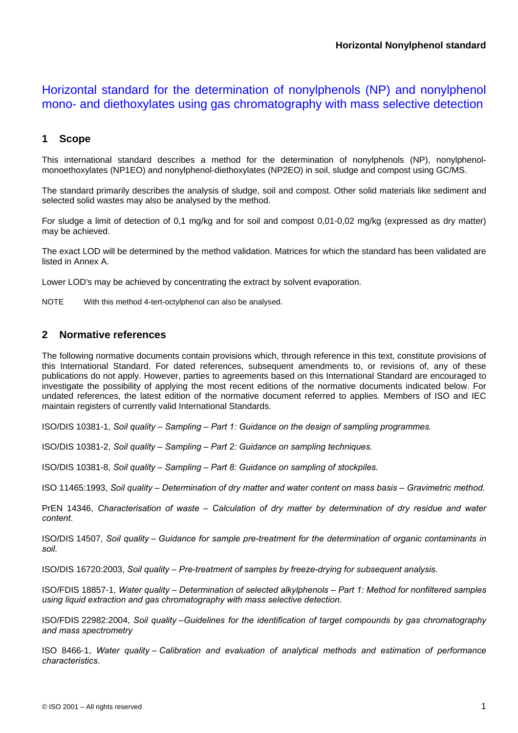# Horizontal standard for the determination of nonylphenols (NP) and nonylphenol mono- and diethoxylates using gas chromatography with mass selective detection

## 1 Scope

This international standard describes a method for the determination of nonylphenols (NP), nonylphenol-monoethoxylates (NP1EO) and nonylphenol-diethoxylates (NP2EO) in soil, sludge and compost using GC/MS.

The standard primarily describes the analysis of sludge, soil and compost. Other solid materials like sediment and selected solid wastes may also be analysed by the method.

For sludge a limit of detection of 0,1 mg/kg and for soil and compost 0,01-0,02 mg/kg (expressed as dry matter) may be achieved.

The exact LOD will be determined by the method validation. Matrices for which the standard has been validated are listed in Annex A.

Lower LOD's may be achieved by concentrating the extract by solvent evaporation.

NOTE With this method 4-tert-octylphenol can also be analysed.

## 2 Normative references

The following normative documents contain provisions which, through reference in this text, constitute provisions of this International Standard. For dated references, subsequent amendments to, or revisions of, any of these publications do not apply. However, parties to agreements based on this International Standard are encouraged to investigate the possibility of applying the most recent editions of the normative documents indicated below. For undated references, the latest edition of the normative document referred to applies. Members of ISO and IEC maintain registers of currently valid International Standards.

ISO/DIS 10381-1, *Soil quality – Sampling – Part 1: Guidance on the design of sampling programmes.*

ISO/DIS 10381-2, *Soil quality – Sampling – Part 2: Guidance on sampling techniques.*

ISO/DIS 10381-8, *Soil quality – Sampling – Part 8: Guidance on sampling of stockpiles.*

ISO 11465:1993, *Soil quality – Determination of dry matter and water content on mass basis – Gravimetric method.*

PrEN 14346, *Characterisation of waste – Calculation of dry matter by determination of dry residue and water content.*

ISO/DIS 14507, *Soil quality – Guidance for sample pre-treatment for the determination of organic contaminants in soil.*

ISO/DIS 16720:2003, *Soil quality – Pre-treatment of samples by freeze-drying for subsequent analysis.*

ISO/FDIS 18857-1, *Water quality – Determination of selected alkylphenols – Part 1: Method for nonfiltered samples using liquid extraction and gas chromatography with mass selective detection.*

ISO/FDIS 22982:2004, *Soil quality –Guidelines for the identification of target compounds by gas chromatography and mass spectrometry*

ISO 8466-1, *Water quality – Calibration and evaluation of analytical methods and estimation of performance characteristics.*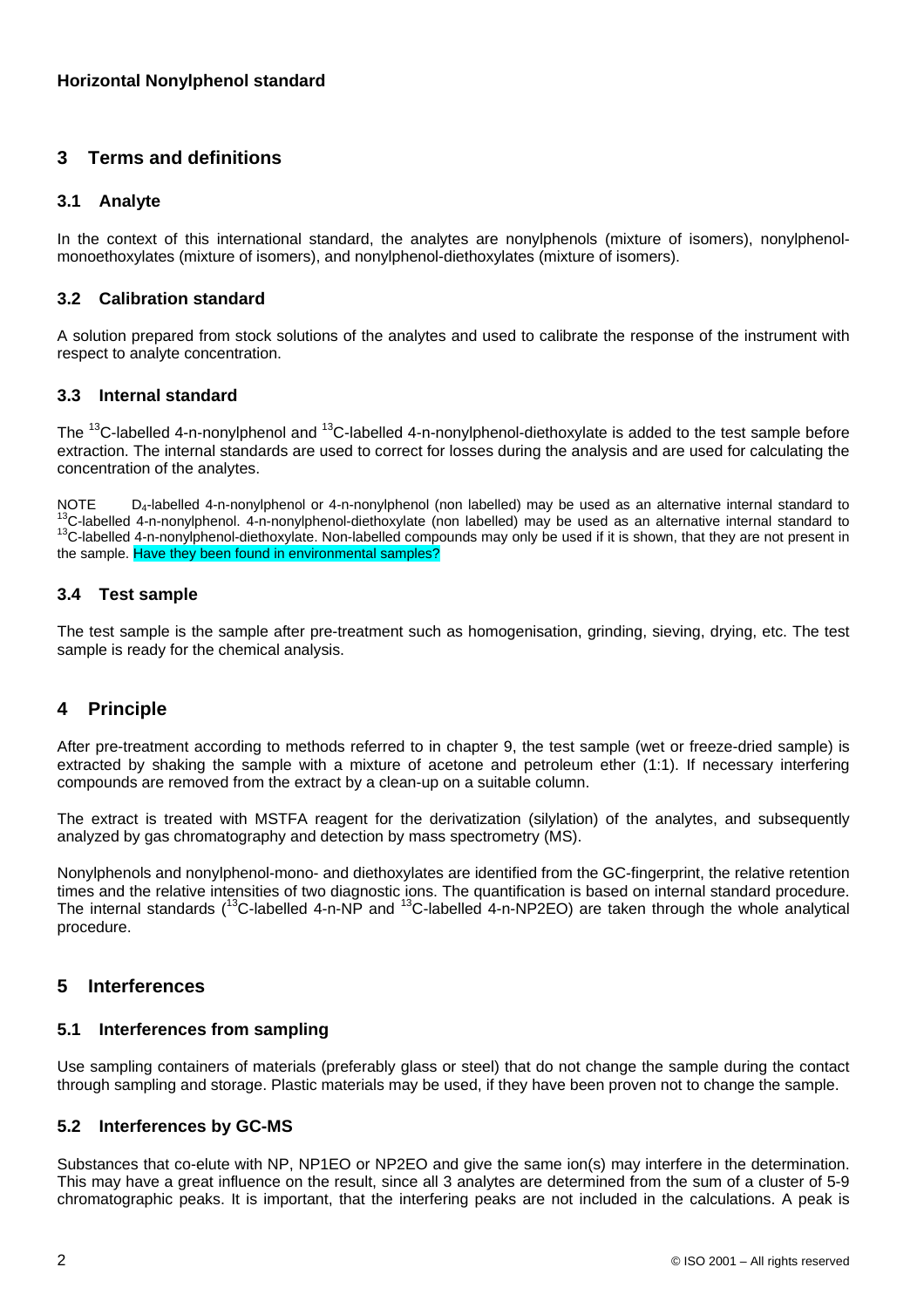## 3 Terms and definitions

### 3.1 Analyte

In the context of this international standard, the analytes are nonylphenols (mixture of isomers), nonylphenol-monoethoxylates (mixture of isomers), and nonylphenol-diethoxylates (mixture of isomers).

### 3.2 Calibration standard

A solution prepared from stock solutions of the analytes and used to calibrate the response of the instrument with respect to analyte concentration.

### 3.3 Internal standard

The $^{13}$C-labelled 4-n-nonylphenol and $^{13}$C-labelled 4-n-nonylphenol-diethoxylate is added to the test sample before extraction. The internal standards are used to correct for losses during the analysis and are used for calculating the concentration of the analytes.

NOTE $D_4$-labelled 4-n-nonylphenol or 4-n-nonylphenol (non labelled) may be used as an alternative internal standard to $^{13}$C-labelled 4-n-nonylphenol. 4-n-nonylphenol-diethoxylate (non labelled) may be used as an alternative internal standard to $^{13}$C-labelled 4-n-nonylphenol-diethoxylate. Non-labelled compounds may only be used if it is shown, that they are not present in the sample. Have they been found in environmental samples?

### 3.4 Test sample

The test sample is the sample after pre-treatment such as homogenisation, grinding, sieving, drying, etc. The test sample is ready for the chemical analysis.

## 4 Principle

After pre-treatment according to methods referred to in chapter 9, the test sample (wet or freeze-dried sample) is extracted by shaking the sample with a mixture of acetone and petroleum ether (1:1). If necessary interfering compounds are removed from the extract by a clean-up on a suitable column.

The extract is treated with MSTFA reagent for the derivatization (silylation) of the analytes, and subsequently analyzed by gas chromatography and detection by mass spectrometry (MS).

Nonylphenols and nonylphenol-mono- and diethoxylates are identified from the GC-fingerprint, the relative retention times and the relative intensities of two diagnostic ions. The quantification is based on internal standard procedure. The internal standards ($^{13}$C-labelled 4-n-NP and $^{13}$C-labelled 4-n-NP2EO) are taken through the whole analytical procedure.

## 5 Interferences

### 5.1 Interferences from sampling

Use sampling containers of materials (preferably glass or steel) that do not change the sample during the contact through sampling and storage. Plastic materials may be used, if they have been proven not to change the sample.

### 5.2 Interferences by GC-MS

Substances that co-elute with NP, NP1EO or NP2EO and give the same ion(s) may interfere in the determination. This may have a great influence on the result, since all 3 analytes are determined from the sum of a cluster of 5-9 chromatographic peaks. It is important, that the interfering peaks are not included in the calculations. A peak is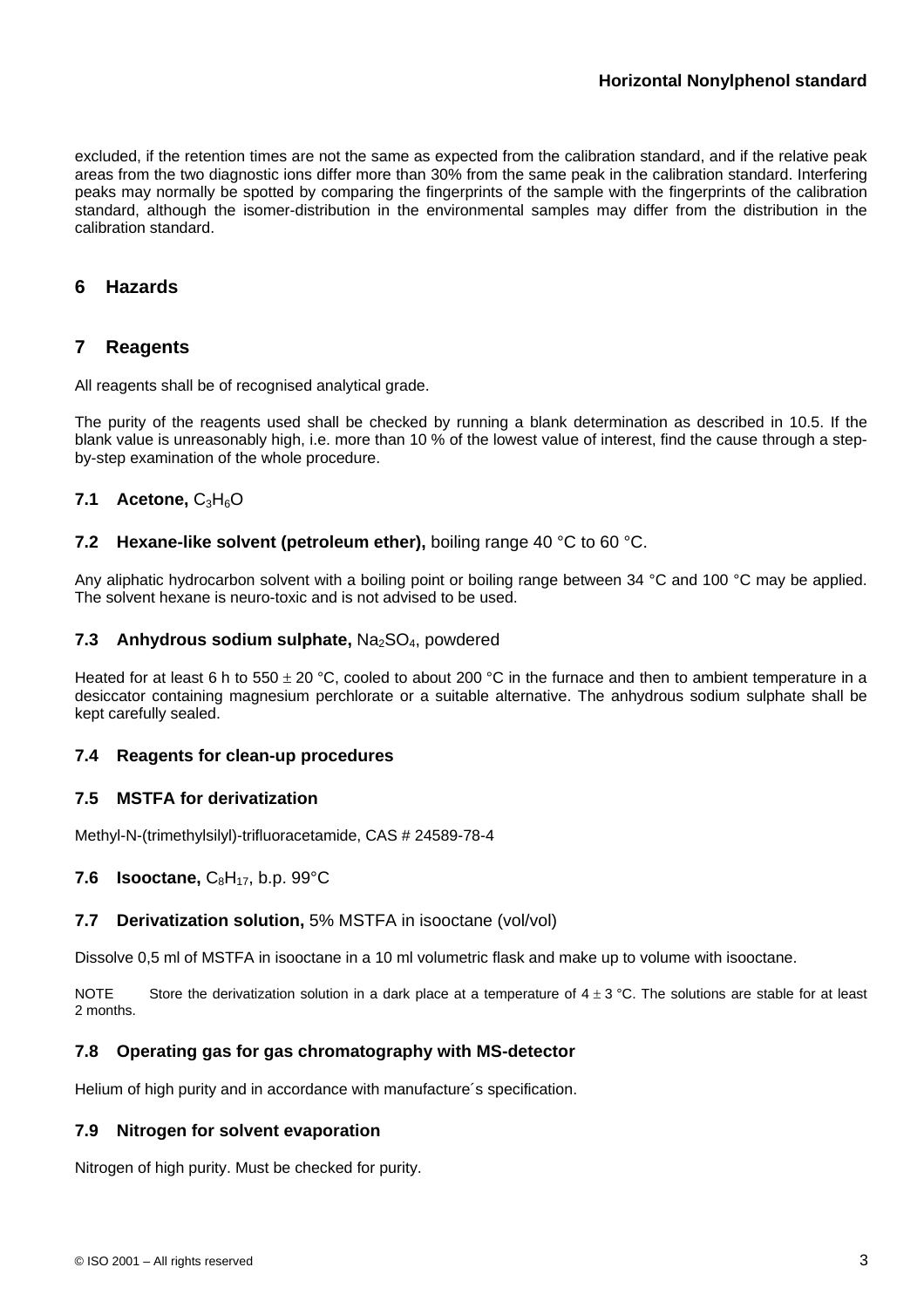excluded, if the retention times are not the same as expected from the calibration standard, and if the relative peak areas from the two diagnostic ions differ more than 30% from the same peak in the calibration standard. Interfering peaks may normally be spotted by comparing the fingerprints of the sample with the fingerprints of the calibration standard, although the isomer-distribution in the environmental samples may differ from the distribution in the calibration standard.

## 6 Hazards

## 7 Reagents

All reagents shall be of recognised analytical grade.

The purity of the reagents used shall be checked by running a blank determination as described in 10.5. If the blank value is unreasonably high, i.e. more than 10 % of the lowest value of interest, find the cause through a step-by-step examination of the whole procedure.

### 7.1 Acetone, $C_3H_6O$

### 7.2 Hexane-like solvent (petroleum ether), boiling range 40 °C to 60 °C.

Any aliphatic hydrocarbon solvent with a boiling point or boiling range between 34 °C and 100 °C may be applied. The solvent hexane is neuro-toxic and is not advised to be used.

### 7.3 Anhydrous sodium sulphate, $Na_2SO_4$, powdered

Heated for at least 6 h to 550 $\pm$ 20 °C, cooled to about 200 °C in the furnace and then to ambient temperature in a desiccator containing magnesium perchlorate or a suitable alternative. The anhydrous sodium sulphate shall be kept carefully sealed.

### 7.4 Reagents for clean-up procedures

### 7.5 MSTFA for derivatization

Methyl-N-(trimethylsilyl)-trifluoracetamide, CAS # 24589-78-4

### 7.6 Isooctane, $C_8H_{17}$, b.p. 99°C

### 7.7 Derivatization solution, 5% MSTFA in isooctane (vol/vol)

Dissolve 0,5 ml of MSTFA in isooctane in a 10 ml volumetric flask and make up to volume with isooctane.

NOTE Store the derivatization solution in a dark place at a temperature of 4 $\pm$ 3 °C. The solutions are stable for at least 2 months.

### 7.8 Operating gas for gas chromatography with MS-detector

Helium of high purity and in accordance with manufacture´s specification.

### 7.9 Nitrogen for solvent evaporation

Nitrogen of high purity. Must be checked for purity.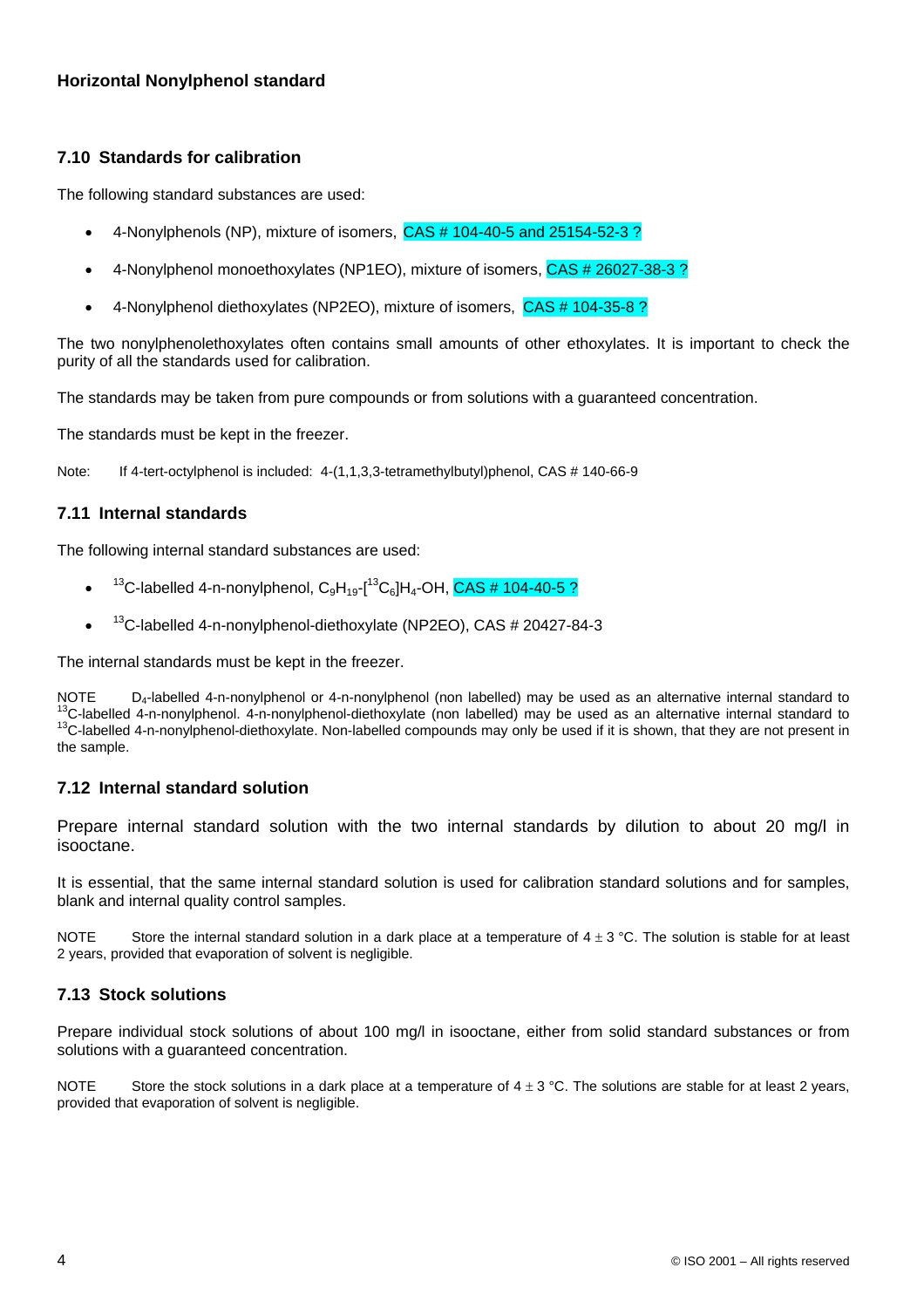**Horizontal Nonylphenol standard**

### 7.10 Standards for calibration

The following standard substances are used:

- 4-Nonylphenols (NP), mixture of isomers, CAS # 104-40-5 and 25154-52-3 ?
- 4-Nonylphenol monoethoxylates (NP1EO), mixture of isomers, CAS # 26027-38-3 ?
- 4-Nonylphenol diethoxylates (NP2EO), mixture of isomers, CAS # 104-35-8 ?

The two nonylphenolethoxylates often contains small amounts of other ethoxylates. It is important to check the purity of all the standards used for calibration.

The standards may be taken from pure compounds or from solutions with a guaranteed concentration.

The standards must be kept in the freezer.

Note: If 4-tert-octylphenol is included: 4-(1,1,3,3-tetramethylbutyl)phenol, CAS # 140-66-9

### 7.11 Internal standards

The following internal standard substances are used:

- $^{13}C$-labelled 4-n-nonylphenol, $C_9H_{19}$-$[^{13}C_6]H_4$-OH, CAS # 104-40-5 ?
- $^{13}C$-labelled 4-n-nonylphenol-diethoxylate (NP2EO), CAS # 20427-84-3

The internal standards must be kept in the freezer.

NOTE $D_4$-labelled 4-n-nonylphenol or 4-n-nonylphenol (non labelled) may be used as an alternative internal standard to $^{13}C$-labelled 4-n-nonylphenol. 4-n-nonylphenol-diethoxylate (non labelled) may be used as an alternative internal standard to $^{13}C$-labelled 4-n-nonylphenol-diethoxylate. Non-labelled compounds may only be used if it is shown, that they are not present in the sample.

### 7.12 Internal standard solution

Prepare internal standard solution with the two internal standards by dilution to about 20 mg/l in isooctane.

It is essential, that the same internal standard solution is used for calibration standard solutions and for samples, blank and internal quality control samples.

NOTE Store the internal standard solution in a dark place at a temperature of $4 \pm 3$ °C. The solution is stable for at least 2 years, provided that evaporation of solvent is negligible.

### 7.13 Stock solutions

Prepare individual stock solutions of about 100 mg/l in isooctane, either from solid standard substances or from solutions with a guaranteed concentration.

NOTE Store the stock solutions in a dark place at a temperature of $4 \pm 3$ °C. The solutions are stable for at least 2 years, provided that evaporation of solvent is negligible.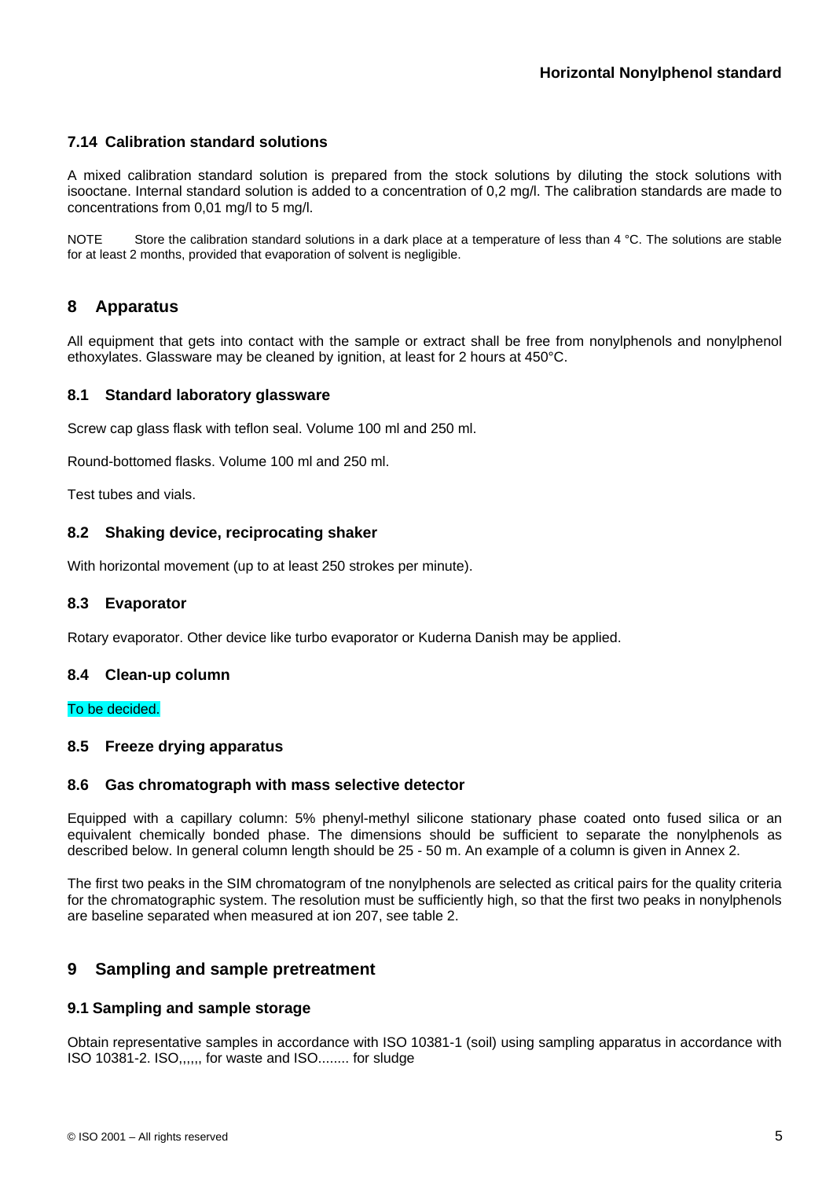### 7.14 Calibration standard solutions

A mixed calibration standard solution is prepared from the stock solutions by diluting the stock solutions with isooctane. Internal standard solution is added to a concentration of 0,2 mg/l. The calibration standards are made to concentrations from 0,01 mg/l to 5 mg/l.

NOTE Store the calibration standard solutions in a dark place at a temperature of less than 4 °C. The solutions are stable for at least 2 months, provided that evaporation of solvent is negligible.

## 8 Apparatus

All equipment that gets into contact with the sample or extract shall be free from nonylphenols and nonylphenol ethoxylates. Glassware may be cleaned by ignition, at least for 2 hours at 450°C.

### 8.1 Standard laboratory glassware

Screw cap glass flask with teflon seal. Volume 100 ml and 250 ml.

Round-bottomed flasks. Volume 100 ml and 250 ml.

Test tubes and vials.

### 8.2 Shaking device, reciprocating shaker

With horizontal movement (up to at least 250 strokes per minute).

### 8.3 Evaporator

Rotary evaporator. Other device like turbo evaporator or Kuderna Danish may be applied.

### 8.4 Clean-up column

To be decided.

### 8.5 Freeze drying apparatus

### 8.6 Gas chromatograph with mass selective detector

Equipped with a capillary column: 5% phenyl-methyl silicone stationary phase coated onto fused silica or an equivalent chemically bonded phase. The dimensions should be sufficient to separate the nonylphenols as described below. In general column length should be 25 - 50 m. An example of a column is given in Annex 2.

The first two peaks in the SIM chromatogram of tne nonylphenols are selected as critical pairs for the quality criteria for the chromatographic system. The resolution must be sufficiently high, so that the first two peaks in nonylphenols are baseline separated when measured at ion 207, see table 2.

## 9 Sampling and sample pretreatment

### 9.1 Sampling and sample storage

Obtain representative samples in accordance with ISO 10381-1 (soil) using sampling apparatus in accordance with ISO 10381-2. ISO,,,,,, for waste and ISO........ for sludge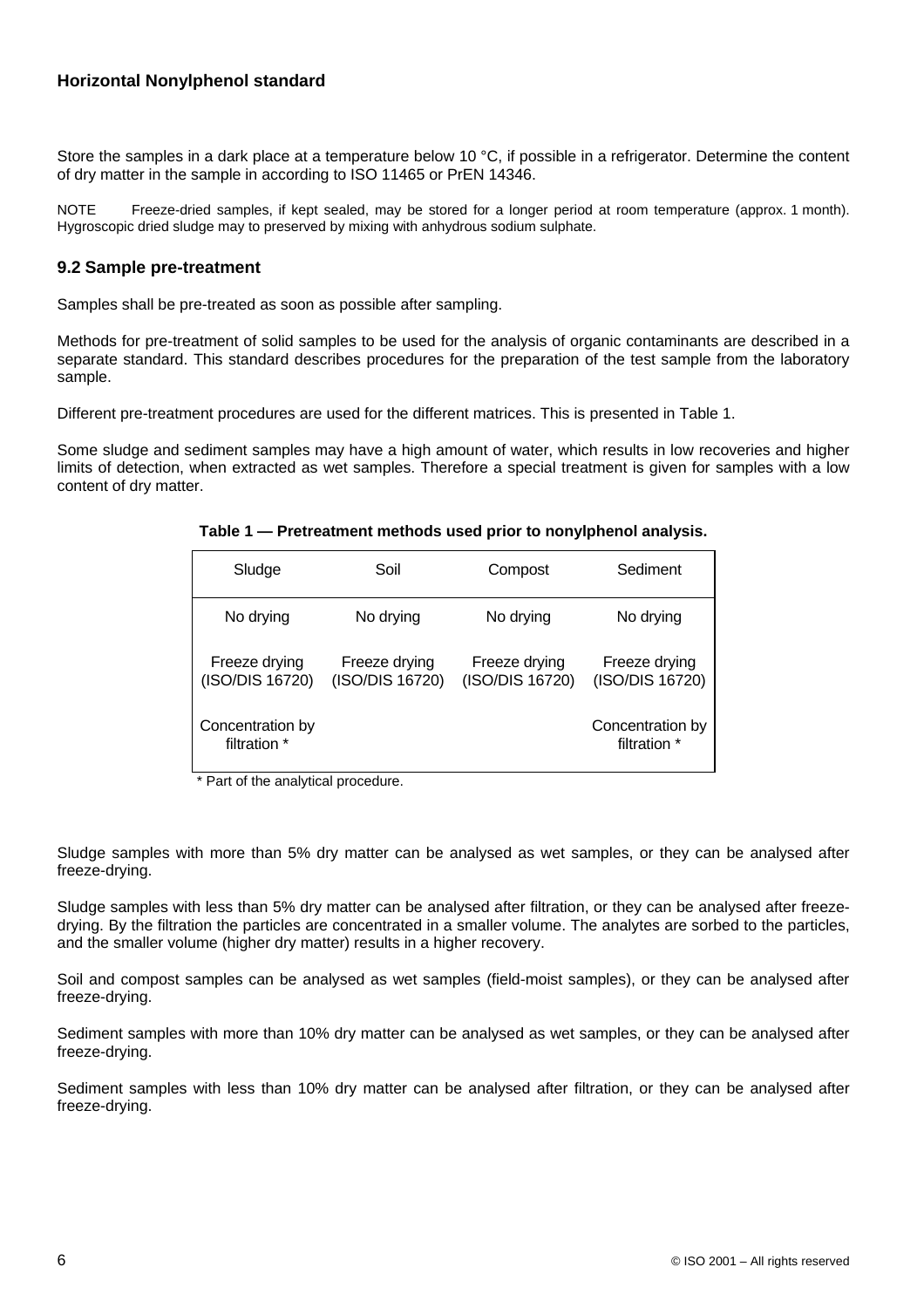Store the samples in a dark place at a temperature below 10 °C, if possible in a refrigerator. Determine the content of dry matter in the sample in according to ISO 11465 or PrEN 14346.

NOTE Freeze-dried samples, if kept sealed, may be stored for a longer period at room temperature (approx. 1 month). Hygroscopic dried sludge may to preserved by mixing with anhydrous sodium sulphate.

### 9.2 Sample pre-treatment

Samples shall be pre-treated as soon as possible after sampling.

Methods for pre-treatment of solid samples to be used for the analysis of organic contaminants are described in a separate standard. This standard describes procedures for the preparation of the test sample from the laboratory sample.

Different pre-treatment procedures are used for the different matrices. This is presented in Table 1.

Some sludge and sediment samples may have a high amount of water, which results in low recoveries and higher limits of detection, when extracted as wet samples. Therefore a special treatment is given for samples with a low content of dry matter.

**Table 1 — Pretreatment methods used prior to nonylphenol analysis.**

| Sludge | Soil | Compost | Sediment |
|---|---|---|---|
| No drying | No drying | No drying | No drying |
| Freeze drying (ISO/DIS 16720) | Freeze drying (ISO/DIS 16720) | Freeze drying (ISO/DIS 16720) | Freeze drying (ISO/DIS 16720) |
| Concentration by filtration * | | | Concentration by filtration * |

\* Part of the analytical procedure.

Sludge samples with more than 5% dry matter can be analysed as wet samples, or they can be analysed after freeze-drying.

Sludge samples with less than 5% dry matter can be analysed after filtration, or they can be analysed after freeze-drying. By the filtration the particles are concentrated in a smaller volume. The analytes are sorbed to the particles, and the smaller volume (higher dry matter) results in a higher recovery.

Soil and compost samples can be analysed as wet samples (field-moist samples), or they can be analysed after freeze-drying.

Sediment samples with more than 10% dry matter can be analysed as wet samples, or they can be analysed after freeze-drying.

Sediment samples with less than 10% dry matter can be analysed after filtration, or they can be analysed after freeze-drying.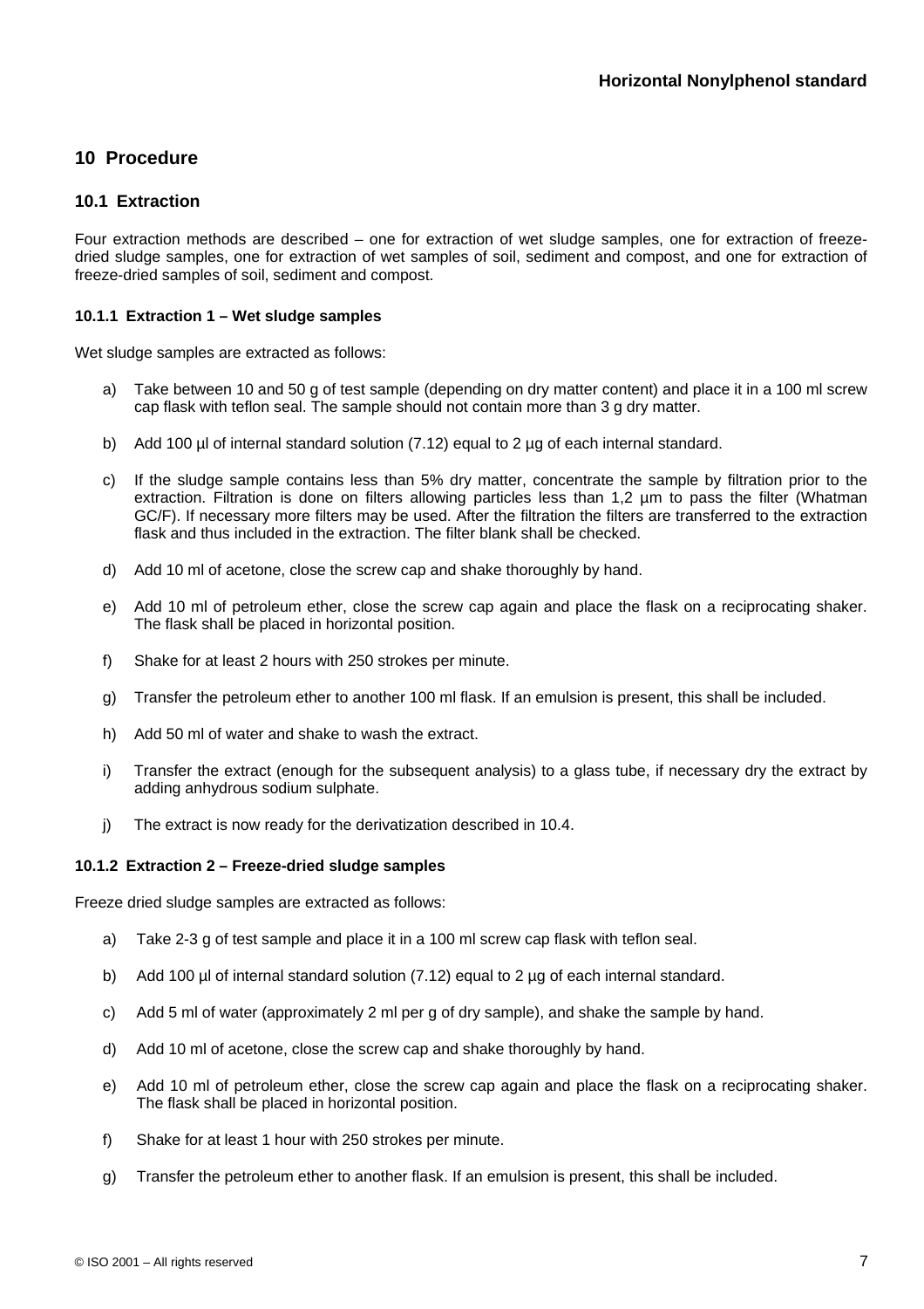## 10 Procedure

### 10.1 Extraction

Four extraction methods are described – one for extraction of wet sludge samples, one for extraction of freeze-dried sludge samples, one for extraction of wet samples of soil, sediment and compost, and one for extraction of freeze-dried samples of soil, sediment and compost.

#### 10.1.1 Extraction 1 – Wet sludge samples

Wet sludge samples are extracted as follows:

a) Take between 10 and 50 g of test sample (depending on dry matter content) and place it in a 100 ml screw cap flask with teflon seal. The sample should not contain more than 3 g dry matter.

b) Add 100 µl of internal standard solution (7.12) equal to 2 µg of each internal standard.

c) If the sludge sample contains less than 5% dry matter, concentrate the sample by filtration prior to the extraction. Filtration is done on filters allowing particles less than 1,2 µm to pass the filter (Whatman GC/F). If necessary more filters may be used. After the filtration the filters are transferred to the extraction flask and thus included in the extraction. The filter blank shall be checked.

d) Add 10 ml of acetone, close the screw cap and shake thoroughly by hand.

e) Add 10 ml of petroleum ether, close the screw cap again and place the flask on a reciprocating shaker. The flask shall be placed in horizontal position.

f) Shake for at least 2 hours with 250 strokes per minute.

g) Transfer the petroleum ether to another 100 ml flask. If an emulsion is present, this shall be included.

h) Add 50 ml of water and shake to wash the extract.

i) Transfer the extract (enough for the subsequent analysis) to a glass tube, if necessary dry the extract by adding anhydrous sodium sulphate.

j) The extract is now ready for the derivatization described in 10.4.

#### 10.1.2 Extraction 2 – Freeze-dried sludge samples

Freeze dried sludge samples are extracted as follows:

a) Take 2-3 g of test sample and place it in a 100 ml screw cap flask with teflon seal.

b) Add 100 µl of internal standard solution (7.12) equal to 2 µg of each internal standard.

c) Add 5 ml of water (approximately 2 ml per g of dry sample), and shake the sample by hand.

d) Add 10 ml of acetone, close the screw cap and shake thoroughly by hand.

e) Add 10 ml of petroleum ether, close the screw cap again and place the flask on a reciprocating shaker. The flask shall be placed in horizontal position.

f) Shake for at least 1 hour with 250 strokes per minute.

g) Transfer the petroleum ether to another flask. If an emulsion is present, this shall be included.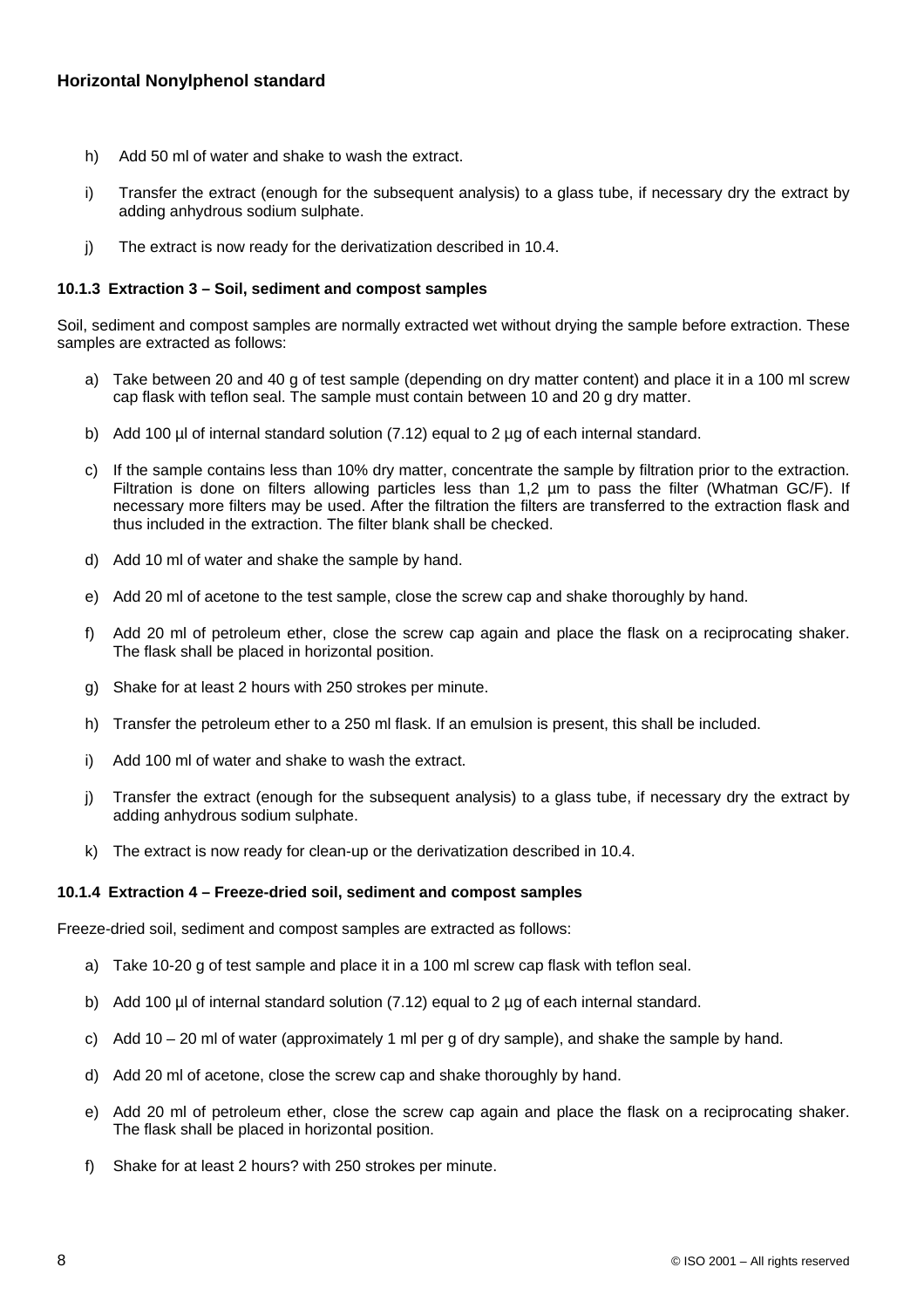h) Add 50 ml of water and shake to wash the extract.

i) Transfer the extract (enough for the subsequent analysis) to a glass tube, if necessary dry the extract by adding anhydrous sodium sulphate.

j) The extract is now ready for the derivatization described in 10.4.

#### 10.1.3 Extraction 3 – Soil, sediment and compost samples

Soil, sediment and compost samples are normally extracted wet without drying the sample before extraction. These samples are extracted as follows:

a) Take between 20 and 40 g of test sample (depending on dry matter content) and place it in a 100 ml screw cap flask with teflon seal. The sample must contain between 10 and 20 g dry matter.

b) Add 100 µl of internal standard solution (7.12) equal to 2 µg of each internal standard.

c) If the sample contains less than 10% dry matter, concentrate the sample by filtration prior to the extraction. Filtration is done on filters allowing particles less than 1,2 µm to pass the filter (Whatman GC/F). If necessary more filters may be used. After the filtration the filters are transferred to the extraction flask and thus included in the extraction. The filter blank shall be checked.

d) Add 10 ml of water and shake the sample by hand.

e) Add 20 ml of acetone to the test sample, close the screw cap and shake thoroughly by hand.

f) Add 20 ml of petroleum ether, close the screw cap again and place the flask on a reciprocating shaker. The flask shall be placed in horizontal position.

g) Shake for at least 2 hours with 250 strokes per minute.

h) Transfer the petroleum ether to a 250 ml flask. If an emulsion is present, this shall be included.

i) Add 100 ml of water and shake to wash the extract.

j) Transfer the extract (enough for the subsequent analysis) to a glass tube, if necessary dry the extract by adding anhydrous sodium sulphate.

k) The extract is now ready for clean-up or the derivatization described in 10.4.

#### 10.1.4 Extraction 4 – Freeze-dried soil, sediment and compost samples

Freeze-dried soil, sediment and compost samples are extracted as follows:

a) Take 10-20 g of test sample and place it in a 100 ml screw cap flask with teflon seal.

b) Add 100 µl of internal standard solution (7.12) equal to 2 µg of each internal standard.

c) Add 10 – 20 ml of water (approximately 1 ml per g of dry sample), and shake the sample by hand.

d) Add 20 ml of acetone, close the screw cap and shake thoroughly by hand.

e) Add 20 ml of petroleum ether, close the screw cap again and place the flask on a reciprocating shaker. The flask shall be placed in horizontal position.

f) Shake for at least 2 hours? with 250 strokes per minute.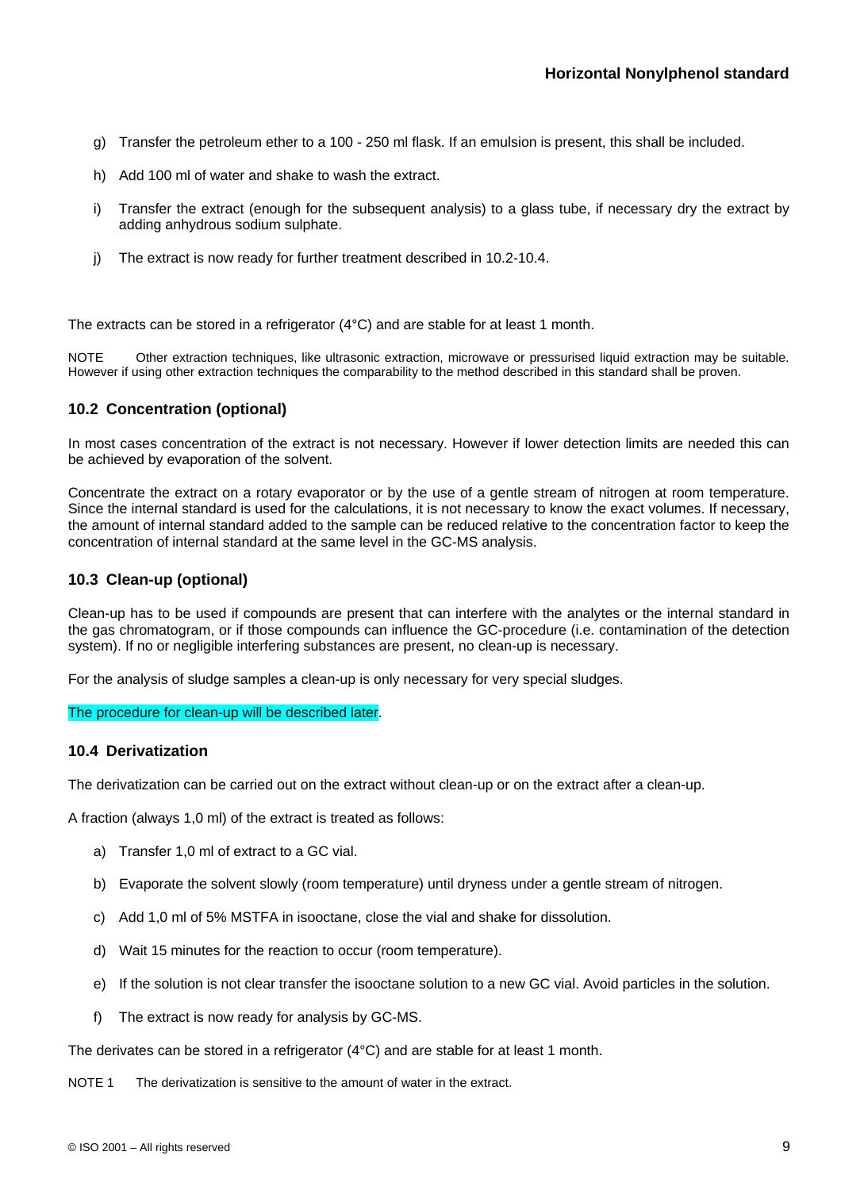g) Transfer the petroleum ether to a 100 - 250 ml flask. If an emulsion is present, this shall be included.

h) Add 100 ml of water and shake to wash the extract.

i) Transfer the extract (enough for the subsequent analysis) to a glass tube, if necessary dry the extract by adding anhydrous sodium sulphate.

j) The extract is now ready for further treatment described in 10.2-10.4.

The extracts can be stored in a refrigerator (4°C) and are stable for at least 1 month.

NOTE Other extraction techniques, like ultrasonic extraction, microwave or pressurised liquid extraction may be suitable. However if using other extraction techniques the comparability to the method described in this standard shall be proven.

### 10.2 Concentration (optional)

In most cases concentration of the extract is not necessary. However if lower detection limits are needed this can be achieved by evaporation of the solvent.

Concentrate the extract on a rotary evaporator or by the use of a gentle stream of nitrogen at room temperature. Since the internal standard is used for the calculations, it is not necessary to know the exact volumes. If necessary, the amount of internal standard added to the sample can be reduced relative to the concentration factor to keep the concentration of internal standard at the same level in the GC-MS analysis.

### 10.3 Clean-up (optional)

Clean-up has to be used if compounds are present that can interfere with the analytes or the internal standard in the gas chromatogram, or if those compounds can influence the GC-procedure (i.e. contamination of the detection system). If no or negligible interfering substances are present, no clean-up is necessary.

For the analysis of sludge samples a clean-up is only necessary for very special sludges.

The procedure for clean-up will be described later.

### 10.4 Derivatization

The derivatization can be carried out on the extract without clean-up or on the extract after a clean-up.

A fraction (always 1,0 ml) of the extract is treated as follows:

a) Transfer 1,0 ml of extract to a GC vial.

b) Evaporate the solvent slowly (room temperature) until dryness under a gentle stream of nitrogen.

c) Add 1,0 ml of 5% MSTFA in isooctane, close the vial and shake for dissolution.

d) Wait 15 minutes for the reaction to occur (room temperature).

e) If the solution is not clear transfer the isooctane solution to a new GC vial. Avoid particles in the solution.

f) The extract is now ready for analysis by GC-MS.

The derivates can be stored in a refrigerator (4°C) and are stable for at least 1 month.

NOTE 1 The derivatization is sensitive to the amount of water in the extract.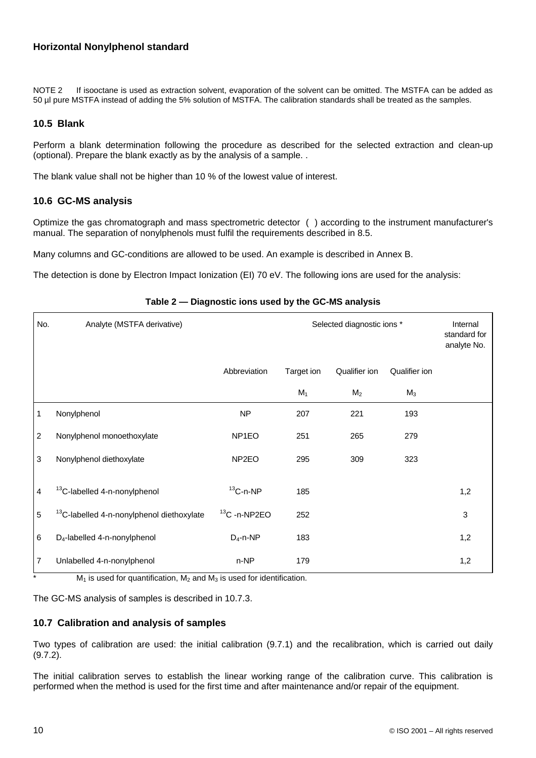**Horizontal Nonylphenol standard**

NOTE 2 If isooctane is used as extraction solvent, evaporation of the solvent can be omitted. The MSTFA can be added as 50 µl pure MSTFA instead of adding the 5% solution of MSTFA. The calibration standards shall be treated as the samples.

## 10.5 Blank

Perform a blank determination following the procedure as described for the selected extraction and clean-up (optional). Prepare the blank exactly as by the analysis of a sample. .

The blank value shall not be higher than 10 % of the lowest value of interest.

## 10.6 GC-MS analysis

Optimize the gas chromatograph and mass spectrometric detector ( ) according to the instrument manufacturer's manual. The separation of nonylphenols must fulfil the requirements described in 8.5.

Many columns and GC-conditions are allowed to be used. An example is described in Annex B.

The detection is done by Electron Impact Ionization (EI) 70 eV. The following ions are used for the analysis:

**Table 2 — Diagnostic ions used by the GC-MS analysis**

| No. | Analyte (MSTFA derivative) | | Selected diagnostic ions * | | | Internal standard for analyte No. |
|---|---|---|---|---|---|---|
| | | Abbreviation | Target ion | Qualifier ion | Qualifier ion | |
| | | | $M_1$ | $M_2$ | $M_3$ | |
| 1 | Nonylphenol | NP | 207 | 221 | 193 | |
| 2 | Nonylphenol monoethoxylate | NP1EO | 251 | 265 | 279 | |
| 3 | Nonylphenol diethoxylate | NP2EO | 295 | 309 | 323 | |
| 4 | $^{13}C$-labelled 4-n-nonylphenol | $^{13}C$-n-NP | 185 | | | 1,2 |
| 5 | $^{13}C$-labelled 4-n-nonylphenol diethoxylate | $^{13}C$ -n-NP2EO | 252 | | | 3 |
| 6 | $D_4$-labelled 4-n-nonylphenol | $D_4$-n-NP | 183 | | | 1,2 |
| 7 | Unlabelled 4-n-nonylphenol | n-NP | 179 | | | 1,2 |

\* $M_1$ is used for quantification, $M_2$ and $M_3$ is used for identification.

The GC-MS analysis of samples is described in 10.7.3.

## 10.7 Calibration and analysis of samples

Two types of calibration are used: the initial calibration (9.7.1) and the recalibration, which is carried out daily (9.7.2).

The initial calibration serves to establish the linear working range of the calibration curve. This calibration is performed when the method is used for the first time and after maintenance and/or repair of the equipment.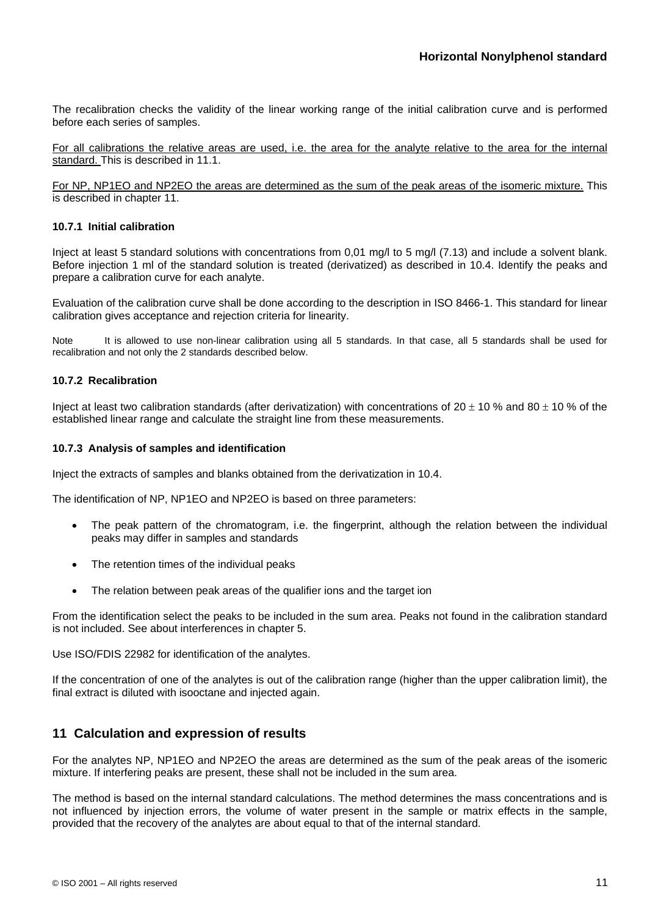The recalibration checks the validity of the linear working range of the initial calibration curve and is performed before each series of samples.

For all calibrations the relative areas are used, i.e. the area for the analyte relative to the area for the internal standard. This is described in 11.1.

For NP, NP1EO and NP2EO the areas are determined as the sum of the peak areas of the isomeric mixture. This is described in chapter 11.

### 10.7.1 Initial calibration

Inject at least 5 standard solutions with concentrations from 0,01 mg/l to 5 mg/l (7.13) and include a solvent blank. Before injection 1 ml of the standard solution is treated (derivatized) as described in 10.4. Identify the peaks and prepare a calibration curve for each analyte.

Evaluation of the calibration curve shall be done according to the description in ISO 8466-1. This standard for linear calibration gives acceptance and rejection criteria for linearity.

Note It is allowed to use non-linear calibration using all 5 standards. In that case, all 5 standards shall be used for recalibration and not only the 2 standards described below.

### 10.7.2 Recalibration

Inject at least two calibration standards (after derivatization) with concentrations of 20 ± 10 % and 80 ± 10 % of the established linear range and calculate the straight line from these measurements.

### 10.7.3 Analysis of samples and identification

Inject the extracts of samples and blanks obtained from the derivatization in 10.4.

The identification of NP, NP1EO and NP2EO is based on three parameters:

- The peak pattern of the chromatogram, i.e. the fingerprint, although the relation between the individual peaks may differ in samples and standards
- The retention times of the individual peaks
- The relation between peak areas of the qualifier ions and the target ion

From the identification select the peaks to be included in the sum area. Peaks not found in the calibration standard is not included. See about interferences in chapter 5.

Use ISO/FDIS 22982 for identification of the analytes.

If the concentration of one of the analytes is out of the calibration range (higher than the upper calibration limit), the final extract is diluted with isooctane and injected again.

## 11 Calculation and expression of results

For the analytes NP, NP1EO and NP2EO the areas are determined as the sum of the peak areas of the isomeric mixture. If interfering peaks are present, these shall not be included in the sum area.

The method is based on the internal standard calculations. The method determines the mass concentrations and is not influenced by injection errors, the volume of water present in the sample or matrix effects in the sample, provided that the recovery of the analytes are about equal to that of the internal standard.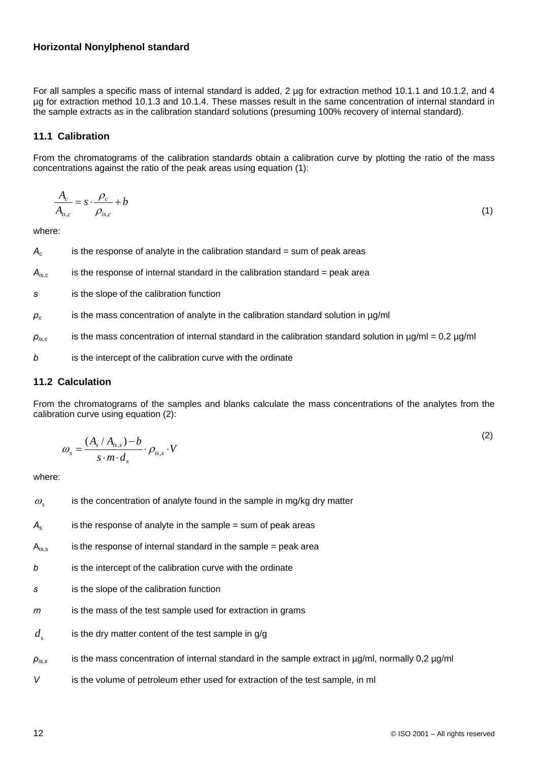For all samples a specific mass of internal standard is added, 2 µg for extraction method 10.1.1 and 10.1.2, and 4 µg for extraction method 10.1.3 and 10.1.4. These masses result in the same concentration of internal standard in the sample extracts as in the calibration standard solutions (presuming 100% recovery of internal standard).

## 11.1 Calibration

From the chromatograms of the calibration standards obtain a calibration curve by plotting the ratio of the mass concentrations against the ratio of the peak areas using equation (1):

$$\frac{A_c}{A_{is,c}} = s \cdot \frac{\rho_c}{\rho_{is,c}} + b \qquad (1)$$

where:

$A_c$ is the response of analyte in the calibration standard = sum of peak areas

$A_{is,c}$ is the response of internal standard in the calibration standard = peak area

$s$ is the slope of the calibration function

$\rho_c$ is the mass concentration of analyte in the calibration standard solution in µg/ml

$\rho_{is,c}$ is the mass concentration of internal standard in the calibration standard solution in µg/ml = 0,2 µg/ml

$b$ is the intercept of the calibration curve with the ordinate

## 11.2 Calculation

From the chromatograms of the samples and blanks calculate the mass concentrations of the analytes from the calibration curve using equation (2):

$$\omega_s = \frac{(A_s / A_{is,s}) - b}{s \cdot m \cdot d_s} \cdot \rho_{is,s} \cdot V \qquad (2)$$

where:

$\omega_s$ is the concentration of analyte found in the sample in mg/kg dry matter

$A_s$ is the response of analyte in the sample = sum of peak areas

$A_{is,s}$ is the response of internal standard in the sample = peak area

$b$ is the intercept of the calibration curve with the ordinate

$s$ is the slope of the calibration function

$m$ is the mass of the test sample used for extraction in grams

$d_s$ is the dry matter content of the test sample in g/g

$\rho_{is,s}$ is the mass concentration of internal standard in the sample extract in µg/ml, normally 0,2 µg/ml

$V$ is the volume of petroleum ether used for extraction of the test sample, in ml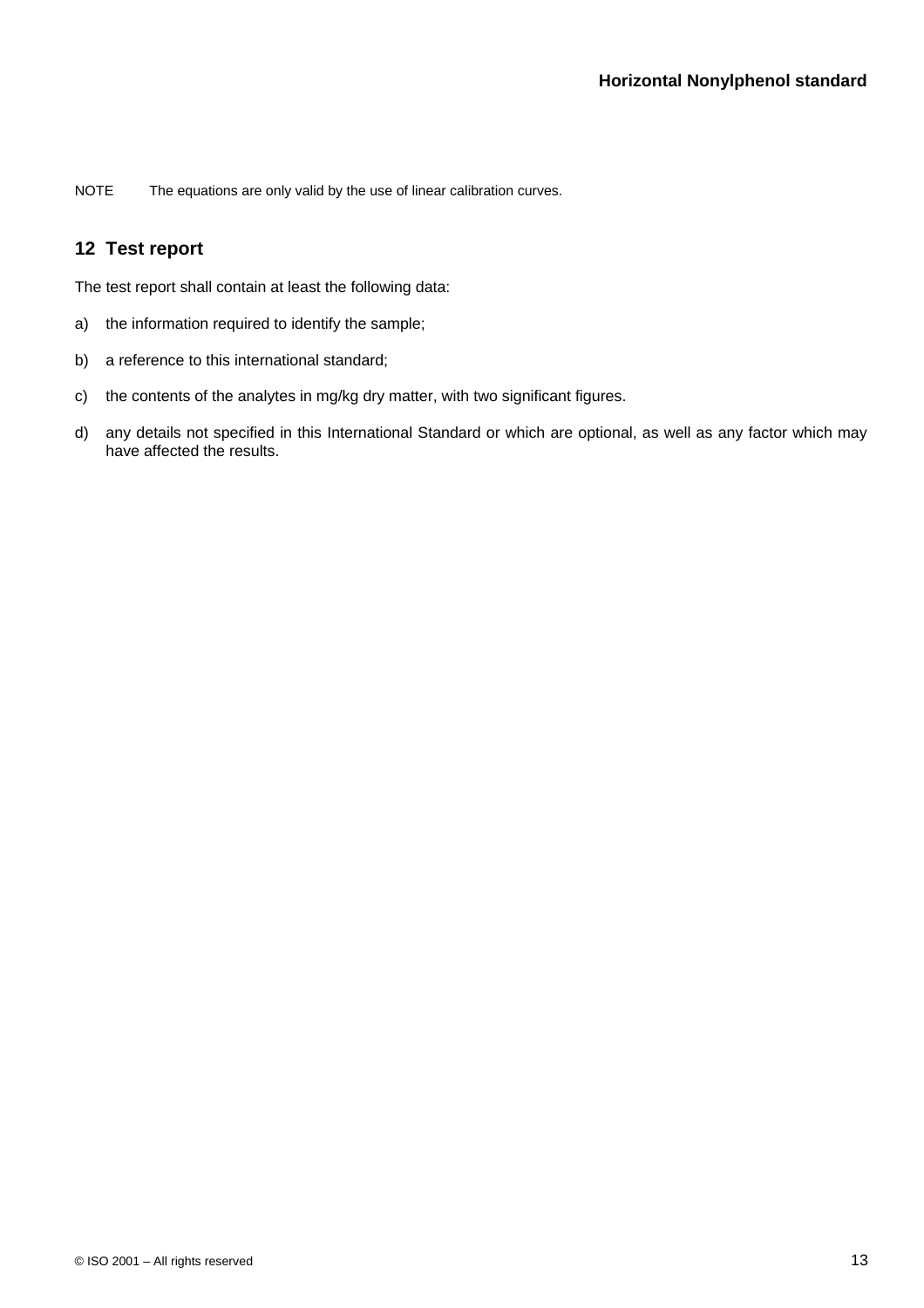NOTE The equations are only valid by the use of linear calibration curves.

## 12 Test report

The test report shall contain at least the following data:

a) the information required to identify the sample;

b) a reference to this international standard;

c) the contents of the analytes in mg/kg dry matter, with two significant figures.

d) any details not specified in this International Standard or which are optional, as well as any factor which may have affected the results.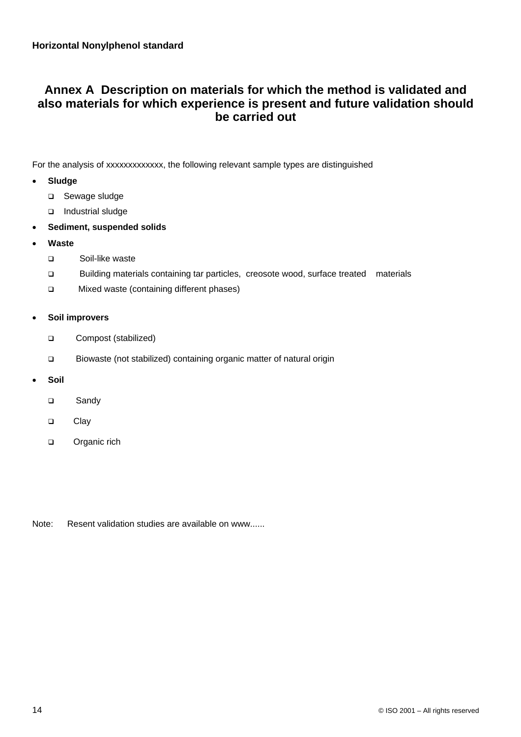# Annex A Description on materials for which the method is validated and also materials for which experience is present and future validation should be carried out

For the analysis of xxxxxxxxxxxxx, the following relevant sample types are distinguished

- **Sludge**
  - Sewage sludge
  - Industrial sludge
- **Sediment, suspended solids**
- **Waste**
  - Soil-like waste
  - Building materials containing tar particles, creosote wood, surface treated materials
  - Mixed waste (containing different phases)
- **Soil improvers**
  - Compost (stabilized)
  - Biowaste (not stabilized) containing organic matter of natural origin
- **Soil**
  - Sandy
  - Clay
  - Organic rich

Note: Resent validation studies are available on www......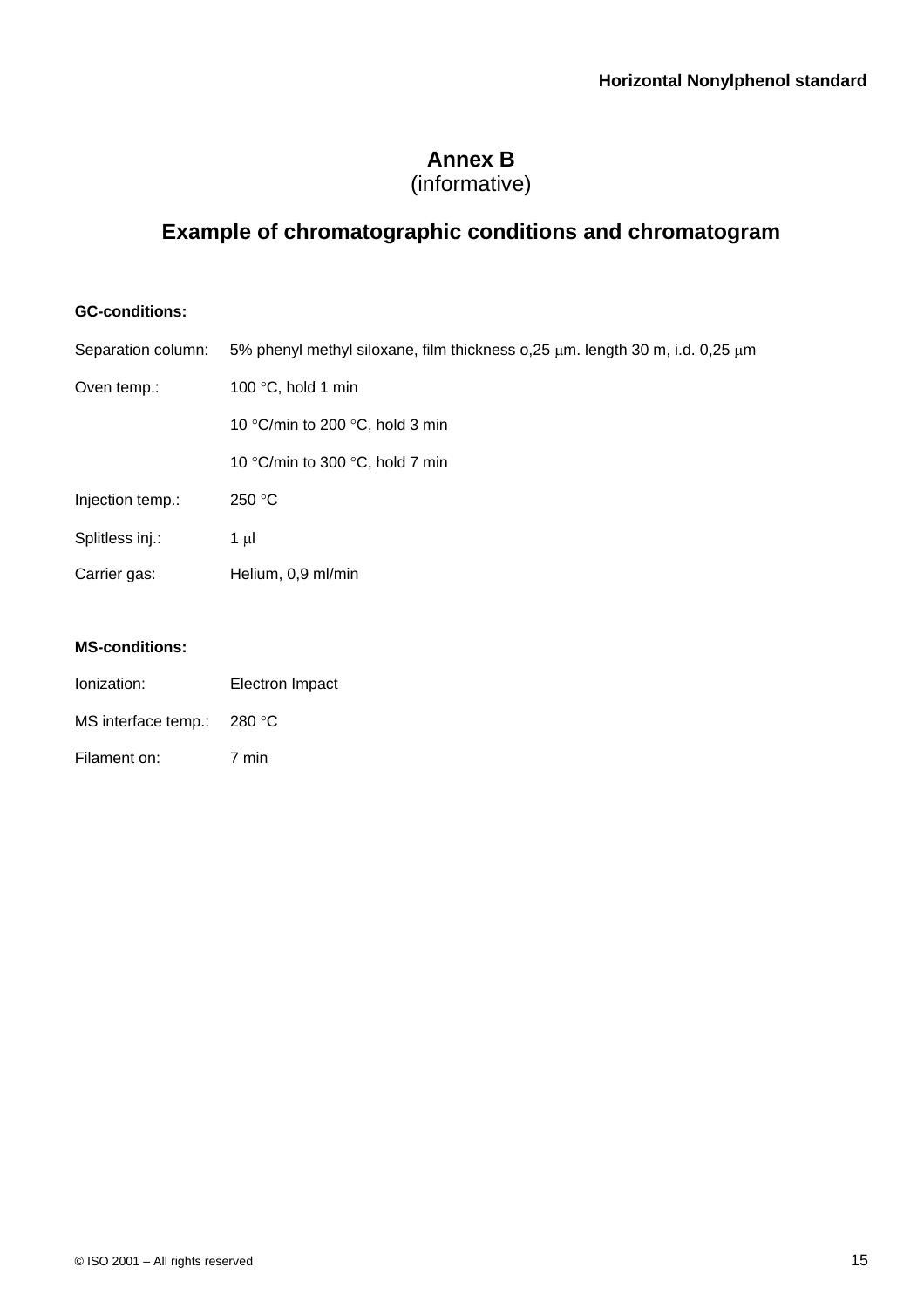# Annex B
(informative)

## Example of chromatographic conditions and chromatogram

**GC-conditions:**

Separation column: 5% phenyl methyl siloxane, film thickness o,25 μm. length 30 m, i.d. 0,25 μm

Oven temp.: 100 °C, hold 1 min

10 °C/min to 200 °C, hold 3 min

10 °C/min to 300 °C, hold 7 min

Injection temp.: 250 °C

Splitless inj.: 1 μl

Carrier gas: Helium, 0,9 ml/min

**MS-conditions:**

Ionization: Electron Impact

MS interface temp.: 280 °C

Filament on: 7 min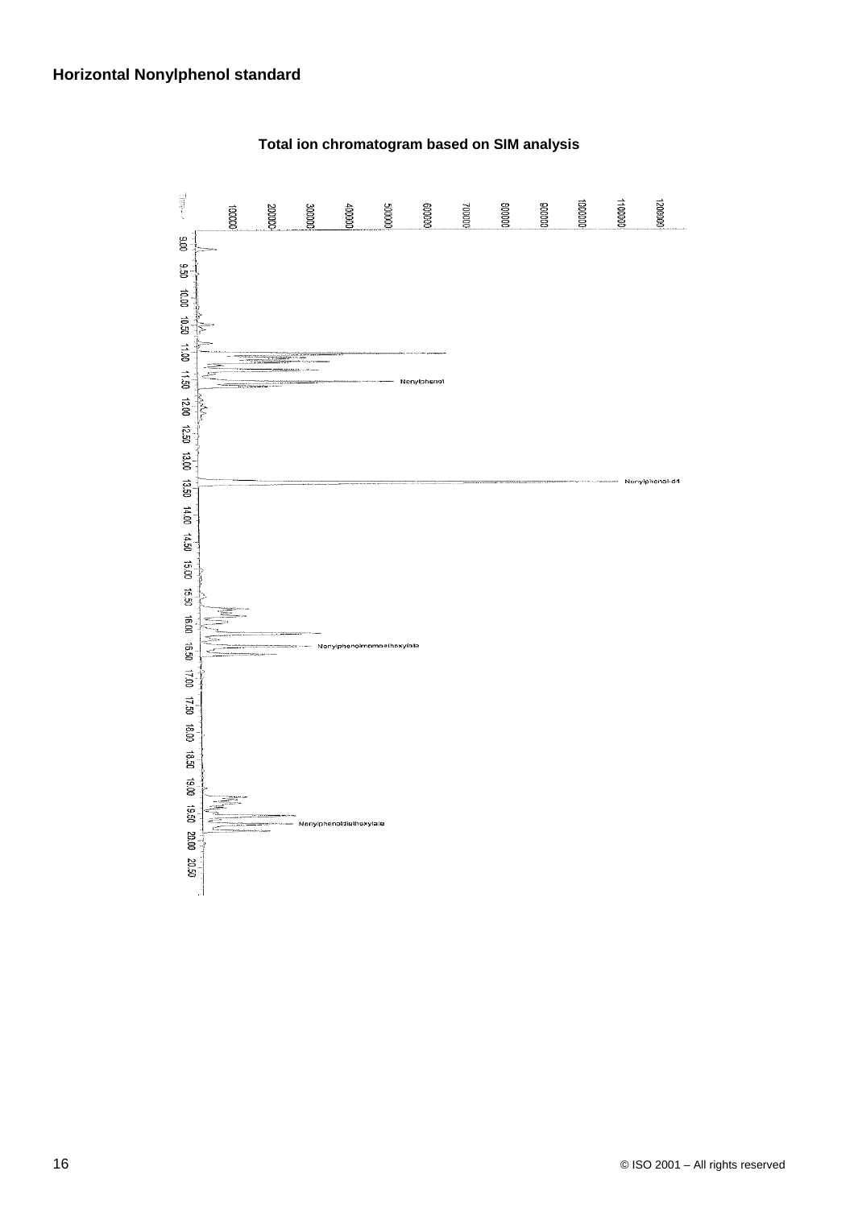**Horizontal Nonylphenol standard**

**Total ion chromatogram based on SIM analysis**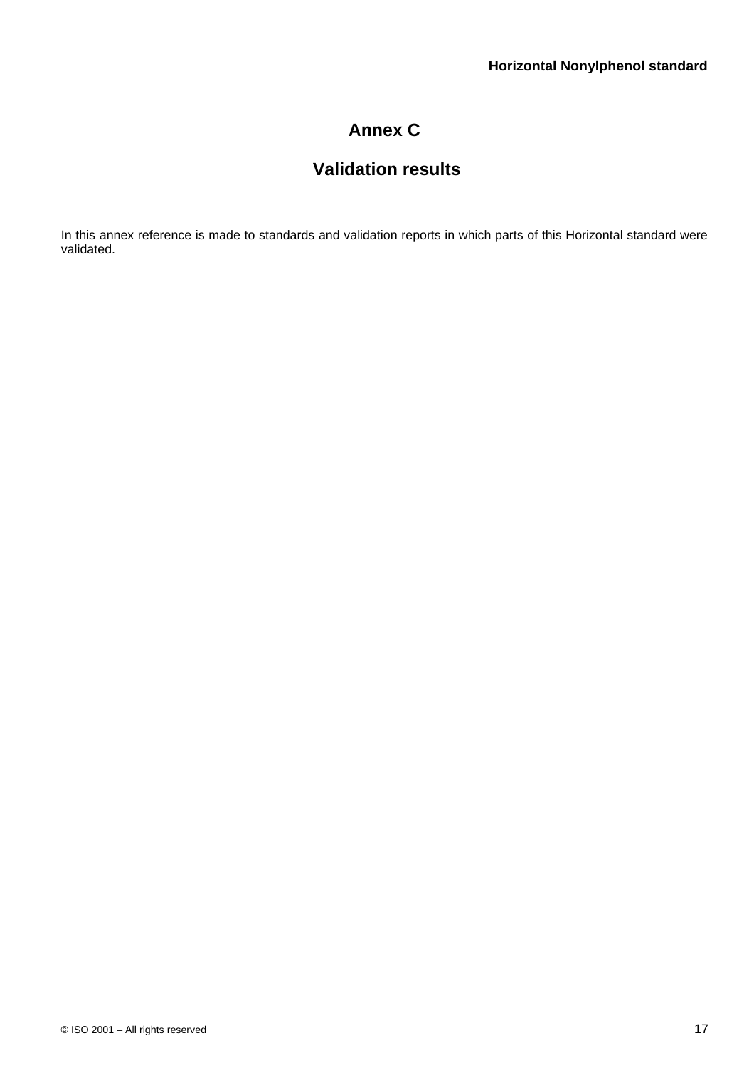# Annex C

# Validation results

In this annex reference is made to standards and validation reports in which parts of this Horizontal standard were validated.